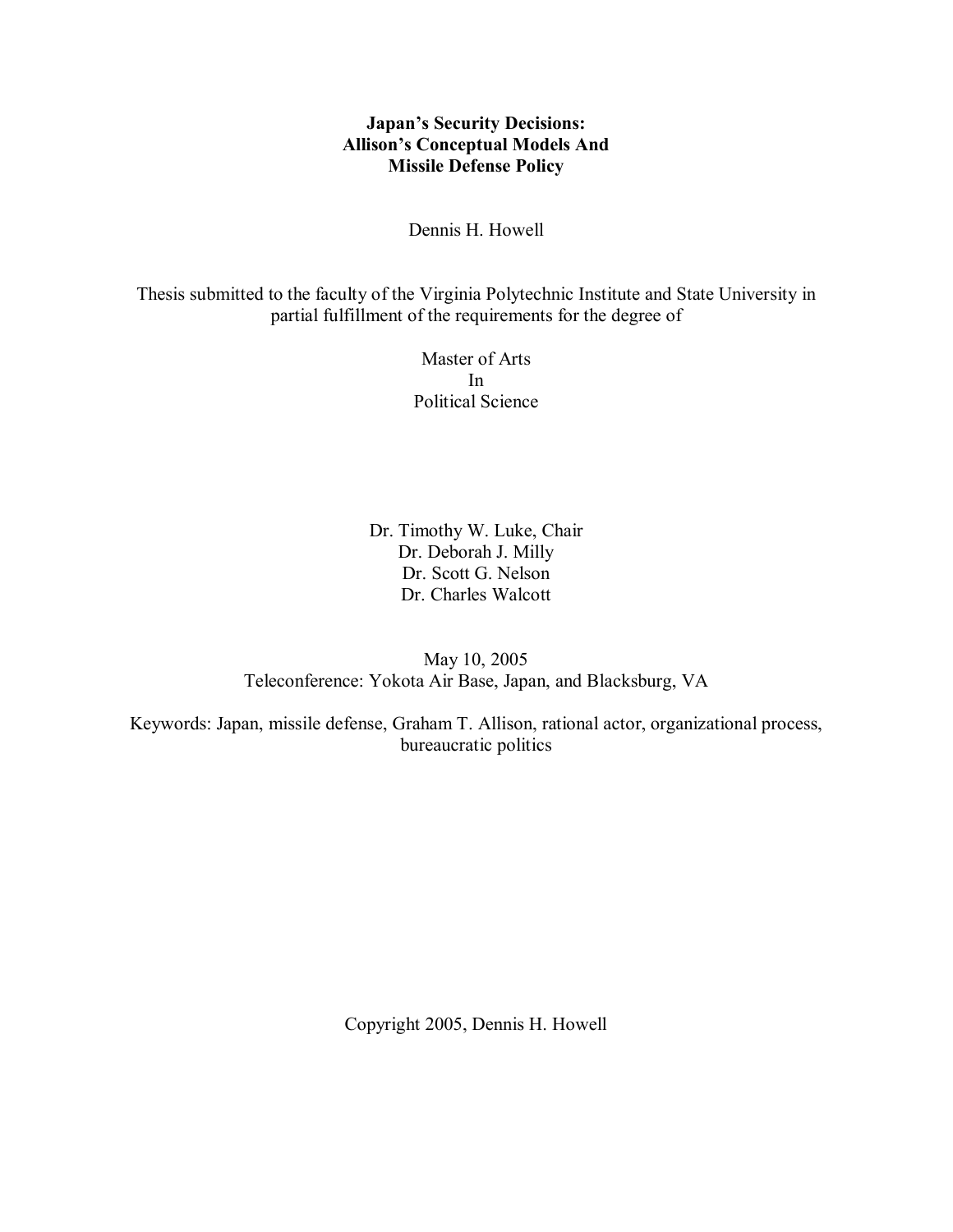# Japan's Security Decisions: Allison's Conceptual Models And Missile Defense Policy

Dennis H. Howell

Thesis submitted to the faculty of the Virginia Polytechnic Institute and State University in partial fulfillment of the requirements for the degree of

Master of Arts
In
Political Science

Dr. Timothy W. Luke, Chair
Dr. Deborah J. Milly
Dr. Scott G. Nelson
Dr. Charles Walcott

May 10, 2005
Teleconference: Yokota Air Base, Japan, and Blacksburg, VA

Keywords: Japan, missile defense, Graham T. Allison, rational actor, organizational process, bureaucratic politics

Copyright 2005, Dennis H. Howell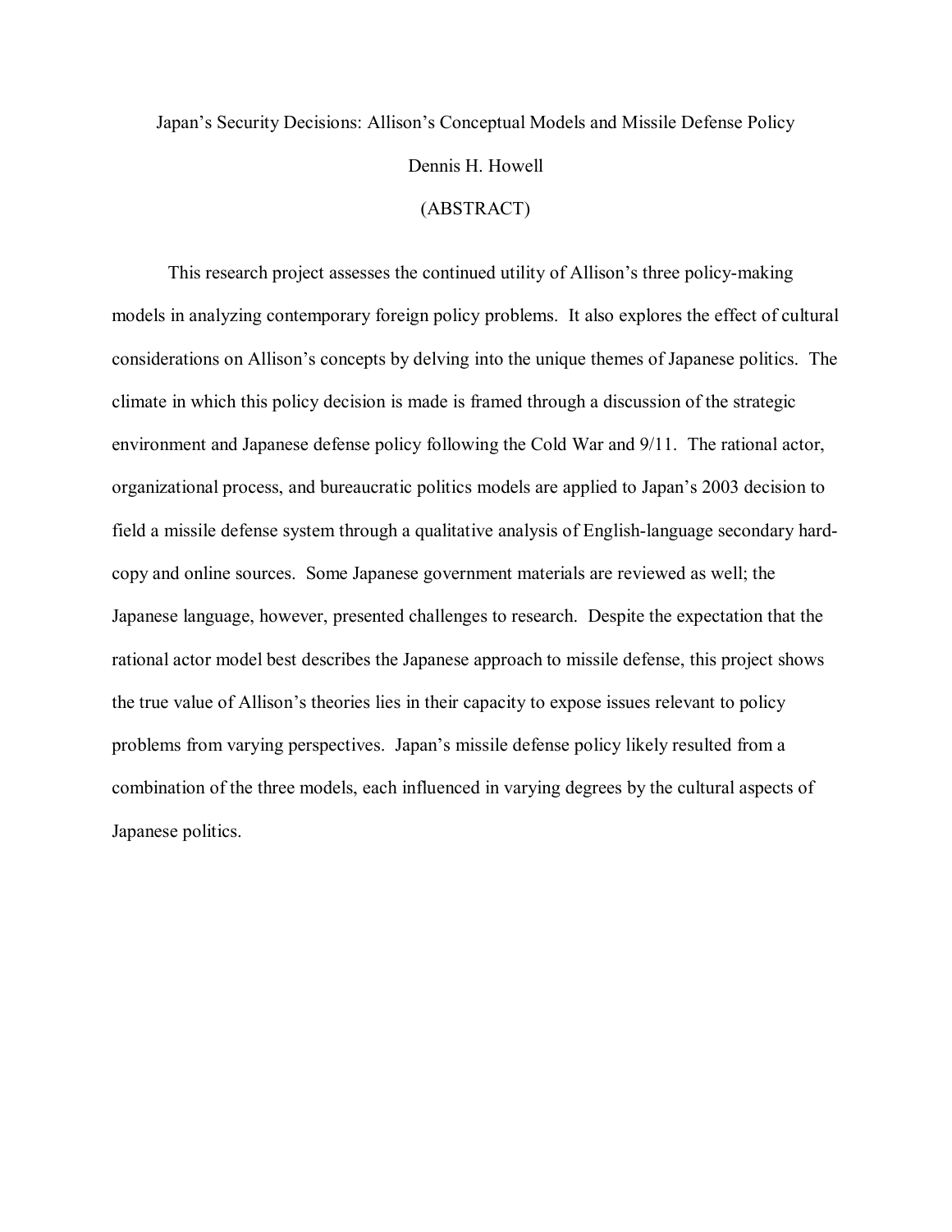Japan's Security Decisions: Allison's Conceptual Models and Missile Defense Policy

Dennis H. Howell

(ABSTRACT)

This research project assesses the continued utility of Allison's three policy-making models in analyzing contemporary foreign policy problems. It also explores the effect of cultural considerations on Allison's concepts by delving into the unique themes of Japanese politics. The climate in which this policy decision is made is framed through a discussion of the strategic environment and Japanese defense policy following the Cold War and 9/11. The rational actor, organizational process, and bureaucratic politics models are applied to Japan's 2003 decision to field a missile defense system through a qualitative analysis of English-language secondary hard-copy and online sources. Some Japanese government materials are reviewed as well; the Japanese language, however, presented challenges to research. Despite the expectation that the rational actor model best describes the Japanese approach to missile defense, this project shows the true value of Allison's theories lies in their capacity to expose issues relevant to policy problems from varying perspectives. Japan's missile defense policy likely resulted from a combination of the three models, each influenced in varying degrees by the cultural aspects of Japanese politics.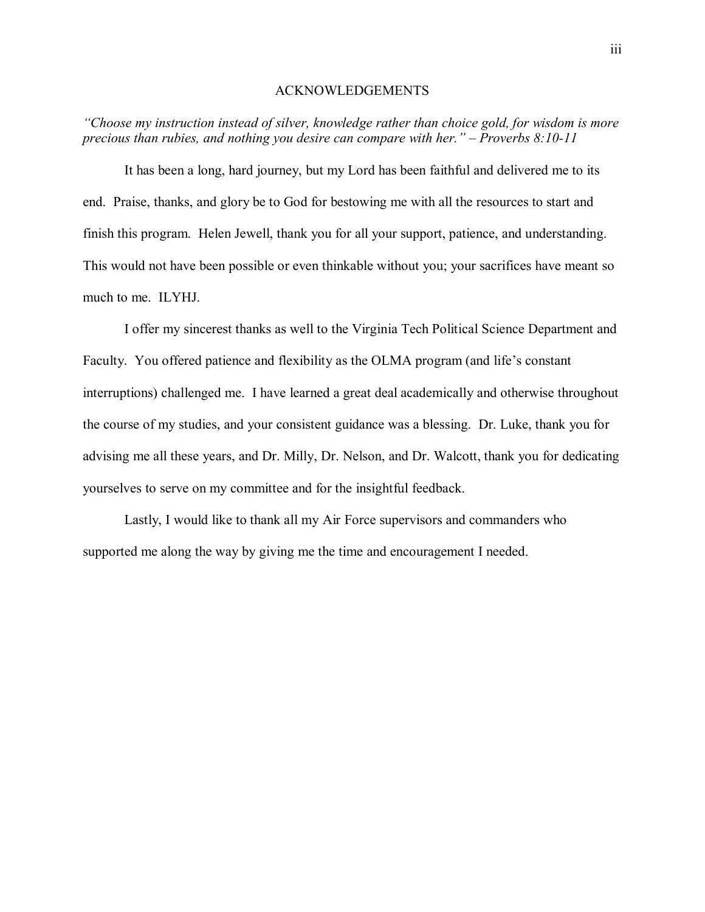# ACKNOWLEDGEMENTS

*"Choose my instruction instead of silver, knowledge rather than choice gold, for wisdom is more precious than rubies, and nothing you desire can compare with her." – Proverbs 8:10-11*

It has been a long, hard journey, but my Lord has been faithful and delivered me to its end. Praise, thanks, and glory be to God for bestowing me with all the resources to start and finish this program. Helen Jewell, thank you for all your support, patience, and understanding. This would not have been possible or even thinkable without you; your sacrifices have meant so much to me. ILYHJ.

I offer my sincerest thanks as well to the Virginia Tech Political Science Department and Faculty. You offered patience and flexibility as the OLMA program (and life's constant interruptions) challenged me. I have learned a great deal academically and otherwise throughout the course of my studies, and your consistent guidance was a blessing. Dr. Luke, thank you for advising me all these years, and Dr. Milly, Dr. Nelson, and Dr. Walcott, thank you for dedicating yourselves to serve on my committee and for the insightful feedback.

Lastly, I would like to thank all my Air Force supervisors and commanders who supported me along the way by giving me the time and encouragement I needed.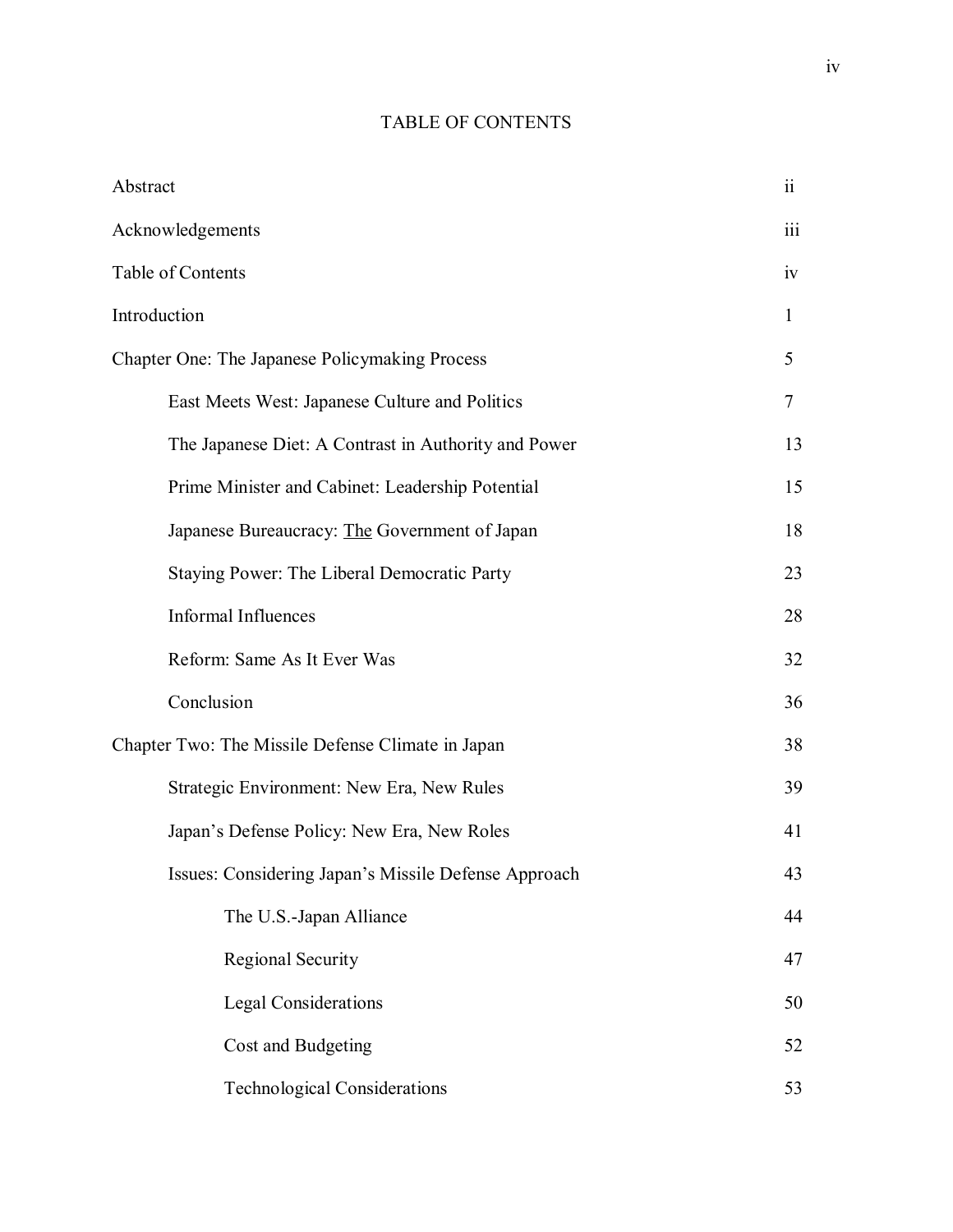# TABLE OF CONTENTS

| | |
|---|---|
| Abstract | ii |
| Acknowledgements | iii |
| Table of Contents | iv |
| Introduction | 1 |
| Chapter One: The Japanese Policymaking Process | 5 |
| East Meets West: Japanese Culture and Politics | 7 |
| The Japanese Diet: A Contrast in Authority and Power | 13 |
| Prime Minister and Cabinet: Leadership Potential | 15 |
| Japanese Bureaucracy: <u>The</u> Government of Japan | 18 |
| Staying Power: The Liberal Democratic Party | 23 |
| Informal Influences | 28 |
| Reform: Same As It Ever Was | 32 |
| Conclusion | 36 |
| Chapter Two: The Missile Defense Climate in Japan | 38 |
| Strategic Environment: New Era, New Rules | 39 |
| Japan's Defense Policy: New Era, New Roles | 41 |
| Issues: Considering Japan's Missile Defense Approach | 43 |
| The U.S.-Japan Alliance | 44 |
| Regional Security | 47 |
| Legal Considerations | 50 |
| Cost and Budgeting | 52 |
| Technological Considerations | 53 |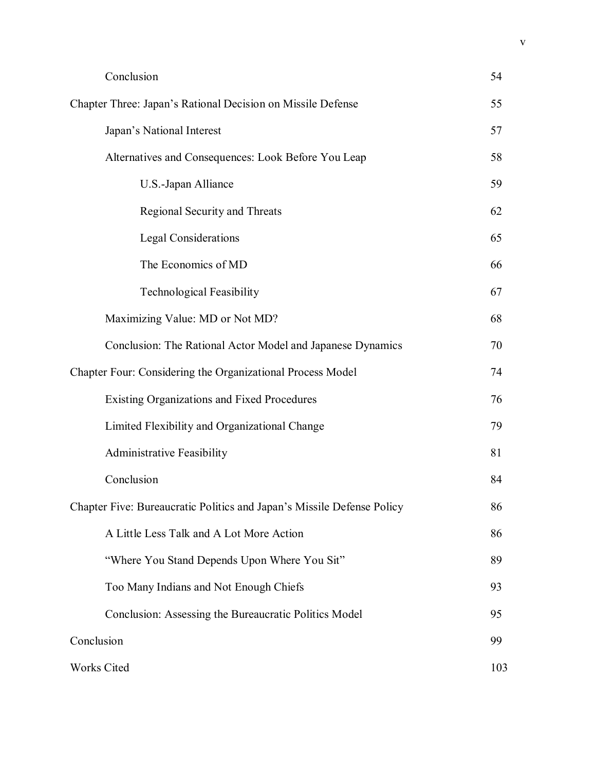| | |
|---|---|
| Conclusion | 54 |
| Chapter Three: Japan's Rational Decision on Missile Defense | 55 |
| Japan's National Interest | 57 |
| Alternatives and Consequences: Look Before You Leap | 58 |
| U.S.-Japan Alliance | 59 |
| Regional Security and Threats | 62 |
| Legal Considerations | 65 |
| The Economics of MD | 66 |
| Technological Feasibility | 67 |
| Maximizing Value: MD or Not MD? | 68 |
| Conclusion: The Rational Actor Model and Japanese Dynamics | 70 |
| Chapter Four: Considering the Organizational Process Model | 74 |
| Existing Organizations and Fixed Procedures | 76 |
| Limited Flexibility and Organizational Change | 79 |
| Administrative Feasibility | 81 |
| Conclusion | 84 |
| Chapter Five: Bureaucratic Politics and Japan's Missile Defense Policy | 86 |
| A Little Less Talk and A Lot More Action | 86 |
| "Where You Stand Depends Upon Where You Sit" | 89 |
| Too Many Indians and Not Enough Chiefs | 93 |
| Conclusion: Assessing the Bureaucratic Politics Model | 95 |
| Conclusion | 99 |
| Works Cited | 103 |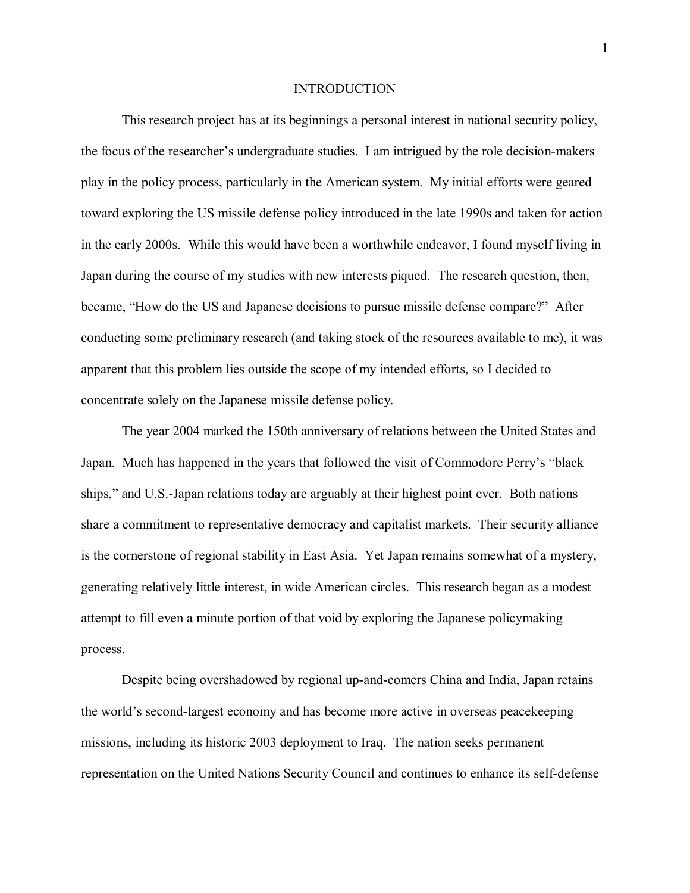# INTRODUCTION

This research project has at its beginnings a personal interest in national security policy, the focus of the researcher's undergraduate studies. I am intrigued by the role decision-makers play in the policy process, particularly in the American system. My initial efforts were geared toward exploring the US missile defense policy introduced in the late 1990s and taken for action in the early 2000s. While this would have been a worthwhile endeavor, I found myself living in Japan during the course of my studies with new interests piqued. The research question, then, became, "How do the US and Japanese decisions to pursue missile defense compare?" After conducting some preliminary research (and taking stock of the resources available to me), it was apparent that this problem lies outside the scope of my intended efforts, so I decided to concentrate solely on the Japanese missile defense policy.

The year 2004 marked the 150th anniversary of relations between the United States and Japan. Much has happened in the years that followed the visit of Commodore Perry's "black ships," and U.S.-Japan relations today are arguably at their highest point ever. Both nations share a commitment to representative democracy and capitalist markets. Their security alliance is the cornerstone of regional stability in East Asia. Yet Japan remains somewhat of a mystery, generating relatively little interest, in wide American circles. This research began as a modest attempt to fill even a minute portion of that void by exploring the Japanese policymaking process.

Despite being overshadowed by regional up-and-comers China and India, Japan retains the world's second-largest economy and has become more active in overseas peacekeeping missions, including its historic 2003 deployment to Iraq. The nation seeks permanent representation on the United Nations Security Council and continues to enhance its self-defense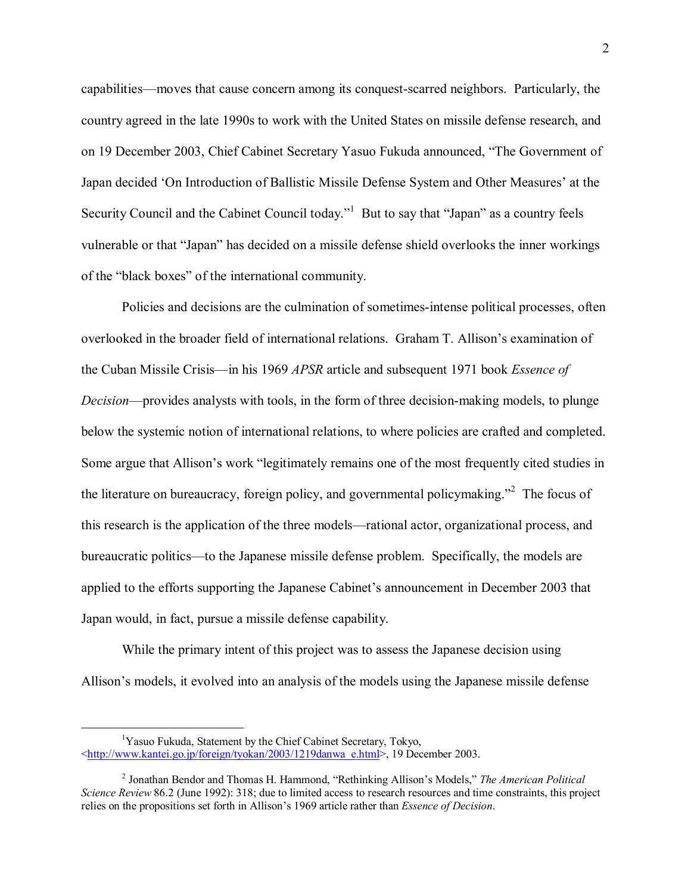capabilities—moves that cause concern among its conquest-scarred neighbors. Particularly, the country agreed in the late 1990s to work with the United States on missile defense research, and on 19 December 2003, Chief Cabinet Secretary Yasuo Fukuda announced, "The Government of Japan decided 'On Introduction of Ballistic Missile Defense System and Other Measures' at the Security Council and the Cabinet Council today."[1] But to say that "Japan" as a country feels vulnerable or that "Japan" has decided on a missile defense shield overlooks the inner workings of the "black boxes" of the international community.

Policies and decisions are the culmination of sometimes-intense political processes, often overlooked in the broader field of international relations. Graham T. Allison's examination of the Cuban Missile Crisis—in his 1969 *APSR* article and subsequent 1971 book *Essence of Decision*—provides analysts with tools, in the form of three decision-making models, to plunge below the systemic notion of international relations, to where policies are crafted and completed. Some argue that Allison's work "legitimately remains one of the most frequently cited studies in the literature on bureaucracy, foreign policy, and governmental policymaking."[2] The focus of this research is the application of the three models—rational actor, organizational process, and bureaucratic politics—to the Japanese missile defense problem. Specifically, the models are applied to the efforts supporting the Japanese Cabinet's announcement in December 2003 that Japan would, in fact, pursue a missile defense capability.

While the primary intent of this project was to assess the Japanese decision using Allison's models, it evolved into an analysis of the models using the Japanese missile defense

---

[1] Yasuo Fukuda, Statement by the Chief Cabinet Secretary, Tokyo, <http://www.kantei.go.jp/foreign/tyokan/2003/1219danwa_e.html>, 19 December 2003.

[2] Jonathan Bendor and Thomas H. Hammond, "Rethinking Allison's Models," *The American Political Science Review* 86.2 (June 1992): 318; due to limited access to research resources and time constraints, this project relies on the propositions set forth in Allison's 1969 article rather than *Essence of Decision*.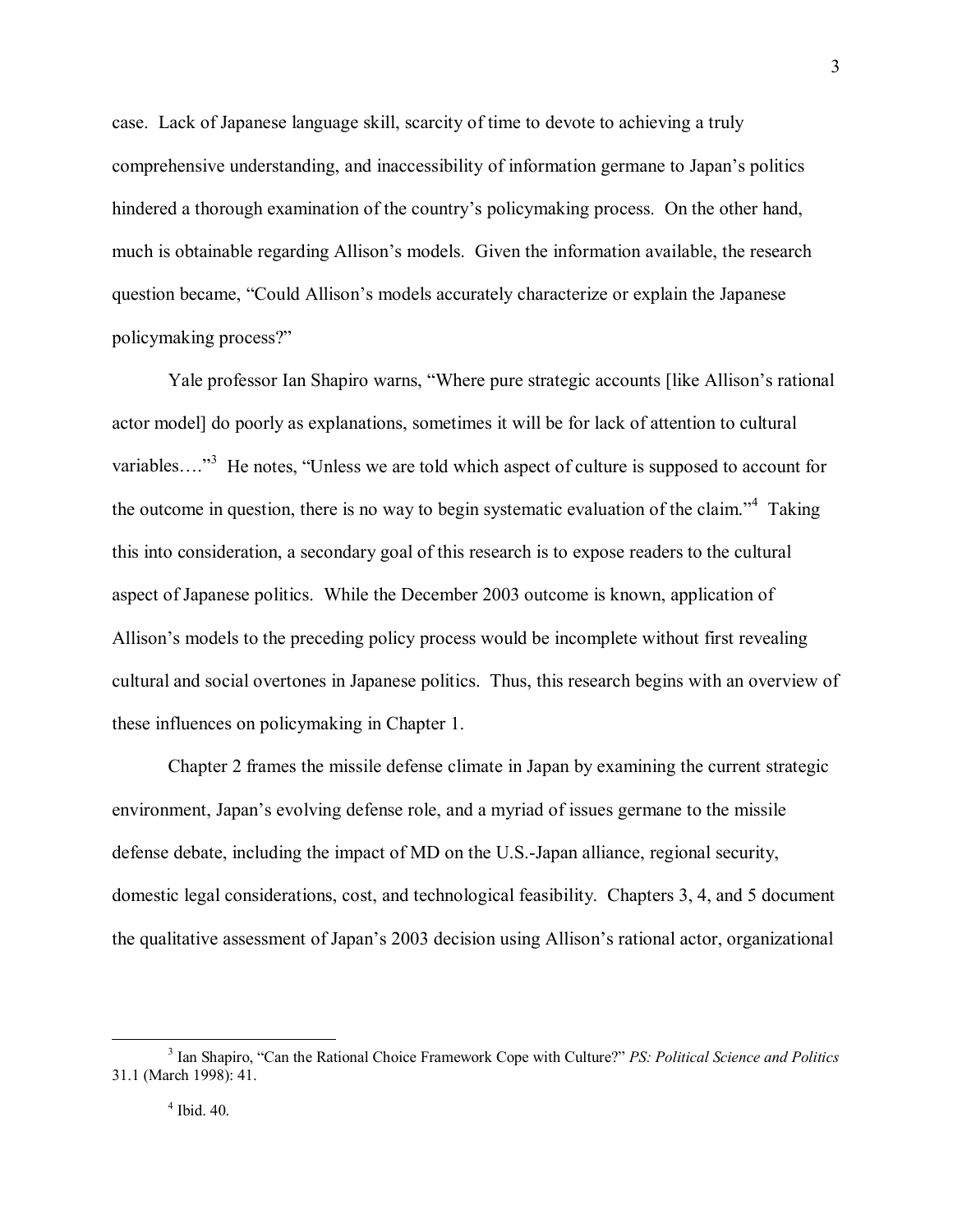case. Lack of Japanese language skill, scarcity of time to devote to achieving a truly comprehensive understanding, and inaccessibility of information germane to Japan's politics hindered a thorough examination of the country's policymaking process. On the other hand, much is obtainable regarding Allison's models. Given the information available, the research question became, "Could Allison's models accurately characterize or explain the Japanese policymaking process?"

Yale professor Ian Shapiro warns, "Where pure strategic accounts [like Allison's rational actor model] do poorly as explanations, sometimes it will be for lack of attention to cultural variables…."[3] He notes, "Unless we are told which aspect of culture is supposed to account for the outcome in question, there is no way to begin systematic evaluation of the claim."[4] Taking this into consideration, a secondary goal of this research is to expose readers to the cultural aspect of Japanese politics. While the December 2003 outcome is known, application of Allison's models to the preceding policy process would be incomplete without first revealing cultural and social overtones in Japanese politics. Thus, this research begins with an overview of these influences on policymaking in Chapter 1.

Chapter 2 frames the missile defense climate in Japan by examining the current strategic environment, Japan's evolving defense role, and a myriad of issues germane to the missile defense debate, including the impact of MD on the U.S.-Japan alliance, regional security, domestic legal considerations, cost, and technological feasibility. Chapters 3, 4, and 5 document the qualitative assessment of Japan's 2003 decision using Allison's rational actor, organizational

---

[3] Ian Shapiro, "Can the Rational Choice Framework Cope with Culture?" *PS: Political Science and Politics* 31.1 (March 1998): 41.

[4] Ibid. 40.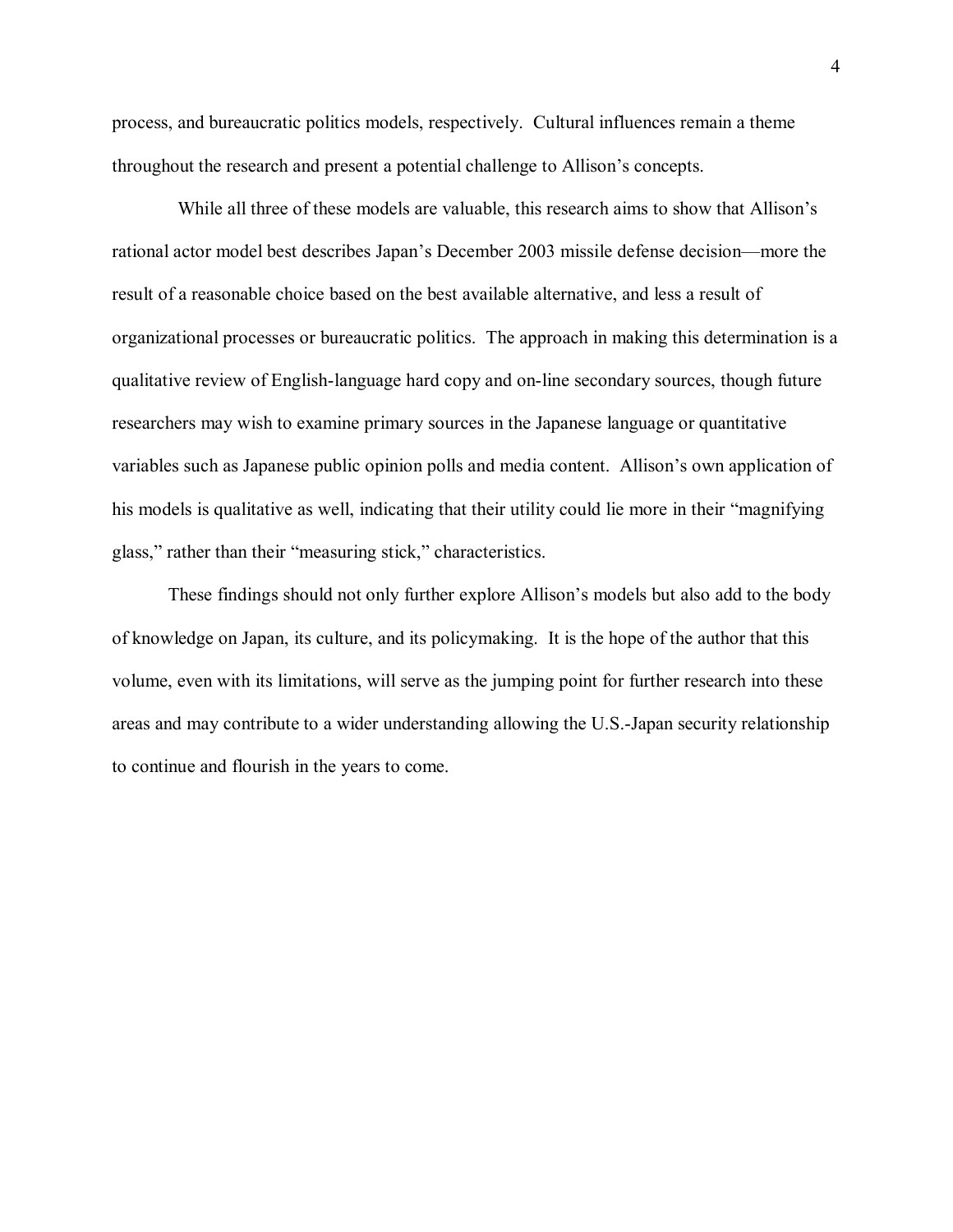process, and bureaucratic politics models, respectively. Cultural influences remain a theme throughout the research and present a potential challenge to Allison's concepts.

While all three of these models are valuable, this research aims to show that Allison's rational actor model best describes Japan's December 2003 missile defense decision—more the result of a reasonable choice based on the best available alternative, and less a result of organizational processes or bureaucratic politics. The approach in making this determination is a qualitative review of English-language hard copy and on-line secondary sources, though future researchers may wish to examine primary sources in the Japanese language or quantitative variables such as Japanese public opinion polls and media content. Allison's own application of his models is qualitative as well, indicating that their utility could lie more in their "magnifying glass," rather than their "measuring stick," characteristics.

These findings should not only further explore Allison's models but also add to the body of knowledge on Japan, its culture, and its policymaking. It is the hope of the author that this volume, even with its limitations, will serve as the jumping point for further research into these areas and may contribute to a wider understanding allowing the U.S.-Japan security relationship to continue and flourish in the years to come.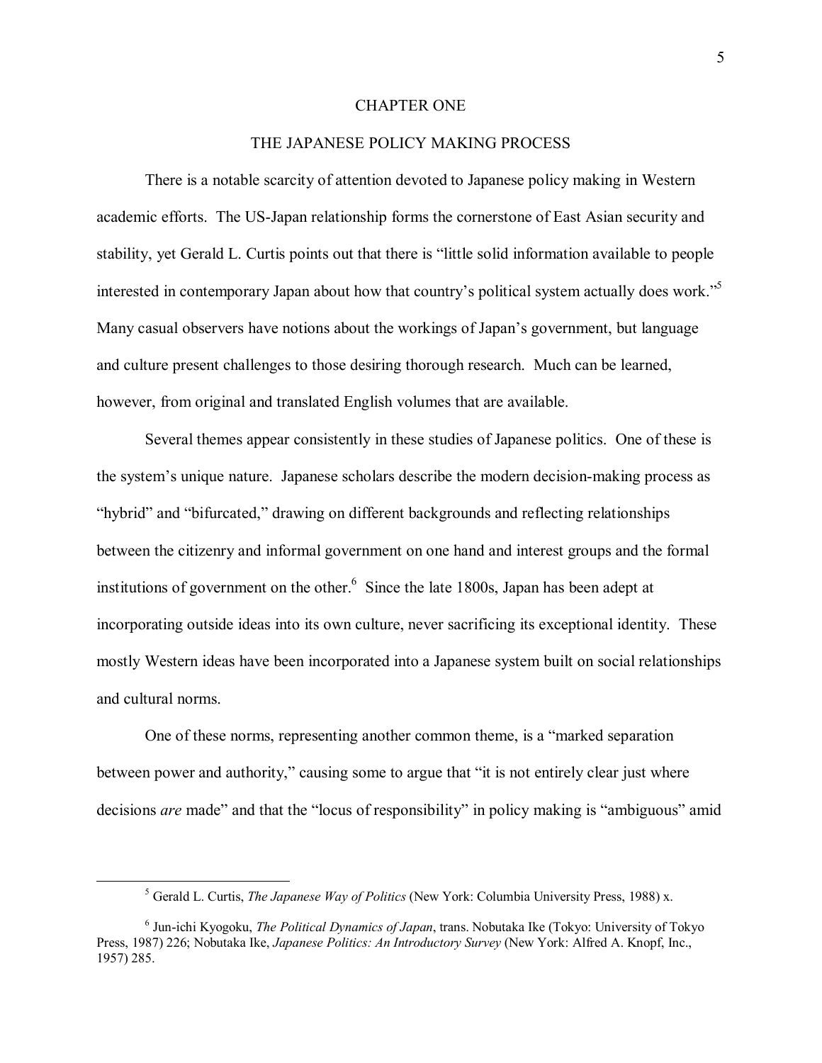# CHAPTER ONE

## THE JAPANESE POLICY MAKING PROCESS

There is a notable scarcity of attention devoted to Japanese policy making in Western academic efforts. The US-Japan relationship forms the cornerstone of East Asian security and stability, yet Gerald L. Curtis points out that there is "little solid information available to people interested in contemporary Japan about how that country's political system actually does work."[5] Many casual observers have notions about the workings of Japan's government, but language and culture present challenges to those desiring thorough research. Much can be learned, however, from original and translated English volumes that are available.

Several themes appear consistently in these studies of Japanese politics. One of these is the system's unique nature. Japanese scholars describe the modern decision-making process as "hybrid" and "bifurcated," drawing on different backgrounds and reflecting relationships between the citizenry and informal government on one hand and interest groups and the formal institutions of government on the other.[6] Since the late 1800s, Japan has been adept at incorporating outside ideas into its own culture, never sacrificing its exceptional identity. These mostly Western ideas have been incorporated into a Japanese system built on social relationships and cultural norms.

One of these norms, representing another common theme, is a "marked separation between power and authority," causing some to argue that "it is not entirely clear just where decisions *are* made" and that the "locus of responsibility" in policy making is "ambiguous" amid

---

[5] Gerald L. Curtis, *The Japanese Way of Politics* (New York: Columbia University Press, 1988) x.

[6] Jun-ichi Kyogoku, *The Political Dynamics of Japan*, trans. Nobutaka Ike (Tokyo: University of Tokyo Press, 1987) 226; Nobutaka Ike, *Japanese Politics: An Introductory Survey* (New York: Alfred A. Knopf, Inc., 1957) 285.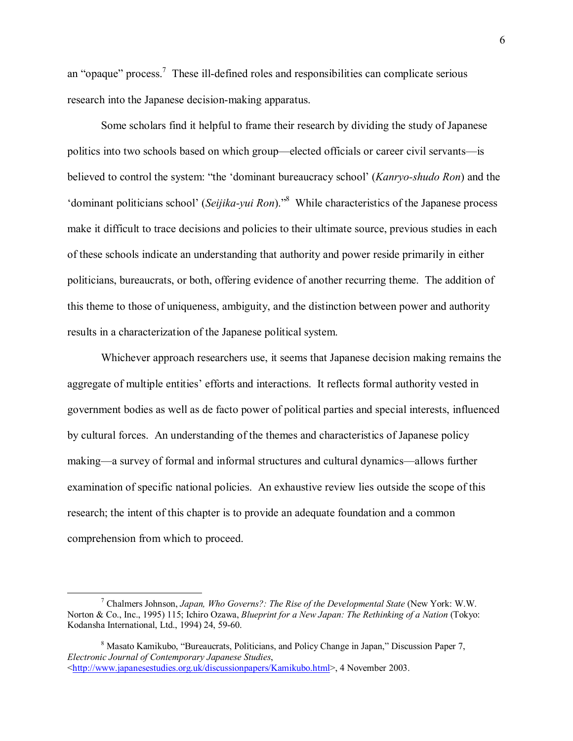an “opaque” process.[7] These ill-defined roles and responsibilities can complicate serious research into the Japanese decision-making apparatus.

Some scholars find it helpful to frame their research by dividing the study of Japanese politics into two schools based on which group—elected officials or career civil servants—is believed to control the system: “the ‘dominant bureaucracy school’ (*Kanryo-shudo Ron*) and the ‘dominant politicians school’ (*Seijika-yui Ron*).”[8] While characteristics of the Japanese process make it difficult to trace decisions and policies to their ultimate source, previous studies in each of these schools indicate an understanding that authority and power reside primarily in either politicians, bureaucrats, or both, offering evidence of another recurring theme. The addition of this theme to those of uniqueness, ambiguity, and the distinction between power and authority results in a characterization of the Japanese political system.

Whichever approach researchers use, it seems that Japanese decision making remains the aggregate of multiple entities’ efforts and interactions. It reflects formal authority vested in government bodies as well as de facto power of political parties and special interests, influenced by cultural forces. An understanding of the themes and characteristics of Japanese policy making—a survey of formal and informal structures and cultural dynamics—allows further examination of specific national policies. An exhaustive review lies outside the scope of this research; the intent of this chapter is to provide an adequate foundation and a common comprehension from which to proceed.

---

[7] Chalmers Johnson, *Japan, Who Governs?: The Rise of the Developmental State* (New York: W.W. Norton & Co., Inc., 1995) 115; Ichiro Ozawa, *Blueprint for a New Japan: The Rethinking of a Nation* (Tokyo: Kodansha International, Ltd., 1994) 24, 59-60.

[8] Masato Kamikubo, “Bureaucrats, Politicians, and Policy Change in Japan,” Discussion Paper 7, *Electronic Journal of Contemporary Japanese Studies*, <http://www.japanesestudies.org.uk/discussionpapers/Kamikubo.html>, 4 November 2003.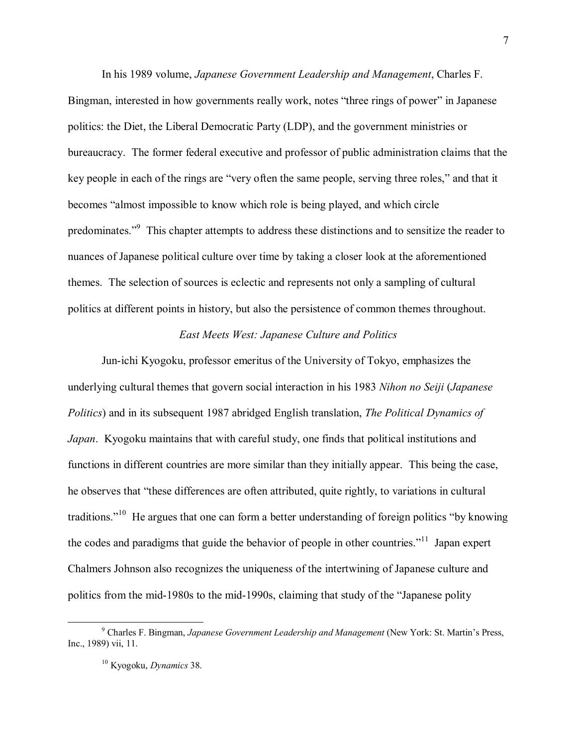In his 1989 volume, *Japanese Government Leadership and Management*, Charles F. Bingman, interested in how governments really work, notes "three rings of power" in Japanese politics: the Diet, the Liberal Democratic Party (LDP), and the government ministries or bureaucracy. The former federal executive and professor of public administration claims that the key people in each of the rings are "very often the same people, serving three roles," and that it becomes "almost impossible to know which role is being played, and which circle predominates."[9] This chapter attempts to address these distinctions and to sensitize the reader to nuances of Japanese political culture over time by taking a closer look at the aforementioned themes. The selection of sources is eclectic and represents not only a sampling of cultural politics at different points in history, but also the persistence of common themes throughout.

### *East Meets West: Japanese Culture and Politics*

Jun-ichi Kyogoku, professor emeritus of the University of Tokyo, emphasizes the underlying cultural themes that govern social interaction in his 1983 *Nihon no Seiji* (*Japanese Politics*) and in its subsequent 1987 abridged English translation, *The Political Dynamics of Japan*. Kyogoku maintains that with careful study, one finds that political institutions and functions in different countries are more similar than they initially appear. This being the case, he observes that "these differences are often attributed, quite rightly, to variations in cultural traditions."[10] He argues that one can form a better understanding of foreign politics "by knowing the codes and paradigms that guide the behavior of people in other countries."[11] Japan expert Chalmers Johnson also recognizes the uniqueness of the intertwining of Japanese culture and politics from the mid-1980s to the mid-1990s, claiming that study of the "Japanese polity

---

[9] Charles F. Bingman, *Japanese Government Leadership and Management* (New York: St. Martin's Press, Inc., 1989) vii, 11.

[10] Kyogoku, *Dynamics* 38.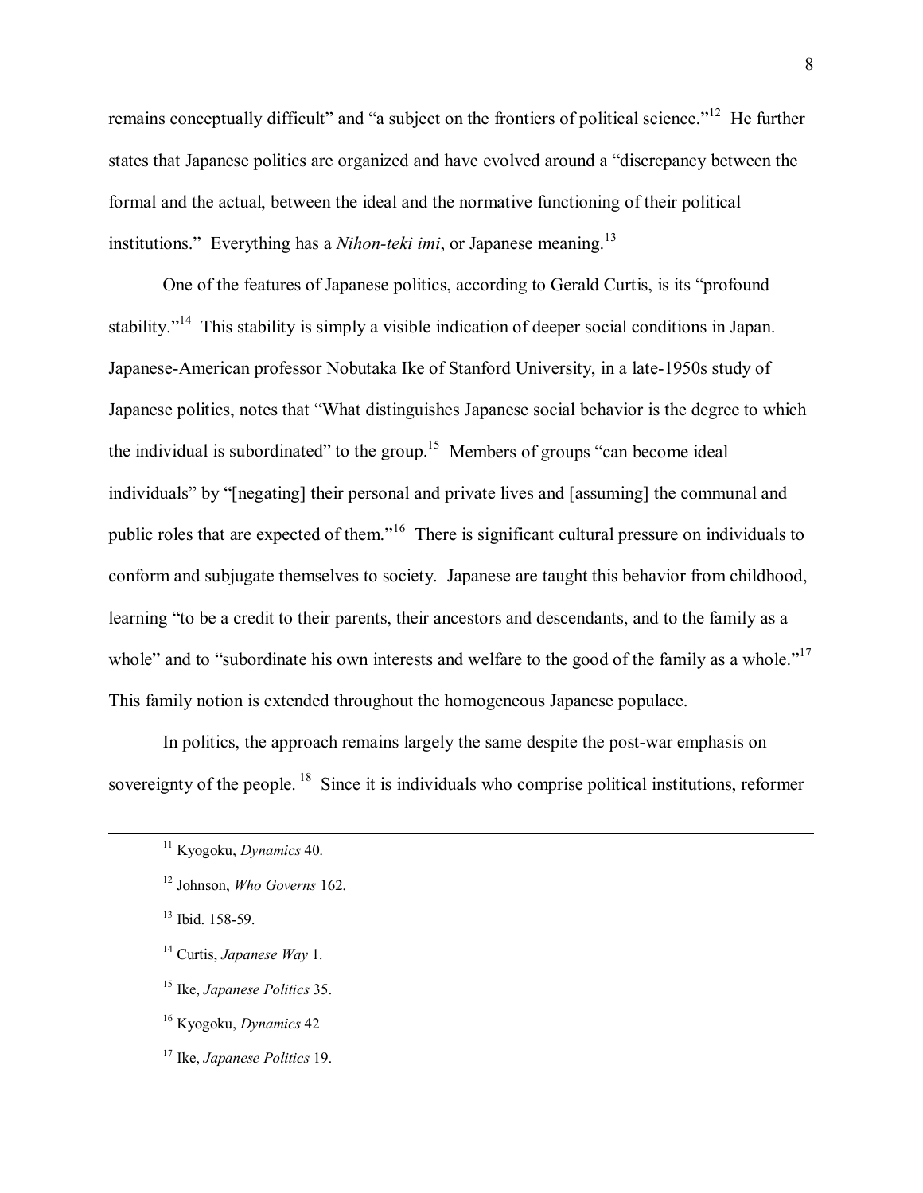remains conceptually difficult" and "a subject on the frontiers of political science."[12] He further states that Japanese politics are organized and have evolved around a "discrepancy between the formal and the actual, between the ideal and the normative functioning of their political institutions." Everything has a *Nihon-teki imi*, or Japanese meaning.[13]

One of the features of Japanese politics, according to Gerald Curtis, is its "profound stability."[14] This stability is simply a visible indication of deeper social conditions in Japan. Japanese-American professor Nobutaka Ike of Stanford University, in a late-1950s study of Japanese politics, notes that "What distinguishes Japanese social behavior is the degree to which the individual is subordinated" to the group.[15] Members of groups "can become ideal individuals" by "[negating] their personal and private lives and [assuming] the communal and public roles that are expected of them."[16] There is significant cultural pressure on individuals to conform and subjugate themselves to society. Japanese are taught this behavior from childhood, learning "to be a credit to their parents, their ancestors and descendants, and to the family as a whole" and to "subordinate his own interests and welfare to the good of the family as a whole."[17] This family notion is extended throughout the homogeneous Japanese populace.

In politics, the approach remains largely the same despite the post-war emphasis on sovereignty of the people.[18] Since it is individuals who comprise political institutions, reformer

---

[11] Kyogoku, *Dynamics* 40.

[12] Johnson, *Who Governs* 162.

[13] Ibid. 158-59.

[14] Curtis, *Japanese Way* 1.

[15] Ike, *Japanese Politics* 35.

[16] Kyogoku, *Dynamics* 42

[17] Ike, *Japanese Politics* 19.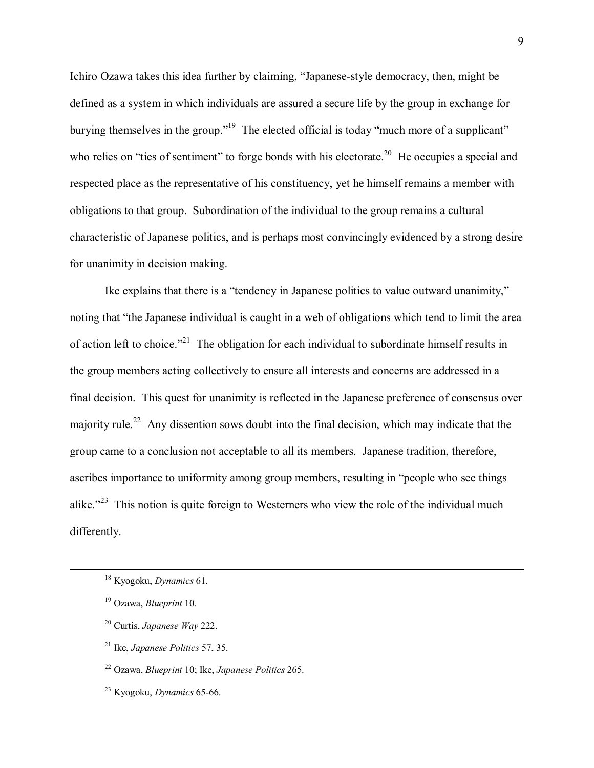Ichiro Ozawa takes this idea further by claiming, "Japanese-style democracy, then, might be defined as a system in which individuals are assured a secure life by the group in exchange for burying themselves in the group."[19] The elected official is today "much more of a supplicant" who relies on "ties of sentiment" to forge bonds with his electorate.[20] He occupies a special and respected place as the representative of his constituency, yet he himself remains a member with obligations to that group. Subordination of the individual to the group remains a cultural characteristic of Japanese politics, and is perhaps most convincingly evidenced by a strong desire for unanimity in decision making.

Ike explains that there is a "tendency in Japanese politics to value outward unanimity," noting that "the Japanese individual is caught in a web of obligations which tend to limit the area of action left to choice."[21] The obligation for each individual to subordinate himself results in the group members acting collectively to ensure all interests and concerns are addressed in a final decision. This quest for unanimity is reflected in the Japanese preference of consensus over majority rule.[22] Any dissention sows doubt into the final decision, which may indicate that the group came to a conclusion not acceptable to all its members. Japanese tradition, therefore, ascribes importance to uniformity among group members, resulting in "people who see things alike."[23] This notion is quite foreign to Westerners who view the role of the individual much differently.

---

[18] Kyogoku, *Dynamics* 61.

[19] Ozawa, *Blueprint* 10.

[20] Curtis, *Japanese Way* 222.

[21] Ike, *Japanese Politics* 57, 35.

[22] Ozawa, *Blueprint* 10; Ike, *Japanese Politics* 265.

[23] Kyogoku, *Dynamics* 65-66.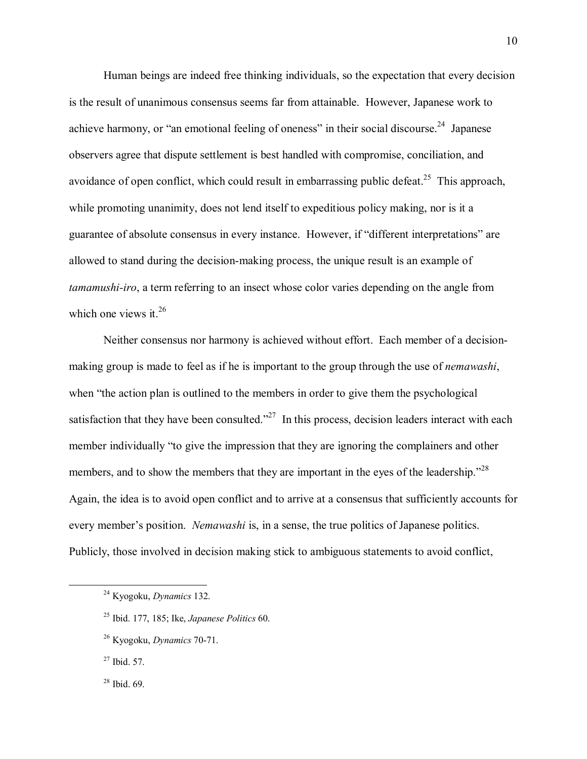Human beings are indeed free thinking individuals, so the expectation that every decision is the result of unanimous consensus seems far from attainable. However, Japanese work to achieve harmony, or "an emotional feeling of oneness" in their social discourse.[24] Japanese observers agree that dispute settlement is best handled with compromise, conciliation, and avoidance of open conflict, which could result in embarrassing public defeat.[25] This approach, while promoting unanimity, does not lend itself to expeditious policy making, nor is it a guarantee of absolute consensus in every instance. However, if "different interpretations" are allowed to stand during the decision-making process, the unique result is an example of *tamamushi-iro*, a term referring to an insect whose color varies depending on the angle from which one views it.[26]

Neither consensus nor harmony is achieved without effort. Each member of a decision-making group is made to feel as if he is important to the group through the use of *nemawashi*, when "the action plan is outlined to the members in order to give them the psychological satisfaction that they have been consulted."[27] In this process, decision leaders interact with each member individually "to give the impression that they are ignoring the complainers and other members, and to show the members that they are important in the eyes of the leadership."[28] Again, the idea is to avoid open conflict and to arrive at a consensus that sufficiently accounts for every member's position. *Nemawashi* is, in a sense, the true politics of Japanese politics. Publicly, those involved in decision making stick to ambiguous statements to avoid conflict,

---

[24] Kyogoku, *Dynamics* 132.

[25] Ibid. 177, 185; Ike, *Japanese Politics* 60.

[26] Kyogoku, *Dynamics* 70-71.

[27] Ibid. 57.

[28] Ibid. 69.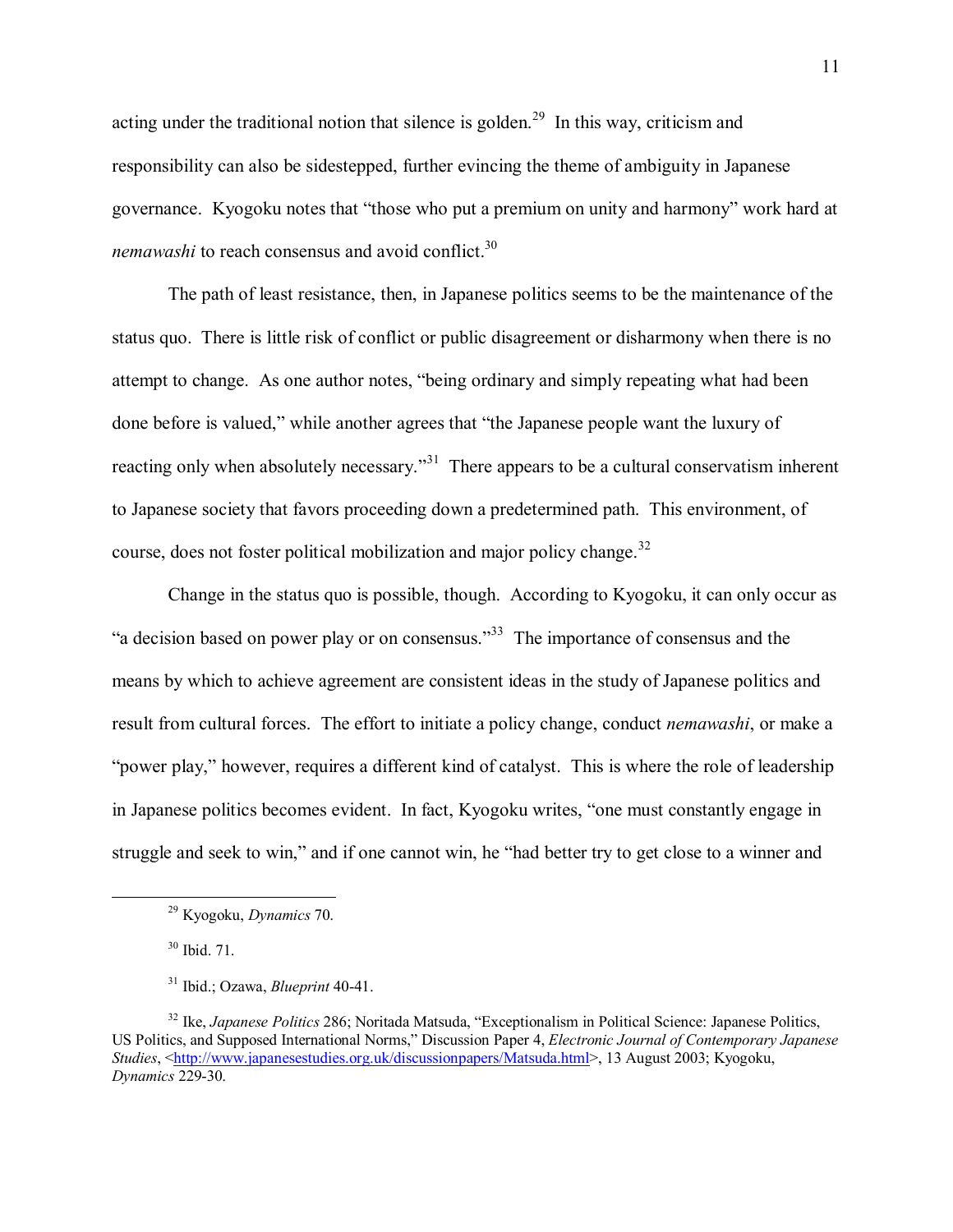acting under the traditional notion that silence is golden.[29] In this way, criticism and responsibility can also be sidestepped, further evincing the theme of ambiguity in Japanese governance. Kyogoku notes that "those who put a premium on unity and harmony" work hard at *nemawashi* to reach consensus and avoid conflict.[30]

The path of least resistance, then, in Japanese politics seems to be the maintenance of the status quo. There is little risk of conflict or public disagreement or disharmony when there is no attempt to change. As one author notes, "being ordinary and simply repeating what had been done before is valued," while another agrees that "the Japanese people want the luxury of reacting only when absolutely necessary."[31] There appears to be a cultural conservatism inherent to Japanese society that favors proceeding down a predetermined path. This environment, of course, does not foster political mobilization and major policy change.[32]

Change in the status quo is possible, though. According to Kyogoku, it can only occur as "a decision based on power play or on consensus."[33] The importance of consensus and the means by which to achieve agreement are consistent ideas in the study of Japanese politics and result from cultural forces. The effort to initiate a policy change, conduct *nemawashi*, or make a "power play," however, requires a different kind of catalyst. This is where the role of leadership in Japanese politics becomes evident. In fact, Kyogoku writes, "one must constantly engage in struggle and seek to win," and if one cannot win, he "had better try to get close to a winner and

---

[29] Kyogoku, *Dynamics* 70.

[30] Ibid. 71.

[31] Ibid.; Ozawa, *Blueprint* 40-41.

[32] Ike, *Japanese Politics* 286; Noritada Matsuda, "Exceptionalism in Political Science: Japanese Politics, US Politics, and Supposed International Norms," Discussion Paper 4, *Electronic Journal of Contemporary Japanese Studies*, <http://www.japanesestudies.org.uk/discussionpapers/Matsuda.html>, 13 August 2003; Kyogoku, *Dynamics* 229-30.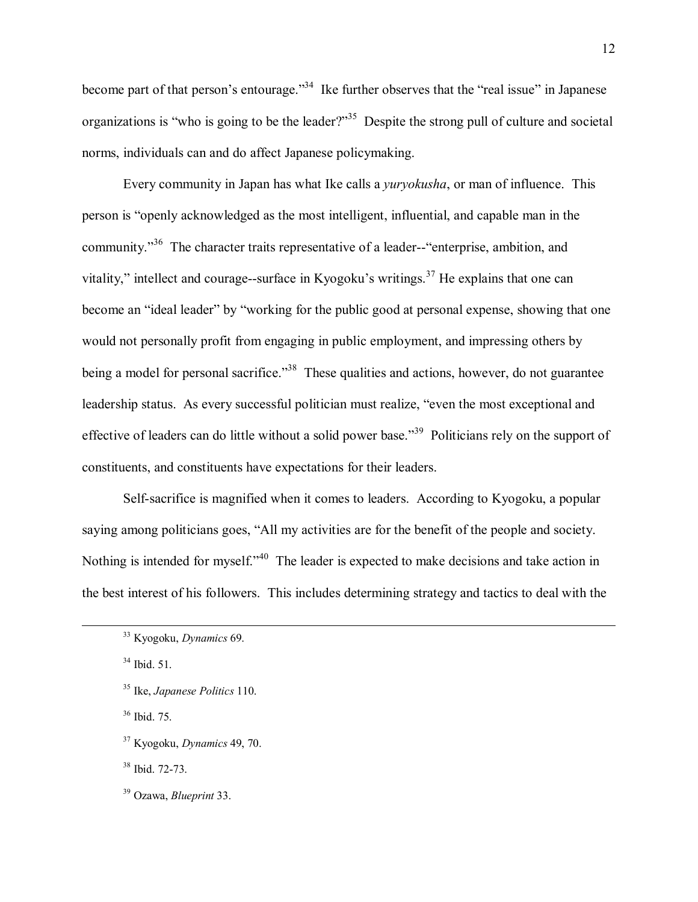become part of that person's entourage."[34] Ike further observes that the "real issue" in Japanese organizations is "who is going to be the leader?"[35] Despite the strong pull of culture and societal norms, individuals can and do affect Japanese policymaking.

Every community in Japan has what Ike calls a *yuryokusha*, or man of influence. This person is "openly acknowledged as the most intelligent, influential, and capable man in the community."[36] The character traits representative of a leader--"enterprise, ambition, and vitality," intellect and courage--surface in Kyogoku's writings.[37] He explains that one can become an "ideal leader" by "working for the public good at personal expense, showing that one would not personally profit from engaging in public employment, and impressing others by being a model for personal sacrifice."[38] These qualities and actions, however, do not guarantee leadership status. As every successful politician must realize, "even the most exceptional and effective of leaders can do little without a solid power base."[39] Politicians rely on the support of constituents, and constituents have expectations for their leaders.

Self-sacrifice is magnified when it comes to leaders. According to Kyogoku, a popular saying among politicians goes, "All my activities are for the benefit of the people and society. Nothing is intended for myself."[40] The leader is expected to make decisions and take action in the best interest of his followers. This includes determining strategy and tactics to deal with the

---

[33] Kyogoku, *Dynamics* 69.

[34] Ibid. 51.

[35] Ike, *Japanese Politics* 110.

[36] Ibid. 75.

[37] Kyogoku, *Dynamics* 49, 70.

[38] Ibid. 72-73.

[39] Ozawa, *Blueprint* 33.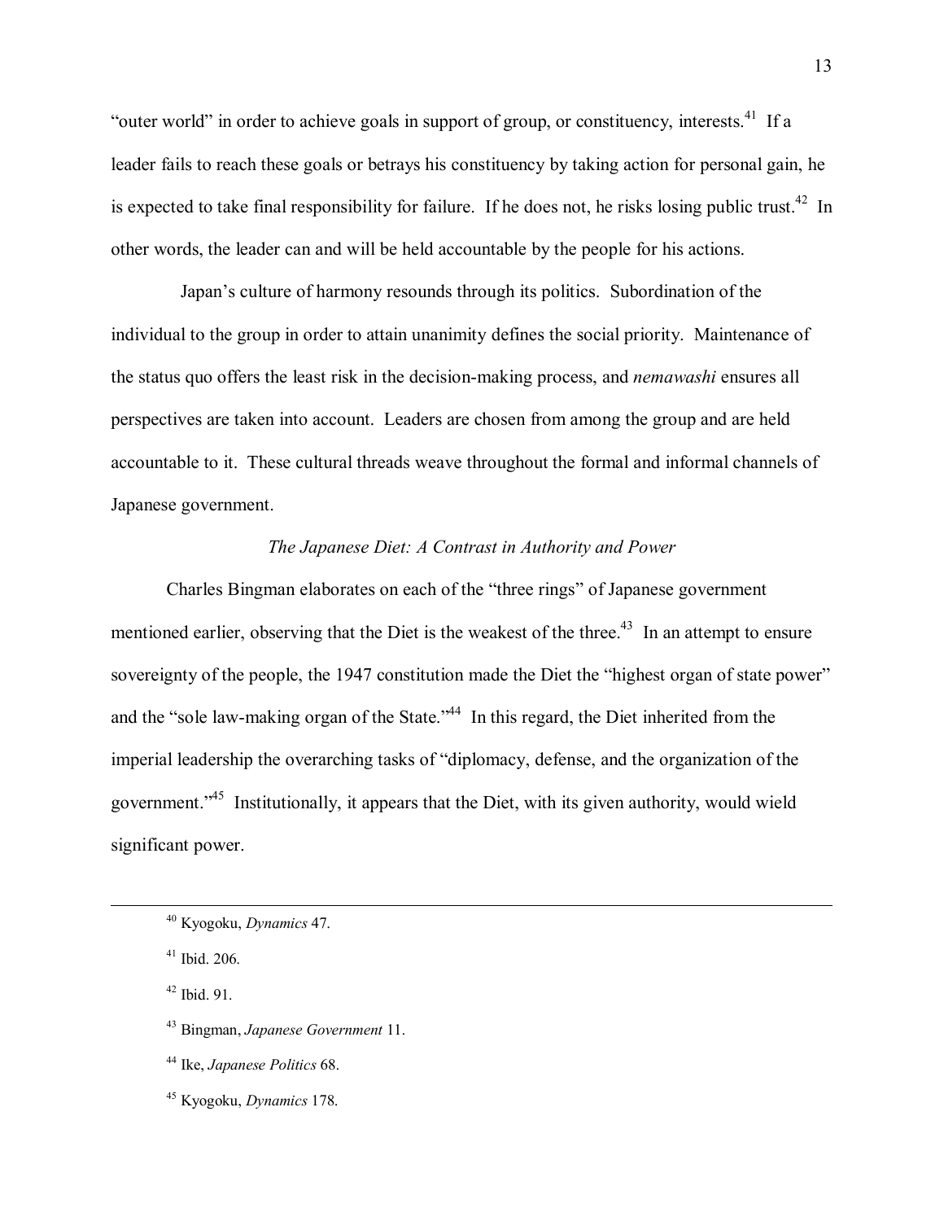"outer world" in order to achieve goals in support of group, or constituency, interests.[41] If a leader fails to reach these goals or betrays his constituency by taking action for personal gain, he is expected to take final responsibility for failure. If he does not, he risks losing public trust.[42] In other words, the leader can and will be held accountable by the people for his actions.

Japan's culture of harmony resounds through its politics. Subordination of the individual to the group in order to attain unanimity defines the social priority. Maintenance of the status quo offers the least risk in the decision-making process, and *nemawashi* ensures all perspectives are taken into account. Leaders are chosen from among the group and are held accountable to it. These cultural threads weave throughout the formal and informal channels of Japanese government.

### *The Japanese Diet: A Contrast in Authority and Power*

Charles Bingman elaborates on each of the "three rings" of Japanese government mentioned earlier, observing that the Diet is the weakest of the three.[43] In an attempt to ensure sovereignty of the people, the 1947 constitution made the Diet the "highest organ of state power" and the "sole law-making organ of the State."[44] In this regard, the Diet inherited from the imperial leadership the overarching tasks of "diplomacy, defense, and the organization of the government."[45] Institutionally, it appears that the Diet, with its given authority, would wield significant power.

---

[40] Kyogoku, *Dynamics* 47.

[41] Ibid. 206.

[42] Ibid. 91.

[43] Bingman, *Japanese Government* 11.

[44] Ike, *Japanese Politics* 68.

[45] Kyogoku, *Dynamics* 178.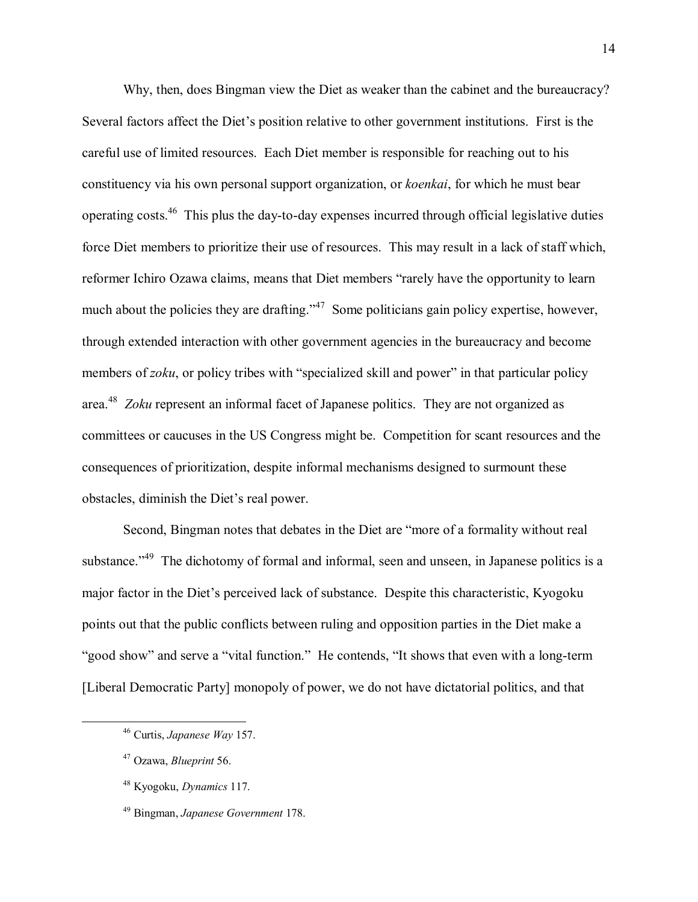Why, then, does Bingman view the Diet as weaker than the cabinet and the bureaucracy? Several factors affect the Diet's position relative to other government institutions. First is the careful use of limited resources. Each Diet member is responsible for reaching out to his constituency via his own personal support organization, or *koenkai*, for which he must bear operating costs.[46] This plus the day-to-day expenses incurred through official legislative duties force Diet members to prioritize their use of resources. This may result in a lack of staff which, reformer Ichiro Ozawa claims, means that Diet members "rarely have the opportunity to learn much about the policies they are drafting."[47] Some politicians gain policy expertise, however, through extended interaction with other government agencies in the bureaucracy and become members of *zoku*, or policy tribes with "specialized skill and power" in that particular policy area.[48] *Zoku* represent an informal facet of Japanese politics. They are not organized as committees or caucuses in the US Congress might be. Competition for scant resources and the consequences of prioritization, despite informal mechanisms designed to surmount these obstacles, diminish the Diet's real power.

Second, Bingman notes that debates in the Diet are "more of a formality without real substance."[49] The dichotomy of formal and informal, seen and unseen, in Japanese politics is a major factor in the Diet's perceived lack of substance. Despite this characteristic, Kyogoku points out that the public conflicts between ruling and opposition parties in the Diet make a "good show" and serve a "vital function." He contends, "It shows that even with a long-term [Liberal Democratic Party] monopoly of power, we do not have dictatorial politics, and that

---

[46] Curtis, *Japanese Way* 157.

[47] Ozawa, *Blueprint* 56.

[48] Kyogoku, *Dynamics* 117.

[49] Bingman, *Japanese Government* 178.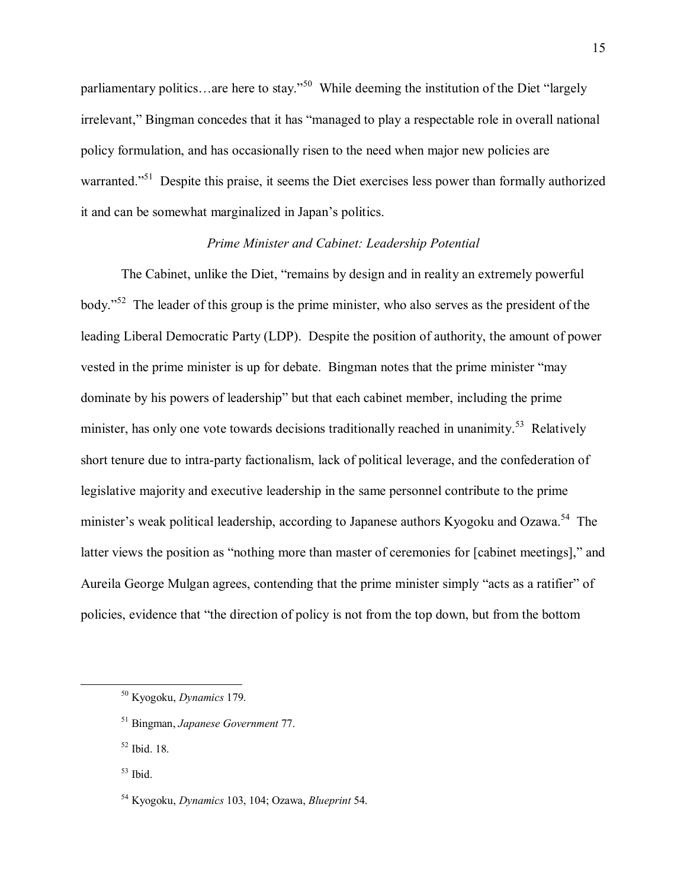parliamentary politics…are here to stay."[50] While deeming the institution of the Diet "largely irrelevant," Bingman concedes that it has "managed to play a respectable role in overall national policy formulation, and has occasionally risen to the need when major new policies are warranted."[51] Despite this praise, it seems the Diet exercises less power than formally authorized it and can be somewhat marginalized in Japan's politics.

### *Prime Minister and Cabinet: Leadership Potential*

The Cabinet, unlike the Diet, "remains by design and in reality an extremely powerful body."[52] The leader of this group is the prime minister, who also serves as the president of the leading Liberal Democratic Party (LDP). Despite the position of authority, the amount of power vested in the prime minister is up for debate. Bingman notes that the prime minister "may dominate by his powers of leadership" but that each cabinet member, including the prime minister, has only one vote towards decisions traditionally reached in unanimity.[53] Relatively short tenure due to intra-party factionalism, lack of political leverage, and the confederation of legislative majority and executive leadership in the same personnel contribute to the prime minister's weak political leadership, according to Japanese authors Kyogoku and Ozawa.[54] The latter views the position as "nothing more than master of ceremonies for [cabinet meetings]," and Aureila George Mulgan agrees, contending that the prime minister simply "acts as a ratifier" of policies, evidence that "the direction of policy is not from the top down, but from the bottom

---

[50] Kyogoku, *Dynamics* 179.

[51] Bingman, *Japanese Government* 77.

[52] Ibid. 18.

[53] Ibid.

[54] Kyogoku, *Dynamics* 103, 104; Ozawa, *Blueprint* 54.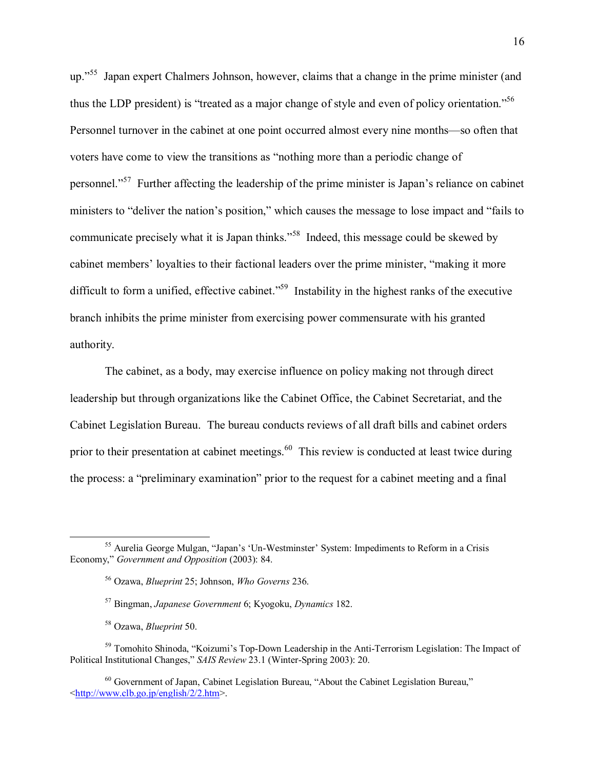up."[55] Japan expert Chalmers Johnson, however, claims that a change in the prime minister (and thus the LDP president) is "treated as a major change of style and even of policy orientation."[56] Personnel turnover in the cabinet at one point occurred almost every nine months—so often that voters have come to view the transitions as "nothing more than a periodic change of personnel."[57] Further affecting the leadership of the prime minister is Japan's reliance on cabinet ministers to "deliver the nation's position," which causes the message to lose impact and "fails to communicate precisely what it is Japan thinks."[58] Indeed, this message could be skewed by cabinet members' loyalties to their factional leaders over the prime minister, "making it more difficult to form a unified, effective cabinet."[59] Instability in the highest ranks of the executive branch inhibits the prime minister from exercising power commensurate with his granted authority.

The cabinet, as a body, may exercise influence on policy making not through direct leadership but through organizations like the Cabinet Office, the Cabinet Secretariat, and the Cabinet Legislation Bureau. The bureau conducts reviews of all draft bills and cabinet orders prior to their presentation at cabinet meetings.[60] This review is conducted at least twice during the process: a "preliminary examination" prior to the request for a cabinet meeting and a final

---

[55] Aurelia George Mulgan, "Japan's 'Un-Westminster' System: Impediments to Reform in a Crisis Economy," *Government and Opposition* (2003): 84.

[56] Ozawa, *Blueprint* 25; Johnson, *Who Governs* 236.

[57] Bingman, *Japanese Government* 6; Kyogoku, *Dynamics* 182.

[58] Ozawa, *Blueprint* 50.

[59] Tomohito Shinoda, "Koizumi's Top-Down Leadership in the Anti-Terrorism Legislation: The Impact of Political Institutional Changes," *SAIS Review* 23.1 (Winter-Spring 2003): 20.

[60] Government of Japan, Cabinet Legislation Bureau, "About the Cabinet Legislation Bureau," <http://www.clb.go.jp/english/2/2.htm>.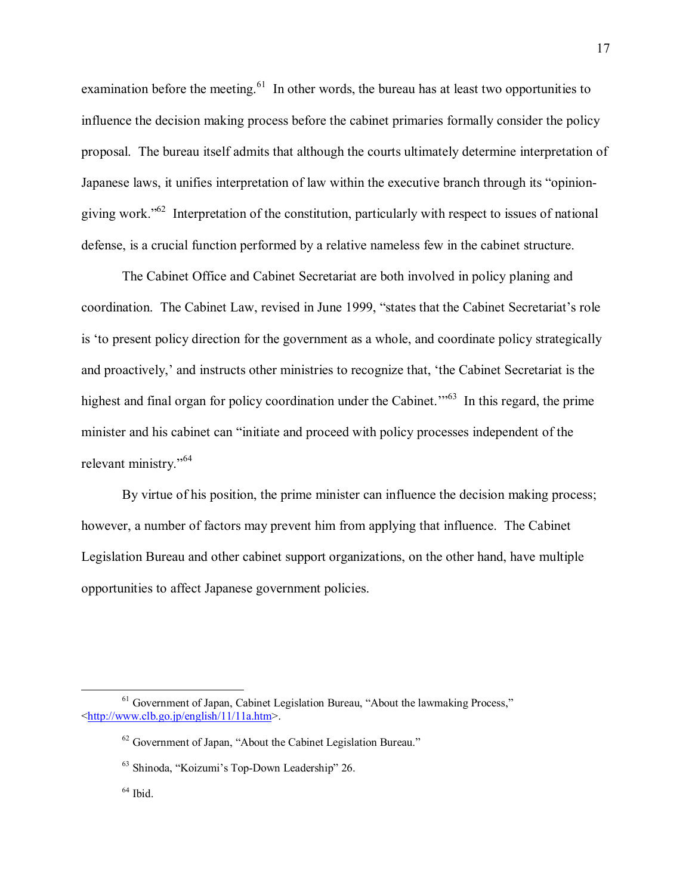examination before the meeting.[61] In other words, the bureau has at least two opportunities to influence the decision making process before the cabinet primaries formally consider the policy proposal. The bureau itself admits that although the courts ultimately determine interpretation of Japanese laws, it unifies interpretation of law within the executive branch through its "opinion-giving work."[62] Interpretation of the constitution, particularly with respect to issues of national defense, is a crucial function performed by a relative nameless few in the cabinet structure.

The Cabinet Office and Cabinet Secretariat are both involved in policy planing and coordination. The Cabinet Law, revised in June 1999, "states that the Cabinet Secretariat's role is 'to present policy direction for the government as a whole, and coordinate policy strategically and proactively,' and instructs other ministries to recognize that, 'the Cabinet Secretariat is the highest and final organ for policy coordination under the Cabinet.'"[63] In this regard, the prime minister and his cabinet can "initiate and proceed with policy processes independent of the relevant ministry."[64]

By virtue of his position, the prime minister can influence the decision making process; however, a number of factors may prevent him from applying that influence. The Cabinet Legislation Bureau and other cabinet support organizations, on the other hand, have multiple opportunities to affect Japanese government policies.

---

[61] Government of Japan, Cabinet Legislation Bureau, "About the lawmaking Process," <http://www.clb.go.jp/english/11/11a.htm>.

[62] Government of Japan, "About the Cabinet Legislation Bureau."

[63] Shinoda, "Koizumi's Top-Down Leadership" 26.

[64] Ibid.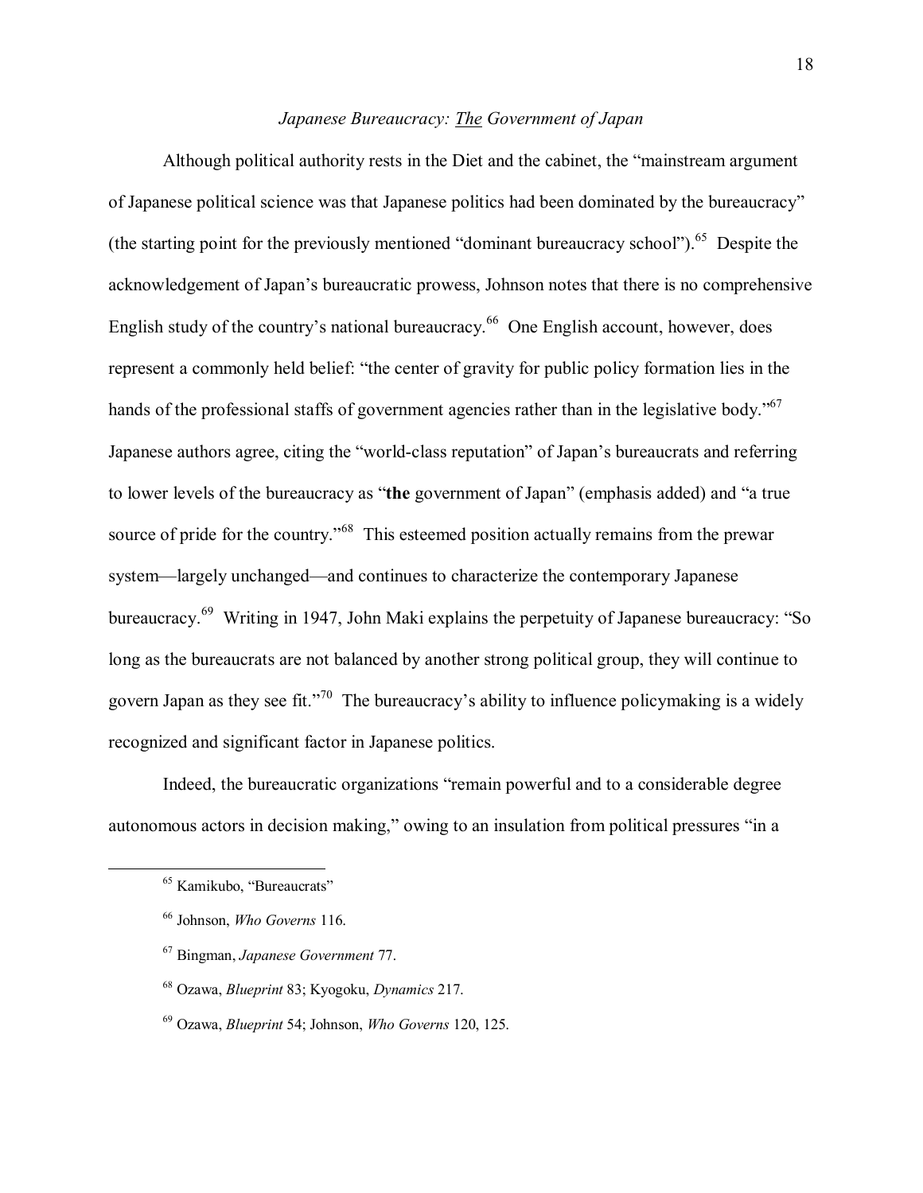### *Japanese Bureaucracy: The Government of Japan*

Although political authority rests in the Diet and the cabinet, the "mainstream argument of Japanese political science was that Japanese politics had been dominated by the bureaucracy" (the starting point for the previously mentioned "dominant bureaucracy school").[65] Despite the acknowledgement of Japan's bureaucratic prowess, Johnson notes that there is no comprehensive English study of the country's national bureaucracy.[66] One English account, however, does represent a commonly held belief: "the center of gravity for public policy formation lies in the hands of the professional staffs of government agencies rather than in the legislative body."[67] Japanese authors agree, citing the "world-class reputation" of Japan's bureaucrats and referring to lower levels of the bureaucracy as "**the** government of Japan" (emphasis added) and "a true source of pride for the country."[68] This esteemed position actually remains from the prewar system—largely unchanged—and continues to characterize the contemporary Japanese bureaucracy.[69] Writing in 1947, John Maki explains the perpetuity of Japanese bureaucracy: "So long as the bureaucrats are not balanced by another strong political group, they will continue to govern Japan as they see fit."[70] The bureaucracy's ability to influence policymaking is a widely recognized and significant factor in Japanese politics.

Indeed, the bureaucratic organizations "remain powerful and to a considerable degree autonomous actors in decision making," owing to an insulation from political pressures "in a

---

[65] Kamikubo, "Bureaucrats"

[66] Johnson, *Who Governs* 116.

[67] Bingman, *Japanese Government* 77.

[68] Ozawa, *Blueprint* 83; Kyogoku, *Dynamics* 217.

[69] Ozawa, *Blueprint* 54; Johnson, *Who Governs* 120, 125.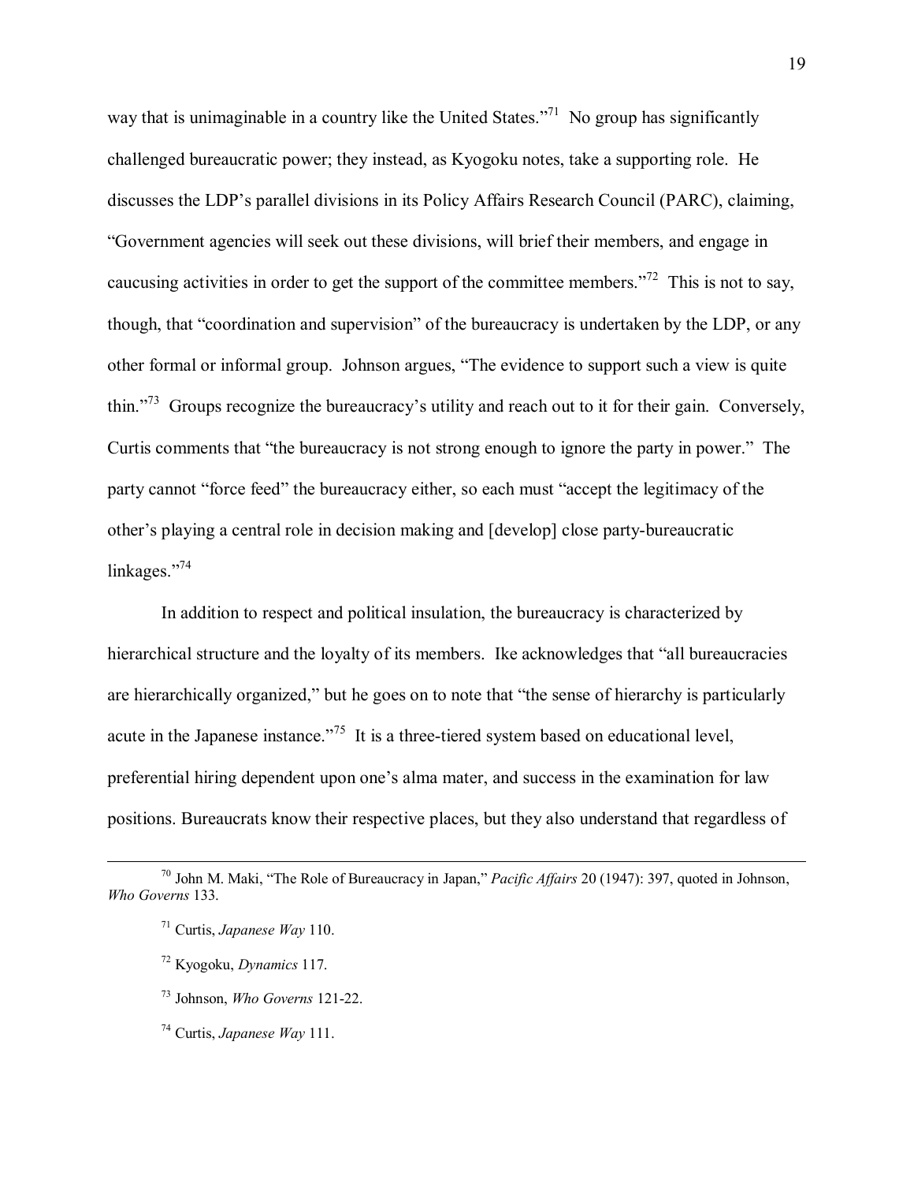way that is unimaginable in a country like the United States."[71] No group has significantly challenged bureaucratic power; they instead, as Kyogoku notes, take a supporting role. He discusses the LDP's parallel divisions in its Policy Affairs Research Council (PARC), claiming, "Government agencies will seek out these divisions, will brief their members, and engage in caucusing activities in order to get the support of the committee members."[72] This is not to say, though, that "coordination and supervision" of the bureaucracy is undertaken by the LDP, or any other formal or informal group. Johnson argues, "The evidence to support such a view is quite thin."[73] Groups recognize the bureaucracy's utility and reach out to it for their gain. Conversely, Curtis comments that "the bureaucracy is not strong enough to ignore the party in power." The party cannot "force feed" the bureaucracy either, so each must "accept the legitimacy of the other's playing a central role in decision making and [develop] close party-bureaucratic linkages."[74]

In addition to respect and political insulation, the bureaucracy is characterized by hierarchical structure and the loyalty of its members. Ike acknowledges that "all bureaucracies are hierarchically organized," but he goes on to note that "the sense of hierarchy is particularly acute in the Japanese instance."[75] It is a three-tiered system based on educational level, preferential hiring dependent upon one's alma mater, and success in the examination for law positions. Bureaucrats know their respective places, but they also understand that regardless of

---

[70] John M. Maki, "The Role of Bureaucracy in Japan," *Pacific Affairs* 20 (1947): 397, quoted in Johnson, *Who Governs* 133.

[71] Curtis, *Japanese Way* 110.

[72] Kyogoku, *Dynamics* 117.

[73] Johnson, *Who Governs* 121-22.

[74] Curtis, *Japanese Way* 111.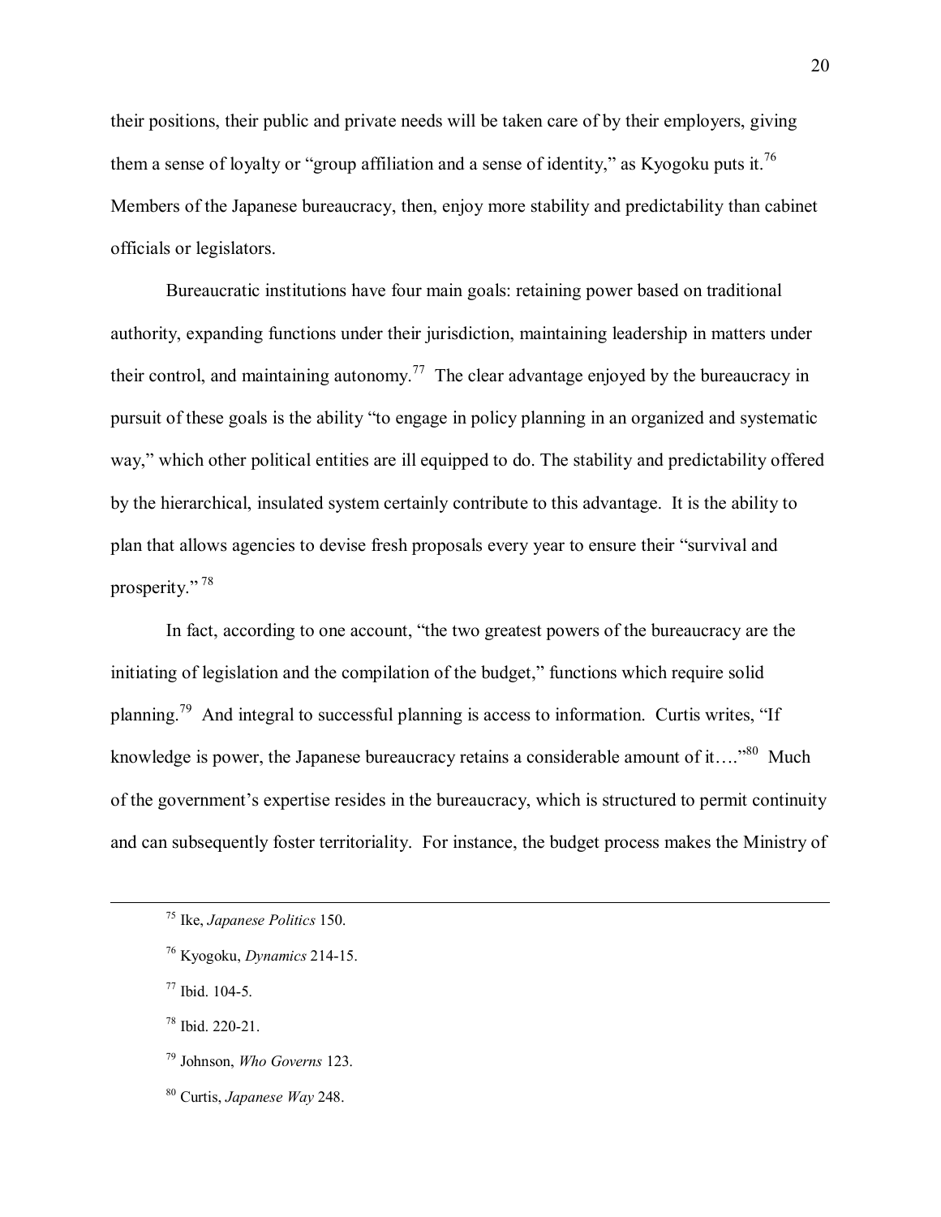their positions, their public and private needs will be taken care of by their employers, giving them a sense of loyalty or "group affiliation and a sense of identity," as Kyogoku puts it.[76] Members of the Japanese bureaucracy, then, enjoy more stability and predictability than cabinet officials or legislators.

Bureaucratic institutions have four main goals: retaining power based on traditional authority, expanding functions under their jurisdiction, maintaining leadership in matters under their control, and maintaining autonomy.[77] The clear advantage enjoyed by the bureaucracy in pursuit of these goals is the ability "to engage in policy planning in an organized and systematic way," which other political entities are ill equipped to do. The stability and predictability offered by the hierarchical, insulated system certainly contribute to this advantage. It is the ability to plan that allows agencies to devise fresh proposals every year to ensure their "survival and prosperity."[78]

In fact, according to one account, "the two greatest powers of the bureaucracy are the initiating of legislation and the compilation of the budget," functions which require solid planning.[79] And integral to successful planning is access to information. Curtis writes, "If knowledge is power, the Japanese bureaucracy retains a considerable amount of it…."[80] Much of the government's expertise resides in the bureaucracy, which is structured to permit continuity and can subsequently foster territoriality. For instance, the budget process makes the Ministry of

---

[75] Ike, *Japanese Politics* 150.

[76] Kyogoku, *Dynamics* 214-15.

[77] Ibid. 104-5.

[78] Ibid. 220-21.

[79] Johnson, *Who Governs* 123.

[80] Curtis, *Japanese Way* 248.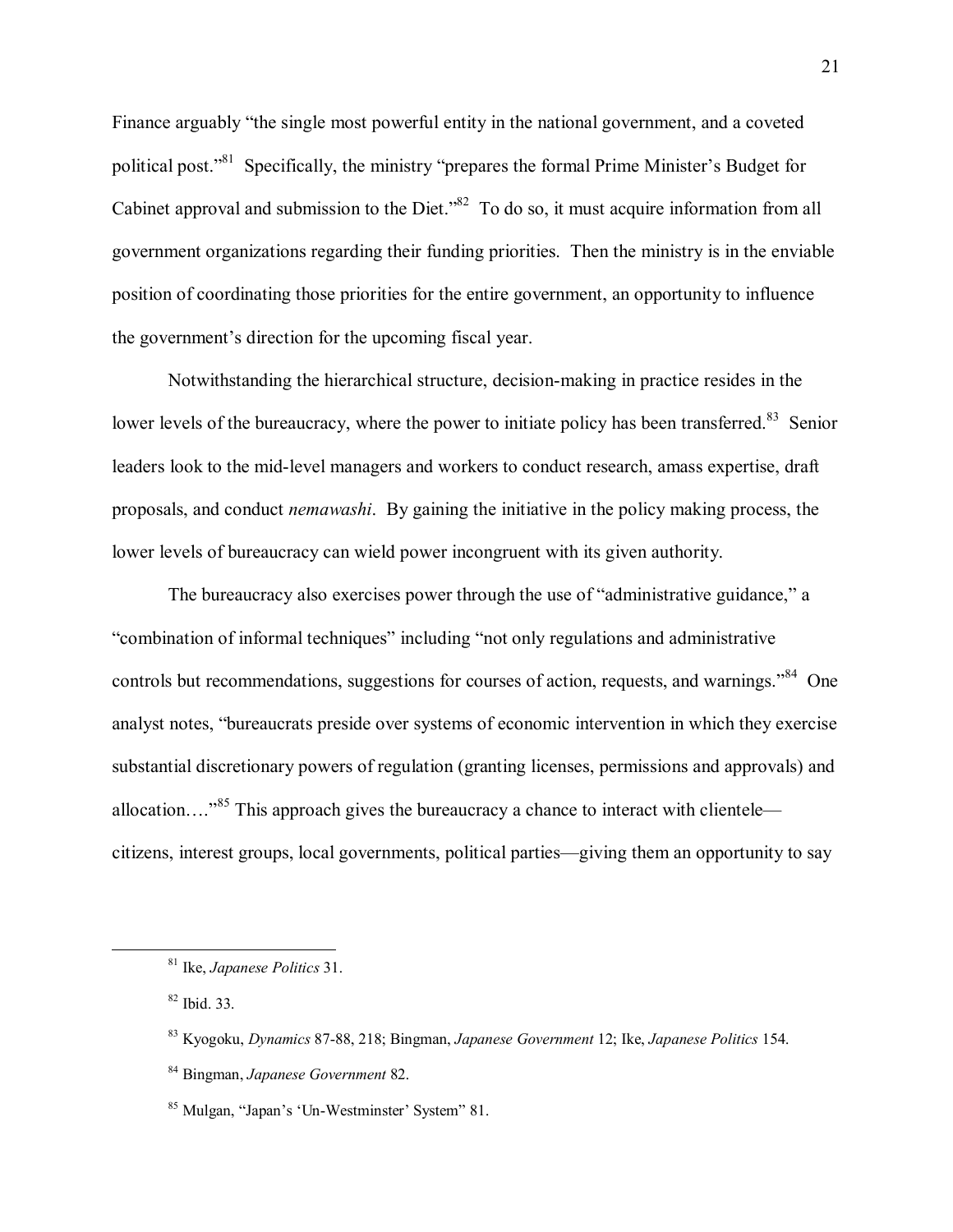Finance arguably "the single most powerful entity in the national government, and a coveted political post."[81] Specifically, the ministry "prepares the formal Prime Minister's Budget for Cabinet approval and submission to the Diet."[82] To do so, it must acquire information from all government organizations regarding their funding priorities. Then the ministry is in the enviable position of coordinating those priorities for the entire government, an opportunity to influence the government's direction for the upcoming fiscal year.

Notwithstanding the hierarchical structure, decision-making in practice resides in the lower levels of the bureaucracy, where the power to initiate policy has been transferred.[83] Senior leaders look to the mid-level managers and workers to conduct research, amass expertise, draft proposals, and conduct *nemawashi*. By gaining the initiative in the policy making process, the lower levels of bureaucracy can wield power incongruent with its given authority.

The bureaucracy also exercises power through the use of "administrative guidance," a "combination of informal techniques" including "not only regulations and administrative controls but recommendations, suggestions for courses of action, requests, and warnings."[84] One analyst notes, "bureaucrats preside over systems of economic intervention in which they exercise substantial discretionary powers of regulation (granting licenses, permissions and approvals) and allocation…."[85] This approach gives the bureaucracy a chance to interact with clientele—citizens, interest groups, local governments, political parties—giving them an opportunity to say

---

[81] Ike, *Japanese Politics* 31.

[82] Ibid. 33.

[83] Kyogoku, *Dynamics* 87-88, 218; Bingman, *Japanese Government* 12; Ike, *Japanese Politics* 154.

[84] Bingman, *Japanese Government* 82.

[85] Mulgan, "Japan's 'Un-Westminster' System" 81.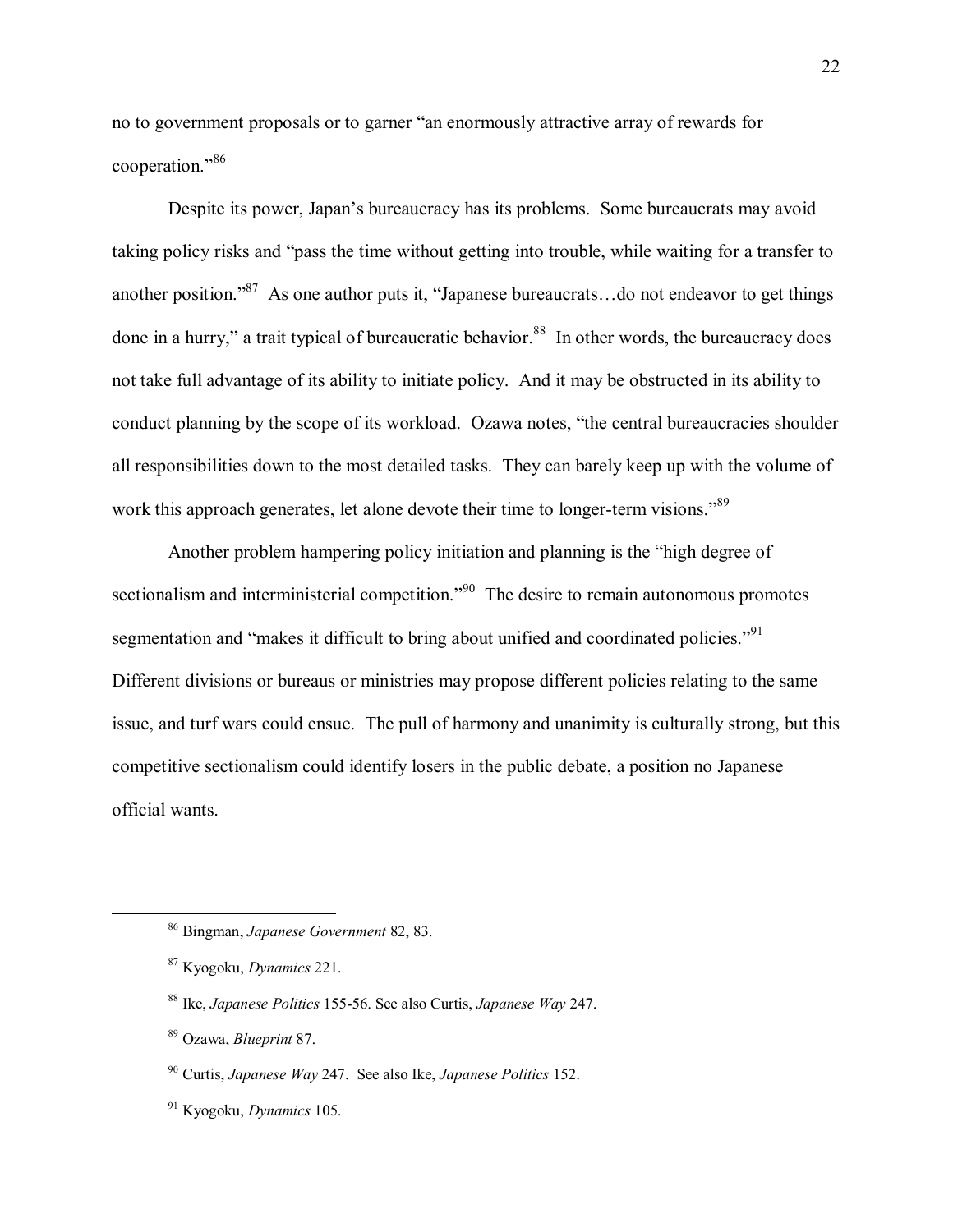no to government proposals or to garner "an enormously attractive array of rewards for cooperation."[86]

Despite its power, Japan's bureaucracy has its problems. Some bureaucrats may avoid taking policy risks and "pass the time without getting into trouble, while waiting for a transfer to another position."[87] As one author puts it, "Japanese bureaucrats…do not endeavor to get things done in a hurry," a trait typical of bureaucratic behavior.[88] In other words, the bureaucracy does not take full advantage of its ability to initiate policy. And it may be obstructed in its ability to conduct planning by the scope of its workload. Ozawa notes, "the central bureaucracies shoulder all responsibilities down to the most detailed tasks. They can barely keep up with the volume of work this approach generates, let alone devote their time to longer-term visions."[89]

Another problem hampering policy initiation and planning is the "high degree of sectionalism and interministerial competition."[90] The desire to remain autonomous promotes segmentation and "makes it difficult to bring about unified and coordinated policies."[91] Different divisions or bureaus or ministries may propose different policies relating to the same issue, and turf wars could ensue. The pull of harmony and unanimity is culturally strong, but this competitive sectionalism could identify losers in the public debate, a position no Japanese official wants.

---

[86] Bingman, *Japanese Government* 82, 83.

[87] Kyogoku, *Dynamics* 221.

[88] Ike, *Japanese Politics* 155-56. See also Curtis, *Japanese Way* 247.

[89] Ozawa, *Blueprint* 87.

[90] Curtis, *Japanese Way* 247. See also Ike, *Japanese Politics* 152.

[91] Kyogoku, *Dynamics* 105.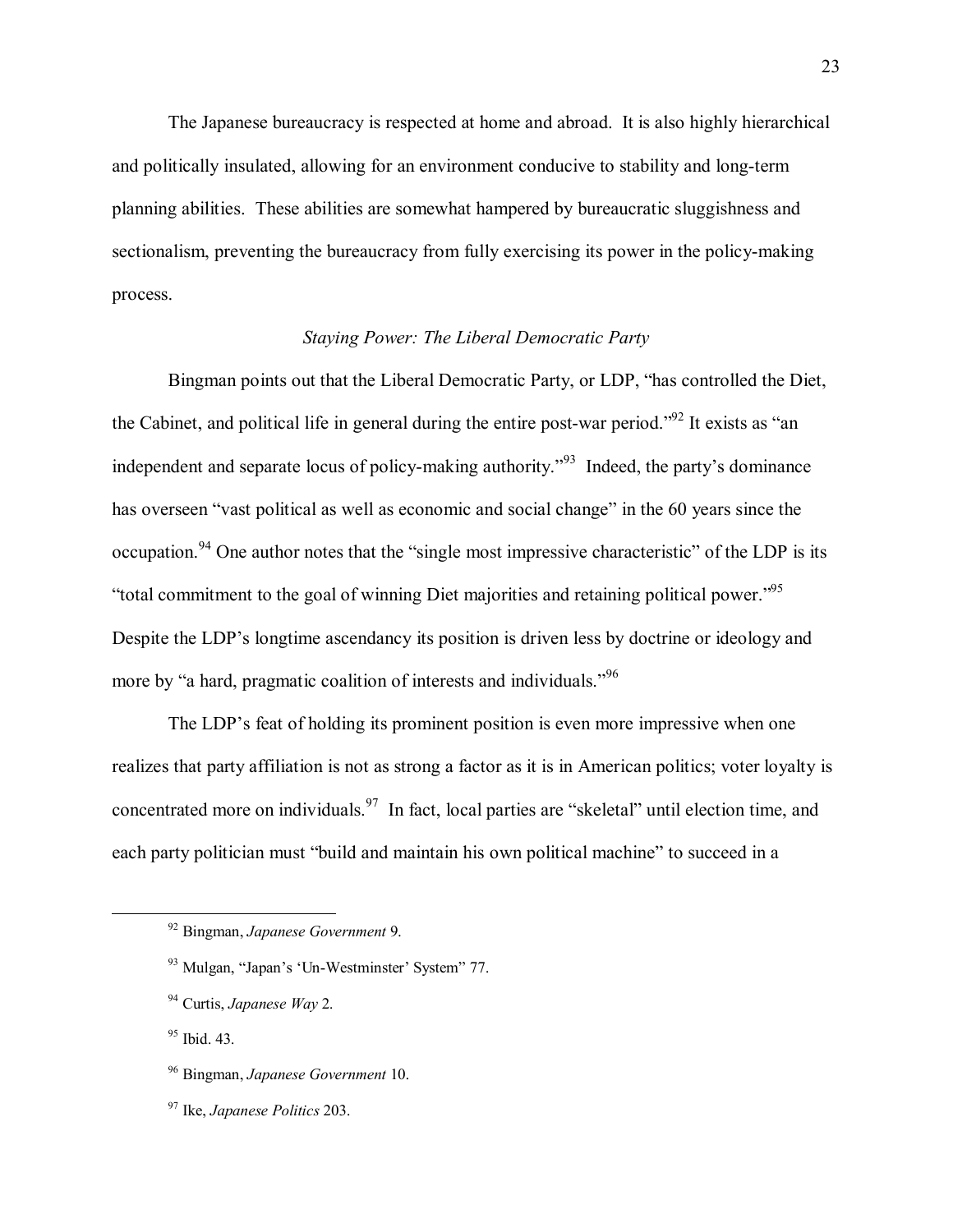The Japanese bureaucracy is respected at home and abroad. It is also highly hierarchical and politically insulated, allowing for an environment conducive to stability and long-term planning abilities. These abilities are somewhat hampered by bureaucratic sluggishness and sectionalism, preventing the bureaucracy from fully exercising its power in the policy-making process.

### *Staying Power: The Liberal Democratic Party*

Bingman points out that the Liberal Democratic Party, or LDP, "has controlled the Diet, the Cabinet, and political life in general during the entire post-war period."[92] It exists as "an independent and separate locus of policy-making authority."[93] Indeed, the party's dominance has overseen "vast political as well as economic and social change" in the 60 years since the occupation.[94] One author notes that the "single most impressive characteristic" of the LDP is its "total commitment to the goal of winning Diet majorities and retaining political power."[95] Despite the LDP's longtime ascendancy its position is driven less by doctrine or ideology and more by "a hard, pragmatic coalition of interests and individuals."[96]

The LDP's feat of holding its prominent position is even more impressive when one realizes that party affiliation is not as strong a factor as it is in American politics; voter loyalty is concentrated more on individuals.[97] In fact, local parties are "skeletal" until election time, and each party politician must "build and maintain his own political machine" to succeed in a

---

[92] Bingman, *Japanese Government* 9.

[93] Mulgan, "Japan's 'Un-Westminster' System" 77.

[94] Curtis, *Japanese Way* 2.

[95] Ibid. 43.

[96] Bingman, *Japanese Government* 10.

[97] Ike, *Japanese Politics* 203.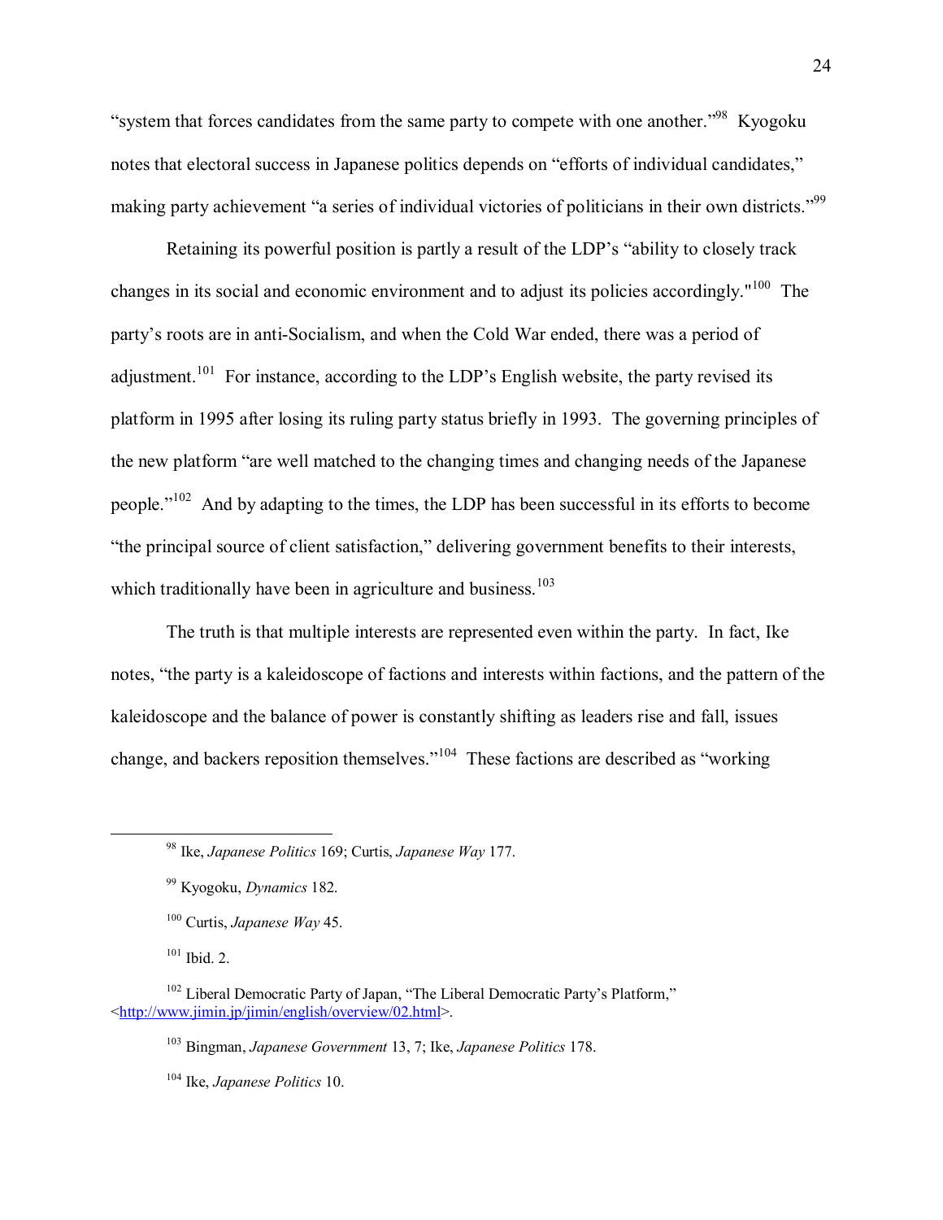"system that forces candidates from the same party to compete with one another."[98] Kyogoku notes that electoral success in Japanese politics depends on "efforts of individual candidates," making party achievement "a series of individual victories of politicians in their own districts."[99]

Retaining its powerful position is partly a result of the LDP's "ability to closely track changes in its social and economic environment and to adjust its policies accordingly."[100] The party's roots are in anti-Socialism, and when the Cold War ended, there was a period of adjustment.[101] For instance, according to the LDP's English website, the party revised its platform in 1995 after losing its ruling party status briefly in 1993. The governing principles of the new platform "are well matched to the changing times and changing needs of the Japanese people."[102] And by adapting to the times, the LDP has been successful in its efforts to become "the principal source of client satisfaction," delivering government benefits to their interests, which traditionally have been in agriculture and business.[103]

The truth is that multiple interests are represented even within the party. In fact, Ike notes, "the party is a kaleidoscope of factions and interests within factions, and the pattern of the kaleidoscope and the balance of power is constantly shifting as leaders rise and fall, issues change, and backers reposition themselves."[104] These factions are described as "working

---

[98] Ike, *Japanese Politics* 169; Curtis, *Japanese Way* 177.

[99] Kyogoku, *Dynamics* 182.

[100] Curtis, *Japanese Way* 45.

[101] Ibid. 2.

[102] Liberal Democratic Party of Japan, "The Liberal Democratic Party's Platform," <http://www.jimin.jp/jimin/english/overview/02.html>.

[103] Bingman, *Japanese Government* 13, 7; Ike, *Japanese Politics* 178.

[104] Ike, *Japanese Politics* 10.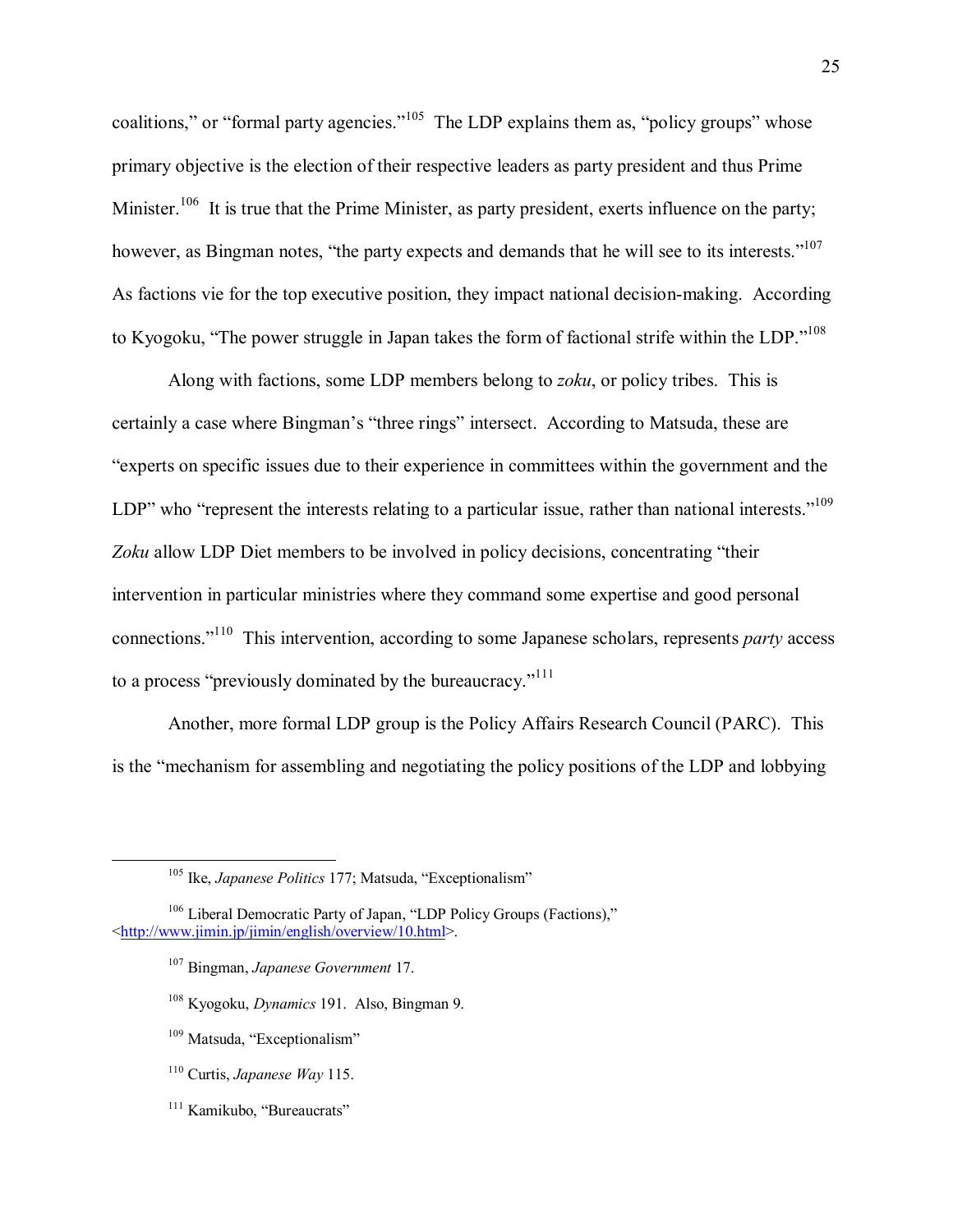coalitions," or "formal party agencies."[105] The LDP explains them as, "policy groups" whose primary objective is the election of their respective leaders as party president and thus Prime Minister.[106] It is true that the Prime Minister, as party president, exerts influence on the party; however, as Bingman notes, "the party expects and demands that he will see to its interests."[107] As factions vie for the top executive position, they impact national decision-making. According to Kyogoku, "The power struggle in Japan takes the form of factional strife within the LDP."[108]

Along with factions, some LDP members belong to *zoku*, or policy tribes. This is certainly a case where Bingman's "three rings" intersect. According to Matsuda, these are "experts on specific issues due to their experience in committees within the government and the LDP" who "represent the interests relating to a particular issue, rather than national interests."[109] *Zoku* allow LDP Diet members to be involved in policy decisions, concentrating "their intervention in particular ministries where they command some expertise and good personal connections."[110] This intervention, according to some Japanese scholars, represents *party* access to a process "previously dominated by the bureaucracy."[111]

Another, more formal LDP group is the Policy Affairs Research Council (PARC). This is the "mechanism for assembling and negotiating the policy positions of the LDP and lobbying

---

[105] Ike, *Japanese Politics* 177; Matsuda, "Exceptionalism"

[106] Liberal Democratic Party of Japan, "LDP Policy Groups (Factions)," <http://www.jimin.jp/jimin/english/overview/10.html>.

[107] Bingman, *Japanese Government* 17.

[108] Kyogoku, *Dynamics* 191. Also, Bingman 9.

[109] Matsuda, "Exceptionalism"

[110] Curtis, *Japanese Way* 115.

[111] Kamikubo, "Bureaucrats"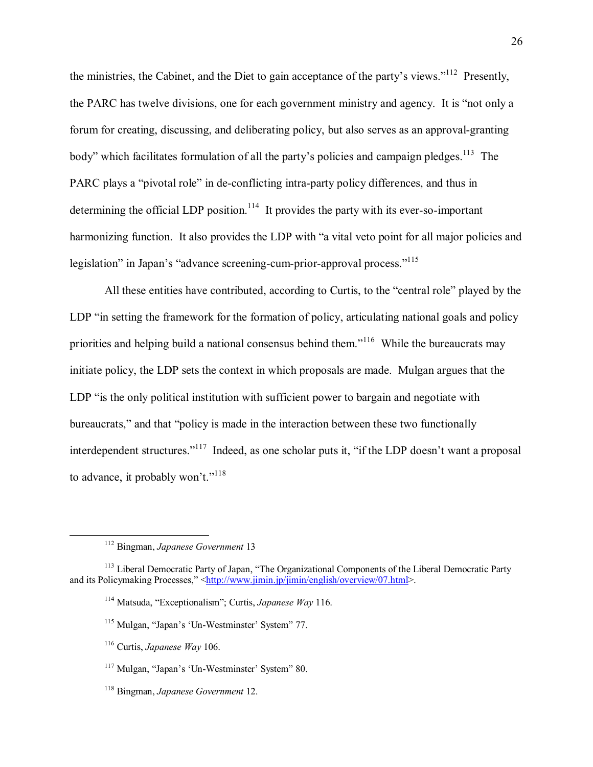the ministries, the Cabinet, and the Diet to gain acceptance of the party's views."[112] Presently, the PARC has twelve divisions, one for each government ministry and agency. It is "not only a forum for creating, discussing, and deliberating policy, but also serves as an approval-granting body" which facilitates formulation of all the party's policies and campaign pledges.[113] The PARC plays a "pivotal role" in de-conflicting intra-party policy differences, and thus in determining the official LDP position.[114] It provides the party with its ever-so-important harmonizing function. It also provides the LDP with "a vital veto point for all major policies and legislation" in Japan's "advance screening-cum-prior-approval process."[115]

All these entities have contributed, according to Curtis, to the "central role" played by the LDP "in setting the framework for the formation of policy, articulating national goals and policy priorities and helping build a national consensus behind them."[116] While the bureaucrats may initiate policy, the LDP sets the context in which proposals are made. Mulgan argues that the LDP "is the only political institution with sufficient power to bargain and negotiate with bureaucrats," and that "policy is made in the interaction between these two functionally interdependent structures."[117] Indeed, as one scholar puts it, "if the LDP doesn't want a proposal to advance, it probably won't."[118]

---

[112] Bingman, *Japanese Government* 13

[113] Liberal Democratic Party of Japan, "The Organizational Components of the Liberal Democratic Party and its Policymaking Processes," <http://www.jimin.jp/jimin/english/overview/07.html>.

[114] Matsuda, "Exceptionalism"; Curtis, *Japanese Way* 116.

[115] Mulgan, "Japan's 'Un-Westminster' System" 77.

[116] Curtis, *Japanese Way* 106.

[117] Mulgan, "Japan's 'Un-Westminster' System" 80.

[118] Bingman, *Japanese Government* 12.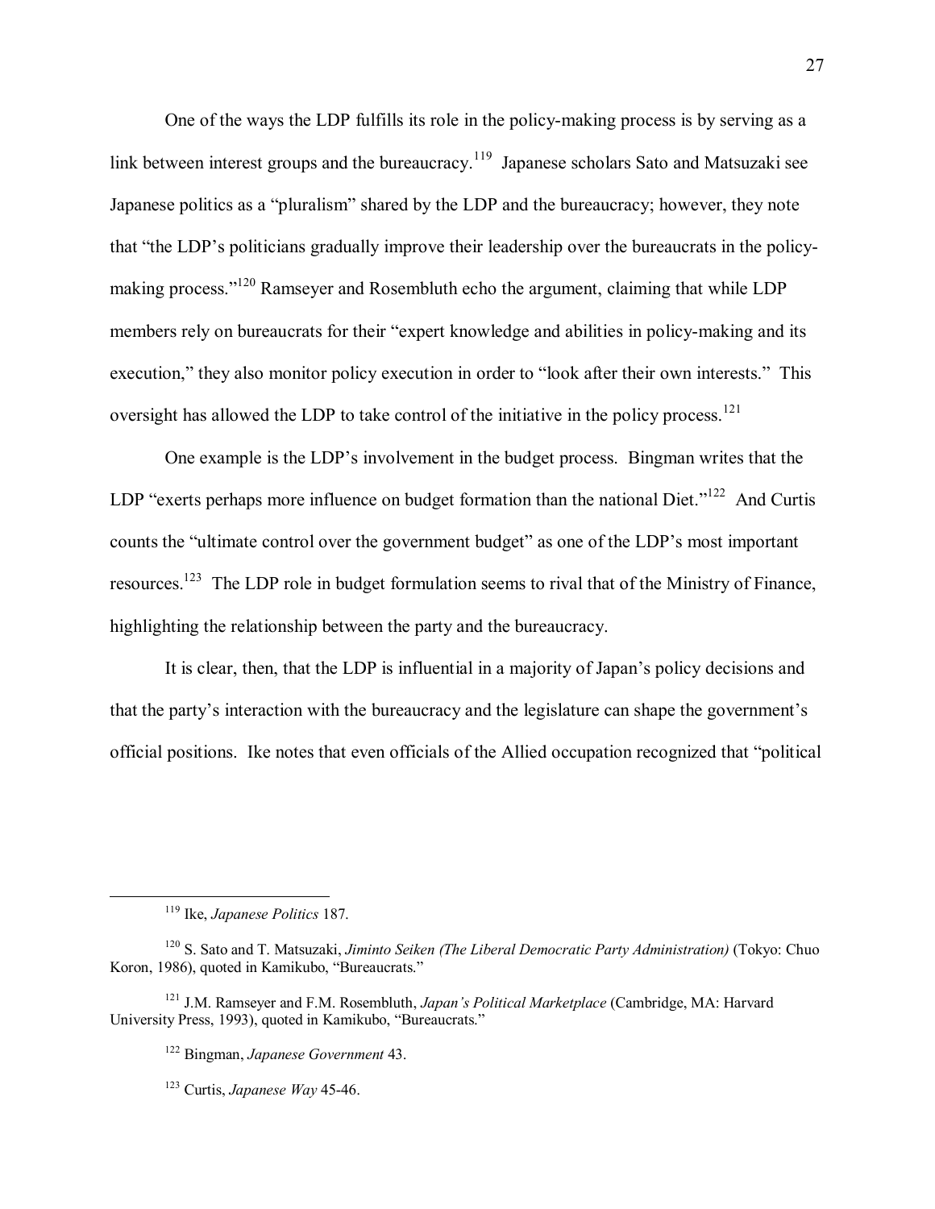One of the ways the LDP fulfills its role in the policy-making process is by serving as a link between interest groups and the bureaucracy.[119] Japanese scholars Sato and Matsuzaki see Japanese politics as a "pluralism" shared by the LDP and the bureaucracy; however, they note that "the LDP's politicians gradually improve their leadership over the bureaucrats in the policy-making process."[120] Ramseyer and Rosembluth echo the argument, claiming that while LDP members rely on bureaucrats for their "expert knowledge and abilities in policy-making and its execution," they also monitor policy execution in order to "look after their own interests." This oversight has allowed the LDP to take control of the initiative in the policy process.[121]

One example is the LDP's involvement in the budget process. Bingman writes that the LDP "exerts perhaps more influence on budget formation than the national Diet."[122] And Curtis counts the "ultimate control over the government budget" as one of the LDP's most important resources.[123] The LDP role in budget formulation seems to rival that of the Ministry of Finance, highlighting the relationship between the party and the bureaucracy.

It is clear, then, that the LDP is influential in a majority of Japan's policy decisions and that the party's interaction with the bureaucracy and the legislature can shape the government's official positions. Ike notes that even officials of the Allied occupation recognized that "political

---

[119] Ike, *Japanese Politics* 187.

[120] S. Sato and T. Matsuzaki, *Jiminto Seiken (The Liberal Democratic Party Administration)* (Tokyo: Chuo Koron, 1986), quoted in Kamikubo, "Bureaucrats."

[121] J.M. Ramseyer and F.M. Rosembluth, *Japan's Political Marketplace* (Cambridge, MA: Harvard University Press, 1993), quoted in Kamikubo, "Bureaucrats."

[122] Bingman, *Japanese Government* 43.

[123] Curtis, *Japanese Way* 45-46.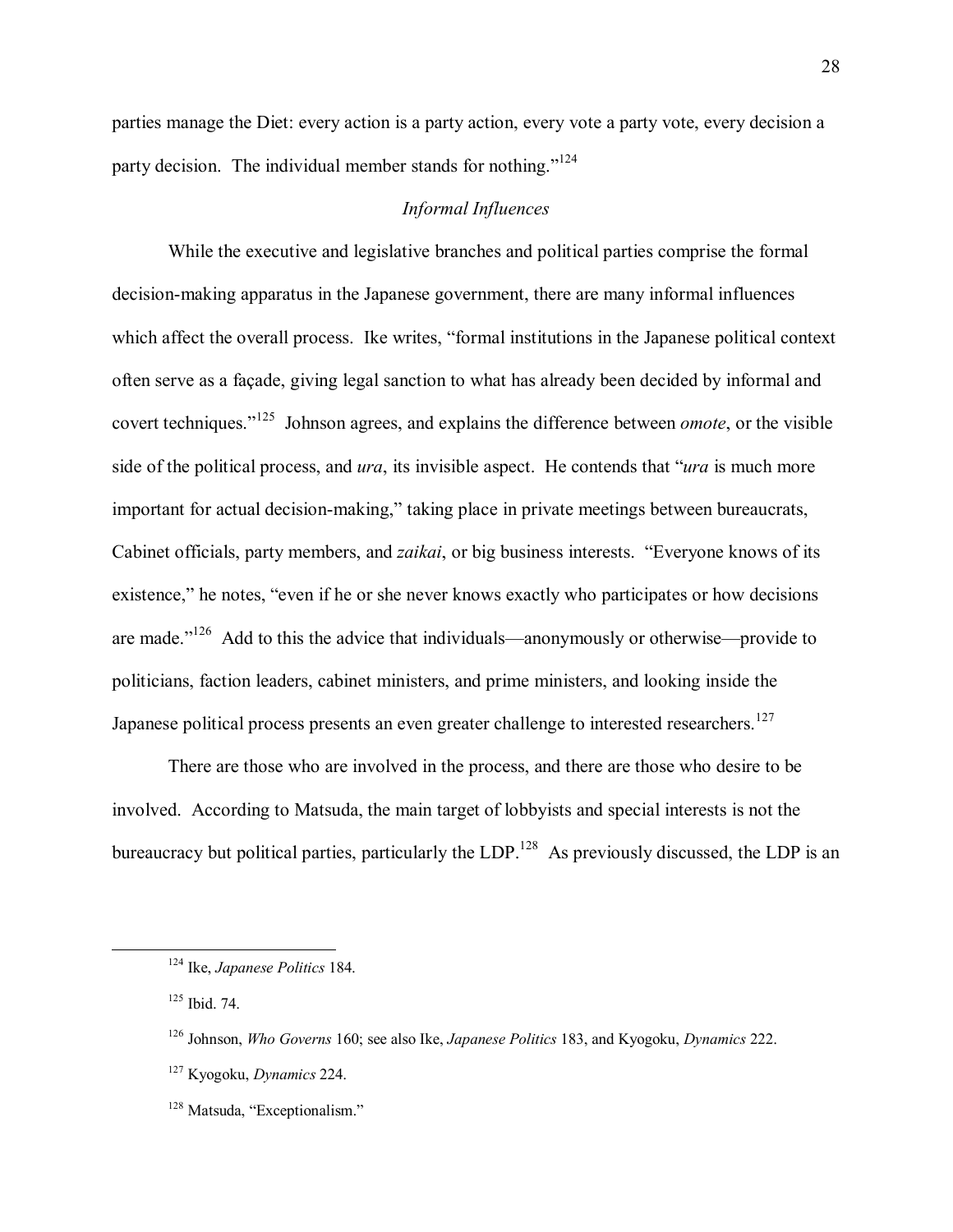parties manage the Diet: every action is a party action, every vote a party vote, every decision a party decision. The individual member stands for nothing."[124]

### *Informal Influences*

While the executive and legislative branches and political parties comprise the formal decision-making apparatus in the Japanese government, there are many informal influences which affect the overall process. Ike writes, "formal institutions in the Japanese political context often serve as a façade, giving legal sanction to what has already been decided by informal and covert techniques."[125] Johnson agrees, and explains the difference between *omote*, or the visible side of the political process, and *ura*, its invisible aspect. He contends that "*ura* is much more important for actual decision-making," taking place in private meetings between bureaucrats, Cabinet officials, party members, and *zaikai*, or big business interests. "Everyone knows of its existence," he notes, "even if he or she never knows exactly who participates or how decisions are made."[126] Add to this the advice that individuals—anonymously or otherwise—provide to politicians, faction leaders, cabinet ministers, and prime ministers, and looking inside the Japanese political process presents an even greater challenge to interested researchers.[127]

There are those who are involved in the process, and there are those who desire to be involved. According to Matsuda, the main target of lobbyists and special interests is not the bureaucracy but political parties, particularly the LDP.[128] As previously discussed, the LDP is an

---

[124] Ike, *Japanese Politics* 184.

[125] Ibid. 74.

[126] Johnson, *Who Governs* 160; see also Ike, *Japanese Politics* 183, and Kyogoku, *Dynamics* 222.

[127] Kyogoku, *Dynamics* 224.

[128] Matsuda, "Exceptionalism."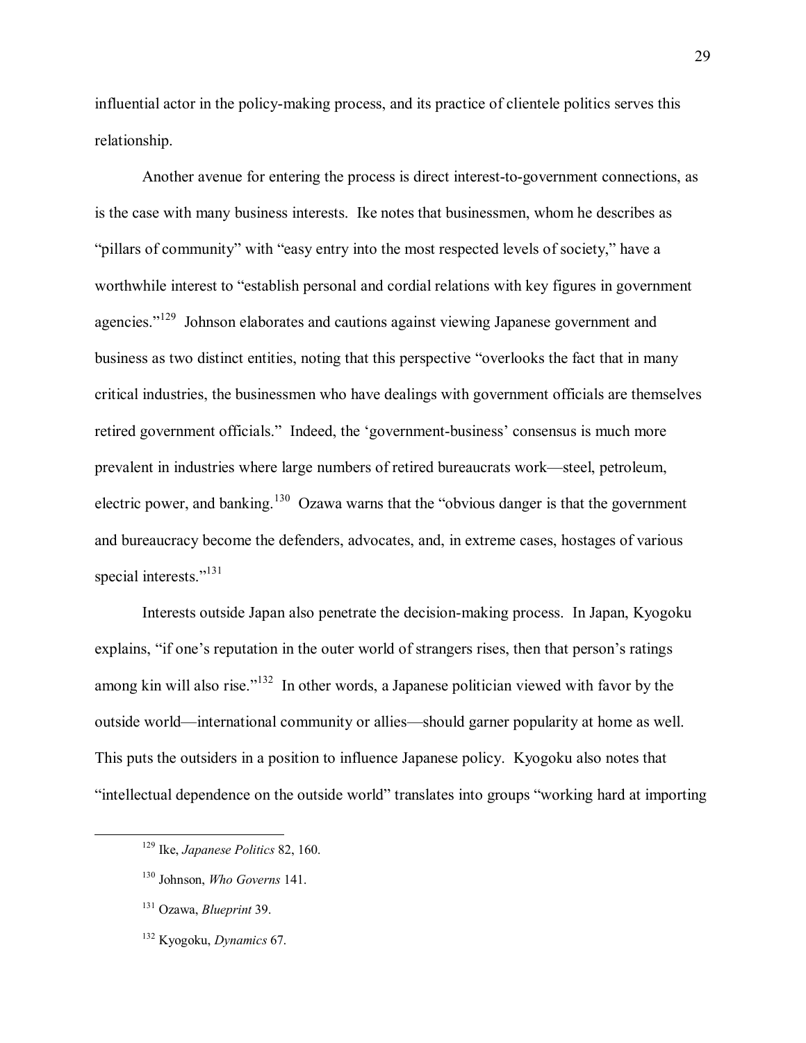influential actor in the policy-making process, and its practice of clientele politics serves this relationship.

Another avenue for entering the process is direct interest-to-government connections, as is the case with many business interests. Ike notes that businessmen, whom he describes as "pillars of community" with "easy entry into the most respected levels of society," have a worthwhile interest to "establish personal and cordial relations with key figures in government agencies."[129] Johnson elaborates and cautions against viewing Japanese government and business as two distinct entities, noting that this perspective "overlooks the fact that in many critical industries, the businessmen who have dealings with government officials are themselves retired government officials." Indeed, the 'government-business' consensus is much more prevalent in industries where large numbers of retired bureaucrats work—steel, petroleum, electric power, and banking.[130] Ozawa warns that the "obvious danger is that the government and bureaucracy become the defenders, advocates, and, in extreme cases, hostages of various special interests."[131]

Interests outside Japan also penetrate the decision-making process. In Japan, Kyogoku explains, "if one's reputation in the outer world of strangers rises, then that person's ratings among kin will also rise."[132] In other words, a Japanese politician viewed with favor by the outside world—international community or allies—should garner popularity at home as well. This puts the outsiders in a position to influence Japanese policy. Kyogoku also notes that "intellectual dependence on the outside world" translates into groups "working hard at importing

---

[129] Ike, *Japanese Politics* 82, 160.

[130] Johnson, *Who Governs* 141.

[131] Ozawa, *Blueprint* 39.

[132] Kyogoku, *Dynamics* 67.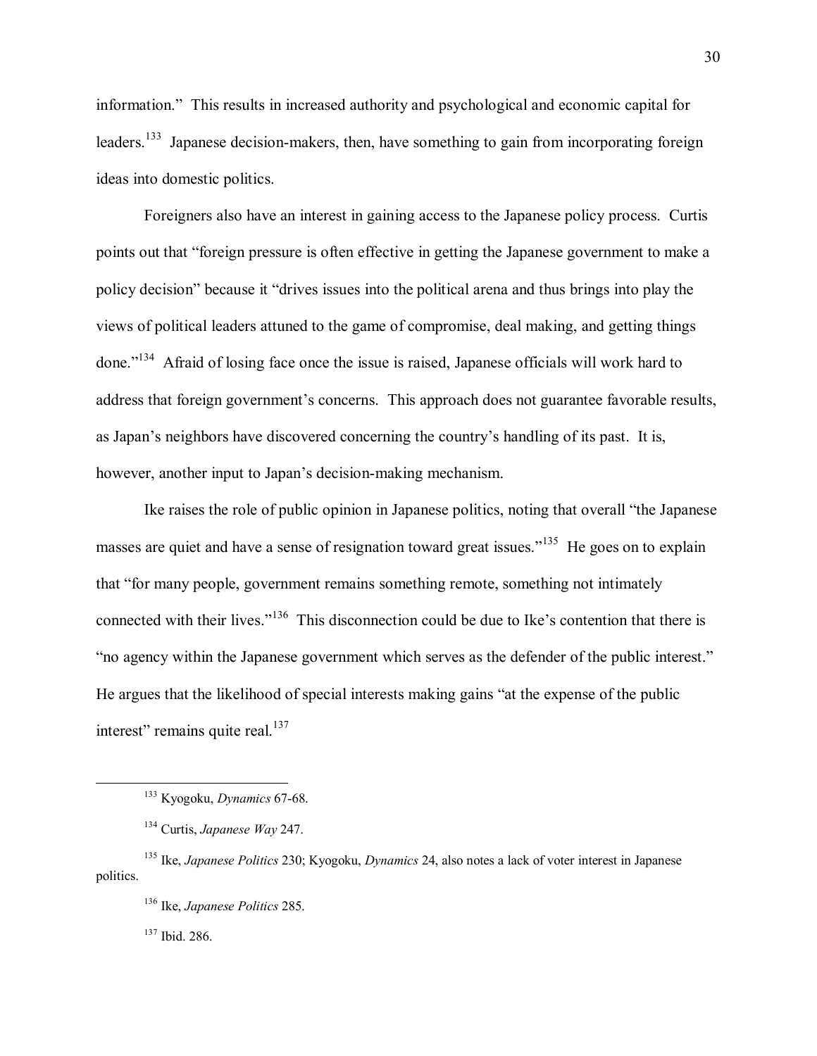information." This results in increased authority and psychological and economic capital for leaders.[133] Japanese decision-makers, then, have something to gain from incorporating foreign ideas into domestic politics.

Foreigners also have an interest in gaining access to the Japanese policy process. Curtis points out that "foreign pressure is often effective in getting the Japanese government to make a policy decision" because it "drives issues into the political arena and thus brings into play the views of political leaders attuned to the game of compromise, deal making, and getting things done."[134] Afraid of losing face once the issue is raised, Japanese officials will work hard to address that foreign government's concerns. This approach does not guarantee favorable results, as Japan's neighbors have discovered concerning the country's handling of its past. It is, however, another input to Japan's decision-making mechanism.

Ike raises the role of public opinion in Japanese politics, noting that overall "the Japanese masses are quiet and have a sense of resignation toward great issues."[135] He goes on to explain that "for many people, government remains something remote, something not intimately connected with their lives."[136] This disconnection could be due to Ike's contention that there is "no agency within the Japanese government which serves as the defender of the public interest." He argues that the likelihood of special interests making gains "at the expense of the public interest" remains quite real.[137]

---

[133] Kyogoku, *Dynamics* 67-68.

[134] Curtis, *Japanese Way* 247.

[135] Ike, *Japanese Politics* 230; Kyogoku, *Dynamics* 24, also notes a lack of voter interest in Japanese politics.

[136] Ike, *Japanese Politics* 285.

[137] Ibid. 286.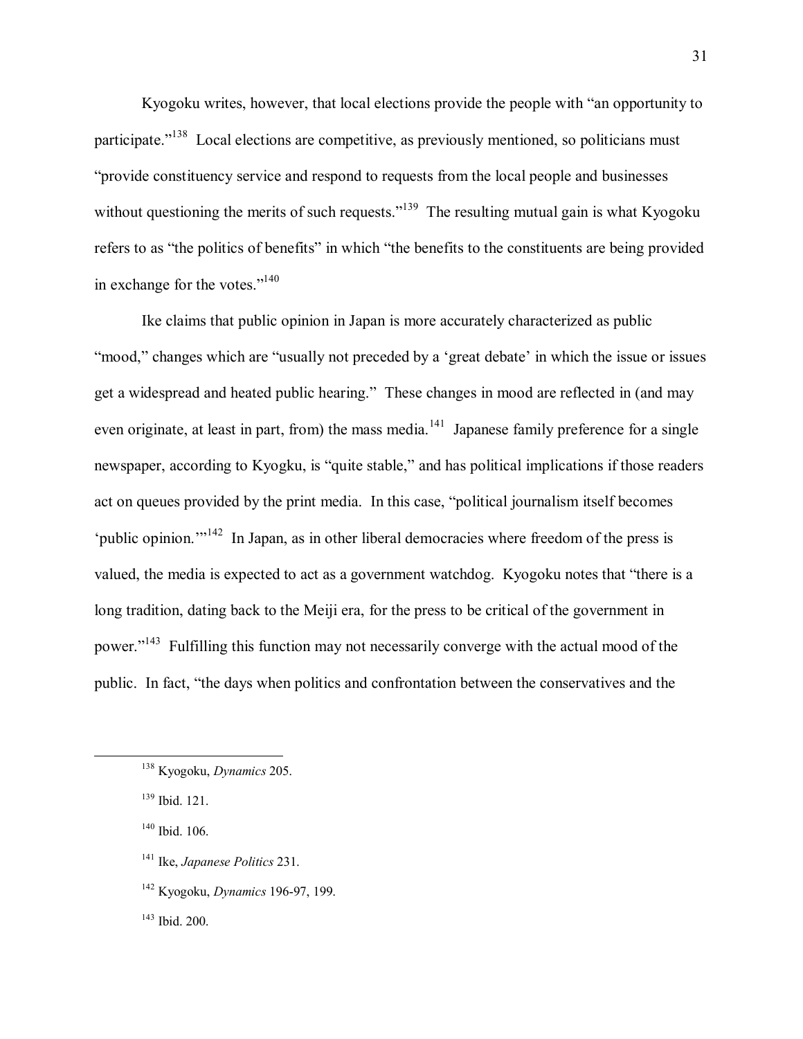Kyogoku writes, however, that local elections provide the people with "an opportunity to participate."[138] Local elections are competitive, as previously mentioned, so politicians must "provide constituency service and respond to requests from the local people and businesses without questioning the merits of such requests."[139] The resulting mutual gain is what Kyogoku refers to as "the politics of benefits" in which "the benefits to the constituents are being provided in exchange for the votes."[140]

Ike claims that public opinion in Japan is more accurately characterized as public "mood," changes which are "usually not preceded by a 'great debate' in which the issue or issues get a widespread and heated public hearing." These changes in mood are reflected in (and may even originate, at least in part, from) the mass media.[141] Japanese family preference for a single newspaper, according to Kyogku, is "quite stable," and has political implications if those readers act on queues provided by the print media. In this case, "political journalism itself becomes 'public opinion.'"[142] In Japan, as in other liberal democracies where freedom of the press is valued, the media is expected to act as a government watchdog. Kyogoku notes that "there is a long tradition, dating back to the Meiji era, for the press to be critical of the government in power."[143] Fulfilling this function may not necessarily converge with the actual mood of the public. In fact, "the days when politics and confrontation between the conservatives and the

---

[138] Kyogoku, *Dynamics* 205.

[139] Ibid. 121.

[140] Ibid. 106.

[141] Ike, *Japanese Politics* 231.

[142] Kyogoku, *Dynamics* 196-97, 199.

[143] Ibid. 200.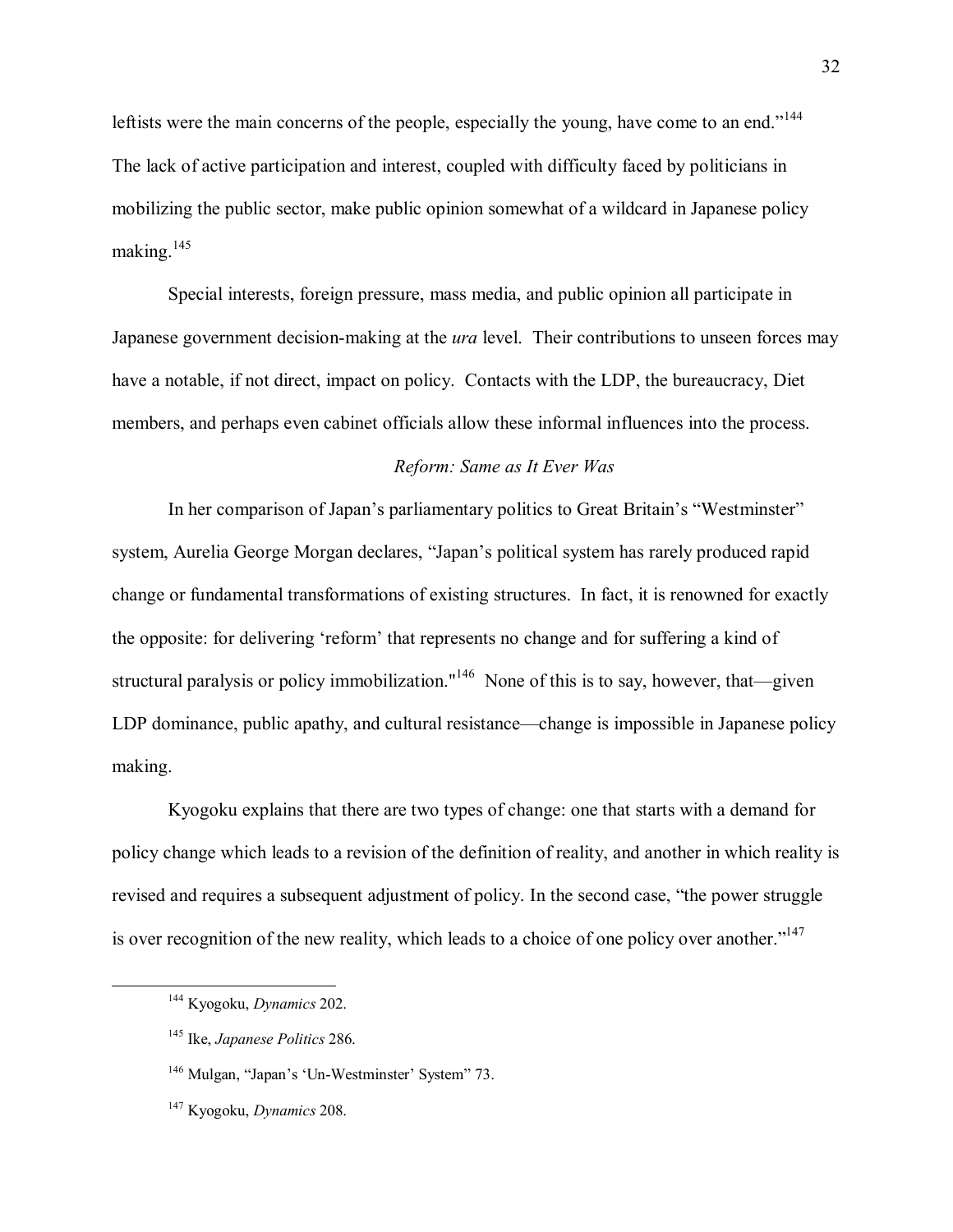leftists were the main concerns of the people, especially the young, have come to an end."[144] The lack of active participation and interest, coupled with difficulty faced by politicians in mobilizing the public sector, make public opinion somewhat of a wildcard in Japanese policy making.[145]

Special interests, foreign pressure, mass media, and public opinion all participate in Japanese government decision-making at the *ura* level. Their contributions to unseen forces may have a notable, if not direct, impact on policy. Contacts with the LDP, the bureaucracy, Diet members, and perhaps even cabinet officials allow these informal influences into the process.

### *Reform: Same as It Ever Was*

In her comparison of Japan's parliamentary politics to Great Britain's "Westminster" system, Aurelia George Morgan declares, "Japan's political system has rarely produced rapid change or fundamental transformations of existing structures. In fact, it is renowned for exactly the opposite: for delivering 'reform' that represents no change and for suffering a kind of structural paralysis or policy immobilization."[146] None of this is to say, however, that—given LDP dominance, public apathy, and cultural resistance—change is impossible in Japanese policy making.

Kyogoku explains that there are two types of change: one that starts with a demand for policy change which leads to a revision of the definition of reality, and another in which reality is revised and requires a subsequent adjustment of policy. In the second case, "the power struggle is over recognition of the new reality, which leads to a choice of one policy over another."[147]

---

[144] Kyogoku, *Dynamics* 202.

[145] Ike, *Japanese Politics* 286.

[146] Mulgan, "Japan's 'Un-Westminster' System" 73.

[147] Kyogoku, *Dynamics* 208.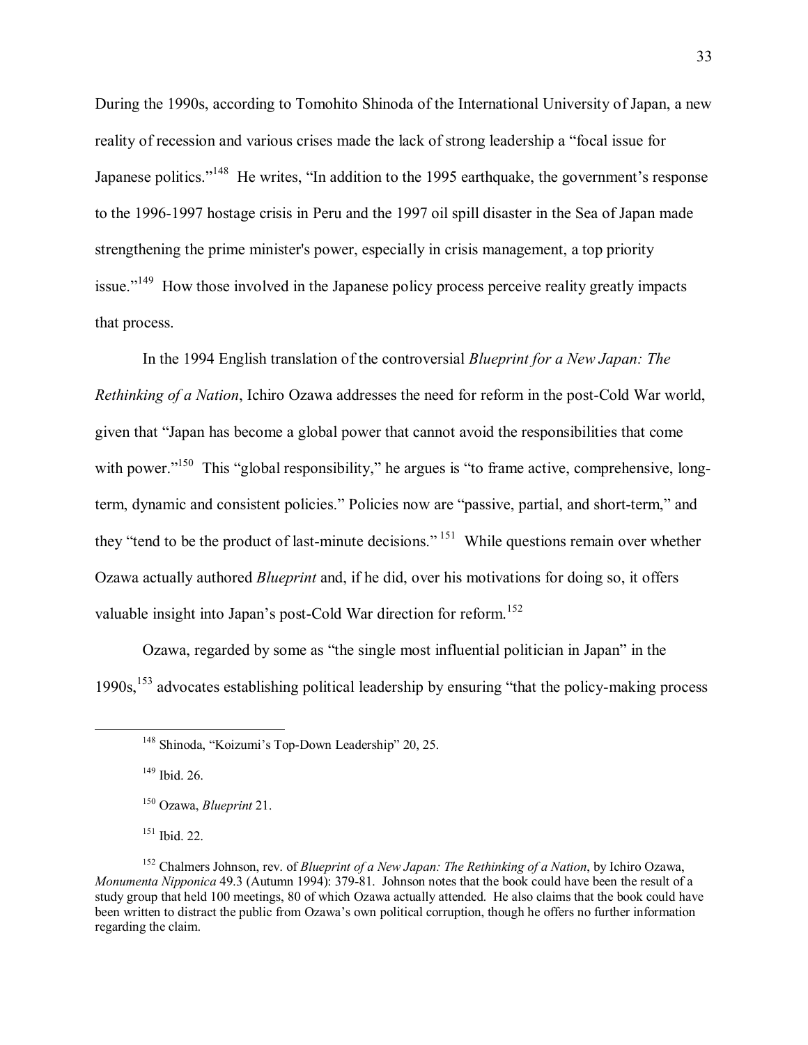During the 1990s, according to Tomohito Shinoda of the International University of Japan, a new reality of recession and various crises made the lack of strong leadership a "focal issue for Japanese politics."[148] He writes, "In addition to the 1995 earthquake, the government's response to the 1996-1997 hostage crisis in Peru and the 1997 oil spill disaster in the Sea of Japan made strengthening the prime minister's power, especially in crisis management, a top priority issue."[149] How those involved in the Japanese policy process perceive reality greatly impacts that process.

In the 1994 English translation of the controversial *Blueprint for a New Japan: The Rethinking of a Nation*, Ichiro Ozawa addresses the need for reform in the post-Cold War world, given that "Japan has become a global power that cannot avoid the responsibilities that come with power."[150] This "global responsibility," he argues is "to frame active, comprehensive, long-term, dynamic and consistent policies." Policies now are "passive, partial, and short-term," and they "tend to be the product of last-minute decisions."[151] While questions remain over whether Ozawa actually authored *Blueprint* and, if he did, over his motivations for doing so, it offers valuable insight into Japan's post-Cold War direction for reform.[152]

Ozawa, regarded by some as "the single most influential politician in Japan" in the 1990s,[153] advocates establishing political leadership by ensuring "that the policy-making process

---

[148] Shinoda, "Koizumi's Top-Down Leadership" 20, 25.

[149] Ibid. 26.

[150] Ozawa, *Blueprint* 21.

[151] Ibid. 22.

[152] Chalmers Johnson, rev. of *Blueprint of a New Japan: The Rethinking of a Nation*, by Ichiro Ozawa, *Monumenta Nipponica* 49.3 (Autumn 1994): 379-81. Johnson notes that the book could have been the result of a study group that held 100 meetings, 80 of which Ozawa actually attended. He also claims that the book could have been written to distract the public from Ozawa's own political corruption, though he offers no further information regarding the claim.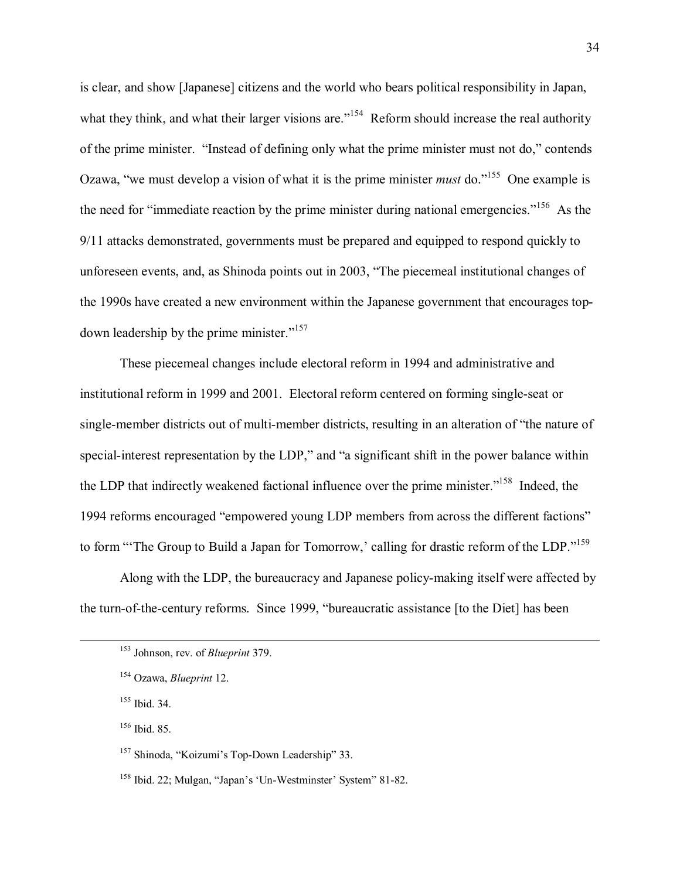is clear, and show [Japanese] citizens and the world who bears political responsibility in Japan, what they think, and what their larger visions are."[154] Reform should increase the real authority of the prime minister. "Instead of defining only what the prime minister must not do," contends Ozawa, "we must develop a vision of what it is the prime minister *must* do."[155] One example is the need for "immediate reaction by the prime minister during national emergencies."[156] As the 9/11 attacks demonstrated, governments must be prepared and equipped to respond quickly to unforeseen events, and, as Shinoda points out in 2003, "The piecemeal institutional changes of the 1990s have created a new environment within the Japanese government that encourages top-down leadership by the prime minister."[157]

These piecemeal changes include electoral reform in 1994 and administrative and institutional reform in 1999 and 2001. Electoral reform centered on forming single-seat or single-member districts out of multi-member districts, resulting in an alteration of "the nature of special-interest representation by the LDP," and "a significant shift in the power balance within the LDP that indirectly weakened factional influence over the prime minister."[158] Indeed, the 1994 reforms encouraged "empowered young LDP members from across the different factions" to form "'The Group to Build a Japan for Tomorrow,' calling for drastic reform of the LDP."[159]

Along with the LDP, the bureaucracy and Japanese policy-making itself were affected by the turn-of-the-century reforms. Since 1999, "bureaucratic assistance [to the Diet] has been

---

[153] Johnson, rev. of *Blueprint* 379.

[154] Ozawa, *Blueprint* 12.

[155] Ibid. 34.

[156] Ibid. 85.

[157] Shinoda, "Koizumi's Top-Down Leadership" 33.

[158] Ibid. 22; Mulgan, "Japan's 'Un-Westminster' System" 81-82.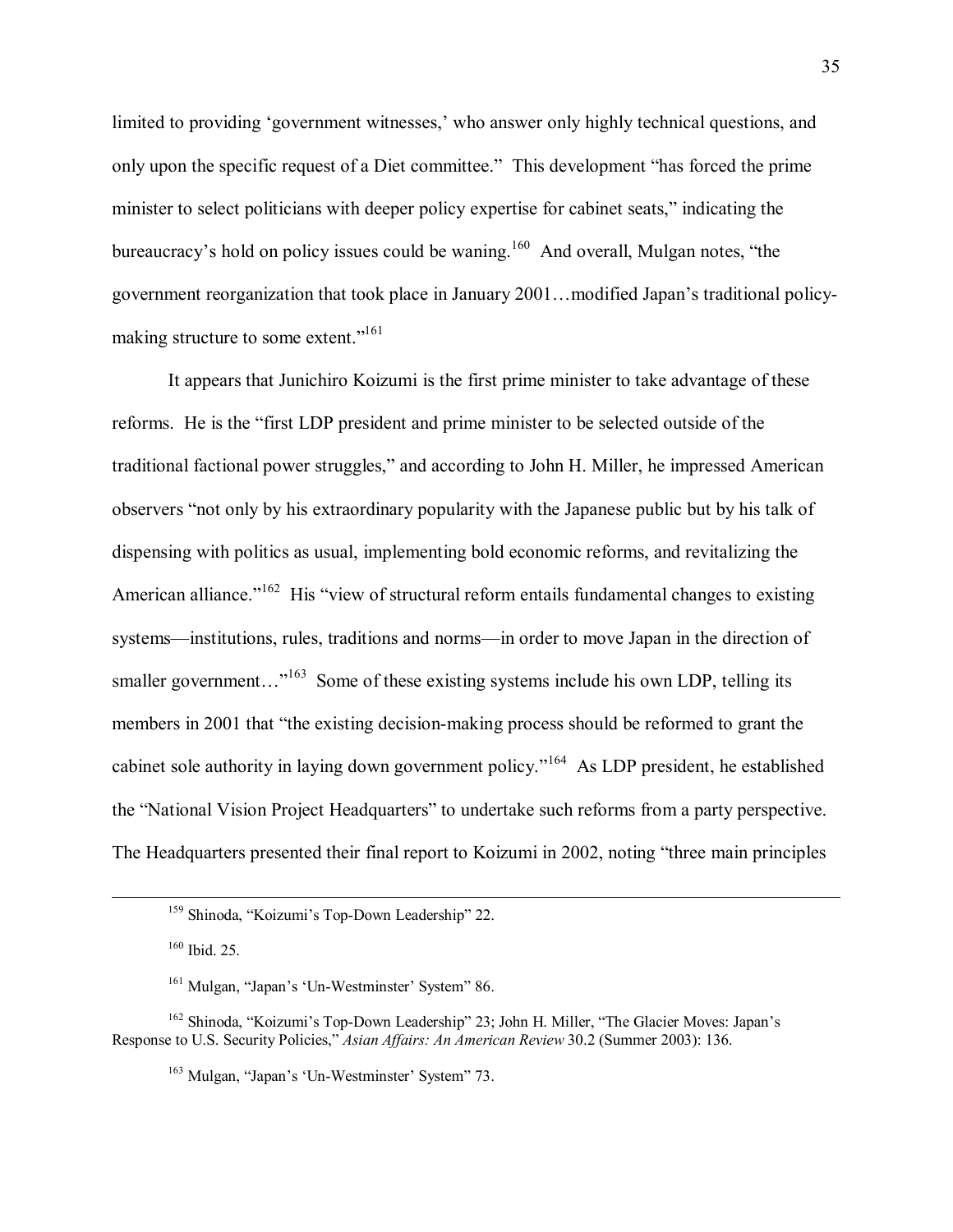limited to providing 'government witnesses,' who answer only highly technical questions, and only upon the specific request of a Diet committee." This development "has forced the prime minister to select politicians with deeper policy expertise for cabinet seats," indicating the bureaucracy's hold on policy issues could be waning.[160] And overall, Mulgan notes, "the government reorganization that took place in January 2001…modified Japan's traditional policy-making structure to some extent."[161]

It appears that Junichiro Koizumi is the first prime minister to take advantage of these reforms. He is the "first LDP president and prime minister to be selected outside of the traditional factional power struggles," and according to John H. Miller, he impressed American observers "not only by his extraordinary popularity with the Japanese public but by his talk of dispensing with politics as usual, implementing bold economic reforms, and revitalizing the American alliance."[162] His "view of structural reform entails fundamental changes to existing systems—institutions, rules, traditions and norms—in order to move Japan in the direction of smaller government…"[163] Some of these existing systems include his own LDP, telling its members in 2001 that "the existing decision-making process should be reformed to grant the cabinet sole authority in laying down government policy."[164] As LDP president, he established the "National Vision Project Headquarters" to undertake such reforms from a party perspective. The Headquarters presented their final report to Koizumi in 2002, noting "three main principles

---

[159] Shinoda, "Koizumi's Top-Down Leadership" 22.

[160] Ibid. 25.

[161] Mulgan, "Japan's 'Un-Westminster' System" 86.

[162] Shinoda, "Koizumi's Top-Down Leadership" 23; John H. Miller, "The Glacier Moves: Japan's Response to U.S. Security Policies," *Asian Affairs: An American Review* 30.2 (Summer 2003): 136.

[163] Mulgan, "Japan's 'Un-Westminster' System" 73.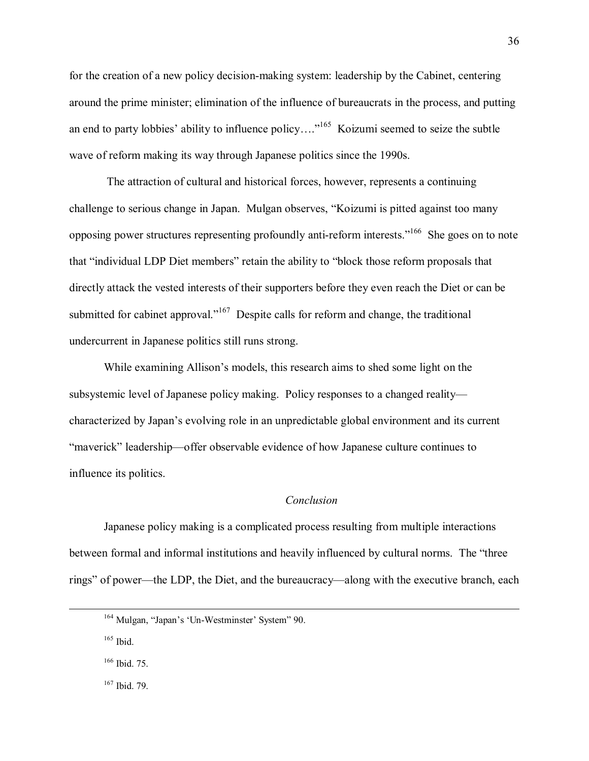for the creation of a new policy decision-making system: leadership by the Cabinet, centering around the prime minister; elimination of the influence of bureaucrats in the process, and putting an end to party lobbies' ability to influence policy…."[165] Koizumi seemed to seize the subtle wave of reform making its way through Japanese politics since the 1990s.

The attraction of cultural and historical forces, however, represents a continuing challenge to serious change in Japan. Mulgan observes, "Koizumi is pitted against too many opposing power structures representing profoundly anti-reform interests."[166] She goes on to note that "individual LDP Diet members" retain the ability to "block those reform proposals that directly attack the vested interests of their supporters before they even reach the Diet or can be submitted for cabinet approval."[167] Despite calls for reform and change, the traditional undercurrent in Japanese politics still runs strong.

While examining Allison's models, this research aims to shed some light on the subsystemic level of Japanese policy making. Policy responses to a changed reality—characterized by Japan's evolving role in an unpredictable global environment and its current "maverick" leadership—offer observable evidence of how Japanese culture continues to influence its politics.

## *Conclusion*

Japanese policy making is a complicated process resulting from multiple interactions between formal and informal institutions and heavily influenced by cultural norms. The "three rings" of power—the LDP, the Diet, and the bureaucracy—along with the executive branch, each

---

[164] Mulgan, "Japan's 'Un-Westminster' System" 90.

[165] Ibid.

[166] Ibid. 75.

[167] Ibid. 79.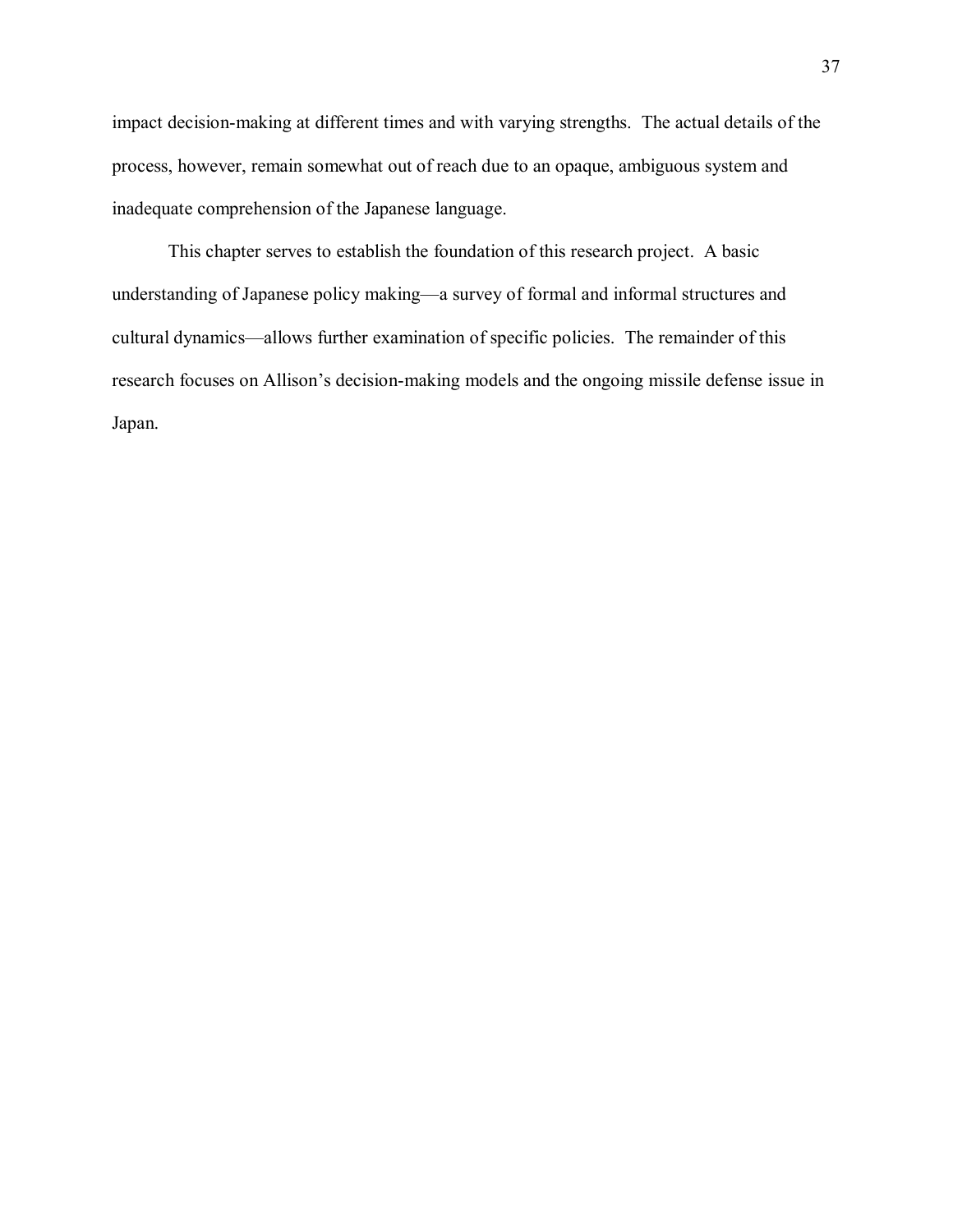impact decision-making at different times and with varying strengths. The actual details of the process, however, remain somewhat out of reach due to an opaque, ambiguous system and inadequate comprehension of the Japanese language.

This chapter serves to establish the foundation of this research project. A basic understanding of Japanese policy making—a survey of formal and informal structures and cultural dynamics—allows further examination of specific policies. The remainder of this research focuses on Allison's decision-making models and the ongoing missile defense issue in Japan.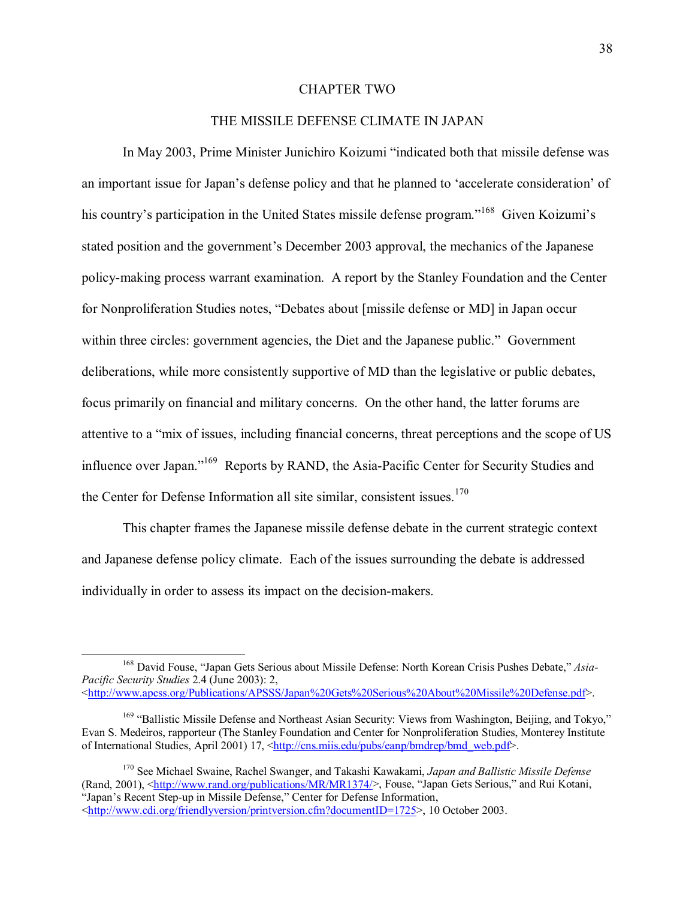# CHAPTER TWO

## THE MISSILE DEFENSE CLIMATE IN JAPAN

In May 2003, Prime Minister Junichiro Koizumi "indicated both that missile defense was an important issue for Japan's defense policy and that he planned to 'accelerate consideration' of his country's participation in the United States missile defense program."[168] Given Koizumi's stated position and the government's December 2003 approval, the mechanics of the Japanese policy-making process warrant examination. A report by the Stanley Foundation and the Center for Nonproliferation Studies notes, "Debates about [missile defense or MD] in Japan occur within three circles: government agencies, the Diet and the Japanese public." Government deliberations, while more consistently supportive of MD than the legislative or public debates, focus primarily on financial and military concerns. On the other hand, the latter forums are attentive to a "mix of issues, including financial concerns, threat perceptions and the scope of US influence over Japan."[169] Reports by RAND, the Asia-Pacific Center for Security Studies and the Center for Defense Information all site similar, consistent issues.[170]

This chapter frames the Japanese missile defense debate in the current strategic context and Japanese defense policy climate. Each of the issues surrounding the debate is addressed individually in order to assess its impact on the decision-makers.

---

[168] David Fouse, "Japan Gets Serious about Missile Defense: North Korean Crisis Pushes Debate," *Asia-Pacific Security Studies* 2.4 (June 2003): 2, <http://www.apcss.org/Publications/APSSS/Japan%20Gets%20Serious%20About%20Missile%20Defense.pdf>.

[169] "Ballistic Missile Defense and Northeast Asian Security: Views from Washington, Beijing, and Tokyo," Evan S. Medeiros, rapporteur (The Stanley Foundation and Center for Nonproliferation Studies, Monterey Institute of International Studies, April 2001) 17, <http://cns.miis.edu/pubs/eanp/bmdrep/bmd_web.pdf>.

[170] See Michael Swaine, Rachel Swanger, and Takashi Kawakami, *Japan and Ballistic Missile Defense* (Rand, 2001), <http://www.rand.org/publications/MR/MR1374/>, Fouse, "Japan Gets Serious," and Rui Kotani, "Japan's Recent Step-up in Missile Defense," Center for Defense Information, <http://www.cdi.org/friendlyversion/printversion.cfm?documentID=1725>, 10 October 2003.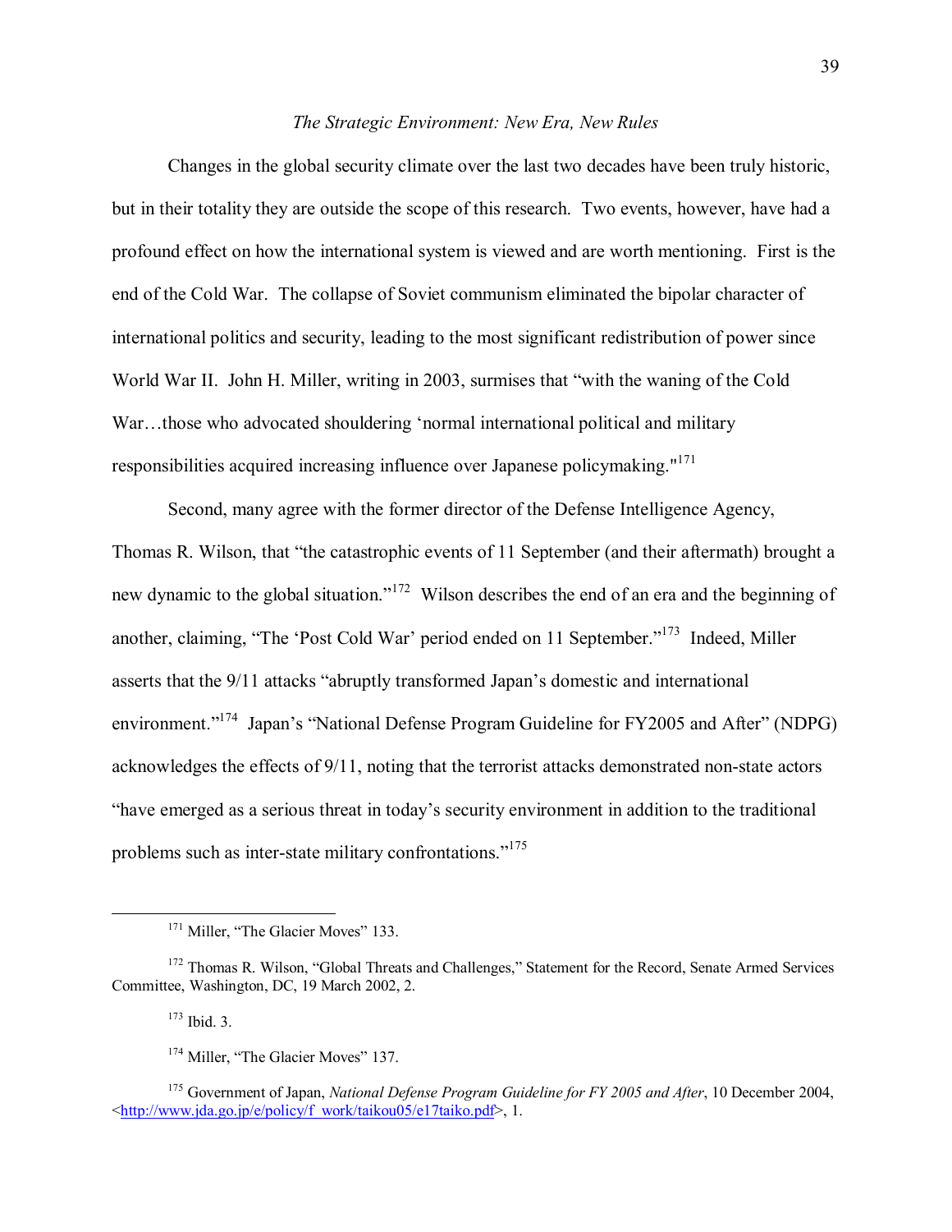*The Strategic Environment: New Era, New Rules*

Changes in the global security climate over the last two decades have been truly historic, but in their totality they are outside the scope of this research. Two events, however, have had a profound effect on how the international system is viewed and are worth mentioning. First is the end of the Cold War. The collapse of Soviet communism eliminated the bipolar character of international politics and security, leading to the most significant redistribution of power since World War II. John H. Miller, writing in 2003, surmises that "with the waning of the Cold War…those who advocated shouldering 'normal international political and military responsibilities acquired increasing influence over Japanese policymaking."[171]

Second, many agree with the former director of the Defense Intelligence Agency, Thomas R. Wilson, that "the catastrophic events of 11 September (and their aftermath) brought a new dynamic to the global situation."[172] Wilson describes the end of an era and the beginning of another, claiming, "The 'Post Cold War' period ended on 11 September."[173] Indeed, Miller asserts that the 9/11 attacks "abruptly transformed Japan's domestic and international environment."[174] Japan's "National Defense Program Guideline for FY2005 and After" (NDPG) acknowledges the effects of 9/11, noting that the terrorist attacks demonstrated non-state actors "have emerged as a serious threat in today's security environment in addition to the traditional problems such as inter-state military confrontations."[175]

---

[171] Miller, "The Glacier Moves" 133.

[172] Thomas R. Wilson, "Global Threats and Challenges," Statement for the Record, Senate Armed Services Committee, Washington, DC, 19 March 2002, 2.

[173] Ibid. 3.

[174] Miller, "The Glacier Moves" 137.

[175] Government of Japan, *National Defense Program Guideline for FY 2005 and After*, 10 December 2004, <http://www.jda.go.jp/e/policy/f_work/taikou05/e17taiko.pdf>, 1.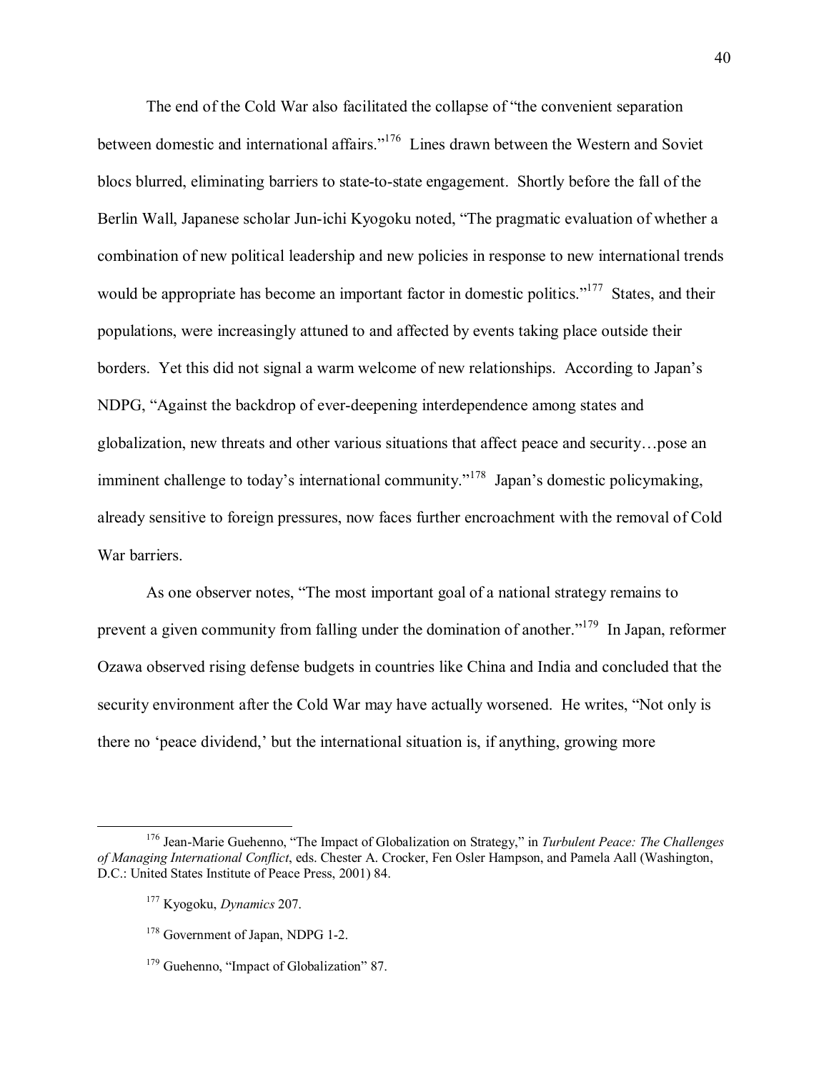The end of the Cold War also facilitated the collapse of "the convenient separation between domestic and international affairs."[176] Lines drawn between the Western and Soviet blocs blurred, eliminating barriers to state-to-state engagement. Shortly before the fall of the Berlin Wall, Japanese scholar Jun-ichi Kyogoku noted, "The pragmatic evaluation of whether a combination of new political leadership and new policies in response to new international trends would be appropriate has become an important factor in domestic politics."[177] States, and their populations, were increasingly attuned to and affected by events taking place outside their borders. Yet this did not signal a warm welcome of new relationships. According to Japan's NDPG, "Against the backdrop of ever-deepening interdependence among states and globalization, new threats and other various situations that affect peace and security…pose an imminent challenge to today's international community."[178] Japan's domestic policymaking, already sensitive to foreign pressures, now faces further encroachment with the removal of Cold War barriers.

As one observer notes, "The most important goal of a national strategy remains to prevent a given community from falling under the domination of another."[179] In Japan, reformer Ozawa observed rising defense budgets in countries like China and India and concluded that the security environment after the Cold War may have actually worsened. He writes, "Not only is there no 'peace dividend,' but the international situation is, if anything, growing more

---

[176] Jean-Marie Guehenno, "The Impact of Globalization on Strategy," in *Turbulent Peace: The Challenges of Managing International Conflict*, eds. Chester A. Crocker, Fen Osler Hampson, and Pamela Aall (Washington, D.C.: United States Institute of Peace Press, 2001) 84.

[177] Kyogoku, *Dynamics* 207.

[178] Government of Japan, NDPG 1-2.

[179] Guehenno, "Impact of Globalization" 87.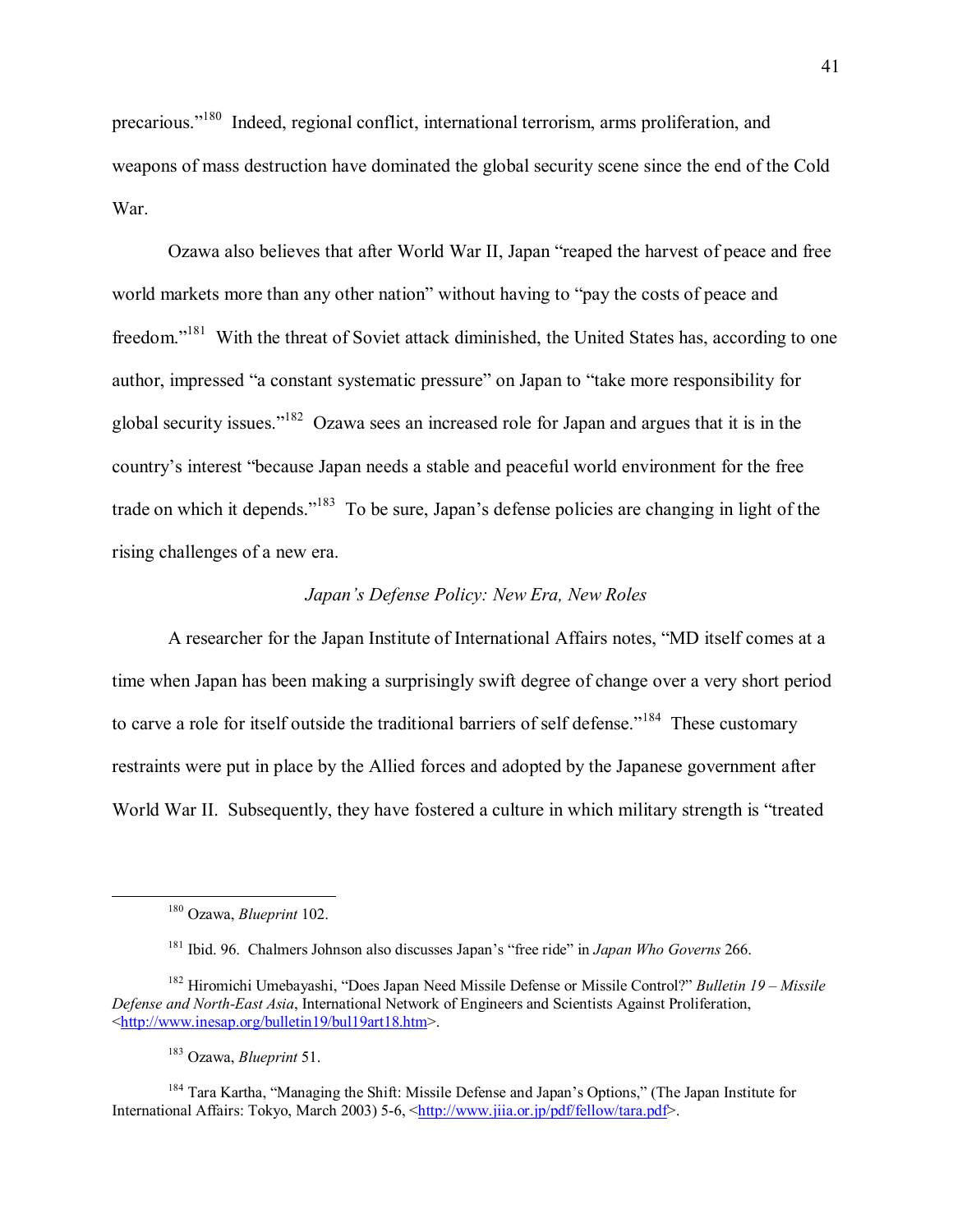precarious."[180] Indeed, regional conflict, international terrorism, arms proliferation, and weapons of mass destruction have dominated the global security scene since the end of the Cold War.

Ozawa also believes that after World War II, Japan "reaped the harvest of peace and free world markets more than any other nation" without having to "pay the costs of peace and freedom."[181] With the threat of Soviet attack diminished, the United States has, according to one author, impressed "a constant systematic pressure" on Japan to "take more responsibility for global security issues."[182] Ozawa sees an increased role for Japan and argues that it is in the country's interest "because Japan needs a stable and peaceful world environment for the free trade on which it depends."[183] To be sure, Japan's defense policies are changing in light of the rising challenges of a new era.

*Japan's Defense Policy: New Era, New Roles*

A researcher for the Japan Institute of International Affairs notes, "MD itself comes at a time when Japan has been making a surprisingly swift degree of change over a very short period to carve a role for itself outside the traditional barriers of self defense."[184] These customary restraints were put in place by the Allied forces and adopted by the Japanese government after World War II. Subsequently, they have fostered a culture in which military strength is "treated

---

[180] Ozawa, *Blueprint* 102.

[181] Ibid. 96. Chalmers Johnson also discusses Japan's "free ride" in *Japan Who Governs* 266.

[182] Hiromichi Umebayashi, "Does Japan Need Missile Defense or Missile Control?" *Bulletin 19 – Missile Defense and North-East Asia*, International Network of Engineers and Scientists Against Proliferation, <http://www.inesap.org/bulletin19/bul19art18.htm>.

[183] Ozawa, *Blueprint* 51.

[184] Tara Kartha, "Managing the Shift: Missile Defense and Japan's Options," (The Japan Institute for International Affairs: Tokyo, March 2003) 5-6, <http://www.jiia.or.jp/pdf/fellow/tara.pdf>.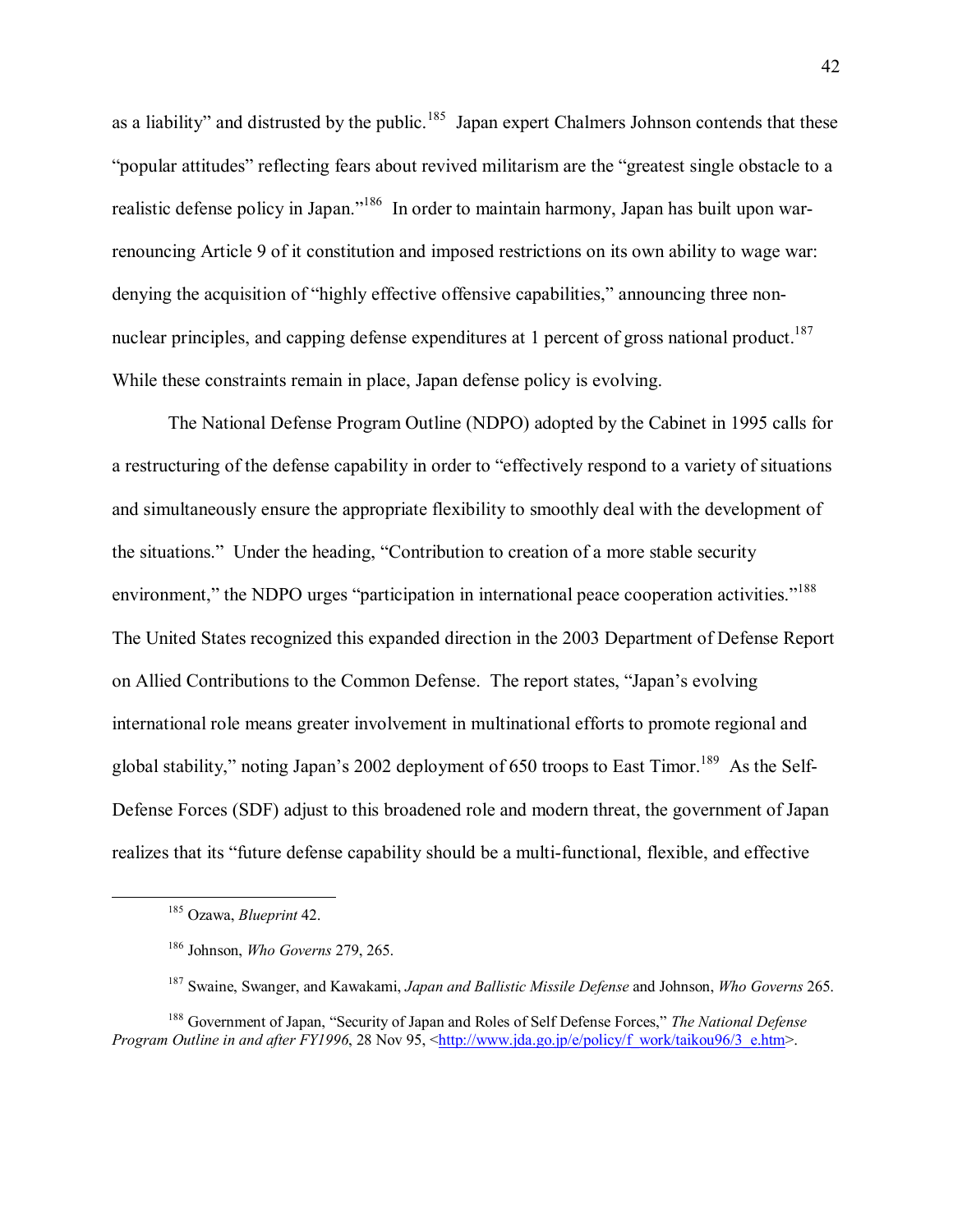as a liability" and distrusted by the public.[185] Japan expert Chalmers Johnson contends that these "popular attitudes" reflecting fears about revived militarism are the "greatest single obstacle to a realistic defense policy in Japan."[186] In order to maintain harmony, Japan has built upon war-renouncing Article 9 of it constitution and imposed restrictions on its own ability to wage war: denying the acquisition of "highly effective offensive capabilities," announcing three non-nuclear principles, and capping defense expenditures at 1 percent of gross national product.[187] While these constraints remain in place, Japan defense policy is evolving.

The National Defense Program Outline (NDPO) adopted by the Cabinet in 1995 calls for a restructuring of the defense capability in order to "effectively respond to a variety of situations and simultaneously ensure the appropriate flexibility to smoothly deal with the development of the situations." Under the heading, "Contribution to creation of a more stable security environment," the NDPO urges "participation in international peace cooperation activities."[188] The United States recognized this expanded direction in the 2003 Department of Defense Report on Allied Contributions to the Common Defense. The report states, "Japan's evolving international role means greater involvement in multinational efforts to promote regional and global stability," noting Japan's 2002 deployment of 650 troops to East Timor.[189] As the Self-Defense Forces (SDF) adjust to this broadened role and modern threat, the government of Japan realizes that its "future defense capability should be a multi-functional, flexible, and effective

---

[185] Ozawa, *Blueprint* 42.

[186] Johnson, *Who Governs* 279, 265.

[187] Swaine, Swanger, and Kawakami, *Japan and Ballistic Missile Defense* and Johnson, *Who Governs* 265.

[188] Government of Japan, "Security of Japan and Roles of Self Defense Forces," *The National Defense Program Outline in and after FY1996*, 28 Nov 95, <http://www.jda.go.jp/e/policy/f_work/taikou96/3_e.htm>.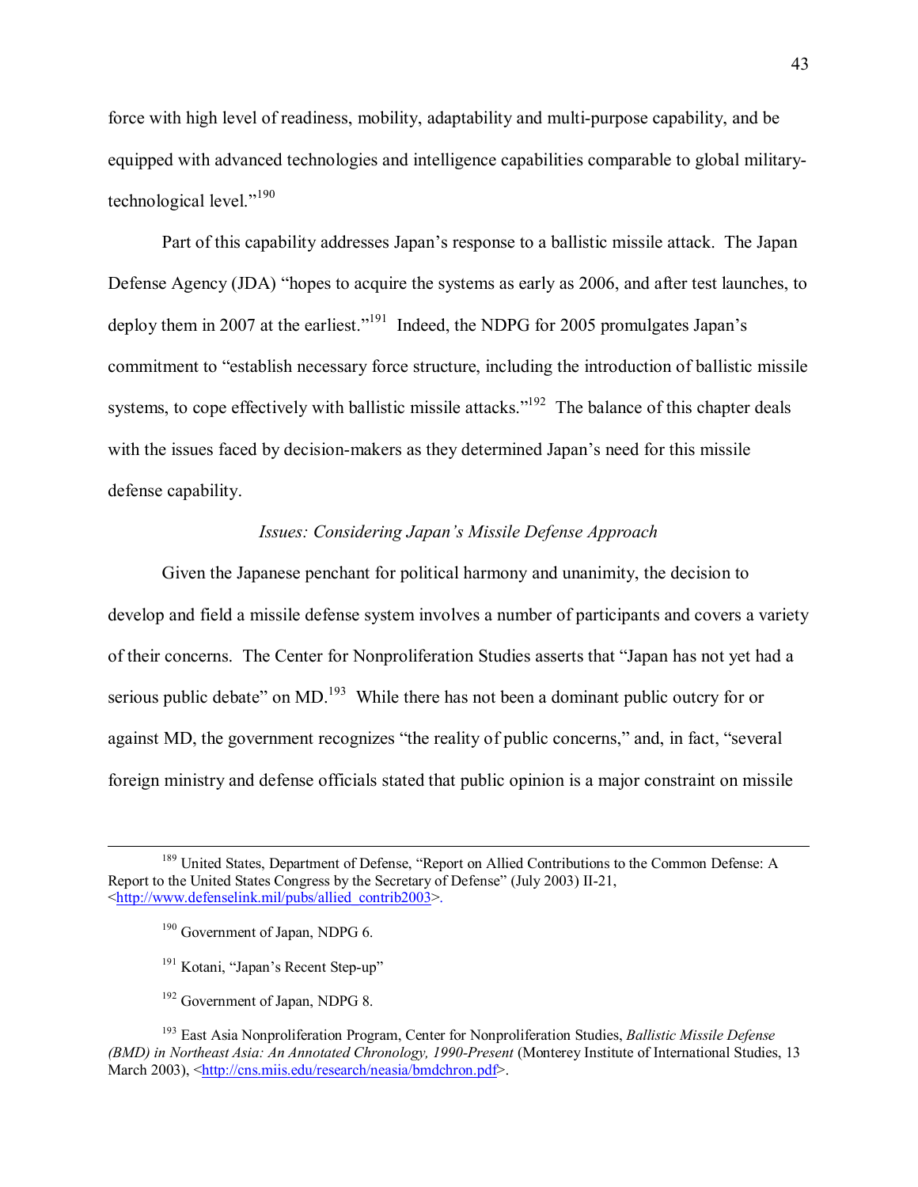force with high level of readiness, mobility, adaptability and multi-purpose capability, and be equipped with advanced technologies and intelligence capabilities comparable to global military-technological level."[190]

Part of this capability addresses Japan's response to a ballistic missile attack. The Japan Defense Agency (JDA) "hopes to acquire the systems as early as 2006, and after test launches, to deploy them in 2007 at the earliest."[191] Indeed, the NDPG for 2005 promulgates Japan's commitment to "establish necessary force structure, including the introduction of ballistic missile systems, to cope effectively with ballistic missile attacks."[192] The balance of this chapter deals with the issues faced by decision-makers as they determined Japan's need for this missile defense capability.

### *Issues: Considering Japan's Missile Defense Approach*

Given the Japanese penchant for political harmony and unanimity, the decision to develop and field a missile defense system involves a number of participants and covers a variety of their concerns. The Center for Nonproliferation Studies asserts that "Japan has not yet had a serious public debate" on MD.[193] While there has not been a dominant public outcry for or against MD, the government recognizes "the reality of public concerns," and, in fact, "several foreign ministry and defense officials stated that public opinion is a major constraint on missile

---

[189] United States, Department of Defense, "Report on Allied Contributions to the Common Defense: A Report to the United States Congress by the Secretary of Defense" (July 2003) II-21, <http://www.defenselink.mil/pubs/allied_contrib2003>.

[190] Government of Japan, NDPG 6.

[191] Kotani, "Japan's Recent Step-up"

[192] Government of Japan, NDPG 8.

[193] East Asia Nonproliferation Program, Center for Nonproliferation Studies, *Ballistic Missile Defense (BMD) in Northeast Asia: An Annotated Chronology, 1990-Present* (Monterey Institute of International Studies, 13 March 2003), <http://cns.miis.edu/research/neasia/bmdchron.pdf>.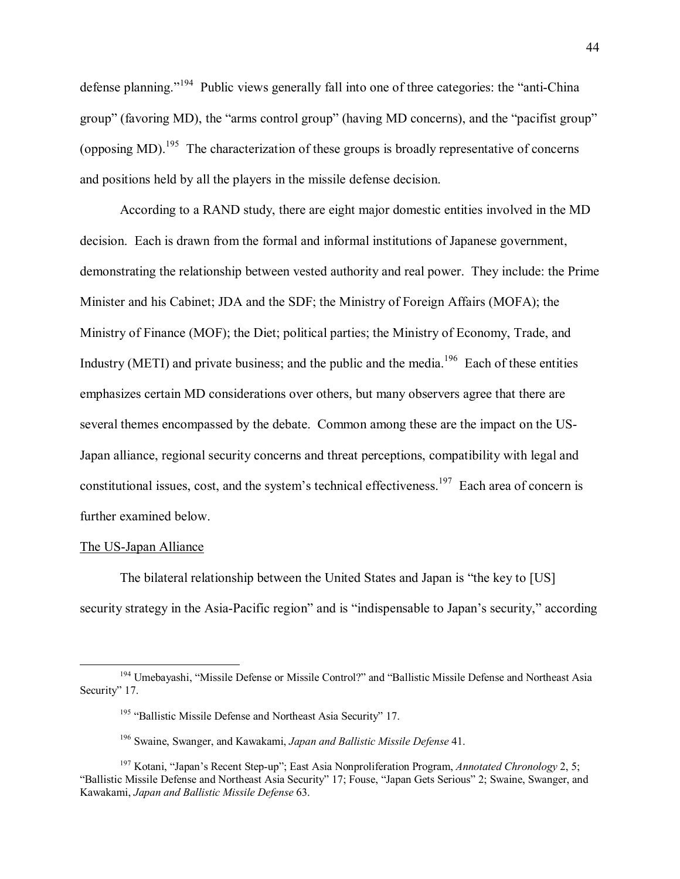defense planning."[194] Public views generally fall into one of three categories: the "anti-China group" (favoring MD), the "arms control group" (having MD concerns), and the "pacifist group" (opposing MD).[195] The characterization of these groups is broadly representative of concerns and positions held by all the players in the missile defense decision.

According to a RAND study, there are eight major domestic entities involved in the MD decision. Each is drawn from the formal and informal institutions of Japanese government, demonstrating the relationship between vested authority and real power. They include: the Prime Minister and his Cabinet; JDA and the SDF; the Ministry of Foreign Affairs (MOFA); the Ministry of Finance (MOF); the Diet; political parties; the Ministry of Economy, Trade, and Industry (METI) and private business; and the public and the media.[196] Each of these entities emphasizes certain MD considerations over others, but many observers agree that there are several themes encompassed by the debate. Common among these are the impact on the US-Japan alliance, regional security concerns and threat perceptions, compatibility with legal and constitutional issues, cost, and the system's technical effectiveness.[197] Each area of concern is further examined below.

<u>The US-Japan Alliance</u>

The bilateral relationship between the United States and Japan is "the key to [US] security strategy in the Asia-Pacific region" and is "indispensable to Japan's security," according

---

[194] Umebayashi, "Missile Defense or Missile Control?" and "Ballistic Missile Defense and Northeast Asia Security" 17.

[195] "Ballistic Missile Defense and Northeast Asia Security" 17.

[196] Swaine, Swanger, and Kawakami, *Japan and Ballistic Missile Defense* 41.

[197] Kotani, "Japan's Recent Step-up"; East Asia Nonproliferation Program, *Annotated Chronology* 2, 5; "Ballistic Missile Defense and Northeast Asia Security" 17; Fouse, "Japan Gets Serious" 2; Swaine, Swanger, and Kawakami, *Japan and Ballistic Missile Defense* 63.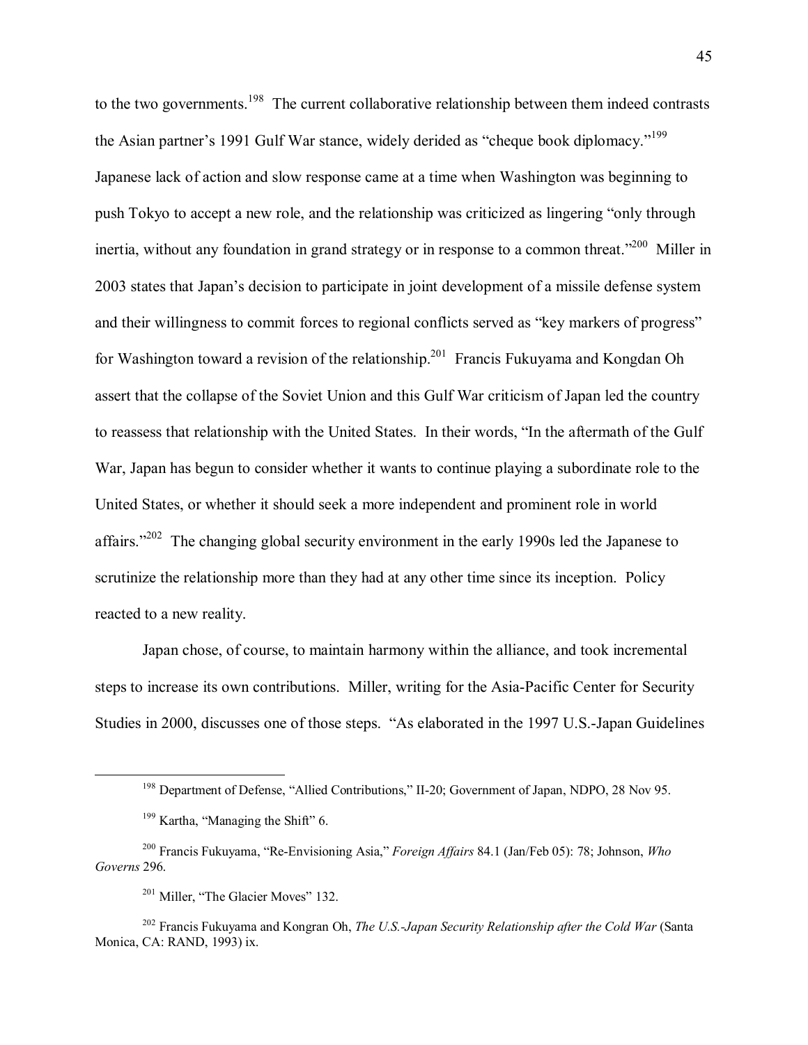to the two governments.[198] The current collaborative relationship between them indeed contrasts the Asian partner's 1991 Gulf War stance, widely derided as "cheque book diplomacy."[199] Japanese lack of action and slow response came at a time when Washington was beginning to push Tokyo to accept a new role, and the relationship was criticized as lingering "only through inertia, without any foundation in grand strategy or in response to a common threat."[200] Miller in 2003 states that Japan's decision to participate in joint development of a missile defense system and their willingness to commit forces to regional conflicts served as "key markers of progress" for Washington toward a revision of the relationship.[201] Francis Fukuyama and Kongdan Oh assert that the collapse of the Soviet Union and this Gulf War criticism of Japan led the country to reassess that relationship with the United States. In their words, "In the aftermath of the Gulf War, Japan has begun to consider whether it wants to continue playing a subordinate role to the United States, or whether it should seek a more independent and prominent role in world affairs."[202] The changing global security environment in the early 1990s led the Japanese to scrutinize the relationship more than they had at any other time since its inception. Policy reacted to a new reality.

Japan chose, of course, to maintain harmony within the alliance, and took incremental steps to increase its own contributions. Miller, writing for the Asia-Pacific Center for Security Studies in 2000, discusses one of those steps. "As elaborated in the 1997 U.S.-Japan Guidelines

---

[198] Department of Defense, "Allied Contributions," II-20; Government of Japan, NDPO, 28 Nov 95.

[199] Kartha, "Managing the Shift" 6.

[200] Francis Fukuyama, "Re-Envisioning Asia," *Foreign Affairs* 84.1 (Jan/Feb 05): 78; Johnson, *Who Governs* 296.

[201] Miller, "The Glacier Moves" 132.

[202] Francis Fukuyama and Kongran Oh, *The U.S.-Japan Security Relationship after the Cold War* (Santa Monica, CA: RAND, 1993) ix.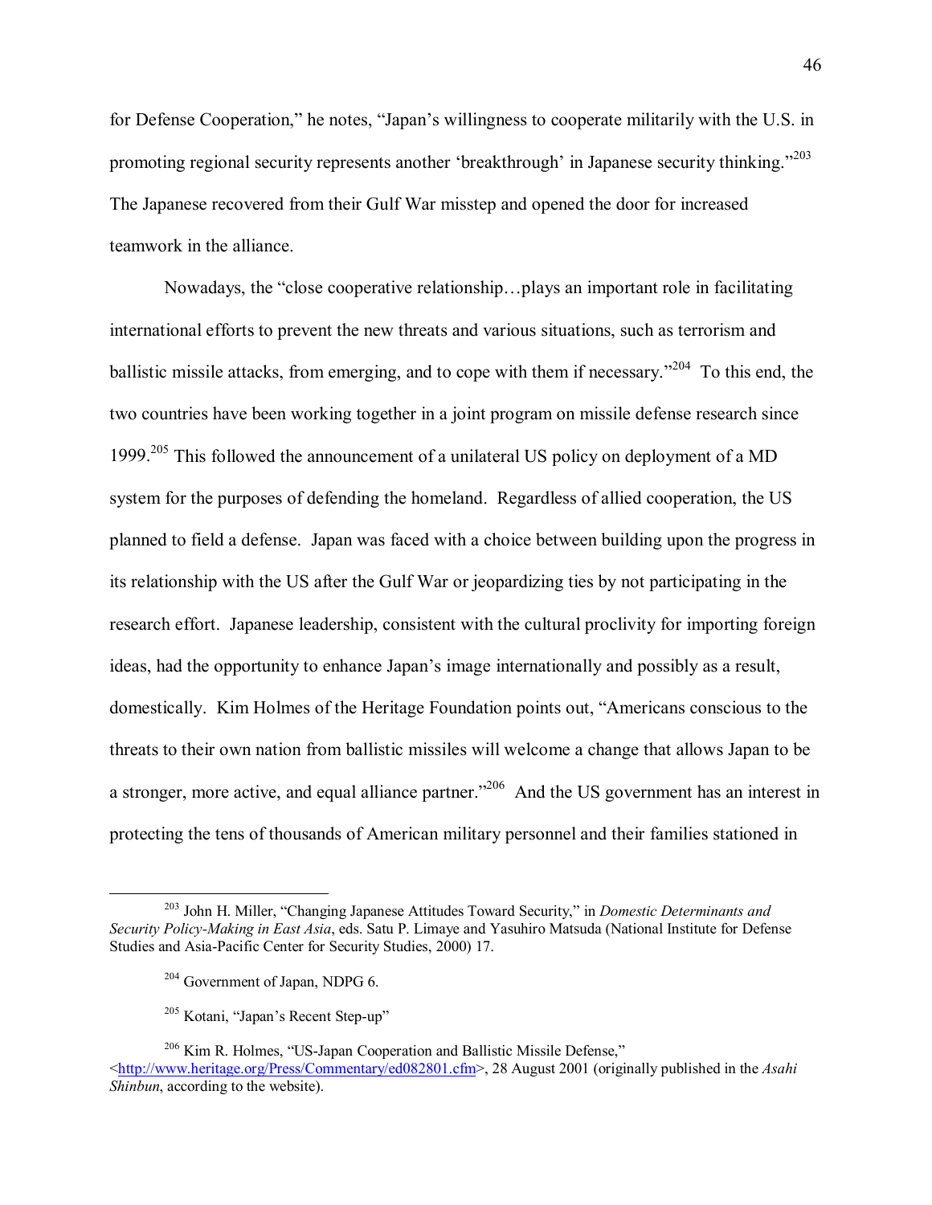for Defense Cooperation," he notes, "Japan's willingness to cooperate militarily with the U.S. in promoting regional security represents another 'breakthrough' in Japanese security thinking."[203] The Japanese recovered from their Gulf War misstep and opened the door for increased teamwork in the alliance.

Nowadays, the "close cooperative relationship…plays an important role in facilitating international efforts to prevent the new threats and various situations, such as terrorism and ballistic missile attacks, from emerging, and to cope with them if necessary."[204] To this end, the two countries have been working together in a joint program on missile defense research since 1999.[205] This followed the announcement of a unilateral US policy on deployment of a MD system for the purposes of defending the homeland. Regardless of allied cooperation, the US planned to field a defense. Japan was faced with a choice between building upon the progress in its relationship with the US after the Gulf War or jeopardizing ties by not participating in the research effort. Japanese leadership, consistent with the cultural proclivity for importing foreign ideas, had the opportunity to enhance Japan's image internationally and possibly as a result, domestically. Kim Holmes of the Heritage Foundation points out, "Americans conscious to the threats to their own nation from ballistic missiles will welcome a change that allows Japan to be a stronger, more active, and equal alliance partner."[206] And the US government has an interest in protecting the tens of thousands of American military personnel and their families stationed in

---

[203] John H. Miller, "Changing Japanese Attitudes Toward Security," in *Domestic Determinants and Security Policy-Making in East Asia*, eds. Satu P. Limaye and Yasuhiro Matsuda (National Institute for Defense Studies and Asia-Pacific Center for Security Studies, 2000) 17.

[204] Government of Japan, NDPG 6.

[205] Kotani, "Japan's Recent Step-up"

[206] Kim R. Holmes, "US-Japan Cooperation and Ballistic Missile Defense," <http://www.heritage.org/Press/Commentary/ed082801.cfm>, 28 August 2001 (originally published in the *Asahi Shinbun*, according to the website).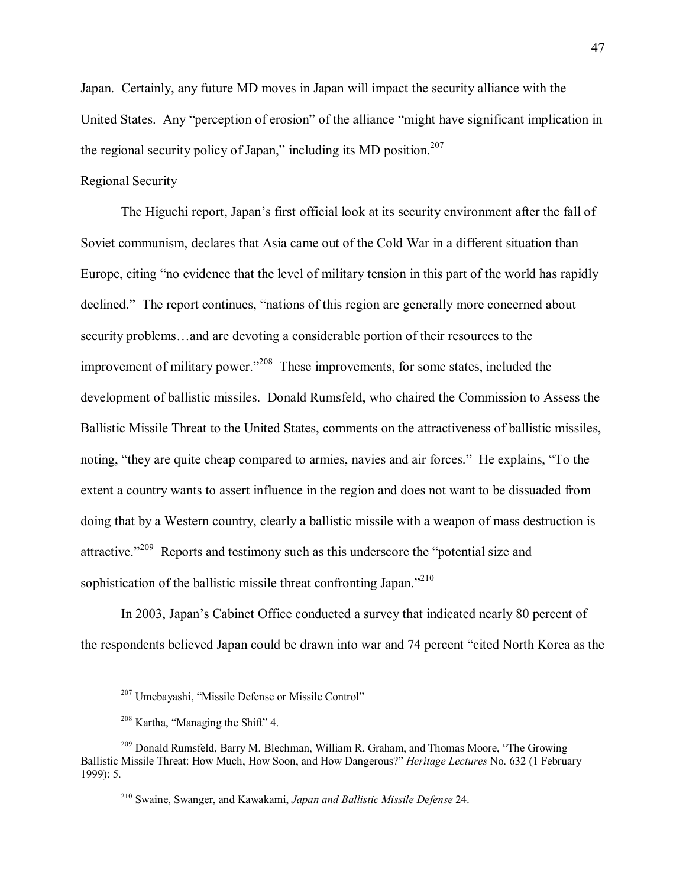Japan. Certainly, any future MD moves in Japan will impact the security alliance with the United States. Any "perception of erosion" of the alliance "might have significant implication in the regional security policy of Japan," including its MD position.[207]

Regional Security

The Higuchi report, Japan's first official look at its security environment after the fall of Soviet communism, declares that Asia came out of the Cold War in a different situation than Europe, citing "no evidence that the level of military tension in this part of the world has rapidly declined." The report continues, "nations of this region are generally more concerned about security problems…and are devoting a considerable portion of their resources to the improvement of military power."[208] These improvements, for some states, included the development of ballistic missiles. Donald Rumsfeld, who chaired the Commission to Assess the Ballistic Missile Threat to the United States, comments on the attractiveness of ballistic missiles, noting, "they are quite cheap compared to armies, navies and air forces." He explains, "To the extent a country wants to assert influence in the region and does not want to be dissuaded from doing that by a Western country, clearly a ballistic missile with a weapon of mass destruction is attractive."[209] Reports and testimony such as this underscore the "potential size and sophistication of the ballistic missile threat confronting Japan."[210]

In 2003, Japan's Cabinet Office conducted a survey that indicated nearly 80 percent of the respondents believed Japan could be drawn into war and 74 percent "cited North Korea as the

---

[207] Umebayashi, "Missile Defense or Missile Control"

[208] Kartha, "Managing the Shift" 4.

[209] Donald Rumsfeld, Barry M. Blechman, William R. Graham, and Thomas Moore, "The Growing Ballistic Missile Threat: How Much, How Soon, and How Dangerous?" *Heritage Lectures* No. 632 (1 February 1999): 5.

[210] Swaine, Swanger, and Kawakami, *Japan and Ballistic Missile Defense* 24.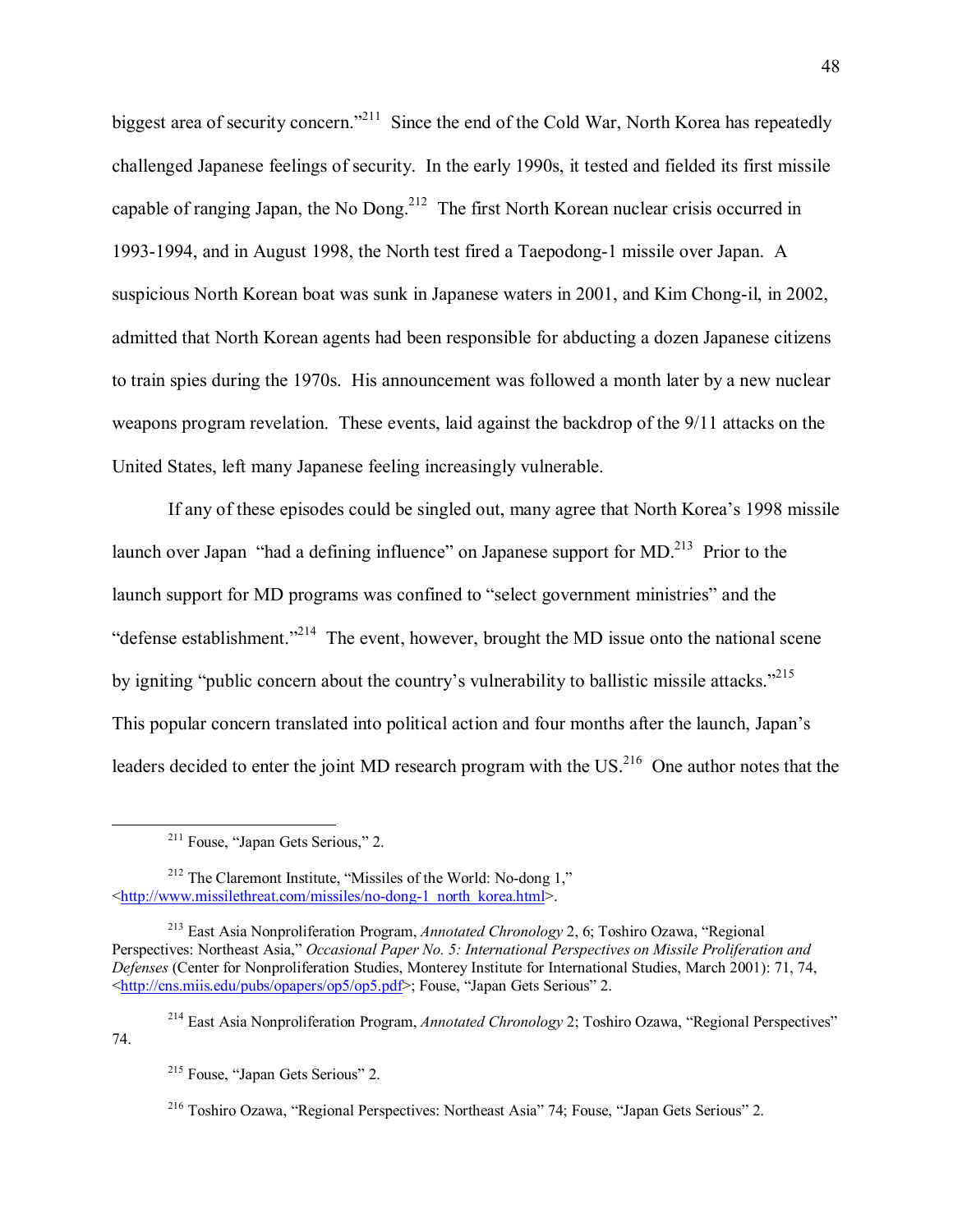biggest area of security concern."[211] Since the end of the Cold War, North Korea has repeatedly challenged Japanese feelings of security. In the early 1990s, it tested and fielded its first missile capable of ranging Japan, the No Dong.[212] The first North Korean nuclear crisis occurred in 1993-1994, and in August 1998, the North test fired a Taepodong-1 missile over Japan. A suspicious North Korean boat was sunk in Japanese waters in 2001, and Kim Chong-il, in 2002, admitted that North Korean agents had been responsible for abducting a dozen Japanese citizens to train spies during the 1970s. His announcement was followed a month later by a new nuclear weapons program revelation. These events, laid against the backdrop of the 9/11 attacks on the United States, left many Japanese feeling increasingly vulnerable.

If any of these episodes could be singled out, many agree that North Korea's 1998 missile launch over Japan "had a defining influence" on Japanese support for MD.[213] Prior to the launch support for MD programs was confined to "select government ministries" and the "defense establishment."[214] The event, however, brought the MD issue onto the national scene by igniting "public concern about the country's vulnerability to ballistic missile attacks."[215] This popular concern translated into political action and four months after the launch, Japan's leaders decided to enter the joint MD research program with the US.[216] One author notes that the

---

[211] Fouse, "Japan Gets Serious," 2.

[212] The Claremont Institute, "Missiles of the World: No-dong 1," <http://www.missilethreat.com/missiles/no-dong-1_north_korea.html>.

[213] East Asia Nonproliferation Program, *Annotated Chronology* 2, 6; Toshiro Ozawa, "Regional Perspectives: Northeast Asia," *Occasional Paper No. 5: International Perspectives on Missile Proliferation and Defenses* (Center for Nonproliferation Studies, Monterey Institute for International Studies, March 2001): 71, 74, <http://cns.miis.edu/pubs/opapers/op5/op5.pdf>; Fouse, "Japan Gets Serious" 2.

[214] East Asia Nonproliferation Program, *Annotated Chronology* 2; Toshiro Ozawa, "Regional Perspectives" 74.

[215] Fouse, "Japan Gets Serious" 2.

[216] Toshiro Ozawa, "Regional Perspectives: Northeast Asia" 74; Fouse, "Japan Gets Serious" 2.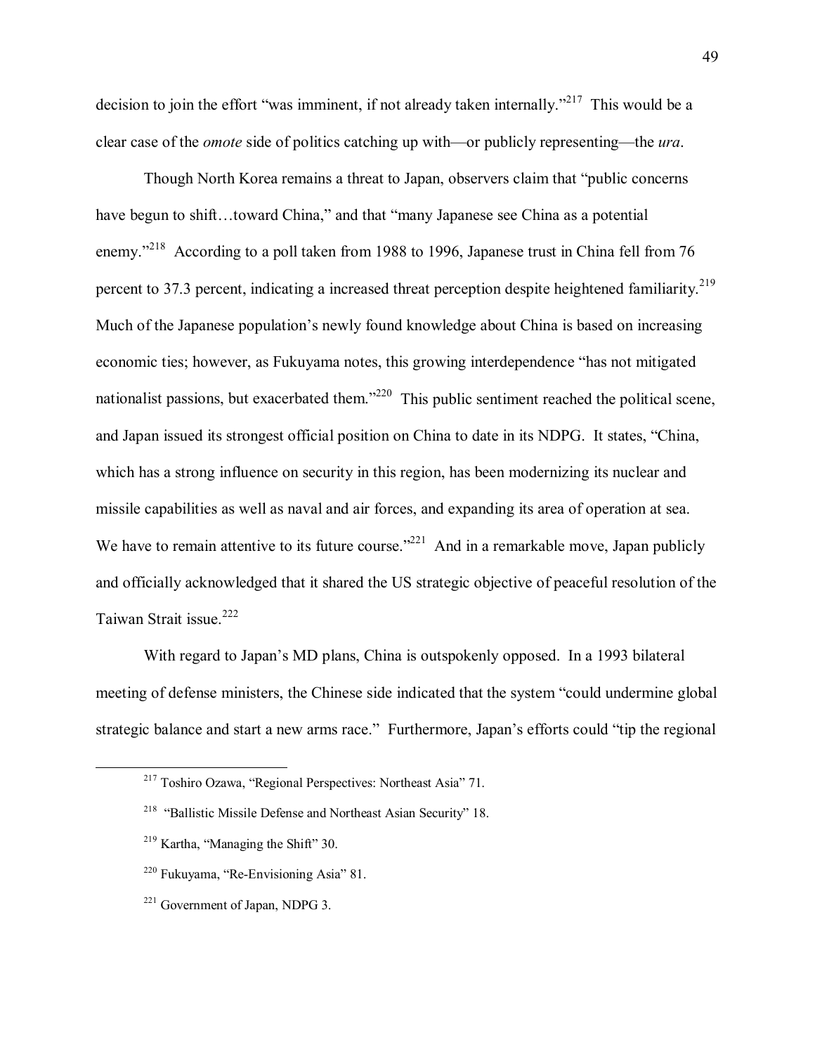decision to join the effort "was imminent, if not already taken internally."[217] This would be a clear case of the *omote* side of politics catching up with—or publicly representing—the *ura*.

Though North Korea remains a threat to Japan, observers claim that "public concerns have begun to shift…toward China," and that "many Japanese see China as a potential enemy."[218] According to a poll taken from 1988 to 1996, Japanese trust in China fell from 76 percent to 37.3 percent, indicating a increased threat perception despite heightened familiarity.[219] Much of the Japanese population's newly found knowledge about China is based on increasing economic ties; however, as Fukuyama notes, this growing interdependence "has not mitigated nationalist passions, but exacerbated them."[220] This public sentiment reached the political scene, and Japan issued its strongest official position on China to date in its NDPG. It states, "China, which has a strong influence on security in this region, has been modernizing its nuclear and missile capabilities as well as naval and air forces, and expanding its area of operation at sea. We have to remain attentive to its future course."[221] And in a remarkable move, Japan publicly and officially acknowledged that it shared the US strategic objective of peaceful resolution of the Taiwan Strait issue.[222]

With regard to Japan's MD plans, China is outspokenly opposed. In a 1993 bilateral meeting of defense ministers, the Chinese side indicated that the system "could undermine global strategic balance and start a new arms race." Furthermore, Japan's efforts could "tip the regional

---

[217] Toshiro Ozawa, "Regional Perspectives: Northeast Asia" 71.

[218] "Ballistic Missile Defense and Northeast Asian Security" 18.

[219] Kartha, "Managing the Shift" 30.

[220] Fukuyama, "Re-Envisioning Asia" 81.

[221] Government of Japan, NDPG 3.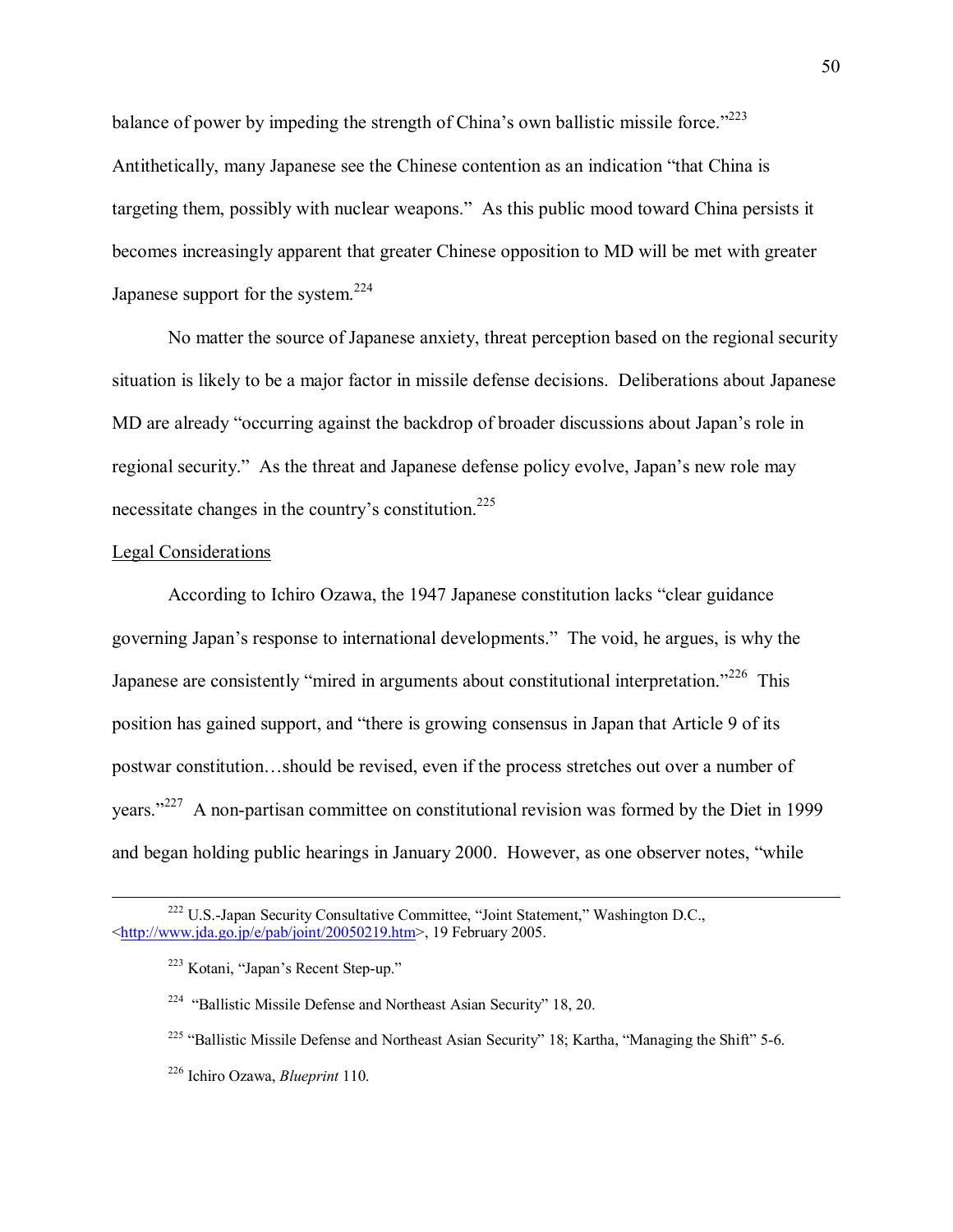balance of power by impeding the strength of China's own ballistic missile force."[223] Antithetically, many Japanese see the Chinese contention as an indication "that China is targeting them, possibly with nuclear weapons." As this public mood toward China persists it becomes increasingly apparent that greater Chinese opposition to MD will be met with greater Japanese support for the system.[224]

No matter the source of Japanese anxiety, threat perception based on the regional security situation is likely to be a major factor in missile defense decisions. Deliberations about Japanese MD are already "occurring against the backdrop of broader discussions about Japan's role in regional security." As the threat and Japanese defense policy evolve, Japan's new role may necessitate changes in the country's constitution.[225]

<u>Legal Considerations</u>

According to Ichiro Ozawa, the 1947 Japanese constitution lacks "clear guidance governing Japan's response to international developments." The void, he argues, is why the Japanese are consistently "mired in arguments about constitutional interpretation."[226] This position has gained support, and "there is growing consensus in Japan that Article 9 of its postwar constitution…should be revised, even if the process stretches out over a number of years."[227] A non-partisan committee on constitutional revision was formed by the Diet in 1999 and began holding public hearings in January 2000. However, as one observer notes, "while

---

[222] U.S.-Japan Security Consultative Committee, "Joint Statement," Washington D.C., <http://www.jda.go.jp/e/pab/joint/20050219.htm>, 19 February 2005.

[223] Kotani, "Japan's Recent Step-up."

[224] "Ballistic Missile Defense and Northeast Asian Security" 18, 20.

[225] "Ballistic Missile Defense and Northeast Asian Security" 18; Kartha, "Managing the Shift" 5-6.

[226] Ichiro Ozawa, *Blueprint* 110.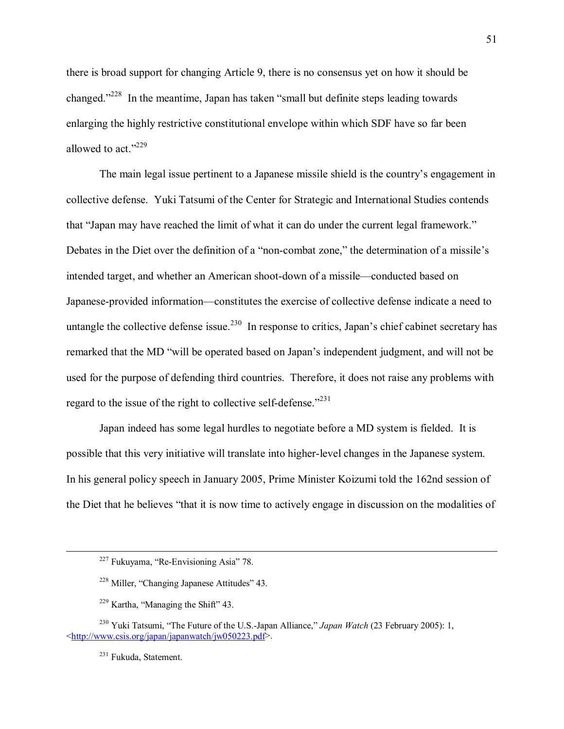there is broad support for changing Article 9, there is no consensus yet on how it should be changed."[228] In the meantime, Japan has taken "small but definite steps leading towards enlarging the highly restrictive constitutional envelope within which SDF have so far been allowed to act."[229]

The main legal issue pertinent to a Japanese missile shield is the country's engagement in collective defense. Yuki Tatsumi of the Center for Strategic and International Studies contends that "Japan may have reached the limit of what it can do under the current legal framework." Debates in the Diet over the definition of a "non-combat zone," the determination of a missile's intended target, and whether an American shoot-down of a missile—conducted based on Japanese-provided information—constitutes the exercise of collective defense indicate a need to untangle the collective defense issue.[230] In response to critics, Japan's chief cabinet secretary has remarked that the MD "will be operated based on Japan's independent judgment, and will not be used for the purpose of defending third countries. Therefore, it does not raise any problems with regard to the issue of the right to collective self-defense."[231]

Japan indeed has some legal hurdles to negotiate before a MD system is fielded. It is possible that this very initiative will translate into higher-level changes in the Japanese system. In his general policy speech in January 2005, Prime Minister Koizumi told the 162nd session of the Diet that he believes "that it is now time to actively engage in discussion on the modalities of

---

[227] Fukuyama, "Re-Envisioning Asia" 78.

[228] Miller, "Changing Japanese Attitudes" 43.

[229] Kartha, "Managing the Shift" 43.

[230] Yuki Tatsumi, "The Future of the U.S.-Japan Alliance," *Japan Watch* (23 February 2005): 1, <http://www.csis.org/japan/japanwatch/jw050223.pdf>.

[231] Fukuda, Statement.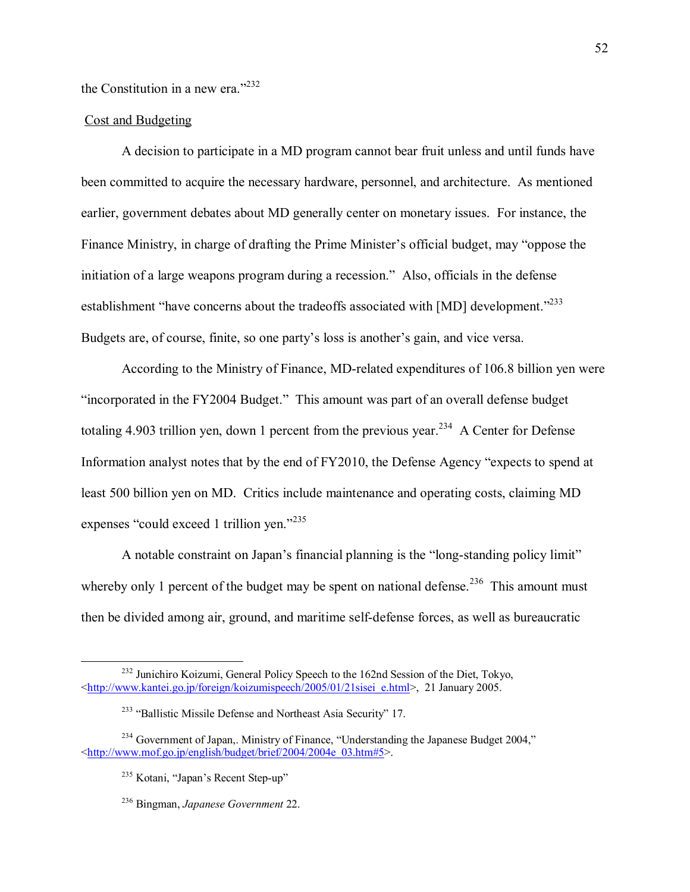the Constitution in a new era."[232]

Cost and Budgeting

A decision to participate in a MD program cannot bear fruit unless and until funds have been committed to acquire the necessary hardware, personnel, and architecture. As mentioned earlier, government debates about MD generally center on monetary issues. For instance, the Finance Ministry, in charge of drafting the Prime Minister's official budget, may "oppose the initiation of a large weapons program during a recession." Also, officials in the defense establishment "have concerns about the tradeoffs associated with [MD] development."[233] Budgets are, of course, finite, so one party's loss is another's gain, and vice versa.

According to the Ministry of Finance, MD-related expenditures of 106.8 billion yen were "incorporated in the FY2004 Budget." This amount was part of an overall defense budget totaling 4.903 trillion yen, down 1 percent from the previous year.[234] A Center for Defense Information analyst notes that by the end of FY2010, the Defense Agency "expects to spend at least 500 billion yen on MD. Critics include maintenance and operating costs, claiming MD expenses "could exceed 1 trillion yen."[235]

A notable constraint on Japan's financial planning is the "long-standing policy limit" whereby only 1 percent of the budget may be spent on national defense.[236] This amount must then be divided among air, ground, and maritime self-defense forces, as well as bureaucratic

---

[232] Junichiro Koizumi, General Policy Speech to the 162nd Session of the Diet, Tokyo, <http://www.kantei.go.jp/foreign/koizumispeech/2005/01/21sisei_e.html>, 21 January 2005.

[233] "Ballistic Missile Defense and Northeast Asia Security" 17.

[234] Government of Japan,. Ministry of Finance, "Understanding the Japanese Budget 2004," <http://www.mof.go.jp/english/budget/brief/2004/2004e_03.htm#5>.

[235] Kotani, "Japan's Recent Step-up"

[236] Bingman, *Japanese Government* 22.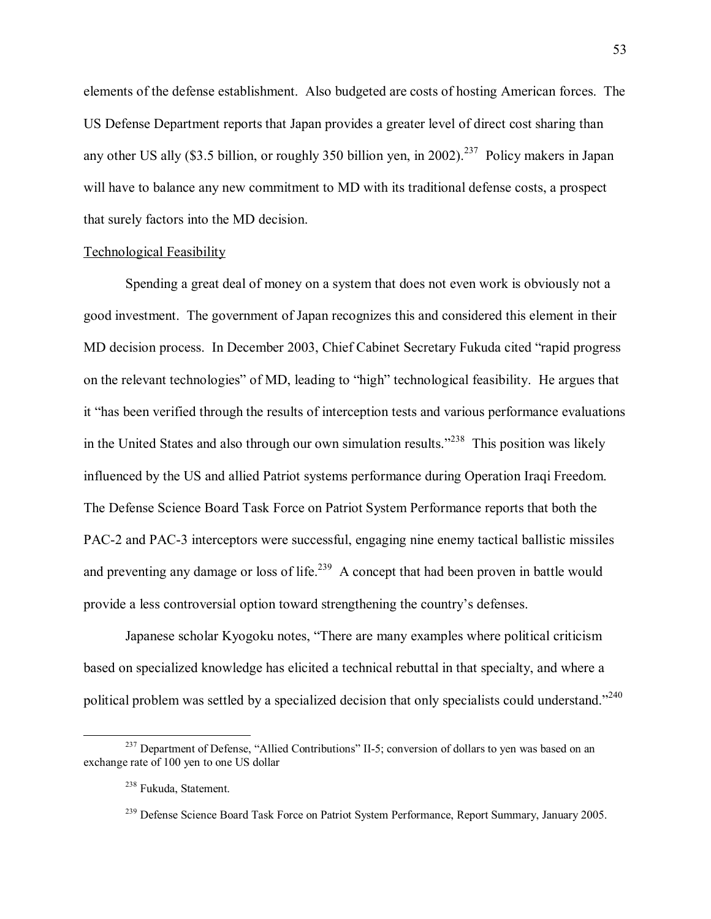elements of the defense establishment. Also budgeted are costs of hosting American forces. The US Defense Department reports that Japan provides a greater level of direct cost sharing than any other US ally ($3.5 billion, or roughly 350 billion yen, in 2002).[237] Policy makers in Japan will have to balance any new commitment to MD with its traditional defense costs, a prospect that surely factors into the MD decision.

Technological Feasibility

Spending a great deal of money on a system that does not even work is obviously not a good investment. The government of Japan recognizes this and considered this element in their MD decision process. In December 2003, Chief Cabinet Secretary Fukuda cited "rapid progress on the relevant technologies" of MD, leading to "high" technological feasibility. He argues that it "has been verified through the results of interception tests and various performance evaluations in the United States and also through our own simulation results."[238] This position was likely influenced by the US and allied Patriot systems performance during Operation Iraqi Freedom. The Defense Science Board Task Force on Patriot System Performance reports that both the PAC-2 and PAC-3 interceptors were successful, engaging nine enemy tactical ballistic missiles and preventing any damage or loss of life.[239] A concept that had been proven in battle would provide a less controversial option toward strengthening the country's defenses.

Japanese scholar Kyogoku notes, "There are many examples where political criticism based on specialized knowledge has elicited a technical rebuttal in that specialty, and where a political problem was settled by a specialized decision that only specialists could understand."[240]

---

[237] Department of Defense, "Allied Contributions" II-5; conversion of dollars to yen was based on an exchange rate of 100 yen to one US dollar

[238] Fukuda, Statement.

[239] Defense Science Board Task Force on Patriot System Performance, Report Summary, January 2005.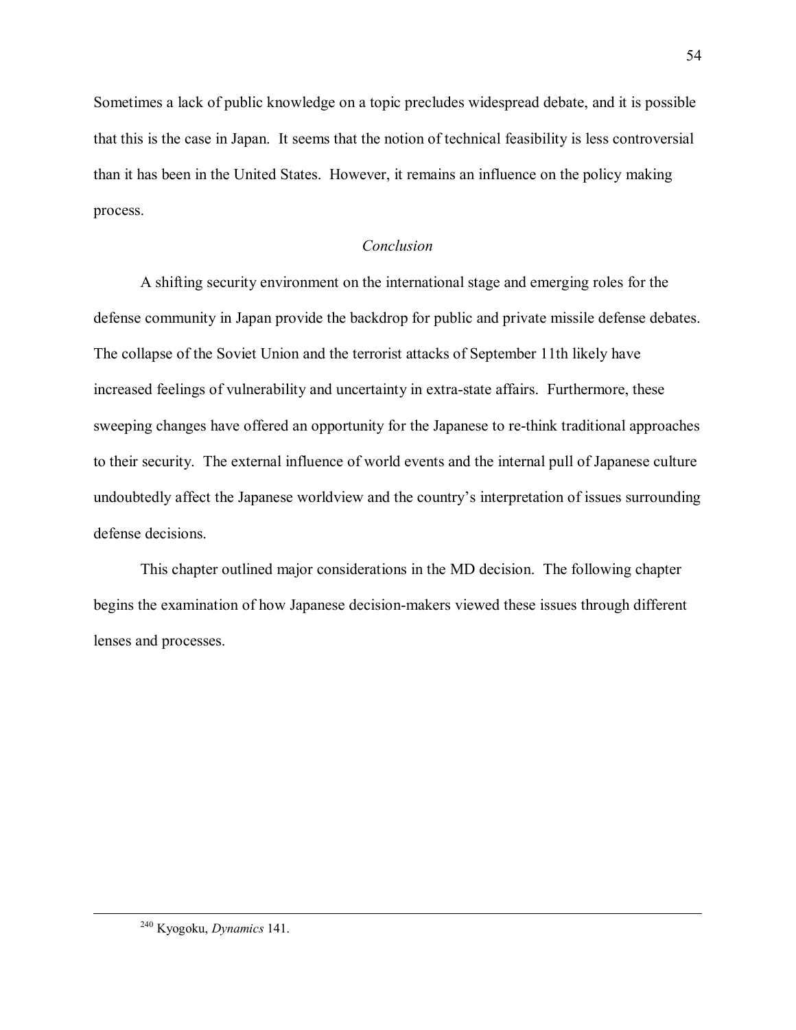Sometimes a lack of public knowledge on a topic precludes widespread debate, and it is possible that this is the case in Japan. It seems that the notion of technical feasibility is less controversial than it has been in the United States. However, it remains an influence on the policy making process.

### *Conclusion*

A shifting security environment on the international stage and emerging roles for the defense community in Japan provide the backdrop for public and private missile defense debates. The collapse of the Soviet Union and the terrorist attacks of September 11th likely have increased feelings of vulnerability and uncertainty in extra-state affairs. Furthermore, these sweeping changes have offered an opportunity for the Japanese to re-think traditional approaches to their security. The external influence of world events and the internal pull of Japanese culture undoubtedly affect the Japanese worldview and the country's interpretation of issues surrounding defense decisions.

This chapter outlined major considerations in the MD decision. The following chapter begins the examination of how Japanese decision-makers viewed these issues through different lenses and processes.

---

[240] Kyogoku, *Dynamics* 141.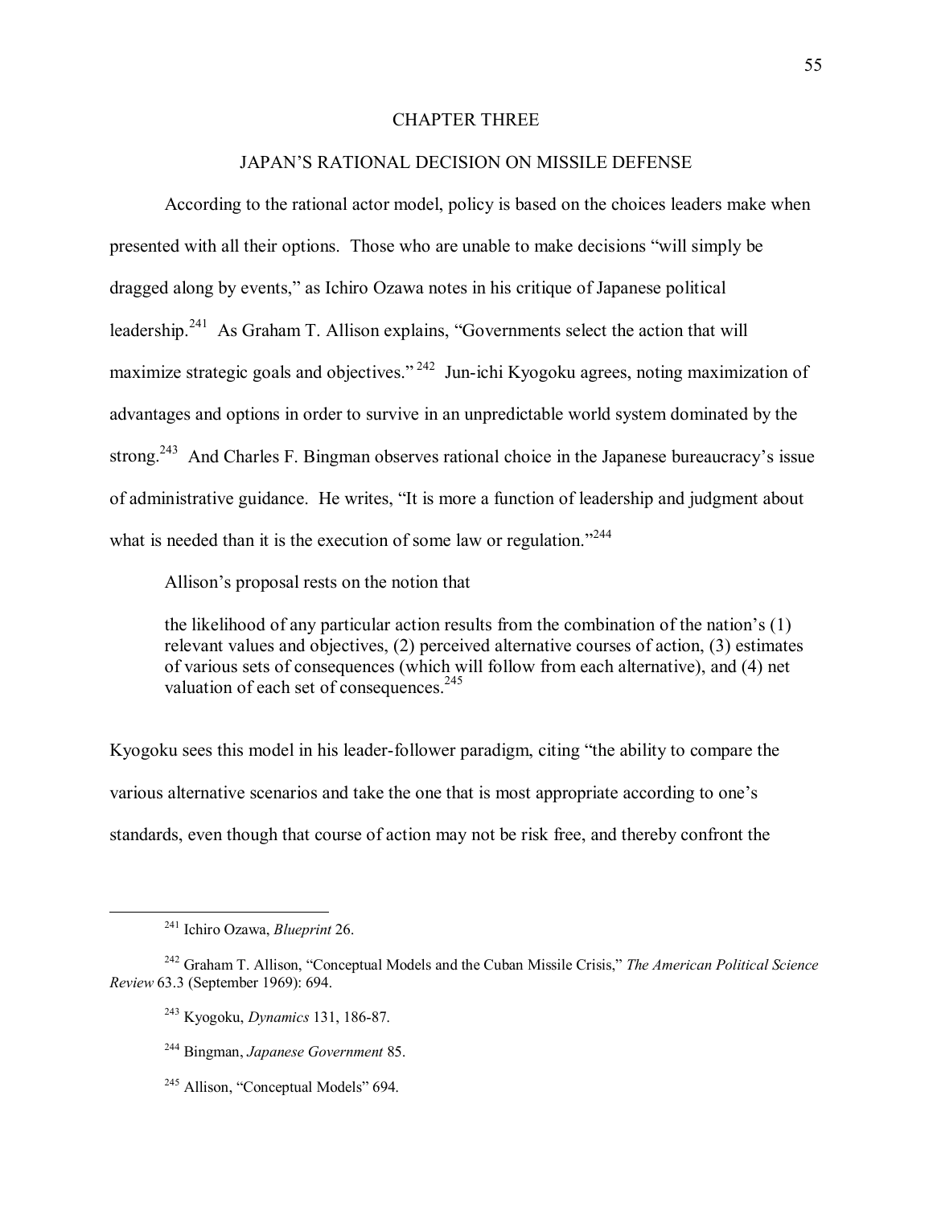# CHAPTER THREE

## JAPAN'S RATIONAL DECISION ON MISSILE DEFENSE

According to the rational actor model, policy is based on the choices leaders make when presented with all their options. Those who are unable to make decisions "will simply be dragged along by events," as Ichiro Ozawa notes in his critique of Japanese political leadership.[241] As Graham T. Allison explains, "Governments select the action that will maximize strategic goals and objectives."[242] Jun-ichi Kyogoku agrees, noting maximization of advantages and options in order to survive in an unpredictable world system dominated by the strong.[243] And Charles F. Bingman observes rational choice in the Japanese bureaucracy's issue of administrative guidance. He writes, "It is more a function of leadership and judgment about what is needed than it is the execution of some law or regulation."[244]

Allison's proposal rests on the notion that

> the likelihood of any particular action results from the combination of the nation's (1) relevant values and objectives, (2) perceived alternative courses of action, (3) estimates of various sets of consequences (which will follow from each alternative), and (4) net valuation of each set of consequences.[245]

Kyogoku sees this model in his leader-follower paradigm, citing "the ability to compare the various alternative scenarios and take the one that is most appropriate according to one's standards, even though that course of action may not be risk free, and thereby confront the

---

[241] Ichiro Ozawa, *Blueprint* 26.

[242] Graham T. Allison, "Conceptual Models and the Cuban Missile Crisis," *The American Political Science Review* 63.3 (September 1969): 694.

[243] Kyogoku, *Dynamics* 131, 186-87.

[244] Bingman, *Japanese Government* 85.

[245] Allison, "Conceptual Models" 694.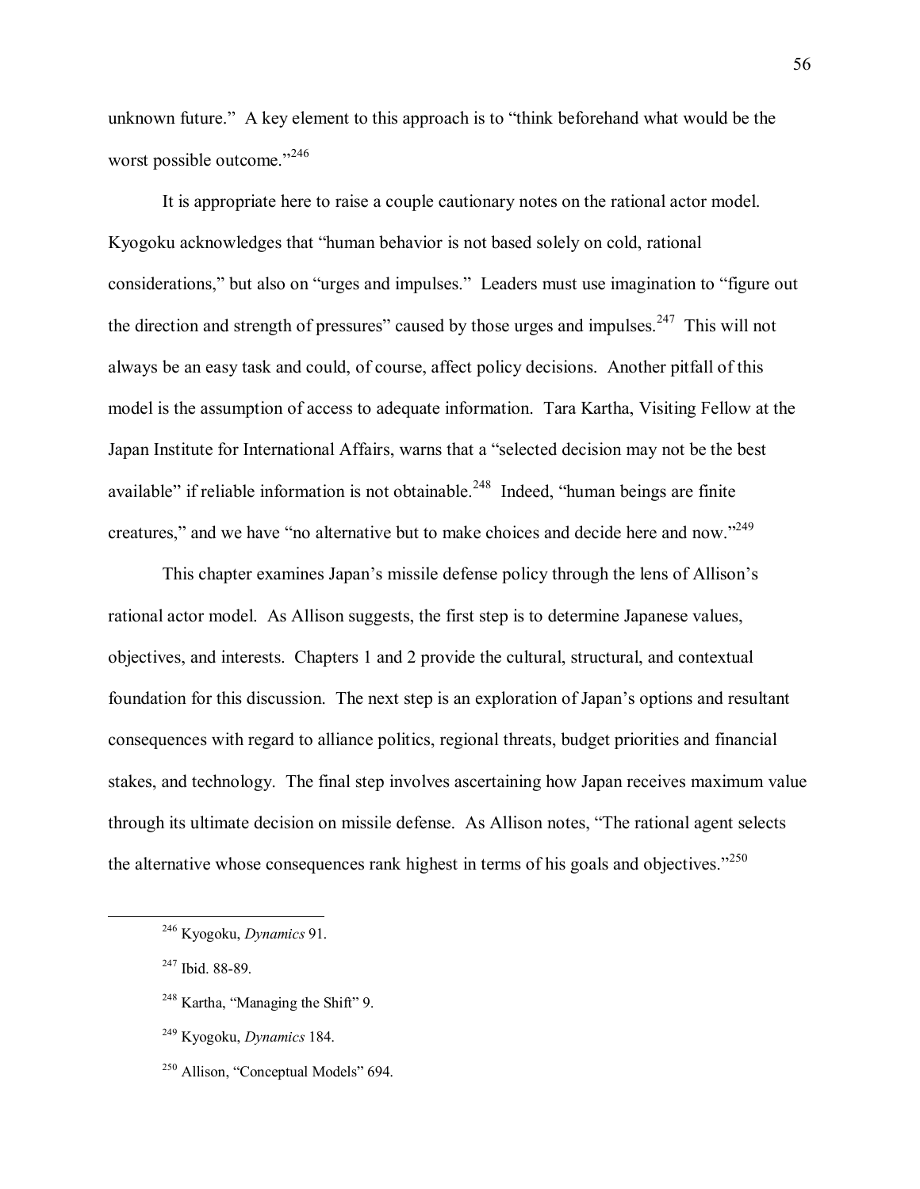unknown future." A key element to this approach is to "think beforehand what would be the worst possible outcome."[246]

It is appropriate here to raise a couple cautionary notes on the rational actor model. Kyogoku acknowledges that "human behavior is not based solely on cold, rational considerations," but also on "urges and impulses." Leaders must use imagination to "figure out the direction and strength of pressures" caused by those urges and impulses.[247] This will not always be an easy task and could, of course, affect policy decisions. Another pitfall of this model is the assumption of access to adequate information. Tara Kartha, Visiting Fellow at the Japan Institute for International Affairs, warns that a "selected decision may not be the best available" if reliable information is not obtainable.[248] Indeed, "human beings are finite creatures," and we have "no alternative but to make choices and decide here and now."[249]

This chapter examines Japan's missile defense policy through the lens of Allison's rational actor model. As Allison suggests, the first step is to determine Japanese values, objectives, and interests. Chapters 1 and 2 provide the cultural, structural, and contextual foundation for this discussion. The next step is an exploration of Japan's options and resultant consequences with regard to alliance politics, regional threats, budget priorities and financial stakes, and technology. The final step involves ascertaining how Japan receives maximum value through its ultimate decision on missile defense. As Allison notes, "The rational agent selects the alternative whose consequences rank highest in terms of his goals and objectives."[250]

---

[246] Kyogoku, *Dynamics* 91.

[247] Ibid. 88-89.

[248] Kartha, "Managing the Shift" 9.

[249] Kyogoku, *Dynamics* 184.

[250] Allison, "Conceptual Models" 694.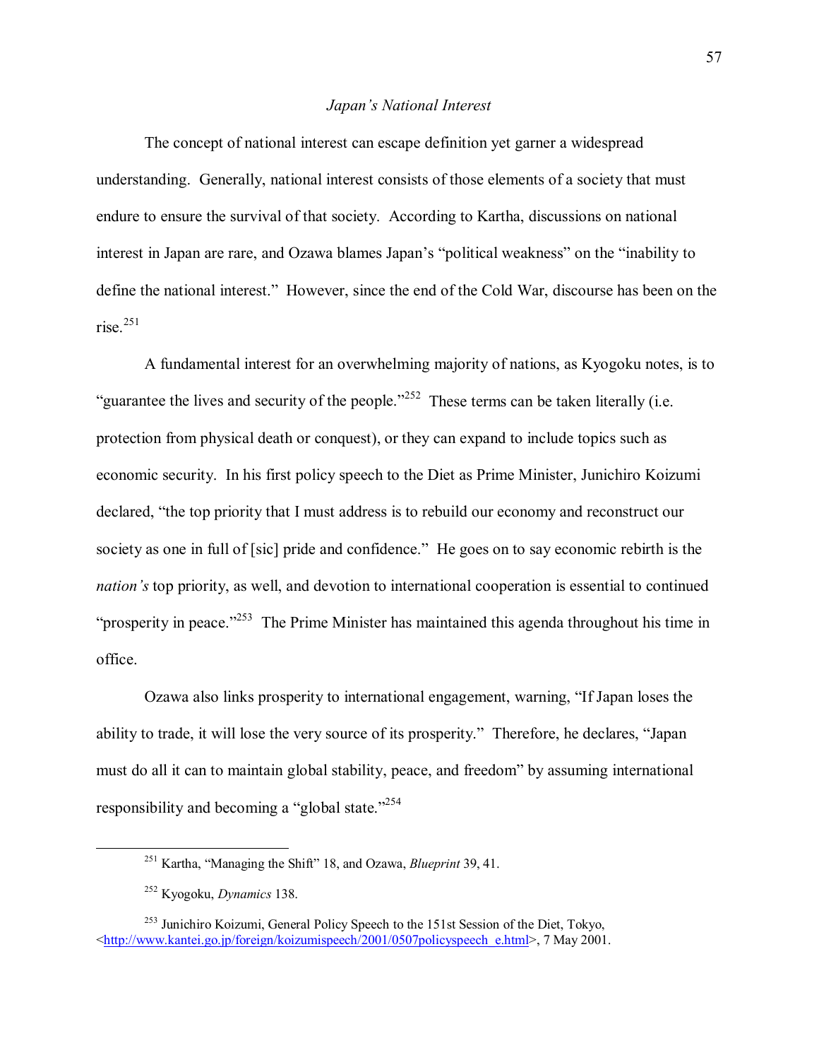*Japan's National Interest*

The concept of national interest can escape definition yet garner a widespread understanding. Generally, national interest consists of those elements of a society that must endure to ensure the survival of that society. According to Kartha, discussions on national interest in Japan are rare, and Ozawa blames Japan's "political weakness" on the "inability to define the national interest." However, since the end of the Cold War, discourse has been on the rise.[251]

A fundamental interest for an overwhelming majority of nations, as Kyogoku notes, is to "guarantee the lives and security of the people."[252] These terms can be taken literally (i.e. protection from physical death or conquest), or they can expand to include topics such as economic security. In his first policy speech to the Diet as Prime Minister, Junichiro Koizumi declared, "the top priority that I must address is to rebuild our economy and reconstruct our society as one in full of [sic] pride and confidence." He goes on to say economic rebirth is the *nation's* top priority, as well, and devotion to international cooperation is essential to continued "prosperity in peace."[253] The Prime Minister has maintained this agenda throughout his time in office.

Ozawa also links prosperity to international engagement, warning, "If Japan loses the ability to trade, it will lose the very source of its prosperity." Therefore, he declares, "Japan must do all it can to maintain global stability, peace, and freedom" by assuming international responsibility and becoming a "global state."[254]

---

[251] Kartha, "Managing the Shift" 18, and Ozawa, *Blueprint* 39, 41.

[252] Kyogoku, *Dynamics* 138.

[253] Junichiro Koizumi, General Policy Speech to the 151st Session of the Diet, Tokyo, <http://www.kantei.go.jp/foreign/koizumispeech/2001/0507policyspeech_e.html>, 7 May 2001.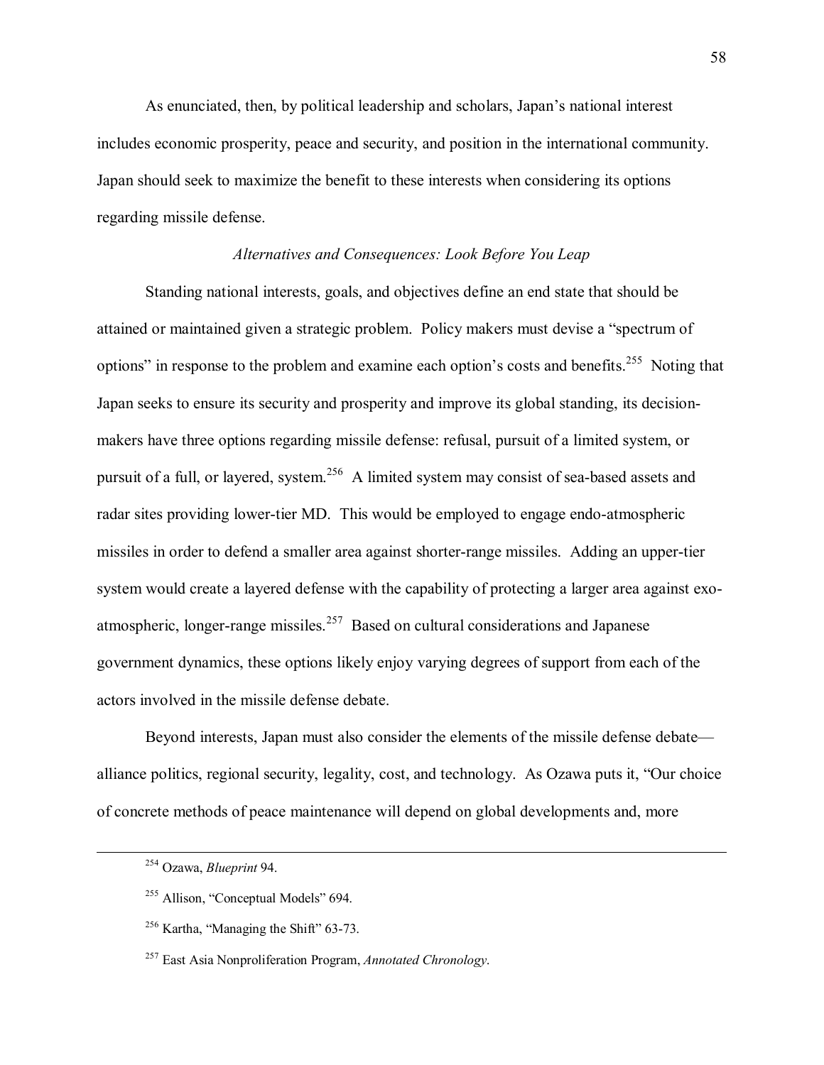As enunciated, then, by political leadership and scholars, Japan's national interest includes economic prosperity, peace and security, and position in the international community. Japan should seek to maximize the benefit to these interests when considering its options regarding missile defense.

### *Alternatives and Consequences: Look Before You Leap*

Standing national interests, goals, and objectives define an end state that should be attained or maintained given a strategic problem. Policy makers must devise a "spectrum of options" in response to the problem and examine each option's costs and benefits.[255] Noting that Japan seeks to ensure its security and prosperity and improve its global standing, its decision-makers have three options regarding missile defense: refusal, pursuit of a limited system, or pursuit of a full, or layered, system.[256] A limited system may consist of sea-based assets and radar sites providing lower-tier MD. This would be employed to engage endo-atmospheric missiles in order to defend a smaller area against shorter-range missiles. Adding an upper-tier system would create a layered defense with the capability of protecting a larger area against exo-atmospheric, longer-range missiles.[257] Based on cultural considerations and Japanese government dynamics, these options likely enjoy varying degrees of support from each of the actors involved in the missile defense debate.

Beyond interests, Japan must also consider the elements of the missile defense debate—alliance politics, regional security, legality, cost, and technology. As Ozawa puts it, "Our choice of concrete methods of peace maintenance will depend on global developments and, more

---

[254] Ozawa, *Blueprint* 94.

[255] Allison, "Conceptual Models" 694.

[256] Kartha, "Managing the Shift" 63-73.

[257] East Asia Nonproliferation Program, *Annotated Chronology*.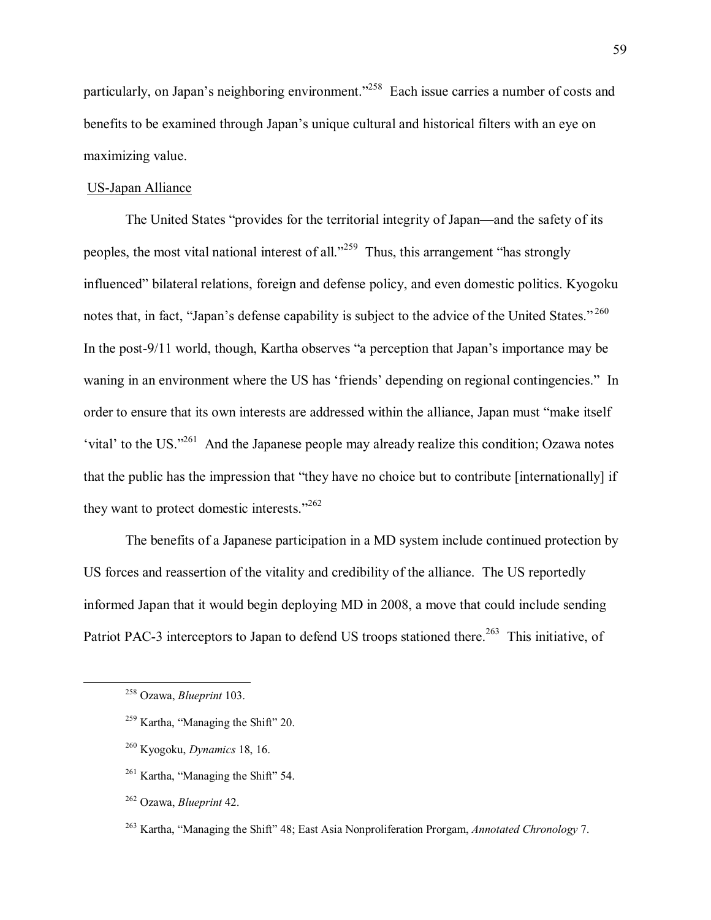particularly, on Japan's neighboring environment."[258] Each issue carries a number of costs and benefits to be examined through Japan's unique cultural and historical filters with an eye on maximizing value.

US-Japan Alliance

The United States "provides for the territorial integrity of Japan—and the safety of its peoples, the most vital national interest of all."[259] Thus, this arrangement "has strongly influenced" bilateral relations, foreign and defense policy, and even domestic politics. Kyogoku notes that, in fact, "Japan's defense capability is subject to the advice of the United States."[260] In the post-9/11 world, though, Kartha observes "a perception that Japan's importance may be waning in an environment where the US has 'friends' depending on regional contingencies." In order to ensure that its own interests are addressed within the alliance, Japan must "make itself 'vital' to the US."[261] And the Japanese people may already realize this condition; Ozawa notes that the public has the impression that "they have no choice but to contribute [internationally] if they want to protect domestic interests."[262]

The benefits of a Japanese participation in a MD system include continued protection by US forces and reassertion of the vitality and credibility of the alliance. The US reportedly informed Japan that it would begin deploying MD in 2008, a move that could include sending Patriot PAC-3 interceptors to Japan to defend US troops stationed there.[263] This initiative, of

---

[258] Ozawa, *Blueprint* 103.

[259] Kartha, "Managing the Shift" 20.

[260] Kyogoku, *Dynamics* 18, 16.

[261] Kartha, "Managing the Shift" 54.

[262] Ozawa, *Blueprint* 42.

[263] Kartha, "Managing the Shift" 48; East Asia Nonproliferation Prorgam, *Annotated Chronology* 7.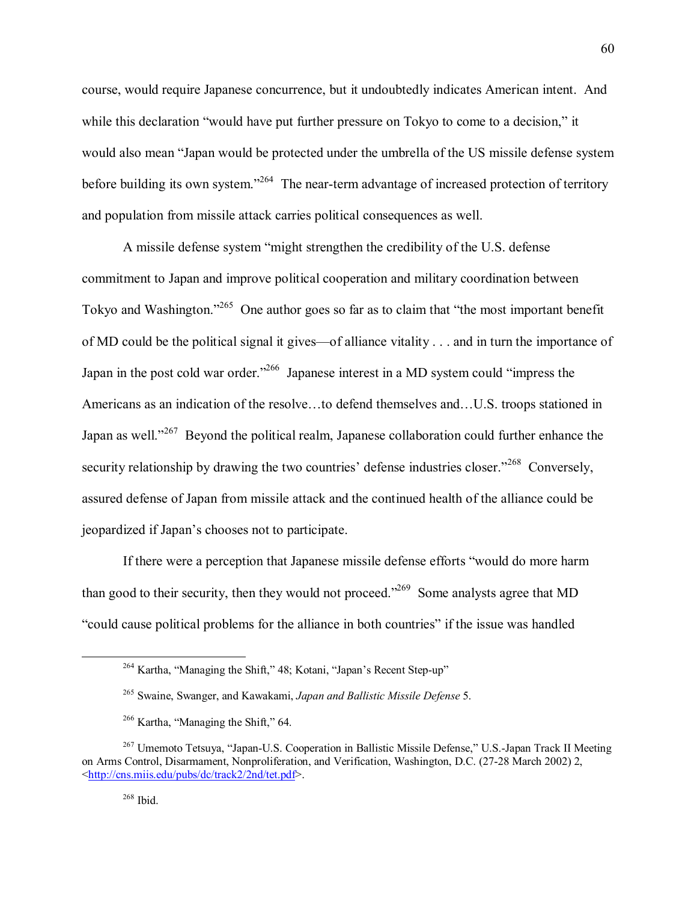course, would require Japanese concurrence, but it undoubtedly indicates American intent. And while this declaration "would have put further pressure on Tokyo to come to a decision," it would also mean "Japan would be protected under the umbrella of the US missile defense system before building its own system."[264] The near-term advantage of increased protection of territory and population from missile attack carries political consequences as well.

A missile defense system "might strengthen the credibility of the U.S. defense commitment to Japan and improve political cooperation and military coordination between Tokyo and Washington."[265] One author goes so far as to claim that "the most important benefit of MD could be the political signal it gives—of alliance vitality . . . and in turn the importance of Japan in the post cold war order."[266] Japanese interest in a MD system could "impress the Americans as an indication of the resolve…to defend themselves and…U.S. troops stationed in Japan as well."[267] Beyond the political realm, Japanese collaboration could further enhance the security relationship by drawing the two countries' defense industries closer."[268] Conversely, assured defense of Japan from missile attack and the continued health of the alliance could be jeopardized if Japan's chooses not to participate.

If there were a perception that Japanese missile defense efforts "would do more harm than good to their security, then they would not proceed."[269] Some analysts agree that MD "could cause political problems for the alliance in both countries" if the issue was handled

---

[264] Kartha, "Managing the Shift," 48; Kotani, "Japan's Recent Step-up"

[265] Swaine, Swanger, and Kawakami, *Japan and Ballistic Missile Defense* 5.

[266] Kartha, "Managing the Shift," 64.

[267] Umemoto Tetsuya, "Japan-U.S. Cooperation in Ballistic Missile Defense," U.S.-Japan Track II Meeting on Arms Control, Disarmament, Nonproliferation, and Verification, Washington, D.C. (27-28 March 2002) 2, <http://cns.miis.edu/pubs/dc/track2/2nd/tet.pdf>.

[268] Ibid.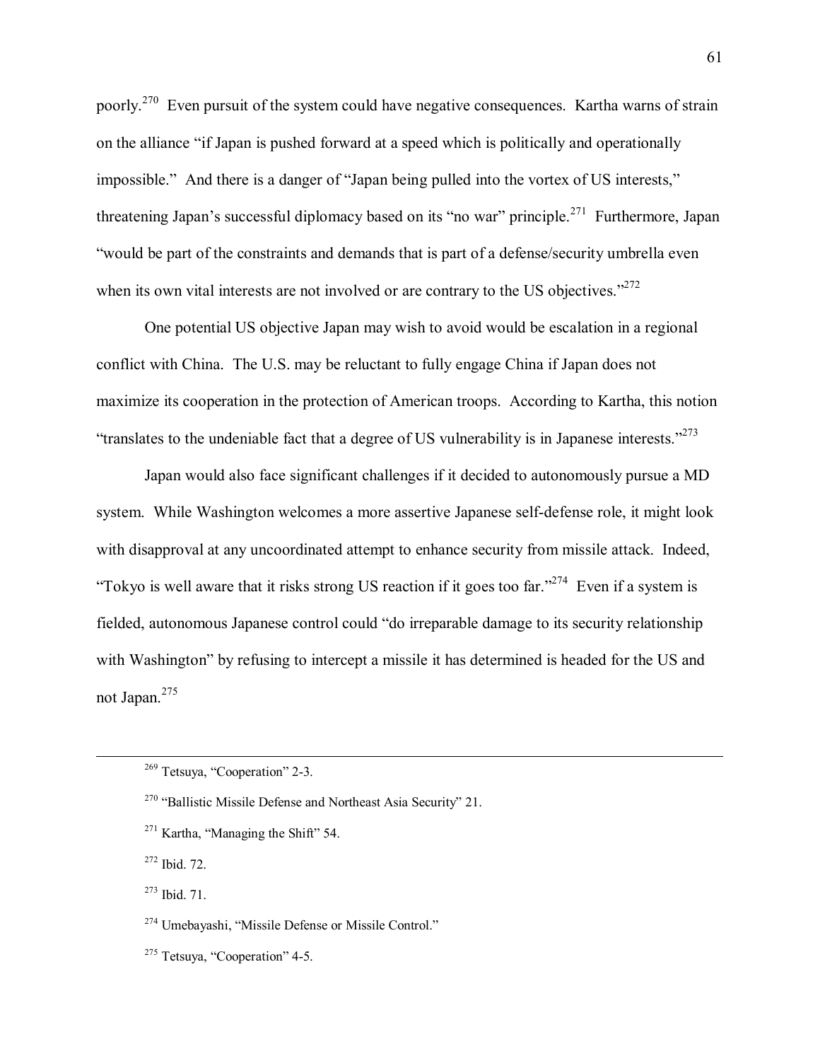poorly.[270] Even pursuit of the system could have negative consequences. Kartha warns of strain on the alliance "if Japan is pushed forward at a speed which is politically and operationally impossible." And there is a danger of "Japan being pulled into the vortex of US interests," threatening Japan's successful diplomacy based on its "no war" principle.[271] Furthermore, Japan "would be part of the constraints and demands that is part of a defense/security umbrella even when its own vital interests are not involved or are contrary to the US objectives."[272]

One potential US objective Japan may wish to avoid would be escalation in a regional conflict with China. The U.S. may be reluctant to fully engage China if Japan does not maximize its cooperation in the protection of American troops. According to Kartha, this notion "translates to the undeniable fact that a degree of US vulnerability is in Japanese interests."[273]

Japan would also face significant challenges if it decided to autonomously pursue a MD system. While Washington welcomes a more assertive Japanese self-defense role, it might look with disapproval at any uncoordinated attempt to enhance security from missile attack. Indeed, "Tokyo is well aware that it risks strong US reaction if it goes too far."[274] Even if a system is fielded, autonomous Japanese control could "do irreparable damage to its security relationship with Washington" by refusing to intercept a missile it has determined is headed for the US and not Japan.[275]

---

[269] Tetsuya, "Cooperation" 2-3.

[270] "Ballistic Missile Defense and Northeast Asia Security" 21.

[271] Kartha, "Managing the Shift" 54.

[272] Ibid. 72.

[273] Ibid. 71.

[274] Umebayashi, "Missile Defense or Missile Control."

[275] Tetsuya, "Cooperation" 4-5.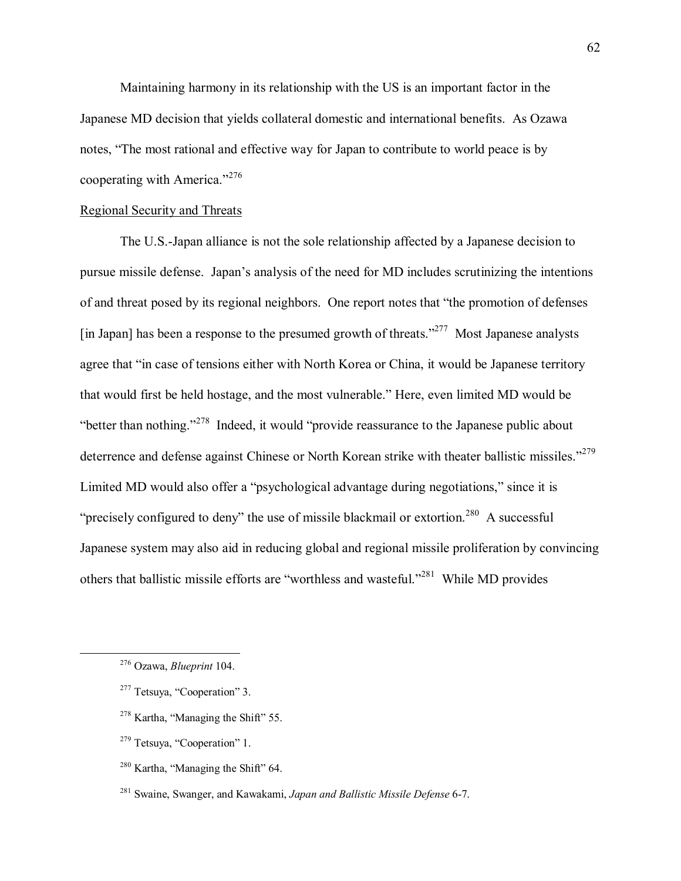Maintaining harmony in its relationship with the US is an important factor in the Japanese MD decision that yields collateral domestic and international benefits. As Ozawa notes, "The most rational and effective way for Japan to contribute to world peace is by cooperating with America."[276]

Regional Security and Threats

The U.S.-Japan alliance is not the sole relationship affected by a Japanese decision to pursue missile defense. Japan's analysis of the need for MD includes scrutinizing the intentions of and threat posed by its regional neighbors. One report notes that "the promotion of defenses [in Japan] has been a response to the presumed growth of threats."[277] Most Japanese analysts agree that "in case of tensions either with North Korea or China, it would be Japanese territory that would first be held hostage, and the most vulnerable." Here, even limited MD would be "better than nothing."[278] Indeed, it would "provide reassurance to the Japanese public about deterrence and defense against Chinese or North Korean strike with theater ballistic missiles."[279] Limited MD would also offer a "psychological advantage during negotiations," since it is "precisely configured to deny" the use of missile blackmail or extortion.[280] A successful Japanese system may also aid in reducing global and regional missile proliferation by convincing others that ballistic missile efforts are "worthless and wasteful."[281] While MD provides

---

[276] Ozawa, *Blueprint* 104.

[277] Tetsuya, "Cooperation" 3.

[278] Kartha, "Managing the Shift" 55.

[279] Tetsuya, "Cooperation" 1.

[280] Kartha, "Managing the Shift" 64.

[281] Swaine, Swanger, and Kawakami, *Japan and Ballistic Missile Defense* 6-7.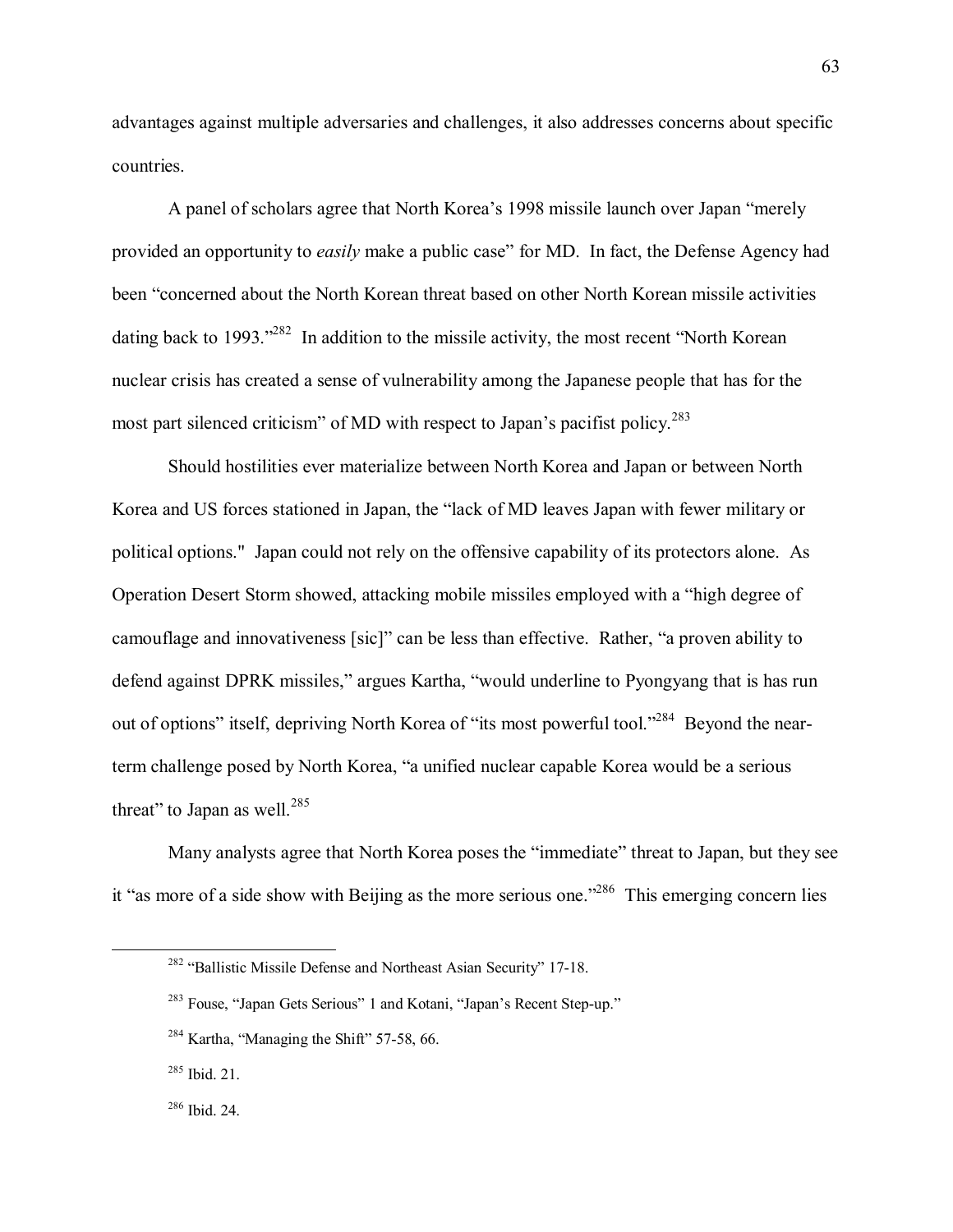advantages against multiple adversaries and challenges, it also addresses concerns about specific countries.

A panel of scholars agree that North Korea's 1998 missile launch over Japan "merely provided an opportunity to *easily* make a public case" for MD. In fact, the Defense Agency had been "concerned about the North Korean threat based on other North Korean missile activities dating back to 1993."[282] In addition to the missile activity, the most recent "North Korean nuclear crisis has created a sense of vulnerability among the Japanese people that has for the most part silenced criticism" of MD with respect to Japan's pacifist policy.[283]

Should hostilities ever materialize between North Korea and Japan or between North Korea and US forces stationed in Japan, the "lack of MD leaves Japan with fewer military or political options." Japan could not rely on the offensive capability of its protectors alone. As Operation Desert Storm showed, attacking mobile missiles employed with a "high degree of camouflage and innovativeness [sic]" can be less than effective. Rather, "a proven ability to defend against DPRK missiles," argues Kartha, "would underline to Pyongyang that is has run out of options" itself, depriving North Korea of "its most powerful tool."[284] Beyond the near-term challenge posed by North Korea, "a unified nuclear capable Korea would be a serious threat" to Japan as well.[285]

Many analysts agree that North Korea poses the "immediate" threat to Japan, but they see it "as more of a side show with Beijing as the more serious one."[286] This emerging concern lies

---

[282] "Ballistic Missile Defense and Northeast Asian Security" 17-18.

[283] Fouse, "Japan Gets Serious" 1 and Kotani, "Japan's Recent Step-up."

[284] Kartha, "Managing the Shift" 57-58, 66.

[285] Ibid. 21.

[286] Ibid. 24.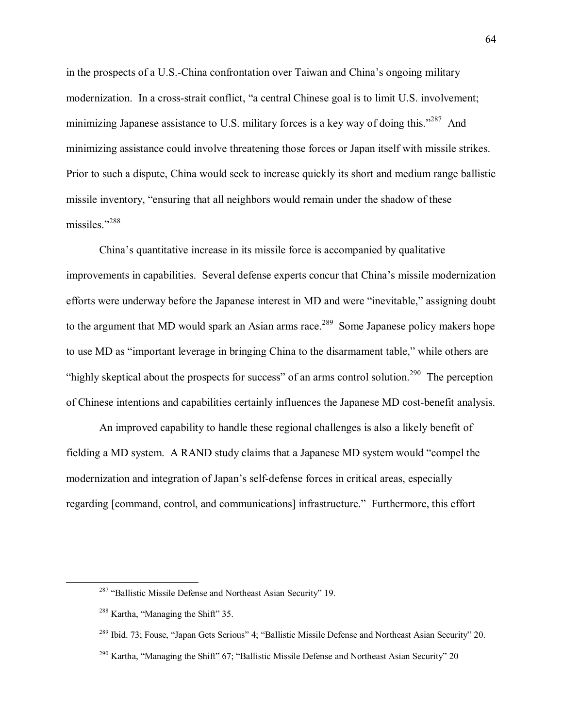in the prospects of a U.S.-China confrontation over Taiwan and China's ongoing military modernization. In a cross-strait conflict, "a central Chinese goal is to limit U.S. involvement; minimizing Japanese assistance to U.S. military forces is a key way of doing this."[287] And minimizing assistance could involve threatening those forces or Japan itself with missile strikes. Prior to such a dispute, China would seek to increase quickly its short and medium range ballistic missile inventory, "ensuring that all neighbors would remain under the shadow of these missiles."[288]

China's quantitative increase in its missile force is accompanied by qualitative improvements in capabilities. Several defense experts concur that China's missile modernization efforts were underway before the Japanese interest in MD and were "inevitable," assigning doubt to the argument that MD would spark an Asian arms race.[289] Some Japanese policy makers hope to use MD as "important leverage in bringing China to the disarmament table," while others are "highly skeptical about the prospects for success" of an arms control solution.[290] The perception of Chinese intentions and capabilities certainly influences the Japanese MD cost-benefit analysis.

An improved capability to handle these regional challenges is also a likely benefit of fielding a MD system. A RAND study claims that a Japanese MD system would "compel the modernization and integration of Japan's self-defense forces in critical areas, especially regarding [command, control, and communications] infrastructure." Furthermore, this effort

---

[287] "Ballistic Missile Defense and Northeast Asian Security" 19.

[288] Kartha, "Managing the Shift" 35.

[289] Ibid. 73; Fouse, "Japan Gets Serious" 4; "Ballistic Missile Defense and Northeast Asian Security" 20.

[290] Kartha, "Managing the Shift" 67; "Ballistic Missile Defense and Northeast Asian Security" 20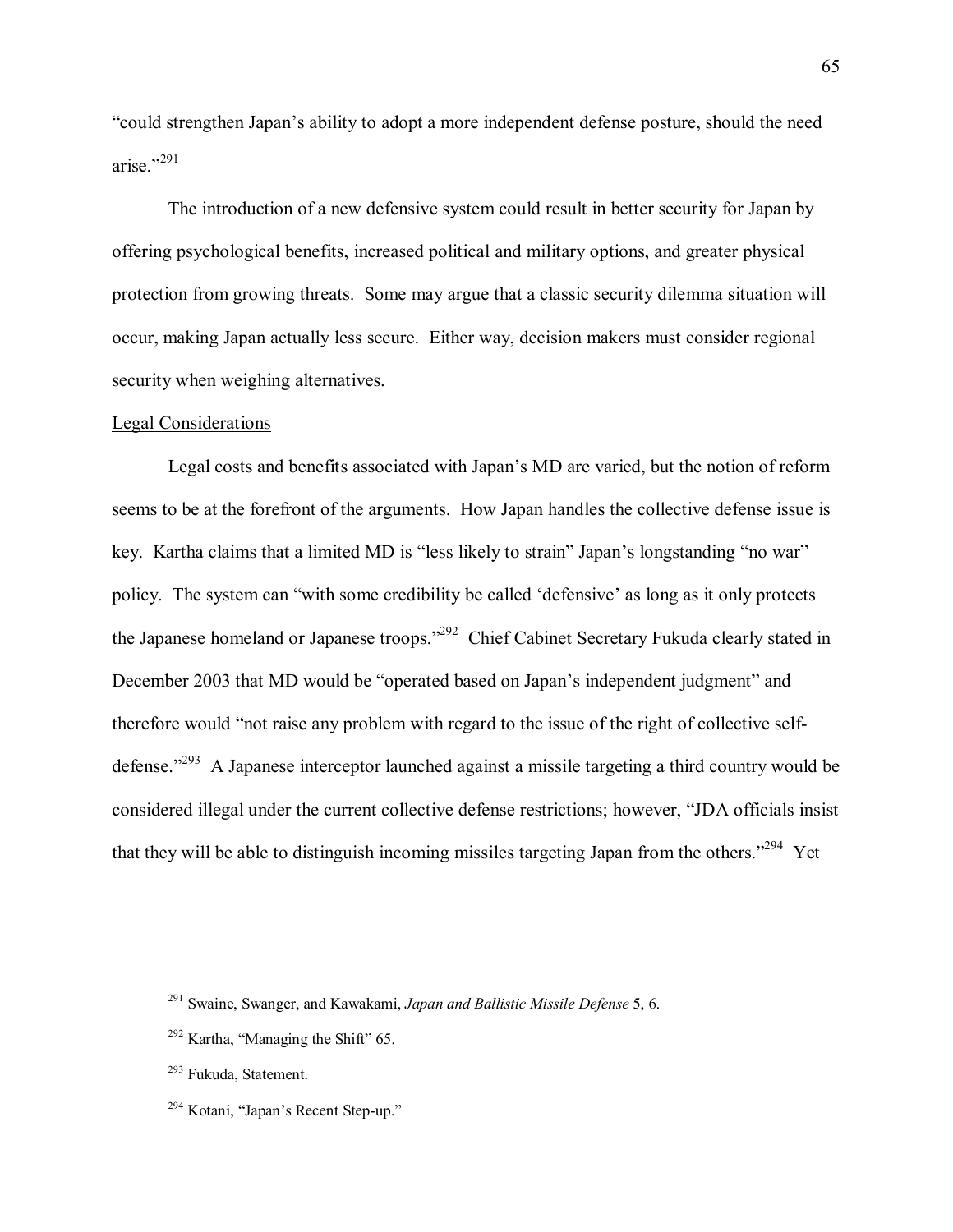"could strengthen Japan's ability to adopt a more independent defense posture, should the need arise."[291]

The introduction of a new defensive system could result in better security for Japan by offering psychological benefits, increased political and military options, and greater physical protection from growing threats. Some may argue that a classic security dilemma situation will occur, making Japan actually less secure. Either way, decision makers must consider regional security when weighing alternatives.

<u>Legal Considerations</u>

Legal costs and benefits associated with Japan's MD are varied, but the notion of reform seems to be at the forefront of the arguments. How Japan handles the collective defense issue is key. Kartha claims that a limited MD is "less likely to strain" Japan's longstanding "no war" policy. The system can "with some credibility be called 'defensive' as long as it only protects the Japanese homeland or Japanese troops."[292] Chief Cabinet Secretary Fukuda clearly stated in December 2003 that MD would be "operated based on Japan's independent judgment" and therefore would "not raise any problem with regard to the issue of the right of collective self-defense."[293] A Japanese interceptor launched against a missile targeting a third country would be considered illegal under the current collective defense restrictions; however, "JDA officials insist that they will be able to distinguish incoming missiles targeting Japan from the others."[294] Yet

---

[291] Swaine, Swanger, and Kawakami, *Japan and Ballistic Missile Defense* 5, 6.

[292] Kartha, "Managing the Shift" 65.

[293] Fukuda, Statement.

[294] Kotani, "Japan's Recent Step-up."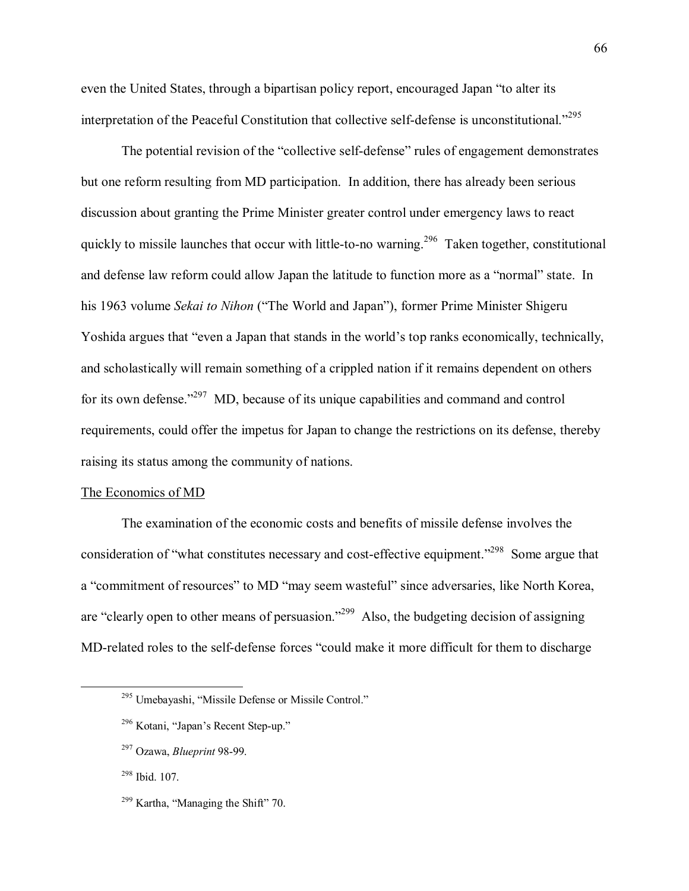even the United States, through a bipartisan policy report, encouraged Japan "to alter its interpretation of the Peaceful Constitution that collective self-defense is unconstitutional."[295]

The potential revision of the "collective self-defense" rules of engagement demonstrates but one reform resulting from MD participation. In addition, there has already been serious discussion about granting the Prime Minister greater control under emergency laws to react quickly to missile launches that occur with little-to-no warning.[296] Taken together, constitutional and defense law reform could allow Japan the latitude to function more as a "normal" state. In his 1963 volume *Sekai to Nihon* ("The World and Japan"), former Prime Minister Shigeru Yoshida argues that "even a Japan that stands in the world's top ranks economically, technically, and scholastically will remain something of a crippled nation if it remains dependent on others for its own defense."[297] MD, because of its unique capabilities and command and control requirements, could offer the impetus for Japan to change the restrictions on its defense, thereby raising its status among the community of nations.

The Economics of MD

The examination of the economic costs and benefits of missile defense involves the consideration of "what constitutes necessary and cost-effective equipment."[298] Some argue that a "commitment of resources" to MD "may seem wasteful" since adversaries, like North Korea, are "clearly open to other means of persuasion."[299] Also, the budgeting decision of assigning MD-related roles to the self-defense forces "could make it more difficult for them to discharge

---

[295] Umebayashi, "Missile Defense or Missile Control."

[296] Kotani, "Japan's Recent Step-up."

[297] Ozawa, *Blueprint* 98-99.

[298] Ibid. 107.

[299] Kartha, "Managing the Shift" 70.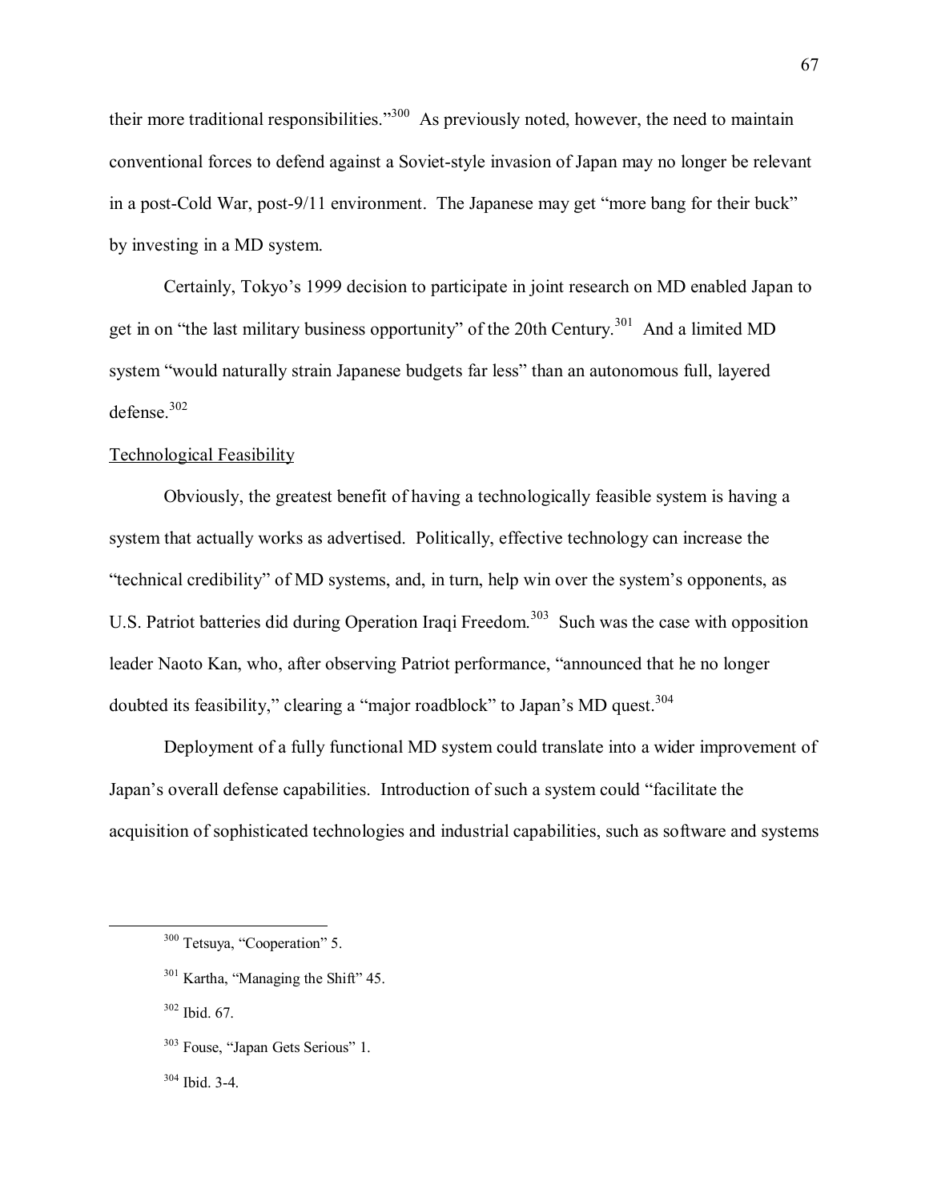their more traditional responsibilities."[300] As previously noted, however, the need to maintain conventional forces to defend against a Soviet-style invasion of Japan may no longer be relevant in a post-Cold War, post-9/11 environment. The Japanese may get "more bang for their buck" by investing in a MD system.

Certainly, Tokyo's 1999 decision to participate in joint research on MD enabled Japan to get in on "the last military business opportunity" of the 20th Century.[301] And a limited MD system "would naturally strain Japanese budgets far less" than an autonomous full, layered defense.[302]

Technological Feasibility

Obviously, the greatest benefit of having a technologically feasible system is having a system that actually works as advertised. Politically, effective technology can increase the "technical credibility" of MD systems, and, in turn, help win over the system's opponents, as U.S. Patriot batteries did during Operation Iraqi Freedom.[303] Such was the case with opposition leader Naoto Kan, who, after observing Patriot performance, "announced that he no longer doubted its feasibility," clearing a "major roadblock" to Japan's MD quest.[304]

Deployment of a fully functional MD system could translate into a wider improvement of Japan's overall defense capabilities. Introduction of such a system could "facilitate the acquisition of sophisticated technologies and industrial capabilities, such as software and systems

---

[300] Tetsuya, "Cooperation" 5.

[301] Kartha, "Managing the Shift" 45.

[302] Ibid. 67.

[303] Fouse, "Japan Gets Serious" 1.

[304] Ibid. 3-4.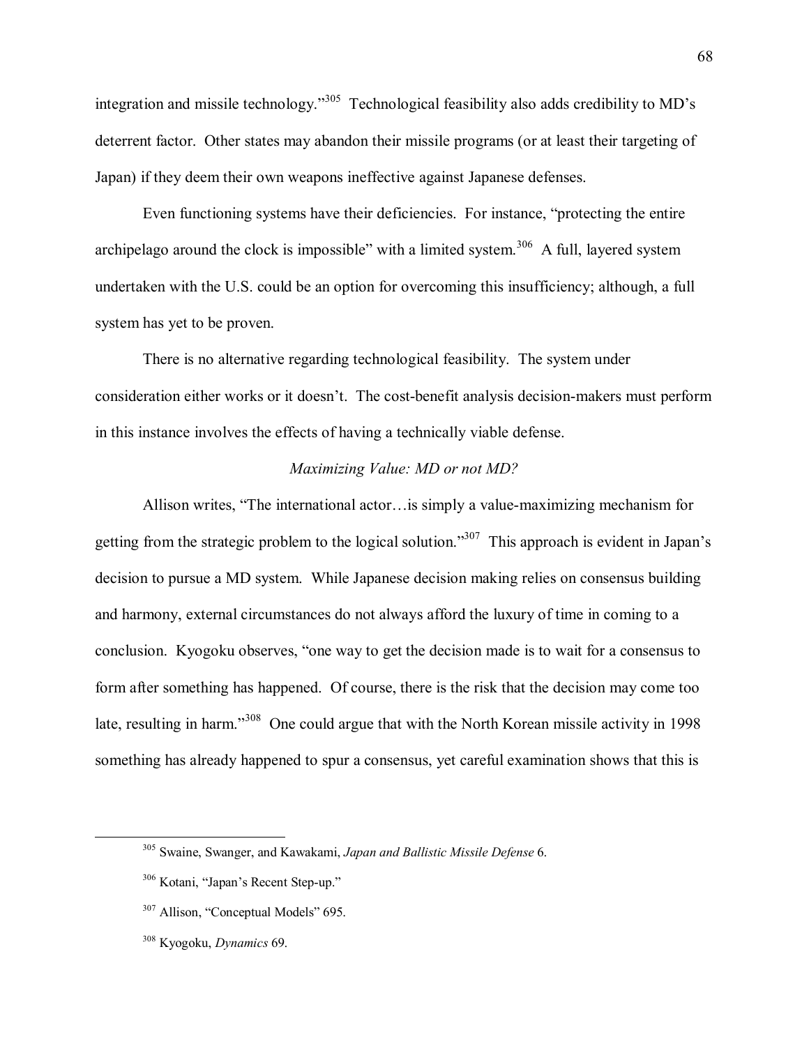integration and missile technology."[305] Technological feasibility also adds credibility to MD's deterrent factor. Other states may abandon their missile programs (or at least their targeting of Japan) if they deem their own weapons ineffective against Japanese defenses.

Even functioning systems have their deficiencies. For instance, "protecting the entire archipelago around the clock is impossible" with a limited system.[306] A full, layered system undertaken with the U.S. could be an option for overcoming this insufficiency; although, a full system has yet to be proven.

There is no alternative regarding technological feasibility. The system under consideration either works or it doesn't. The cost-benefit analysis decision-makers must perform in this instance involves the effects of having a technically viable defense.

### *Maximizing Value: MD or not MD?*

Allison writes, "The international actor…is simply a value-maximizing mechanism for getting from the strategic problem to the logical solution."[307] This approach is evident in Japan's decision to pursue a MD system. While Japanese decision making relies on consensus building and harmony, external circumstances do not always afford the luxury of time in coming to a conclusion. Kyogoku observes, "one way to get the decision made is to wait for a consensus to form after something has happened. Of course, there is the risk that the decision may come too late, resulting in harm."[308] One could argue that with the North Korean missile activity in 1998 something has already happened to spur a consensus, yet careful examination shows that this is

---

[305] Swaine, Swanger, and Kawakami, *Japan and Ballistic Missile Defense* 6.

[306] Kotani, "Japan's Recent Step-up."

[307] Allison, "Conceptual Models" 695.

[308] Kyogoku, *Dynamics* 69.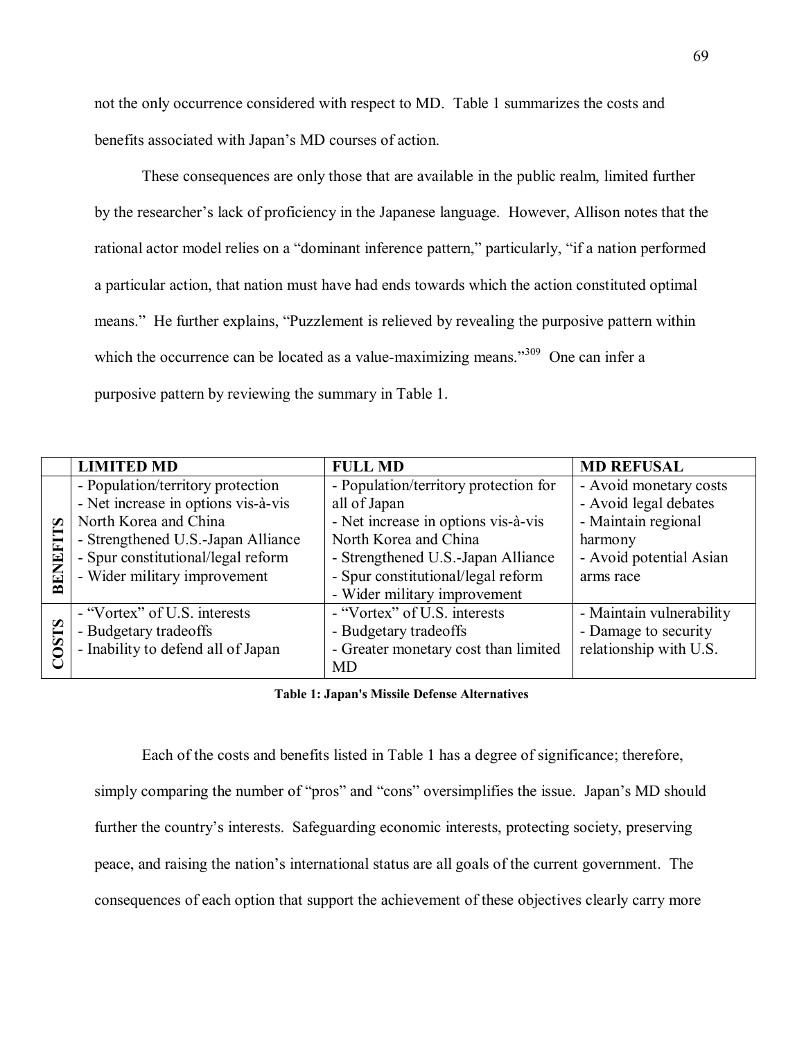not the only occurrence considered with respect to MD. Table 1 summarizes the costs and benefits associated with Japan's MD courses of action.

These consequences are only those that are available in the public realm, limited further by the researcher's lack of proficiency in the Japanese language. However, Allison notes that the rational actor model relies on a "dominant inference pattern," particularly, "if a nation performed a particular action, that nation must have had ends towards which the action constituted optimal means." He further explains, "Puzzlement is relieved by revealing the purposive pattern within which the occurrence can be located as a value-maximizing means."[309] One can infer a purposive pattern by reviewing the summary in Table 1.

| | **LIMITED MD** | **FULL MD** | **MD REFUSAL** |
|---|---|---|---|
| **BENEFITS** | - Population/territory protection<br>- Net increase in options vis-à-vis North Korea and China<br>- Strengthened U.S.-Japan Alliance<br>- Spur constitutional/legal reform<br>- Wider military improvement | - Population/territory protection for all of Japan<br>- Net increase in options vis-à-vis North Korea and China<br>- Strengthened U.S.-Japan Alliance<br>- Spur constitutional/legal reform<br>- Wider military improvement | - Avoid monetary costs<br>- Avoid legal debates<br>- Maintain regional harmony<br>- Avoid potential Asian arms race |
| **COSTS** | - "Vortex" of U.S. interests<br>- Budgetary tradeoffs<br>- Inability to defend all of Japan | - "Vortex" of U.S. interests<br>- Budgetary tradeoffs<br>- Greater monetary cost than limited MD | - Maintain vulnerability<br>- Damage to security relationship with U.S. |

**Table 1: Japan's Missile Defense Alternatives**

Each of the costs and benefits listed in Table 1 has a degree of significance; therefore, simply comparing the number of "pros" and "cons" oversimplifies the issue. Japan's MD should further the country's interests. Safeguarding economic interests, protecting society, preserving peace, and raising the nation's international status are all goals of the current government. The consequences of each option that support the achievement of these objectives clearly carry more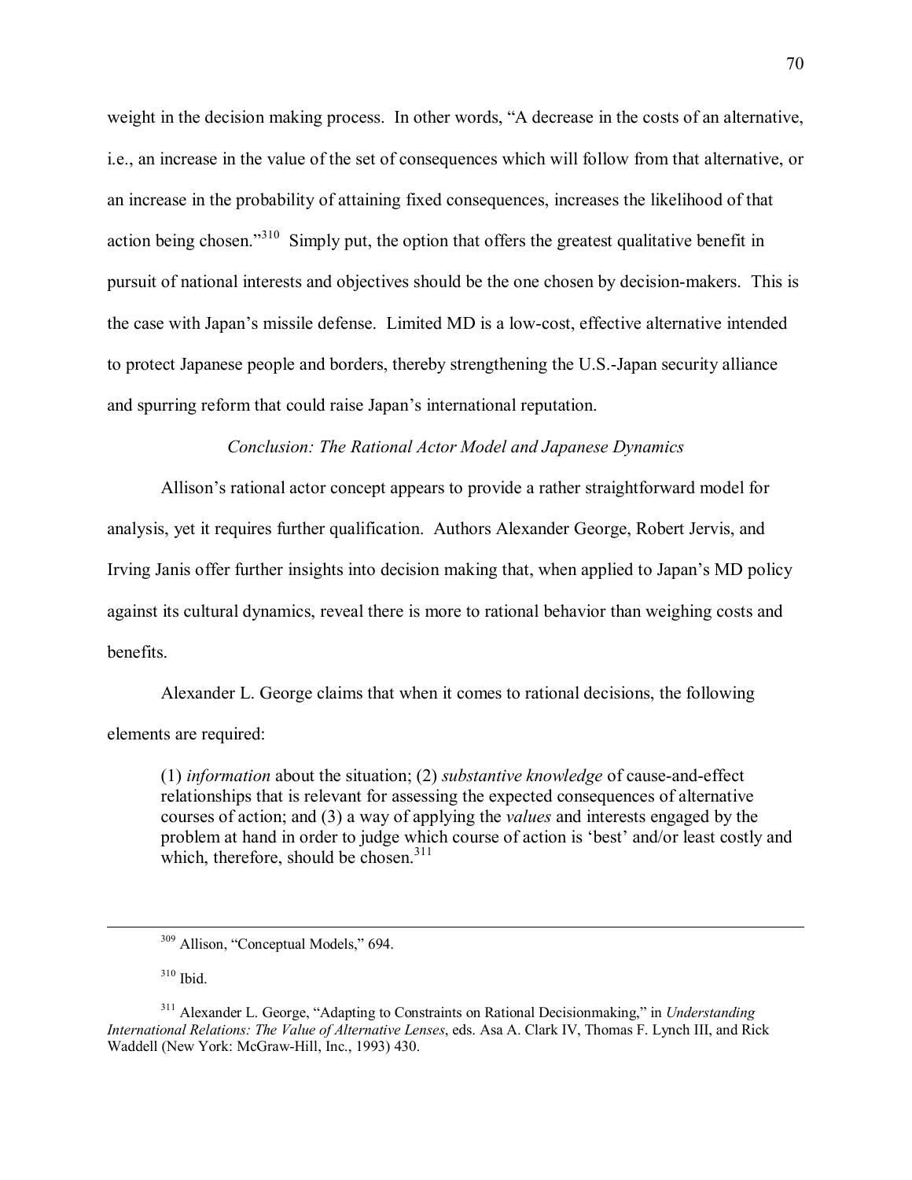weight in the decision making process. In other words, "A decrease in the costs of an alternative, i.e., an increase in the value of the set of consequences which will follow from that alternative, or an increase in the probability of attaining fixed consequences, increases the likelihood of that action being chosen."[310] Simply put, the option that offers the greatest qualitative benefit in pursuit of national interests and objectives should be the one chosen by decision-makers. This is the case with Japan's missile defense. Limited MD is a low-cost, effective alternative intended to protect Japanese people and borders, thereby strengthening the U.S.-Japan security alliance and spurring reform that could raise Japan's international reputation.

### *Conclusion: The Rational Actor Model and Japanese Dynamics*

Allison's rational actor concept appears to provide a rather straightforward model for analysis, yet it requires further qualification. Authors Alexander George, Robert Jervis, and Irving Janis offer further insights into decision making that, when applied to Japan's MD policy against its cultural dynamics, reveal there is more to rational behavior than weighing costs and benefits.

Alexander L. George claims that when it comes to rational decisions, the following elements are required:

> (1) *information* about the situation; (2) *substantive knowledge* of cause-and-effect relationships that is relevant for assessing the expected consequences of alternative courses of action; and (3) a way of applying the *values* and interests engaged by the problem at hand in order to judge which course of action is 'best' and/or least costly and which, therefore, should be chosen.[311]

---

[309] Allison, "Conceptual Models," 694.

[310] Ibid.

[311] Alexander L. George, "Adapting to Constraints on Rational Decisionmaking," in *Understanding International Relations: The Value of Alternative Lenses*, eds. Asa A. Clark IV, Thomas F. Lynch III, and Rick Waddell (New York: McGraw-Hill, Inc., 1993) 430.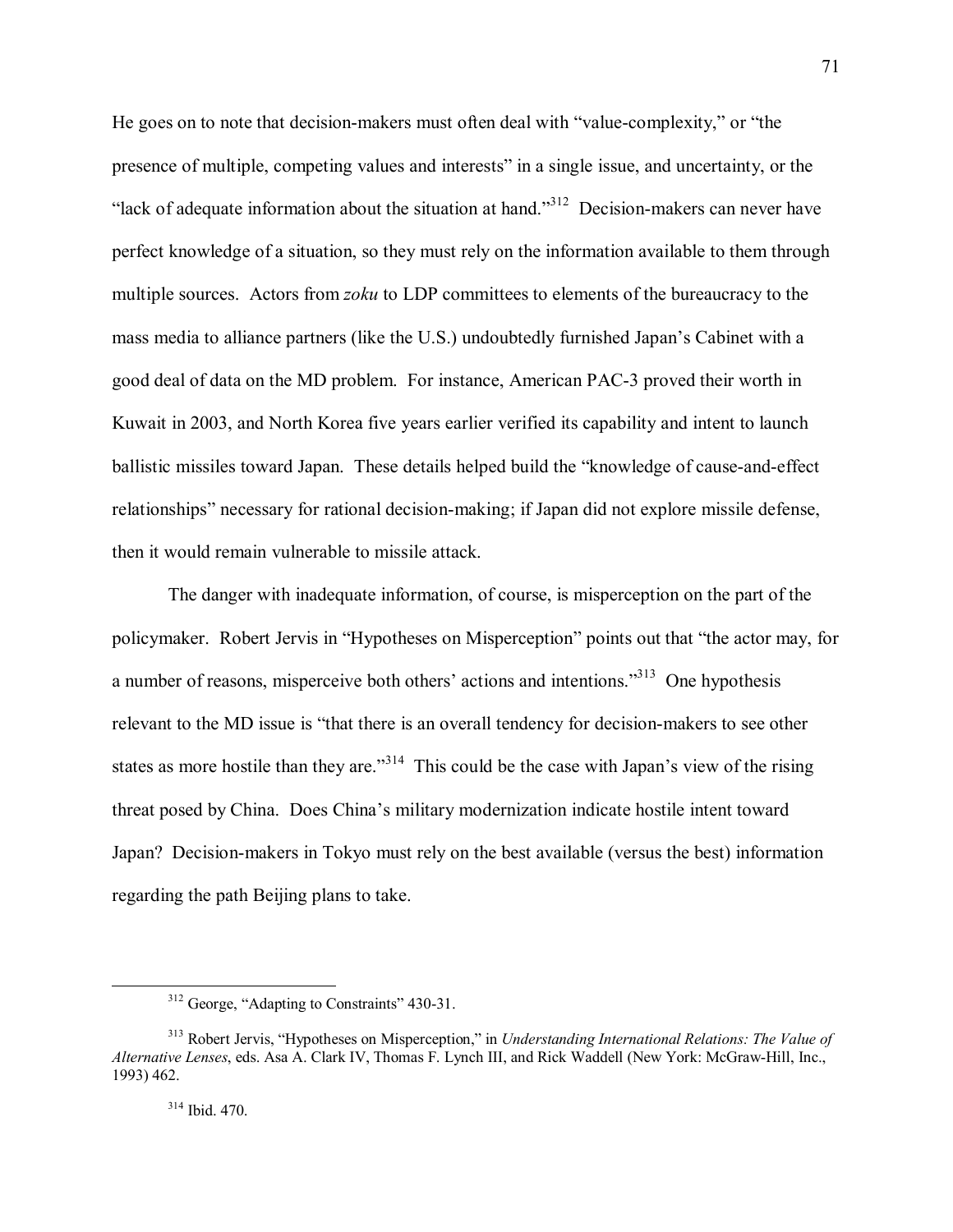He goes on to note that decision-makers must often deal with "value-complexity," or "the presence of multiple, competing values and interests" in a single issue, and uncertainty, or the "lack of adequate information about the situation at hand."[312] Decision-makers can never have perfect knowledge of a situation, so they must rely on the information available to them through multiple sources. Actors from *zoku* to LDP committees to elements of the bureaucracy to the mass media to alliance partners (like the U.S.) undoubtedly furnished Japan's Cabinet with a good deal of data on the MD problem. For instance, American PAC-3 proved their worth in Kuwait in 2003, and North Korea five years earlier verified its capability and intent to launch ballistic missiles toward Japan. These details helped build the "knowledge of cause-and-effect relationships" necessary for rational decision-making; if Japan did not explore missile defense, then it would remain vulnerable to missile attack.

The danger with inadequate information, of course, is misperception on the part of the policymaker. Robert Jervis in "Hypotheses on Misperception" points out that "the actor may, for a number of reasons, misperceive both others' actions and intentions."[313] One hypothesis relevant to the MD issue is "that there is an overall tendency for decision-makers to see other states as more hostile than they are."[314] This could be the case with Japan's view of the rising threat posed by China. Does China's military modernization indicate hostile intent toward Japan? Decision-makers in Tokyo must rely on the best available (versus the best) information regarding the path Beijing plans to take.

---

[312] George, "Adapting to Constraints" 430-31.

[313] Robert Jervis, "Hypotheses on Misperception," in *Understanding International Relations: The Value of Alternative Lenses*, eds. Asa A. Clark IV, Thomas F. Lynch III, and Rick Waddell (New York: McGraw-Hill, Inc., 1993) 462.

[314] Ibid. 470.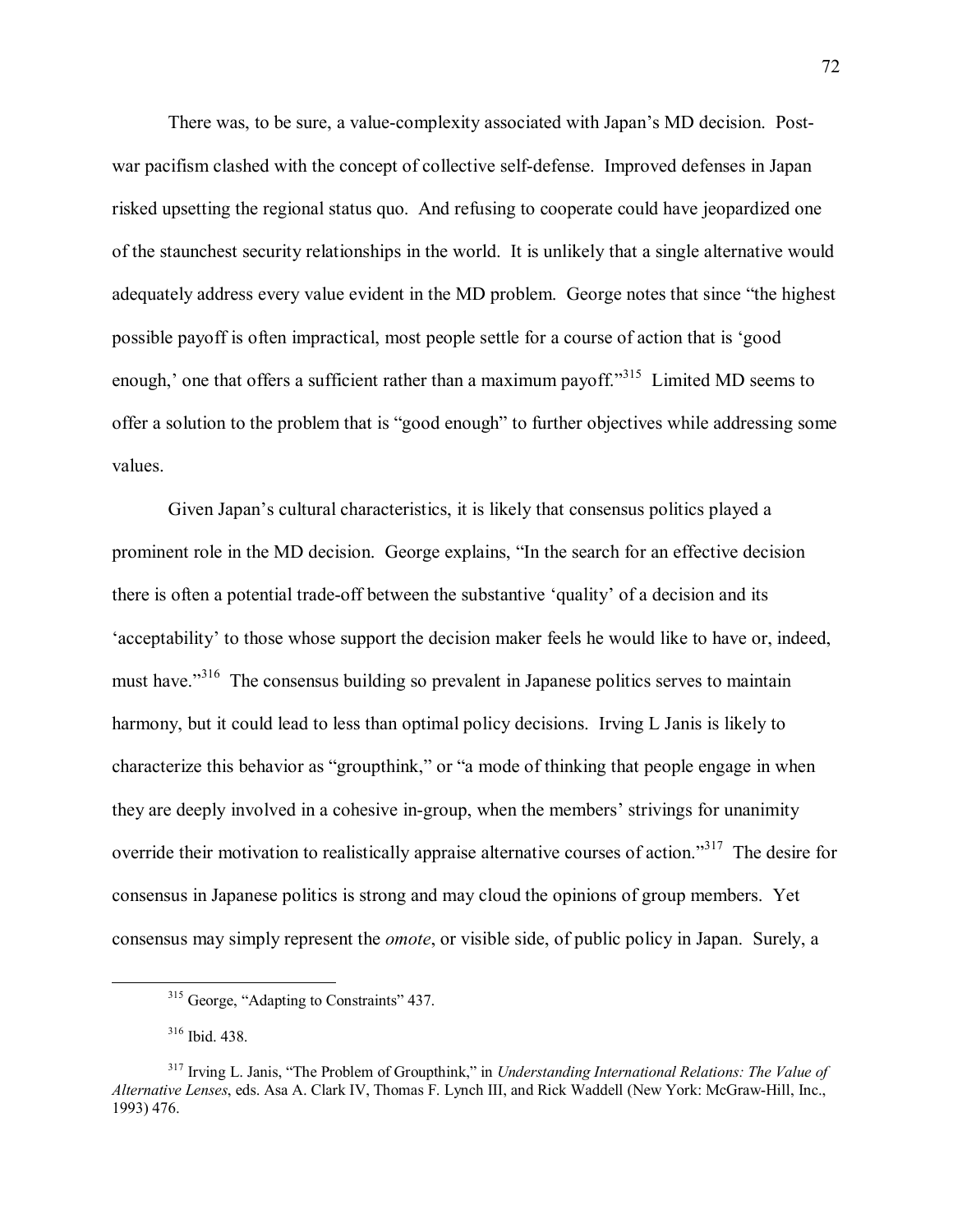There was, to be sure, a value-complexity associated with Japan's MD decision. Post-war pacifism clashed with the concept of collective self-defense. Improved defenses in Japan risked upsetting the regional status quo. And refusing to cooperate could have jeopardized one of the staunchest security relationships in the world. It is unlikely that a single alternative would adequately address every value evident in the MD problem. George notes that since "the highest possible payoff is often impractical, most people settle for a course of action that is 'good enough,' one that offers a sufficient rather than a maximum payoff."[315] Limited MD seems to offer a solution to the problem that is "good enough" to further objectives while addressing some values.

Given Japan's cultural characteristics, it is likely that consensus politics played a prominent role in the MD decision. George explains, "In the search for an effective decision there is often a potential trade-off between the substantive 'quality' of a decision and its 'acceptability' to those whose support the decision maker feels he would like to have or, indeed, must have."[316] The consensus building so prevalent in Japanese politics serves to maintain harmony, but it could lead to less than optimal policy decisions. Irving L Janis is likely to characterize this behavior as "groupthink," or "a mode of thinking that people engage in when they are deeply involved in a cohesive in-group, when the members' strivings for unanimity override their motivation to realistically appraise alternative courses of action."[317] The desire for consensus in Japanese politics is strong and may cloud the opinions of group members. Yet consensus may simply represent the *omote*, or visible side, of public policy in Japan. Surely, a

---

[315] George, "Adapting to Constraints" 437.

[316] Ibid. 438.

[317] Irving L. Janis, "The Problem of Groupthink," in *Understanding International Relations: The Value of Alternative Lenses*, eds. Asa A. Clark IV, Thomas F. Lynch III, and Rick Waddell (New York: McGraw-Hill, Inc., 1993) 476.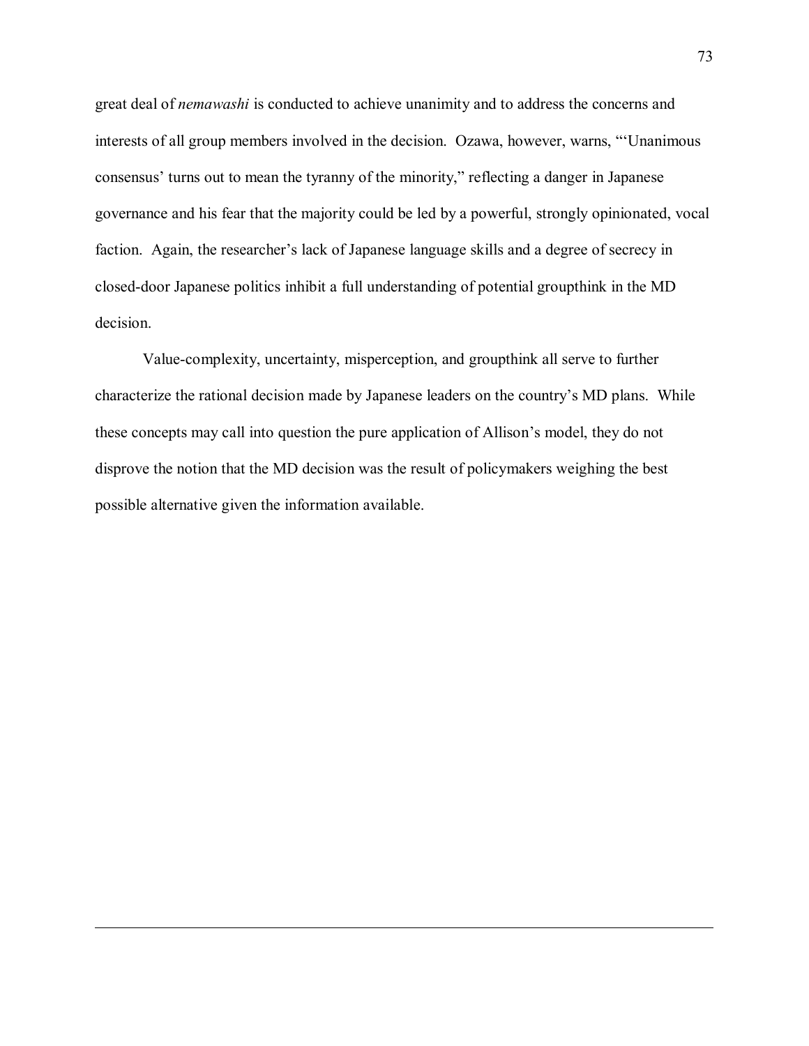great deal of *nemawashi* is conducted to achieve unanimity and to address the concerns and interests of all group members involved in the decision. Ozawa, however, warns, "'Unanimous consensus' turns out to mean the tyranny of the minority," reflecting a danger in Japanese governance and his fear that the majority could be led by a powerful, strongly opinionated, vocal faction. Again, the researcher's lack of Japanese language skills and a degree of secrecy in closed-door Japanese politics inhibit a full understanding of potential groupthink in the MD decision.

Value-complexity, uncertainty, misperception, and groupthink all serve to further characterize the rational decision made by Japanese leaders on the country's MD plans. While these concepts may call into question the pure application of Allison's model, they do not disprove the notion that the MD decision was the result of policymakers weighing the best possible alternative given the information available.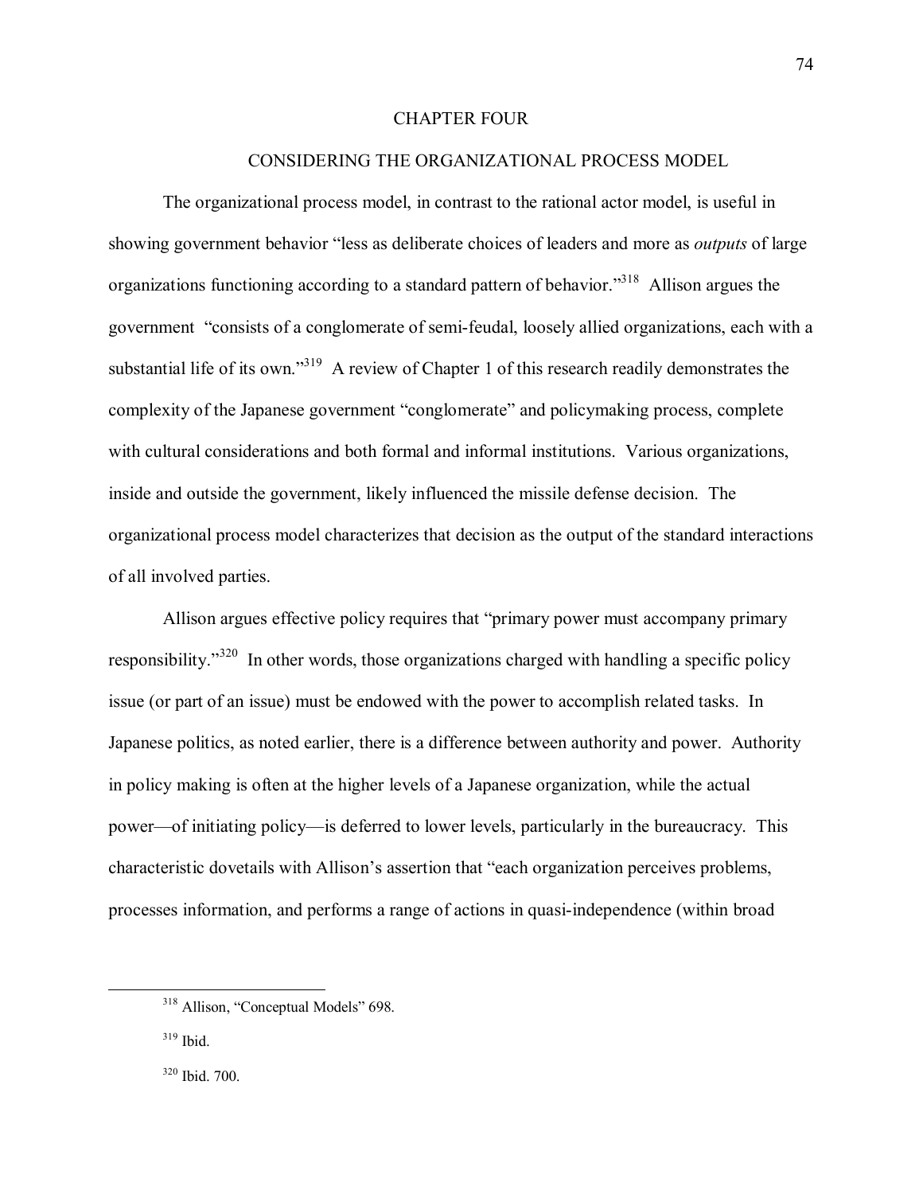# CHAPTER FOUR

## CONSIDERING THE ORGANIZATIONAL PROCESS MODEL

The organizational process model, in contrast to the rational actor model, is useful in showing government behavior "less as deliberate choices of leaders and more as *outputs* of large organizations functioning according to a standard pattern of behavior."[318] Allison argues the government "consists of a conglomerate of semi-feudal, loosely allied organizations, each with a substantial life of its own."[319] A review of Chapter 1 of this research readily demonstrates the complexity of the Japanese government "conglomerate" and policymaking process, complete with cultural considerations and both formal and informal institutions. Various organizations, inside and outside the government, likely influenced the missile defense decision. The organizational process model characterizes that decision as the output of the standard interactions of all involved parties.

Allison argues effective policy requires that "primary power must accompany primary responsibility."[320] In other words, those organizations charged with handling a specific policy issue (or part of an issue) must be endowed with the power to accomplish related tasks. In Japanese politics, as noted earlier, there is a difference between authority and power. Authority in policy making is often at the higher levels of a Japanese organization, while the actual power—of initiating policy—is deferred to lower levels, particularly in the bureaucracy. This characteristic dovetails with Allison's assertion that "each organization perceives problems, processes information, and performs a range of actions in quasi-independence (within broad

---

[318] Allison, "Conceptual Models" 698.

[319] Ibid.

[320] Ibid. 700.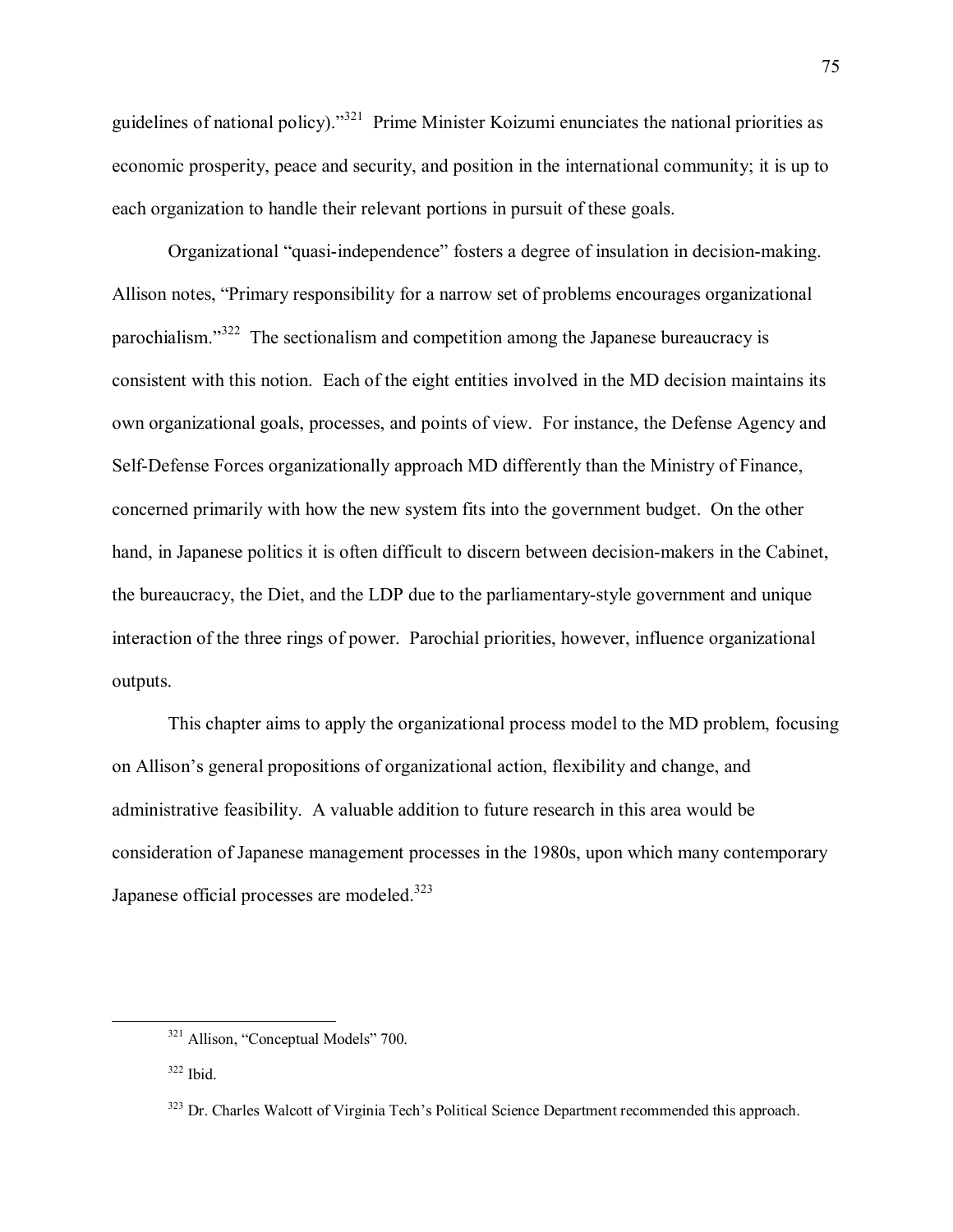guidelines of national policy)."[321] Prime Minister Koizumi enunciates the national priorities as economic prosperity, peace and security, and position in the international community; it is up to each organization to handle their relevant portions in pursuit of these goals.

Organizational "quasi-independence" fosters a degree of insulation in decision-making. Allison notes, "Primary responsibility for a narrow set of problems encourages organizational parochialism."[322] The sectionalism and competition among the Japanese bureaucracy is consistent with this notion. Each of the eight entities involved in the MD decision maintains its own organizational goals, processes, and points of view. For instance, the Defense Agency and Self-Defense Forces organizationally approach MD differently than the Ministry of Finance, concerned primarily with how the new system fits into the government budget. On the other hand, in Japanese politics it is often difficult to discern between decision-makers in the Cabinet, the bureaucracy, the Diet, and the LDP due to the parliamentary-style government and unique interaction of the three rings of power. Parochial priorities, however, influence organizational outputs.

This chapter aims to apply the organizational process model to the MD problem, focusing on Allison's general propositions of organizational action, flexibility and change, and administrative feasibility. A valuable addition to future research in this area would be consideration of Japanese management processes in the 1980s, upon which many contemporary Japanese official processes are modeled.[323]

---

[321] Allison, "Conceptual Models" 700.

[322] Ibid.

[323] Dr. Charles Walcott of Virginia Tech's Political Science Department recommended this approach.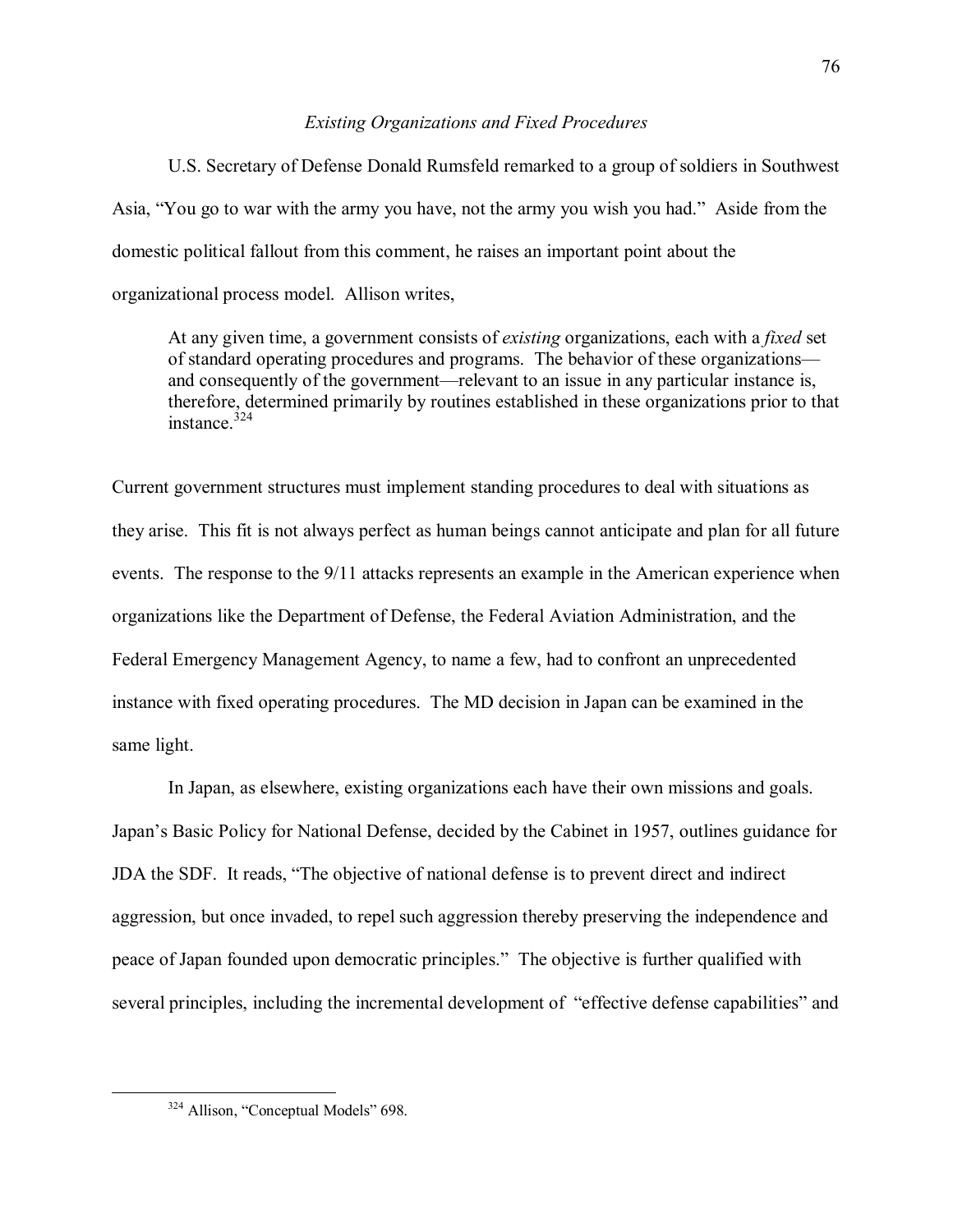*Existing Organizations and Fixed Procedures*

U.S. Secretary of Defense Donald Rumsfeld remarked to a group of soldiers in Southwest Asia, "You go to war with the army you have, not the army you wish you had." Aside from the domestic political fallout from this comment, he raises an important point about the organizational process model. Allison writes,

> At any given time, a government consists of *existing* organizations, each with a *fixed* set of standard operating procedures and programs. The behavior of these organizations—and consequently of the government—relevant to an issue in any particular instance is, therefore, determined primarily by routines established in these organizations prior to that instance.[324]

Current government structures must implement standing procedures to deal with situations as they arise. This fit is not always perfect as human beings cannot anticipate and plan for all future events. The response to the 9/11 attacks represents an example in the American experience when organizations like the Department of Defense, the Federal Aviation Administration, and the Federal Emergency Management Agency, to name a few, had to confront an unprecedented instance with fixed operating procedures. The MD decision in Japan can be examined in the same light.

In Japan, as elsewhere, existing organizations each have their own missions and goals. Japan's Basic Policy for National Defense, decided by the Cabinet in 1957, outlines guidance for JDA the SDF. It reads, "The objective of national defense is to prevent direct and indirect aggression, but once invaded, to repel such aggression thereby preserving the independence and peace of Japan founded upon democratic principles." The objective is further qualified with several principles, including the incremental development of "effective defense capabilities" and

---

[324] Allison, "Conceptual Models" 698.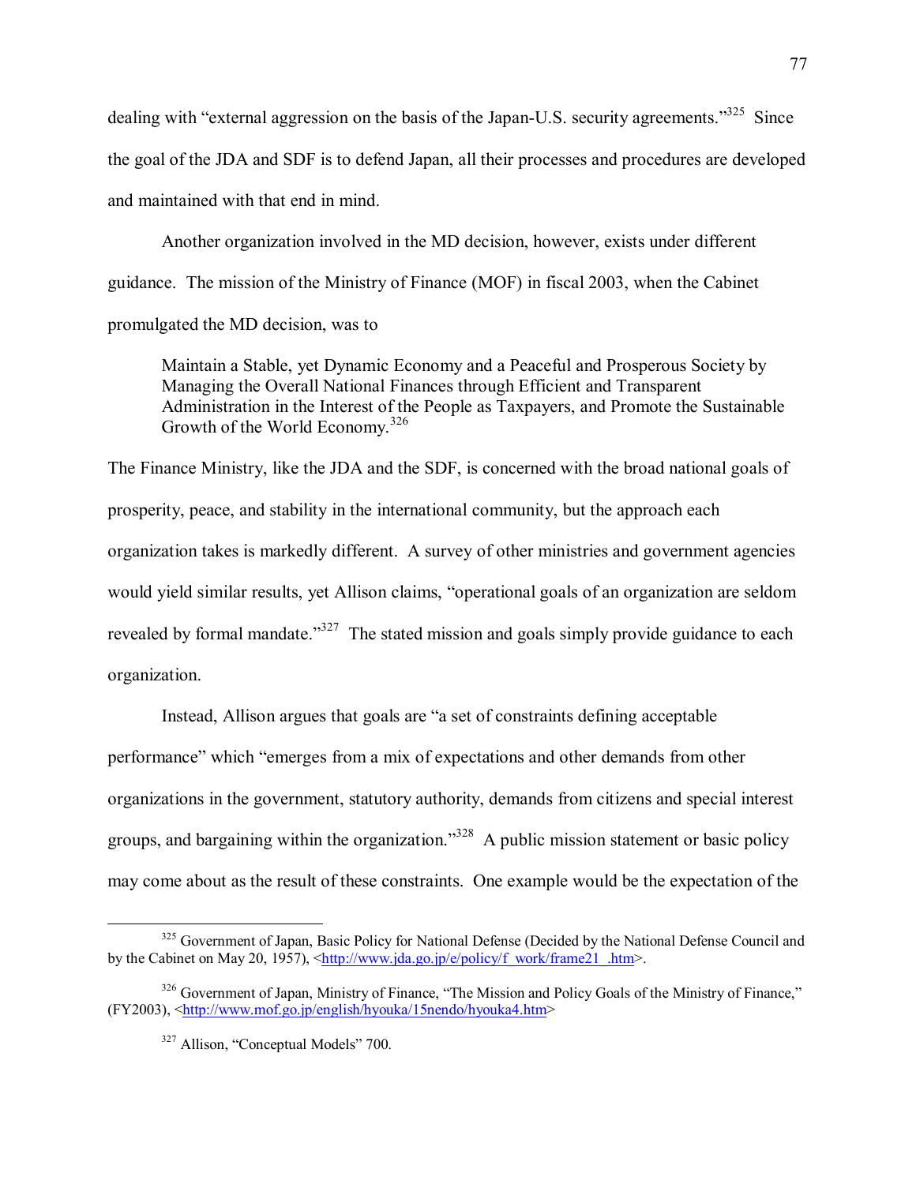dealing with “external aggression on the basis of the Japan-U.S. security agreements.”[325] Since the goal of the JDA and SDF is to defend Japan, all their processes and procedures are developed and maintained with that end in mind.

Another organization involved in the MD decision, however, exists under different guidance. The mission of the Ministry of Finance (MOF) in fiscal 2003, when the Cabinet promulgated the MD decision, was to

> Maintain a Stable, yet Dynamic Economy and a Peaceful and Prosperous Society by Managing the Overall National Finances through Efficient and Transparent Administration in the Interest of the People as Taxpayers, and Promote the Sustainable Growth of the World Economy.[326]

The Finance Ministry, like the JDA and the SDF, is concerned with the broad national goals of prosperity, peace, and stability in the international community, but the approach each organization takes is markedly different. A survey of other ministries and government agencies would yield similar results, yet Allison claims, “operational goals of an organization are seldom revealed by formal mandate.”[327] The stated mission and goals simply provide guidance to each organization.

Instead, Allison argues that goals are “a set of constraints defining acceptable performance” which “emerges from a mix of expectations and other demands from other organizations in the government, statutory authority, demands from citizens and special interest groups, and bargaining within the organization.”[328] A public mission statement or basic policy may come about as the result of these constraints. One example would be the expectation of the

---

[325] Government of Japan, Basic Policy for National Defense (Decided by the National Defense Council and by the Cabinet on May 20, 1957), <http://www.jda.go.jp/e/policy/f_work/frame21_.htm>.

[326] Government of Japan, Ministry of Finance, “The Mission and Policy Goals of the Ministry of Finance,” (FY2003), <http://www.mof.go.jp/english/hyouka/15nendo/hyouka4.htm>

[327] Allison, “Conceptual Models” 700.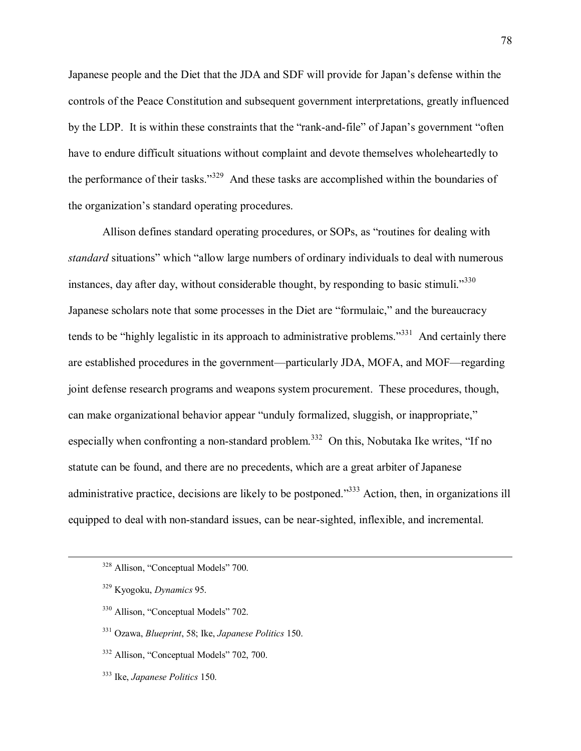Japanese people and the Diet that the JDA and SDF will provide for Japan's defense within the controls of the Peace Constitution and subsequent government interpretations, greatly influenced by the LDP. It is within these constraints that the "rank-and-file" of Japan's government "often have to endure difficult situations without complaint and devote themselves wholeheartedly to the performance of their tasks."[329] And these tasks are accomplished within the boundaries of the organization's standard operating procedures.

Allison defines standard operating procedures, or SOPs, as "routines for dealing with *standard* situations" which "allow large numbers of ordinary individuals to deal with numerous instances, day after day, without considerable thought, by responding to basic stimuli."[330] Japanese scholars note that some processes in the Diet are "formulaic," and the bureaucracy tends to be "highly legalistic in its approach to administrative problems."[331] And certainly there are established procedures in the government—particularly JDA, MOFA, and MOF—regarding joint defense research programs and weapons system procurement. These procedures, though, can make organizational behavior appear "unduly formalized, sluggish, or inappropriate," especially when confronting a non-standard problem.[332] On this, Nobutaka Ike writes, "If no statute can be found, and there are no precedents, which are a great arbiter of Japanese administrative practice, decisions are likely to be postponed."[333] Action, then, in organizations ill equipped to deal with non-standard issues, can be near-sighted, inflexible, and incremental.

---

[328] Allison, "Conceptual Models" 700.

[329] Kyogoku, *Dynamics* 95.

[330] Allison, "Conceptual Models" 702.

[331] Ozawa, *Blueprint*, 58; Ike, *Japanese Politics* 150.

[332] Allison, "Conceptual Models" 702, 700.

[333] Ike, *Japanese Politics* 150.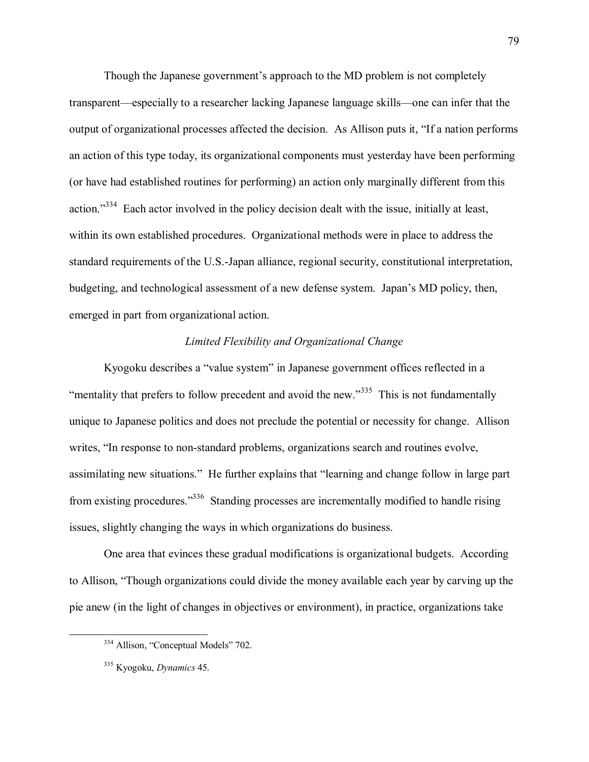Though the Japanese government's approach to the MD problem is not completely transparent—especially to a researcher lacking Japanese language skills—one can infer that the output of organizational processes affected the decision. As Allison puts it, "If a nation performs an action of this type today, its organizational components must yesterday have been performing (or have had established routines for performing) an action only marginally different from this action."[334] Each actor involved in the policy decision dealt with the issue, initially at least, within its own established procedures. Organizational methods were in place to address the standard requirements of the U.S.-Japan alliance, regional security, constitutional interpretation, budgeting, and technological assessment of a new defense system. Japan's MD policy, then, emerged in part from organizational action.

*Limited Flexibility and Organizational Change*

Kyogoku describes a "value system" in Japanese government offices reflected in a "mentality that prefers to follow precedent and avoid the new."[335] This is not fundamentally unique to Japanese politics and does not preclude the potential or necessity for change. Allison writes, "In response to non-standard problems, organizations search and routines evolve, assimilating new situations." He further explains that "learning and change follow in large part from existing procedures."[336] Standing processes are incrementally modified to handle rising issues, slightly changing the ways in which organizations do business.

One area that evinces these gradual modifications is organizational budgets. According to Allison, "Though organizations could divide the money available each year by carving up the pie anew (in the light of changes in objectives or environment), in practice, organizations take

[334] Allison, "Conceptual Models" 702.

[335] Kyogoku, *Dynamics* 45.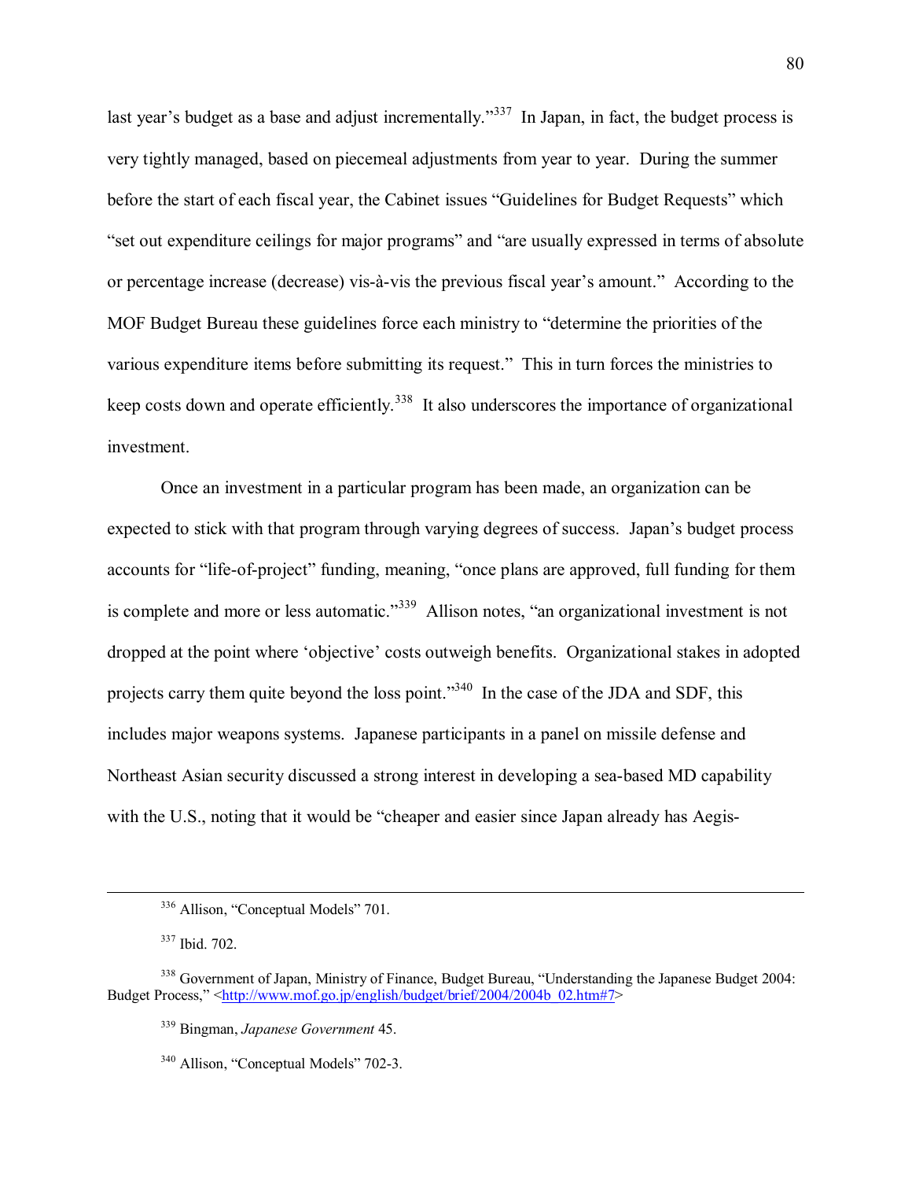last year's budget as a base and adjust incrementally."[337] In Japan, in fact, the budget process is very tightly managed, based on piecemeal adjustments from year to year. During the summer before the start of each fiscal year, the Cabinet issues "Guidelines for Budget Requests" which "set out expenditure ceilings for major programs" and "are usually expressed in terms of absolute or percentage increase (decrease) vis-à-vis the previous fiscal year's amount." According to the MOF Budget Bureau these guidelines force each ministry to "determine the priorities of the various expenditure items before submitting its request." This in turn forces the ministries to keep costs down and operate efficiently.[338] It also underscores the importance of organizational investment.

Once an investment in a particular program has been made, an organization can be expected to stick with that program through varying degrees of success. Japan's budget process accounts for "life-of-project" funding, meaning, "once plans are approved, full funding for them is complete and more or less automatic."[339] Allison notes, "an organizational investment is not dropped at the point where 'objective' costs outweigh benefits. Organizational stakes in adopted projects carry them quite beyond the loss point."[340] In the case of the JDA and SDF, this includes major weapons systems. Japanese participants in a panel on missile defense and Northeast Asian security discussed a strong interest in developing a sea-based MD capability with the U.S., noting that it would be "cheaper and easier since Japan already has Aegis-

---

[336] Allison, "Conceptual Models" 701.

[337] Ibid. 702.

[338] Government of Japan, Ministry of Finance, Budget Bureau, "Understanding the Japanese Budget 2004: Budget Process," <http://www.mof.go.jp/english/budget/brief/2004/2004b_02.htm#7>

[339] Bingman, *Japanese Government* 45.

[340] Allison, "Conceptual Models" 702-3.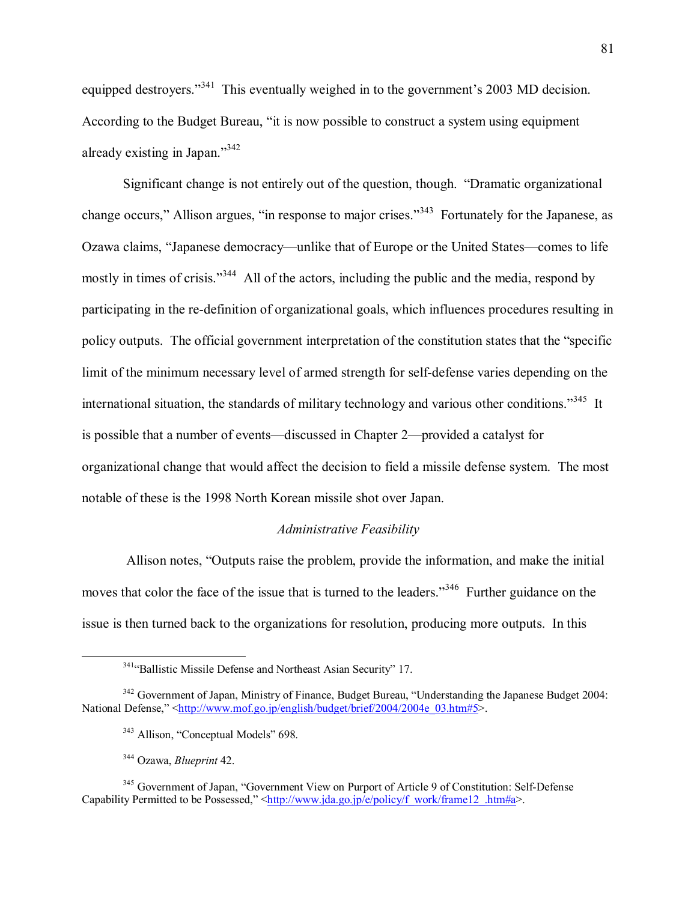equipped destroyers."[341] This eventually weighed in to the government's 2003 MD decision. According to the Budget Bureau, "it is now possible to construct a system using equipment already existing in Japan."[342]

Significant change is not entirely out of the question, though. "Dramatic organizational change occurs," Allison argues, "in response to major crises."[343] Fortunately for the Japanese, as Ozawa claims, "Japanese democracy—unlike that of Europe or the United States—comes to life mostly in times of crisis."[344] All of the actors, including the public and the media, respond by participating in the re-definition of organizational goals, which influences procedures resulting in policy outputs. The official government interpretation of the constitution states that the "specific limit of the minimum necessary level of armed strength for self-defense varies depending on the international situation, the standards of military technology and various other conditions."[345] It is possible that a number of events—discussed in Chapter 2—provided a catalyst for organizational change that would affect the decision to field a missile defense system. The most notable of these is the 1998 North Korean missile shot over Japan.

*Administrative Feasibility*

Allison notes, "Outputs raise the problem, provide the information, and make the initial moves that color the face of the issue that is turned to the leaders."[346] Further guidance on the issue is then turned back to the organizations for resolution, producing more outputs. In this

---

[341] "Ballistic Missile Defense and Northeast Asian Security" 17.

[342] Government of Japan, Ministry of Finance, Budget Bureau, "Understanding the Japanese Budget 2004: National Defense," <http://www.mof.go.jp/english/budget/brief/2004/2004e_03.htm#5>.

[343] Allison, "Conceptual Models" 698.

[344] Ozawa, *Blueprint* 42.

[345] Government of Japan, "Government View on Purport of Article 9 of Constitution: Self-Defense Capability Permitted to be Possessed," <http://www.jda.go.jp/e/policy/f_work/frame12_.htm#a>.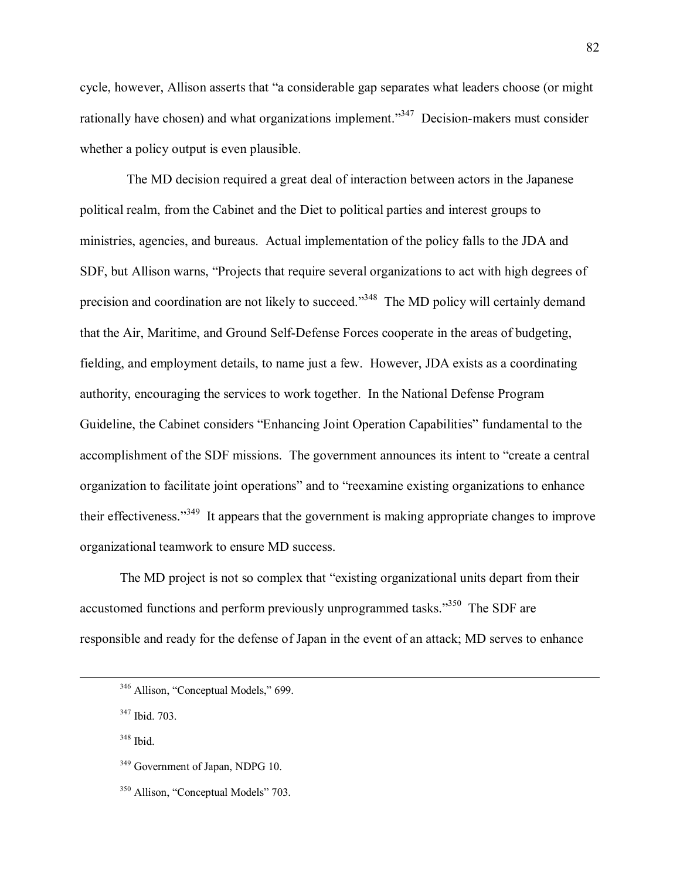cycle, however, Allison asserts that "a considerable gap separates what leaders choose (or might rationally have chosen) and what organizations implement."[347] Decision-makers must consider whether a policy output is even plausible.

The MD decision required a great deal of interaction between actors in the Japanese political realm, from the Cabinet and the Diet to political parties and interest groups to ministries, agencies, and bureaus. Actual implementation of the policy falls to the JDA and SDF, but Allison warns, "Projects that require several organizations to act with high degrees of precision and coordination are not likely to succeed."[348] The MD policy will certainly demand that the Air, Maritime, and Ground Self-Defense Forces cooperate in the areas of budgeting, fielding, and employment details, to name just a few. However, JDA exists as a coordinating authority, encouraging the services to work together. In the National Defense Program Guideline, the Cabinet considers "Enhancing Joint Operation Capabilities" fundamental to the accomplishment of the SDF missions. The government announces its intent to "create a central organization to facilitate joint operations" and to "reexamine existing organizations to enhance their effectiveness."[349] It appears that the government is making appropriate changes to improve organizational teamwork to ensure MD success.

The MD project is not so complex that "existing organizational units depart from their accustomed functions and perform previously unprogrammed tasks."[350] The SDF are responsible and ready for the defense of Japan in the event of an attack; MD serves to enhance

---

[346] Allison, "Conceptual Models," 699.

[347] Ibid. 703.

[348] Ibid.

[349] Government of Japan, NDPG 10.

[350] Allison, "Conceptual Models" 703.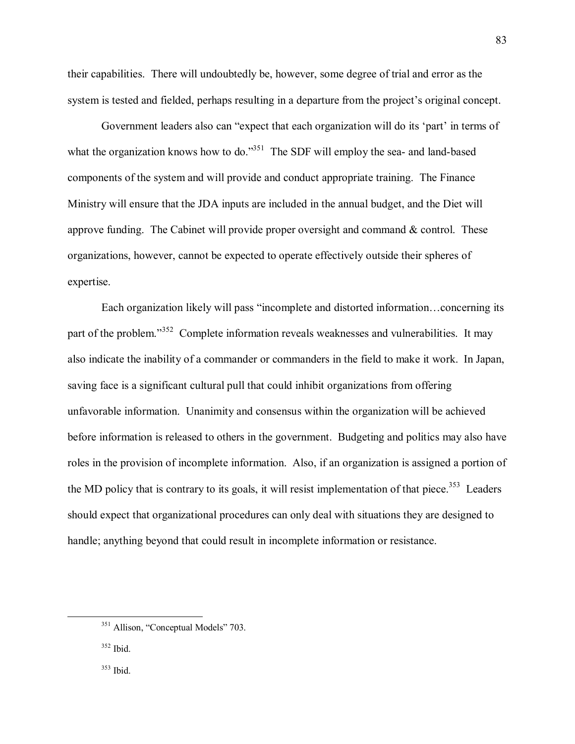their capabilities. There will undoubtedly be, however, some degree of trial and error as the system is tested and fielded, perhaps resulting in a departure from the project's original concept.

Government leaders also can "expect that each organization will do its 'part' in terms of what the organization knows how to do."[351] The SDF will employ the sea- and land-based components of the system and will provide and conduct appropriate training. The Finance Ministry will ensure that the JDA inputs are included in the annual budget, and the Diet will approve funding. The Cabinet will provide proper oversight and command & control. These organizations, however, cannot be expected to operate effectively outside their spheres of expertise.

Each organization likely will pass "incomplete and distorted information…concerning its part of the problem."[352] Complete information reveals weaknesses and vulnerabilities. It may also indicate the inability of a commander or commanders in the field to make it work. In Japan, saving face is a significant cultural pull that could inhibit organizations from offering unfavorable information. Unanimity and consensus within the organization will be achieved before information is released to others in the government. Budgeting and politics may also have roles in the provision of incomplete information. Also, if an organization is assigned a portion of the MD policy that is contrary to its goals, it will resist implementation of that piece.[353] Leaders should expect that organizational procedures can only deal with situations they are designed to handle; anything beyond that could result in incomplete information or resistance.

---

[351] Allison, "Conceptual Models" 703.

[352] Ibid.

[353] Ibid.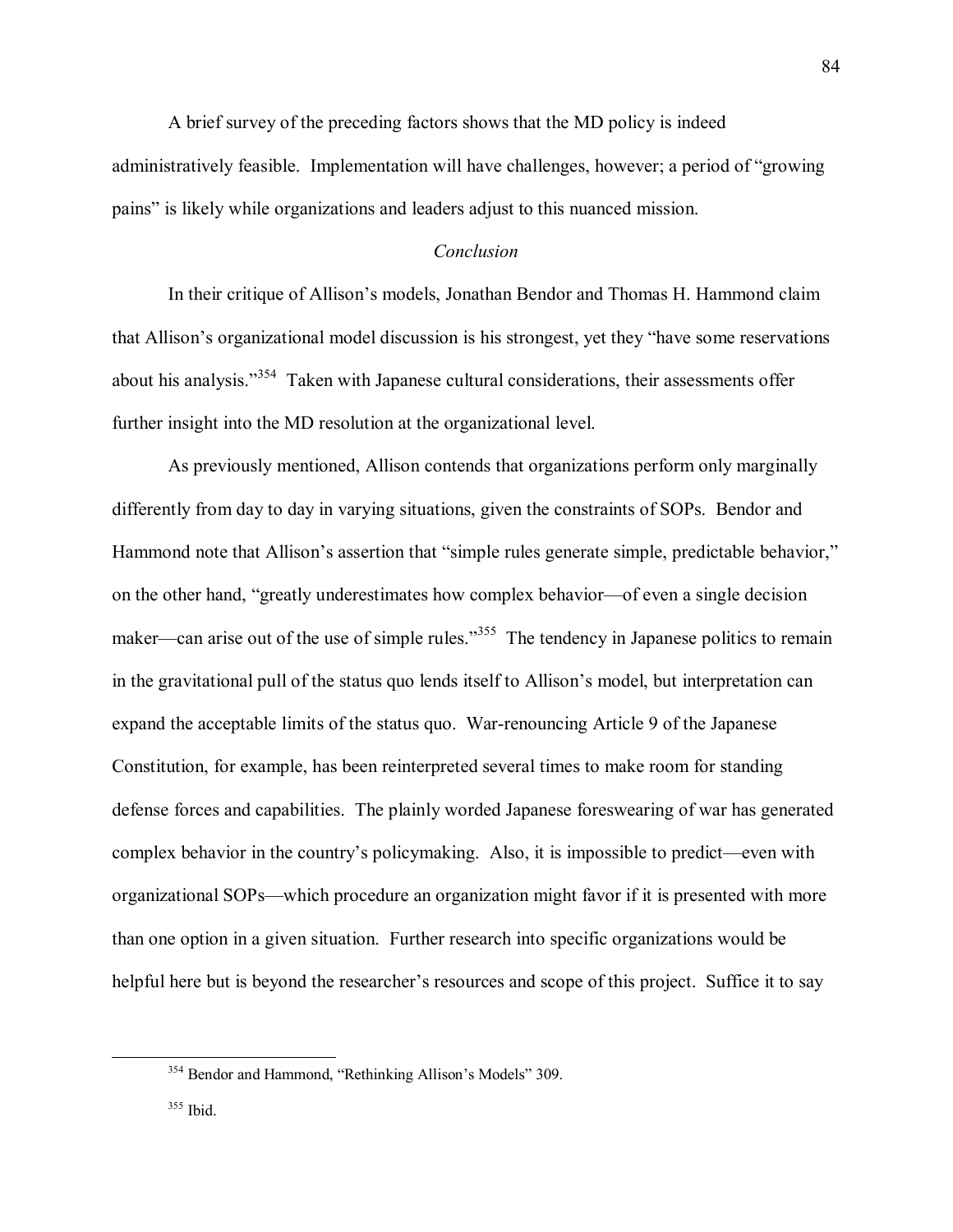A brief survey of the preceding factors shows that the MD policy is indeed administratively feasible. Implementation will have challenges, however; a period of "growing pains" is likely while organizations and leaders adjust to this nuanced mission.

### *Conclusion*

In their critique of Allison's models, Jonathan Bendor and Thomas H. Hammond claim that Allison's organizational model discussion is his strongest, yet they "have some reservations about his analysis."[354] Taken with Japanese cultural considerations, their assessments offer further insight into the MD resolution at the organizational level.

As previously mentioned, Allison contends that organizations perform only marginally differently from day to day in varying situations, given the constraints of SOPs. Bendor and Hammond note that Allison's assertion that "simple rules generate simple, predictable behavior," on the other hand, "greatly underestimates how complex behavior—of even a single decision maker—can arise out of the use of simple rules."[355] The tendency in Japanese politics to remain in the gravitational pull of the status quo lends itself to Allison's model, but interpretation can expand the acceptable limits of the status quo. War-renouncing Article 9 of the Japanese Constitution, for example, has been reinterpreted several times to make room for standing defense forces and capabilities. The plainly worded Japanese foreswearing of war has generated complex behavior in the country's policymaking. Also, it is impossible to predict—even with organizational SOPs—which procedure an organization might favor if it is presented with more than one option in a given situation. Further research into specific organizations would be helpful here but is beyond the researcher's resources and scope of this project. Suffice it to say

---

[354] Bendor and Hammond, "Rethinking Allison's Models" 309.

[355] Ibid.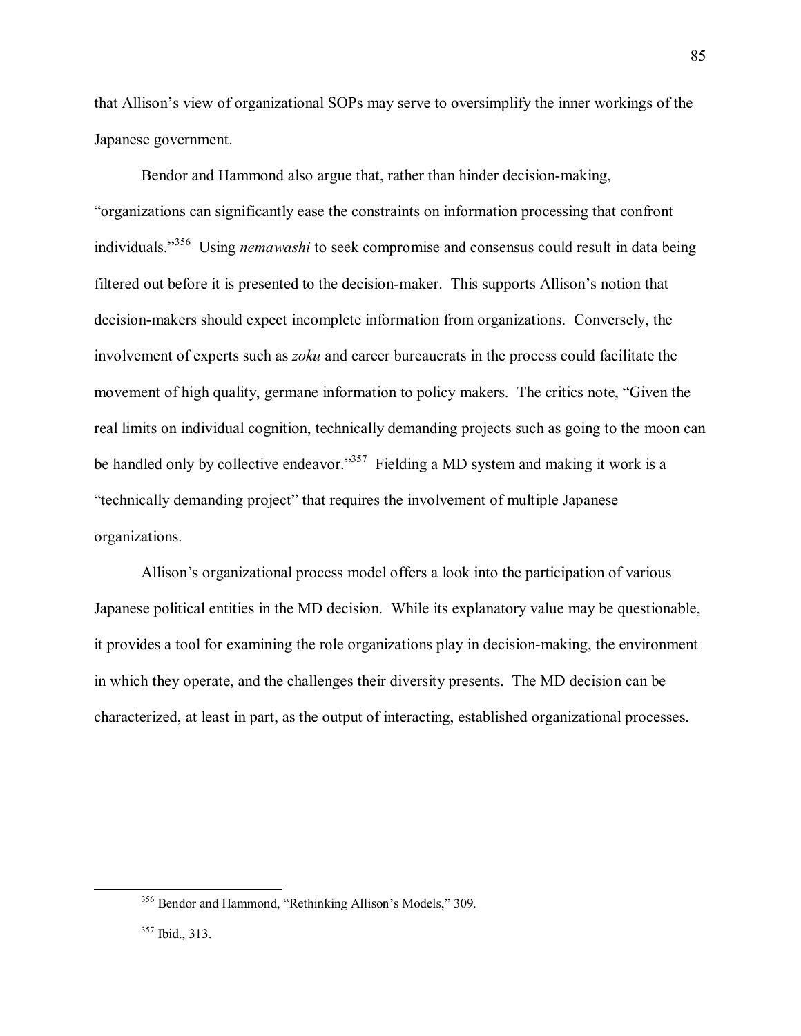that Allison's view of organizational SOPs may serve to oversimplify the inner workings of the Japanese government.

Bendor and Hammond also argue that, rather than hinder decision-making, "organizations can significantly ease the constraints on information processing that confront individuals."[356] Using *nemawashi* to seek compromise and consensus could result in data being filtered out before it is presented to the decision-maker. This supports Allison's notion that decision-makers should expect incomplete information from organizations. Conversely, the involvement of experts such as *zoku* and career bureaucrats in the process could facilitate the movement of high quality, germane information to policy makers. The critics note, "Given the real limits on individual cognition, technically demanding projects such as going to the moon can be handled only by collective endeavor."[357] Fielding a MD system and making it work is a "technically demanding project" that requires the involvement of multiple Japanese organizations.

Allison's organizational process model offers a look into the participation of various Japanese political entities in the MD decision. While its explanatory value may be questionable, it provides a tool for examining the role organizations play in decision-making, the environment in which they operate, and the challenges their diversity presents. The MD decision can be characterized, at least in part, as the output of interacting, established organizational processes.

---

[356] Bendor and Hammond, "Rethinking Allison's Models," 309.

[357] Ibid., 313.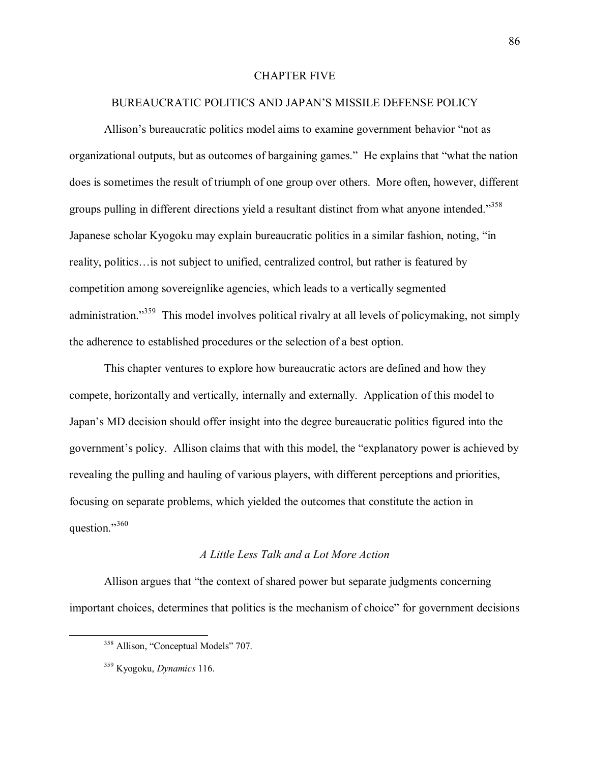# CHAPTER FIVE

## BUREAUCRATIC POLITICS AND JAPAN'S MISSILE DEFENSE POLICY

Allison's bureaucratic politics model aims to examine government behavior "not as organizational outputs, but as outcomes of bargaining games." He explains that "what the nation does is sometimes the result of triumph of one group over others. More often, however, different groups pulling in different directions yield a resultant distinct from what anyone intended."[358] Japanese scholar Kyogoku may explain bureaucratic politics in a similar fashion, noting, "in reality, politics…is not subject to unified, centralized control, but rather is featured by competition among sovereignlike agencies, which leads to a vertically segmented administration."[359] This model involves political rivalry at all levels of policymaking, not simply the adherence to established procedures or the selection of a best option.

This chapter ventures to explore how bureaucratic actors are defined and how they compete, horizontally and vertically, internally and externally. Application of this model to Japan's MD decision should offer insight into the degree bureaucratic politics figured into the government's policy. Allison claims that with this model, the "explanatory power is achieved by revealing the pulling and hauling of various players, with different perceptions and priorities, focusing on separate problems, which yielded the outcomes that constitute the action in question."[360]

### *A Little Less Talk and a Lot More Action*

Allison argues that "the context of shared power but separate judgments concerning important choices, determines that politics is the mechanism of choice" for government decisions

---

[358] Allison, "Conceptual Models" 707.

[359] Kyogoku, *Dynamics* 116.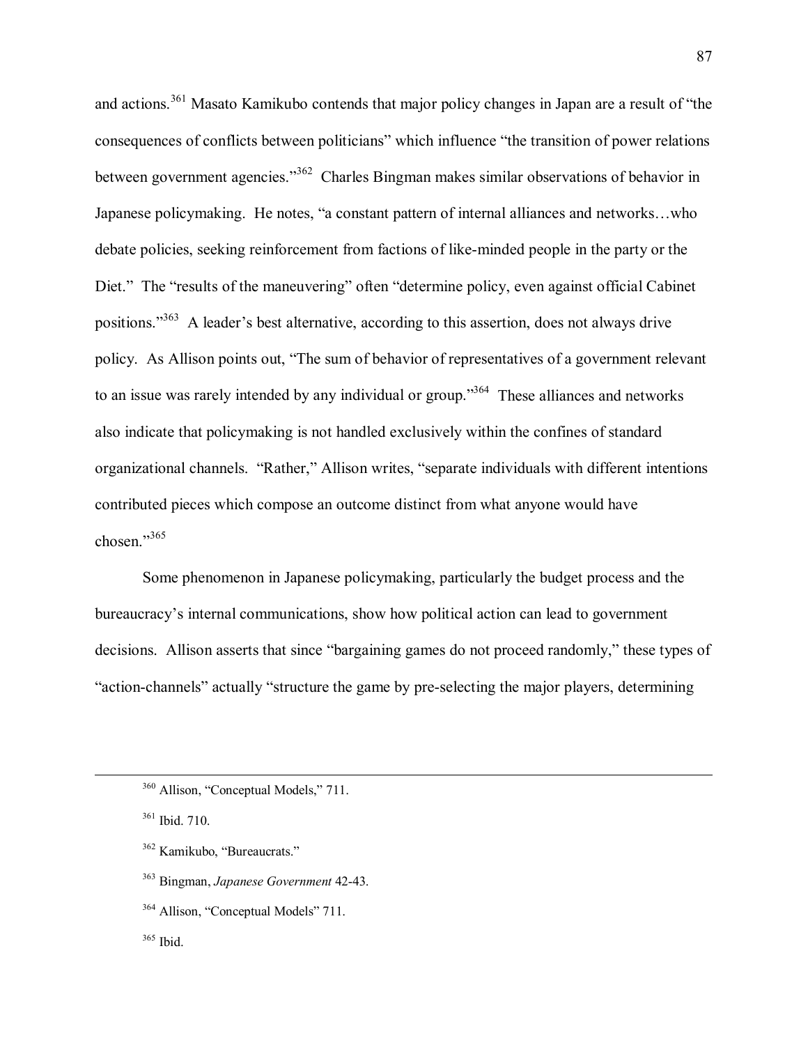and actions.[361] Masato Kamikubo contends that major policy changes in Japan are a result of "the consequences of conflicts between politicians" which influence "the transition of power relations between government agencies."[362] Charles Bingman makes similar observations of behavior in Japanese policymaking. He notes, "a constant pattern of internal alliances and networks…who debate policies, seeking reinforcement from factions of like-minded people in the party or the Diet." The "results of the maneuvering" often "determine policy, even against official Cabinet positions."[363] A leader's best alternative, according to this assertion, does not always drive policy. As Allison points out, "The sum of behavior of representatives of a government relevant to an issue was rarely intended by any individual or group."[364] These alliances and networks also indicate that policymaking is not handled exclusively within the confines of standard organizational channels. "Rather," Allison writes, "separate individuals with different intentions contributed pieces which compose an outcome distinct from what anyone would have chosen."[365]

Some phenomenon in Japanese policymaking, particularly the budget process and the bureaucracy's internal communications, show how political action can lead to government decisions. Allison asserts that since "bargaining games do not proceed randomly," these types of "action-channels" actually "structure the game by pre-selecting the major players, determining

---

[360] Allison, "Conceptual Models," 711.

[361] Ibid. 710.

[362] Kamikubo, "Bureaucrats."

[363] Bingman, *Japanese Government* 42-43.

[364] Allison, "Conceptual Models" 711.

[365] Ibid.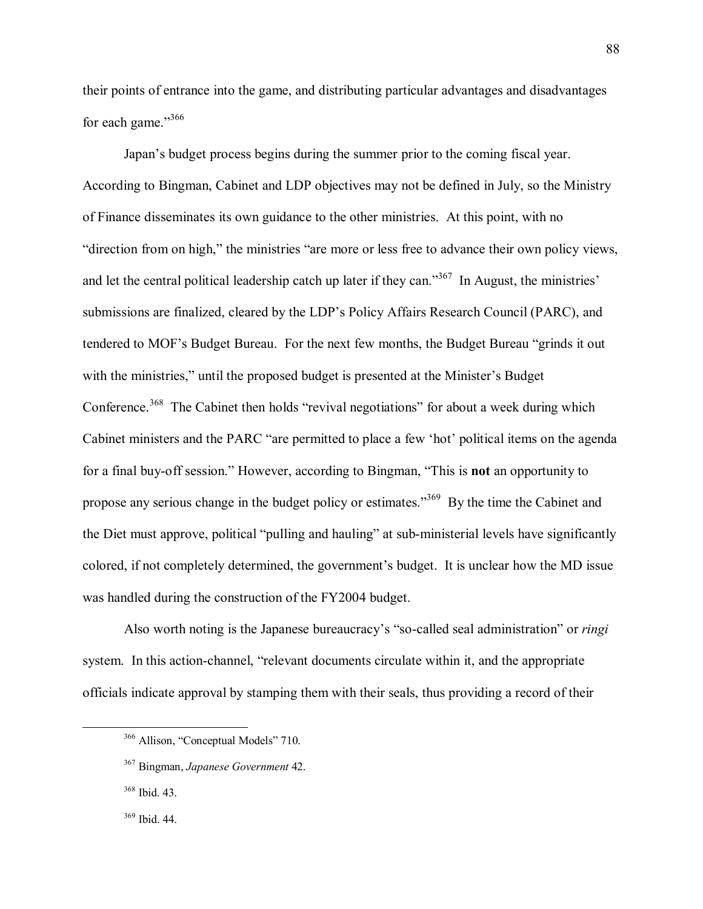their points of entrance into the game, and distributing particular advantages and disadvantages for each game."[366]

Japan's budget process begins during the summer prior to the coming fiscal year. According to Bingman, Cabinet and LDP objectives may not be defined in July, so the Ministry of Finance disseminates its own guidance to the other ministries. At this point, with no "direction from on high," the ministries "are more or less free to advance their own policy views, and let the central political leadership catch up later if they can."[367] In August, the ministries' submissions are finalized, cleared by the LDP's Policy Affairs Research Council (PARC), and tendered to MOF's Budget Bureau. For the next few months, the Budget Bureau "grinds it out with the ministries," until the proposed budget is presented at the Minister's Budget Conference.[368] The Cabinet then holds "revival negotiations" for about a week during which Cabinet ministers and the PARC "are permitted to place a few 'hot' political items on the agenda for a final buy-off session." However, according to Bingman, "This is **not** an opportunity to propose any serious change in the budget policy or estimates."[369] By the time the Cabinet and the Diet must approve, political "pulling and hauling" at sub-ministerial levels have significantly colored, if not completely determined, the government's budget. It is unclear how the MD issue was handled during the construction of the FY2004 budget.

Also worth noting is the Japanese bureaucracy's "so-called seal administration" or *ringi* system. In this action-channel, "relevant documents circulate within it, and the appropriate officials indicate approval by stamping them with their seals, thus providing a record of their

---

[366] Allison, "Conceptual Models" 710.

[367] Bingman, *Japanese Government* 42.

[368] Ibid. 43.

[369] Ibid. 44.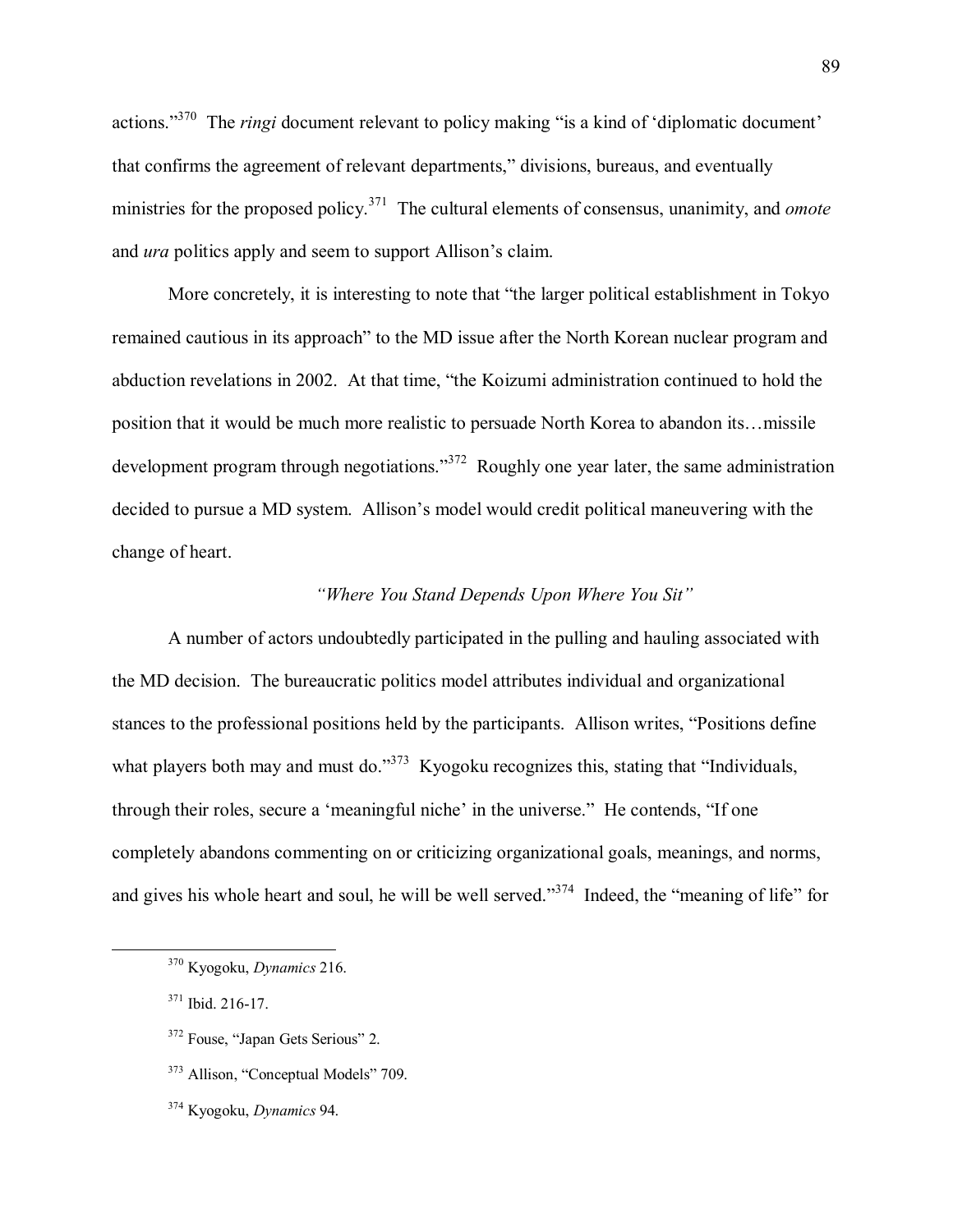actions."[370] The *ringi* document relevant to policy making "is a kind of 'diplomatic document' that confirms the agreement of relevant departments," divisions, bureaus, and eventually ministries for the proposed policy.[371] The cultural elements of consensus, unanimity, and *omote* and *ura* politics apply and seem to support Allison's claim.

More concretely, it is interesting to note that "the larger political establishment in Tokyo remained cautious in its approach" to the MD issue after the North Korean nuclear program and abduction revelations in 2002. At that time, "the Koizumi administration continued to hold the position that it would be much more realistic to persuade North Korea to abandon its…missile development program through negotiations."[372] Roughly one year later, the same administration decided to pursue a MD system. Allison's model would credit political maneuvering with the change of heart.

*"Where You Stand Depends Upon Where You Sit"*

A number of actors undoubtedly participated in the pulling and hauling associated with the MD decision. The bureaucratic politics model attributes individual and organizational stances to the professional positions held by the participants. Allison writes, "Positions define what players both may and must do."[373] Kyogoku recognizes this, stating that "Individuals, through their roles, secure a 'meaningful niche' in the universe." He contends, "If one completely abandons commenting on or criticizing organizational goals, meanings, and norms, and gives his whole heart and soul, he will be well served."[374] Indeed, the "meaning of life" for

---

[370] Kyogoku, *Dynamics* 216.

[371] Ibid. 216-17.

[372] Fouse, "Japan Gets Serious" 2.

[373] Allison, "Conceptual Models" 709.

[374] Kyogoku, *Dynamics* 94.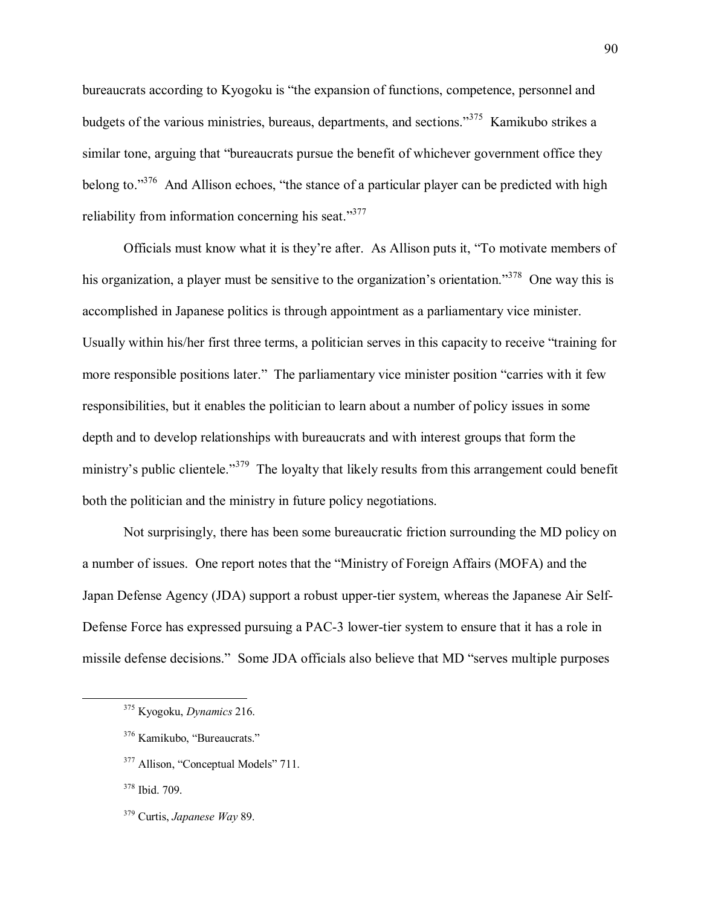bureaucrats according to Kyogoku is "the expansion of functions, competence, personnel and budgets of the various ministries, bureaus, departments, and sections."[375] Kamikubo strikes a similar tone, arguing that "bureaucrats pursue the benefit of whichever government office they belong to."[376] And Allison echoes, "the stance of a particular player can be predicted with high reliability from information concerning his seat."[377]

Officials must know what it is they're after. As Allison puts it, "To motivate members of his organization, a player must be sensitive to the organization's orientation."[378] One way this is accomplished in Japanese politics is through appointment as a parliamentary vice minister. Usually within his/her first three terms, a politician serves in this capacity to receive "training for more responsible positions later." The parliamentary vice minister position "carries with it few responsibilities, but it enables the politician to learn about a number of policy issues in some depth and to develop relationships with bureaucrats and with interest groups that form the ministry's public clientele."[379] The loyalty that likely results from this arrangement could benefit both the politician and the ministry in future policy negotiations.

Not surprisingly, there has been some bureaucratic friction surrounding the MD policy on a number of issues. One report notes that the "Ministry of Foreign Affairs (MOFA) and the Japan Defense Agency (JDA) support a robust upper-tier system, whereas the Japanese Air Self-Defense Force has expressed pursuing a PAC-3 lower-tier system to ensure that it has a role in missile defense decisions." Some JDA officials also believe that MD "serves multiple purposes

---

[375] Kyogoku, *Dynamics* 216.

[376] Kamikubo, "Bureaucrats."

[377] Allison, "Conceptual Models" 711.

[378] Ibid. 709.

[379] Curtis, *Japanese Way* 89.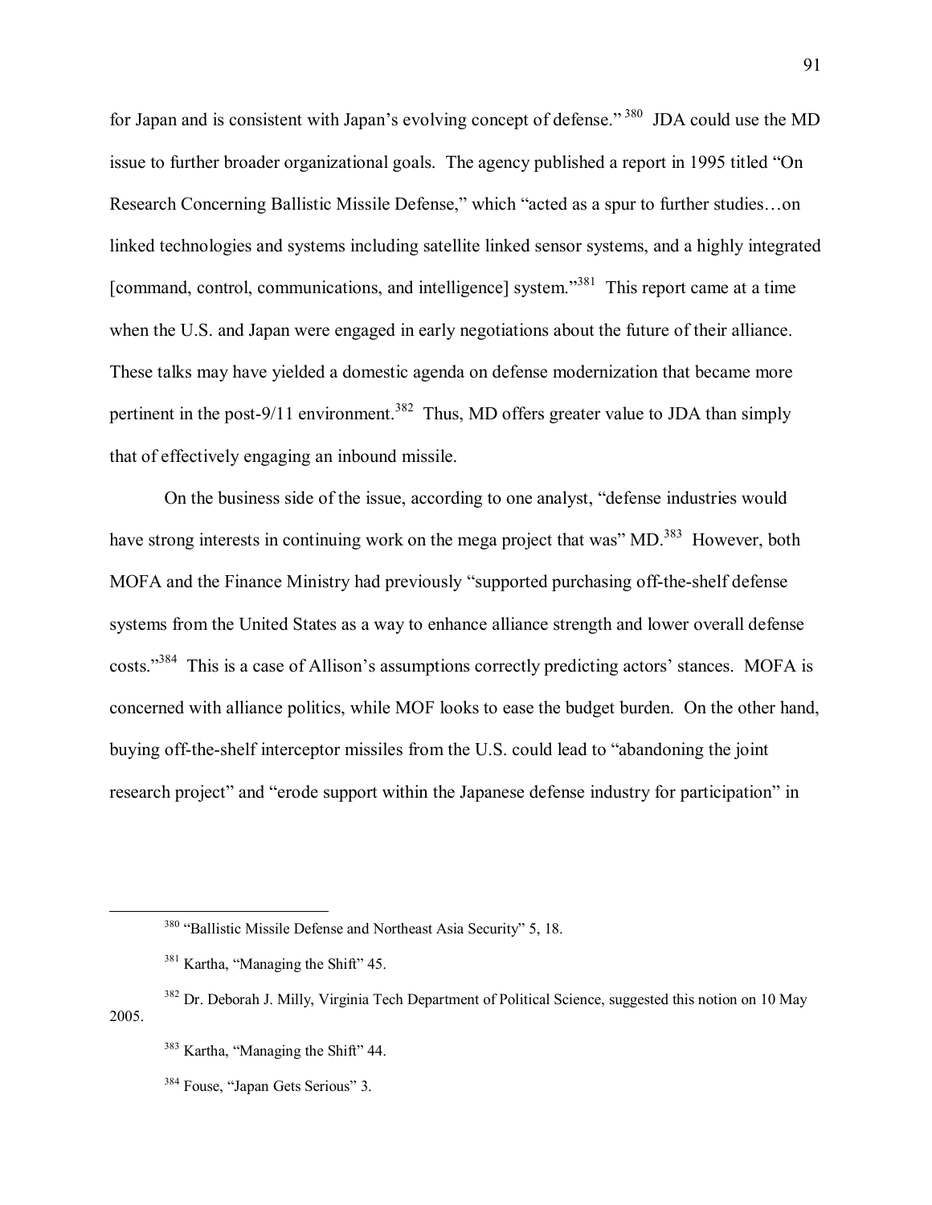for Japan and is consistent with Japan's evolving concept of defense."[380] JDA could use the MD issue to further broader organizational goals. The agency published a report in 1995 titled "On Research Concerning Ballistic Missile Defense," which "acted as a spur to further studies…on linked technologies and systems including satellite linked sensor systems, and a highly integrated [command, control, communications, and intelligence] system."[381] This report came at a time when the U.S. and Japan were engaged in early negotiations about the future of their alliance. These talks may have yielded a domestic agenda on defense modernization that became more pertinent in the post-9/11 environment.[382] Thus, MD offers greater value to JDA than simply that of effectively engaging an inbound missile.

On the business side of the issue, according to one analyst, "defense industries would have strong interests in continuing work on the mega project that was" MD.[383] However, both MOFA and the Finance Ministry had previously "supported purchasing off-the-shelf defense systems from the United States as a way to enhance alliance strength and lower overall defense costs."[384] This is a case of Allison's assumptions correctly predicting actors' stances. MOFA is concerned with alliance politics, while MOF looks to ease the budget burden. On the other hand, buying off-the-shelf interceptor missiles from the U.S. could lead to "abandoning the joint research project" and "erode support within the Japanese defense industry for participation" in

---

[380] "Ballistic Missile Defense and Northeast Asia Security" 5, 18.

[381] Kartha, "Managing the Shift" 45.

[382] Dr. Deborah J. Milly, Virginia Tech Department of Political Science, suggested this notion on 10 May 2005.

[383] Kartha, "Managing the Shift" 44.

[384] Fouse, "Japan Gets Serious" 3.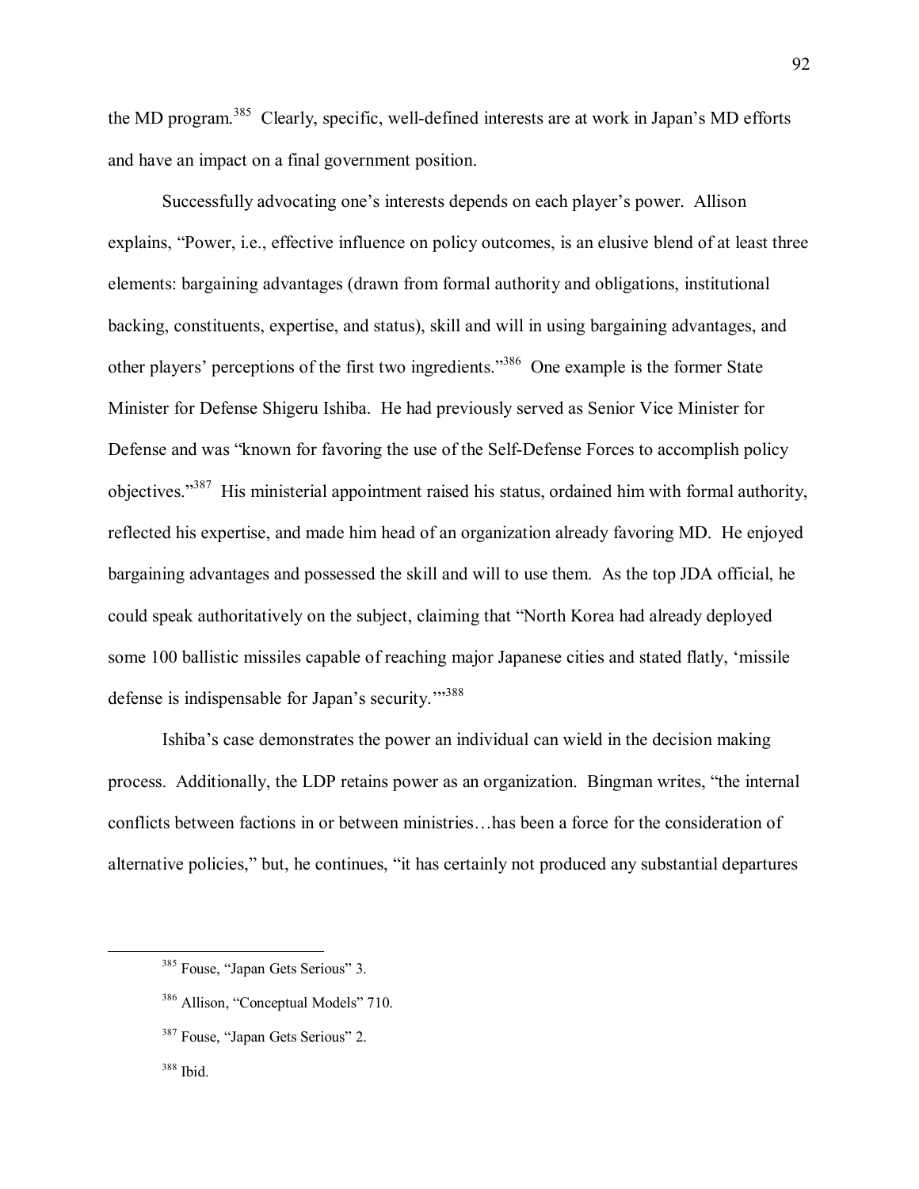the MD program.[385] Clearly, specific, well-defined interests are at work in Japan's MD efforts and have an impact on a final government position.

Successfully advocating one's interests depends on each player's power. Allison explains, "Power, i.e., effective influence on policy outcomes, is an elusive blend of at least three elements: bargaining advantages (drawn from formal authority and obligations, institutional backing, constituents, expertise, and status), skill and will in using bargaining advantages, and other players' perceptions of the first two ingredients."[386] One example is the former State Minister for Defense Shigeru Ishiba. He had previously served as Senior Vice Minister for Defense and was "known for favoring the use of the Self-Defense Forces to accomplish policy objectives."[387] His ministerial appointment raised his status, ordained him with formal authority, reflected his expertise, and made him head of an organization already favoring MD. He enjoyed bargaining advantages and possessed the skill and will to use them. As the top JDA official, he could speak authoritatively on the subject, claiming that "North Korea had already deployed some 100 ballistic missiles capable of reaching major Japanese cities and stated flatly, 'missile defense is indispensable for Japan's security.'"[388]

Ishiba's case demonstrates the power an individual can wield in the decision making process. Additionally, the LDP retains power as an organization. Bingman writes, "the internal conflicts between factions in or between ministries…has been a force for the consideration of alternative policies," but, he continues, "it has certainly not produced any substantial departures

---

[385] Fouse, "Japan Gets Serious" 3.

[386] Allison, "Conceptual Models" 710.

[387] Fouse, "Japan Gets Serious" 2.

[388] Ibid.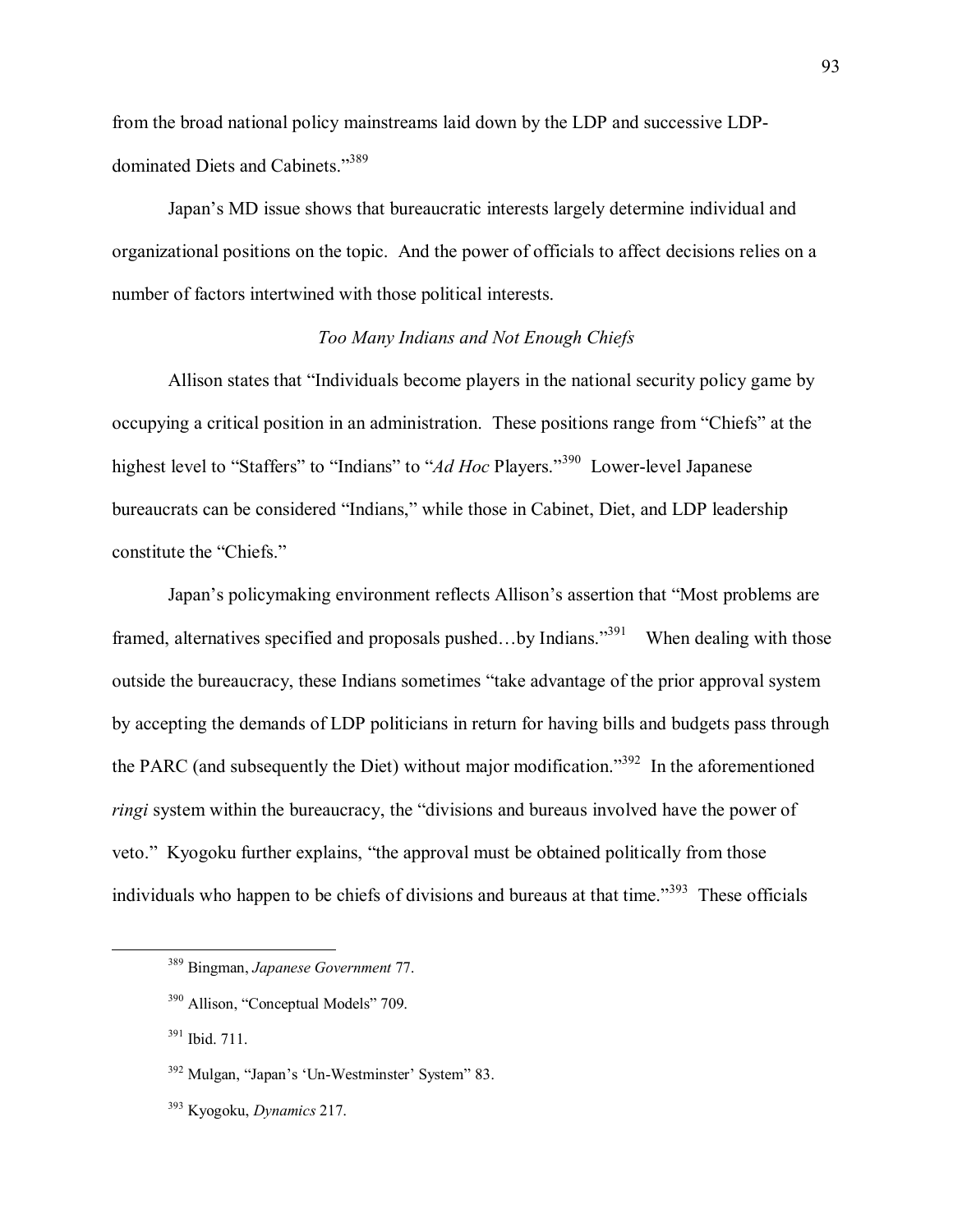from the broad national policy mainstreams laid down by the LDP and successive LDP-dominated Diets and Cabinets."[389]

Japan's MD issue shows that bureaucratic interests largely determine individual and organizational positions on the topic. And the power of officials to affect decisions relies on a number of factors intertwined with those political interests.

### *Too Many Indians and Not Enough Chiefs*

Allison states that "Individuals become players in the national security policy game by occupying a critical position in an administration. These positions range from "Chiefs" at the highest level to "Staffers" to "Indians" to "*Ad Hoc* Players."[390] Lower-level Japanese bureaucrats can be considered "Indians," while those in Cabinet, Diet, and LDP leadership constitute the "Chiefs."

Japan's policymaking environment reflects Allison's assertion that "Most problems are framed, alternatives specified and proposals pushed…by Indians."[391] When dealing with those outside the bureaucracy, these Indians sometimes "take advantage of the prior approval system by accepting the demands of LDP politicians in return for having bills and budgets pass through the PARC (and subsequently the Diet) without major modification."[392] In the aforementioned *ringi* system within the bureaucracy, the "divisions and bureaus involved have the power of veto." Kyogoku further explains, "the approval must be obtained politically from those individuals who happen to be chiefs of divisions and bureaus at that time."[393] These officials

---

[389] Bingman, *Japanese Government* 77.

[390] Allison, "Conceptual Models" 709.

[391] Ibid. 711.

[392] Mulgan, "Japan's 'Un-Westminster' System" 83.

[393] Kyogoku, *Dynamics* 217.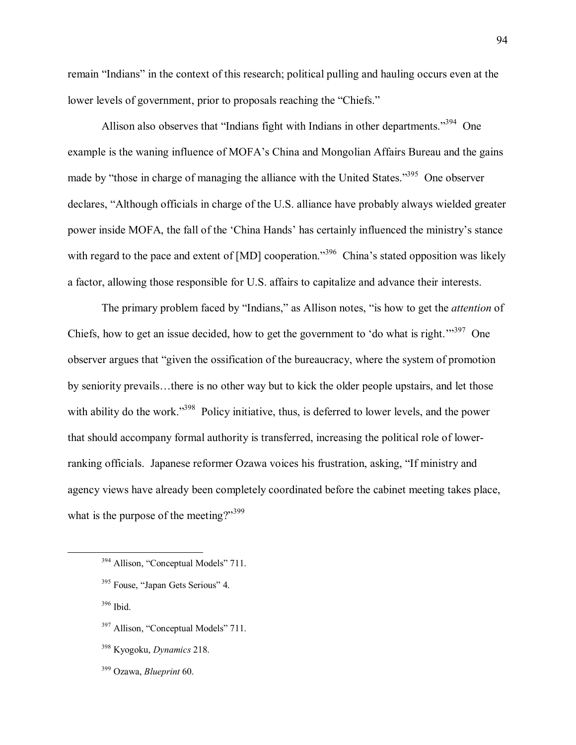remain "Indians" in the context of this research; political pulling and hauling occurs even at the lower levels of government, prior to proposals reaching the "Chiefs."

Allison also observes that "Indians fight with Indians in other departments."[394] One example is the waning influence of MOFA's China and Mongolian Affairs Bureau and the gains made by "those in charge of managing the alliance with the United States."[395] One observer declares, "Although officials in charge of the U.S. alliance have probably always wielded greater power inside MOFA, the fall of the 'China Hands' has certainly influenced the ministry's stance with regard to the pace and extent of [MD] cooperation."[396] China's stated opposition was likely a factor, allowing those responsible for U.S. affairs to capitalize and advance their interests.

The primary problem faced by "Indians," as Allison notes, "is how to get the *attention* of Chiefs, how to get an issue decided, how to get the government to 'do what is right.'"[397] One observer argues that "given the ossification of the bureaucracy, where the system of promotion by seniority prevails…there is no other way but to kick the older people upstairs, and let those with ability do the work."[398] Policy initiative, thus, is deferred to lower levels, and the power that should accompany formal authority is transferred, increasing the political role of lower-ranking officials. Japanese reformer Ozawa voices his frustration, asking, "If ministry and agency views have already been completely coordinated before the cabinet meeting takes place, what is the purpose of the meeting?"[399]

---

[394] Allison, "Conceptual Models" 711.

[395] Fouse, "Japan Gets Serious" 4.

[396] Ibid.

[397] Allison, "Conceptual Models" 711.

[398] Kyogoku, *Dynamics* 218.

[399] Ozawa, *Blueprint* 60.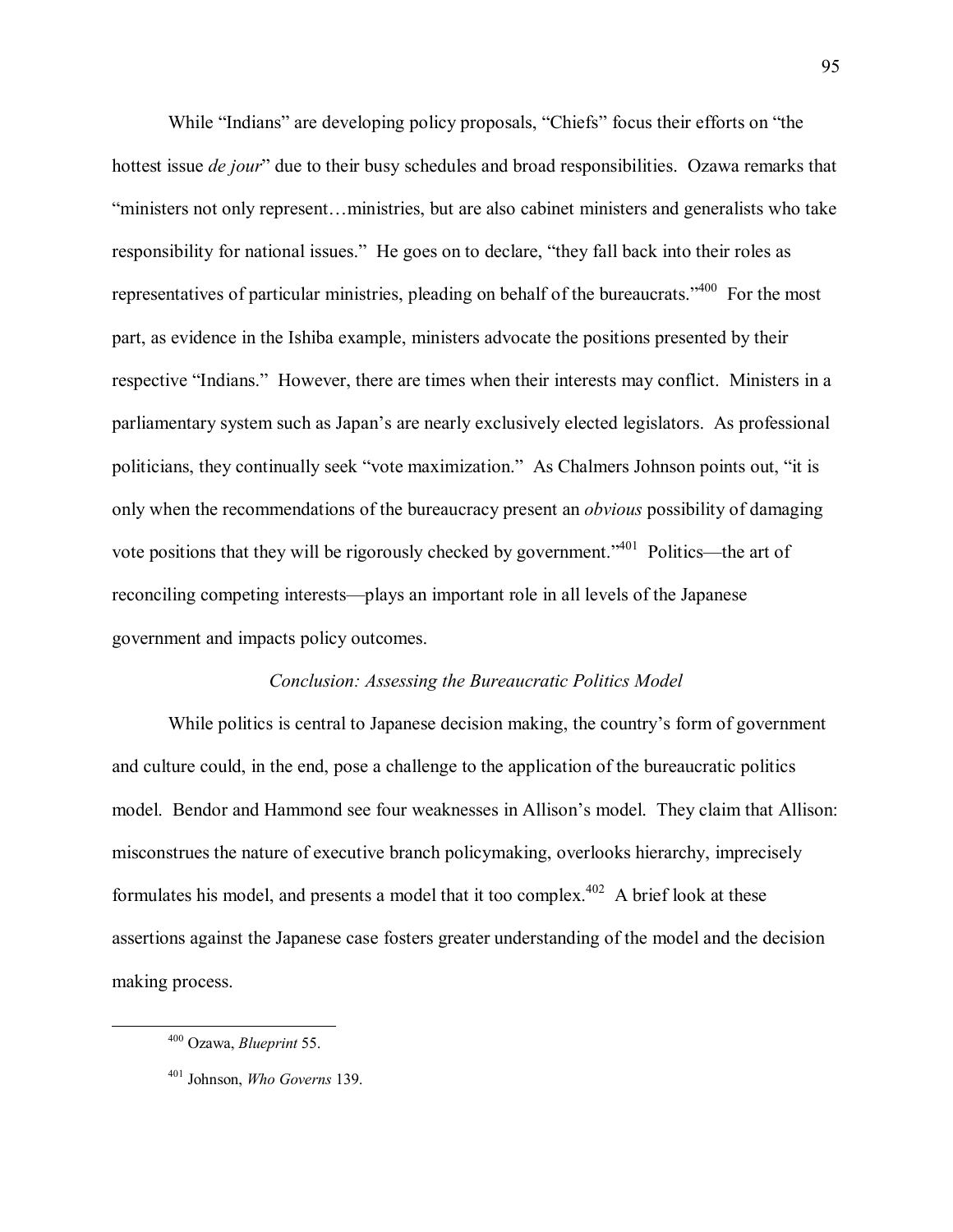While "Indians" are developing policy proposals, "Chiefs" focus their efforts on "the hottest issue *de jour*" due to their busy schedules and broad responsibilities. Ozawa remarks that "ministers not only represent…ministries, but are also cabinet ministers and generalists who take responsibility for national issues." He goes on to declare, "they fall back into their roles as representatives of particular ministries, pleading on behalf of the bureaucrats."[400] For the most part, as evidence in the Ishiba example, ministers advocate the positions presented by their respective "Indians." However, there are times when their interests may conflict. Ministers in a parliamentary system such as Japan's are nearly exclusively elected legislators. As professional politicians, they continually seek "vote maximization." As Chalmers Johnson points out, "it is only when the recommendations of the bureaucracy present an *obvious* possibility of damaging vote positions that they will be rigorously checked by government."[401] Politics—the art of reconciling competing interests—plays an important role in all levels of the Japanese government and impacts policy outcomes.

### *Conclusion: Assessing the Bureaucratic Politics Model*

While politics is central to Japanese decision making, the country's form of government and culture could, in the end, pose a challenge to the application of the bureaucratic politics model. Bendor and Hammond see four weaknesses in Allison's model. They claim that Allison: misconstrues the nature of executive branch policymaking, overlooks hierarchy, imprecisely formulates his model, and presents a model that it too complex.[402] A brief look at these assertions against the Japanese case fosters greater understanding of the model and the decision making process.

---

[400] Ozawa, *Blueprint* 55.

[401] Johnson, *Who Governs* 139.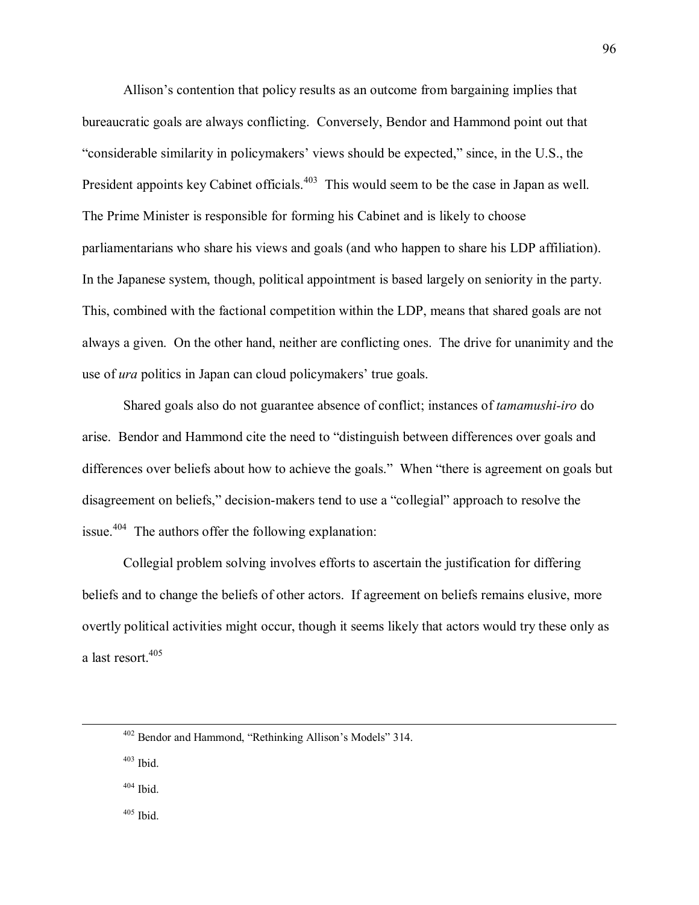Allison's contention that policy results as an outcome from bargaining implies that bureaucratic goals are always conflicting. Conversely, Bendor and Hammond point out that "considerable similarity in policymakers' views should be expected," since, in the U.S., the President appoints key Cabinet officials.[403] This would seem to be the case in Japan as well. The Prime Minister is responsible for forming his Cabinet and is likely to choose parliamentarians who share his views and goals (and who happen to share his LDP affiliation). In the Japanese system, though, political appointment is based largely on seniority in the party. This, combined with the factional competition within the LDP, means that shared goals are not always a given. On the other hand, neither are conflicting ones. The drive for unanimity and the use of *ura* politics in Japan can cloud policymakers' true goals.

Shared goals also do not guarantee absence of conflict; instances of *tamamushi-iro* do arise. Bendor and Hammond cite the need to "distinguish between differences over goals and differences over beliefs about how to achieve the goals." When "there is agreement on goals but disagreement on beliefs," decision-makers tend to use a "collegial" approach to resolve the issue.[404] The authors offer the following explanation:

> Collegial problem solving involves efforts to ascertain the justification for differing beliefs and to change the beliefs of other actors. If agreement on beliefs remains elusive, more overtly political activities might occur, though it seems likely that actors would try these only as a last resort.[405]

---

[402] Bendor and Hammond, "Rethinking Allison's Models" 314.

[403] Ibid.

[404] Ibid.

[405] Ibid.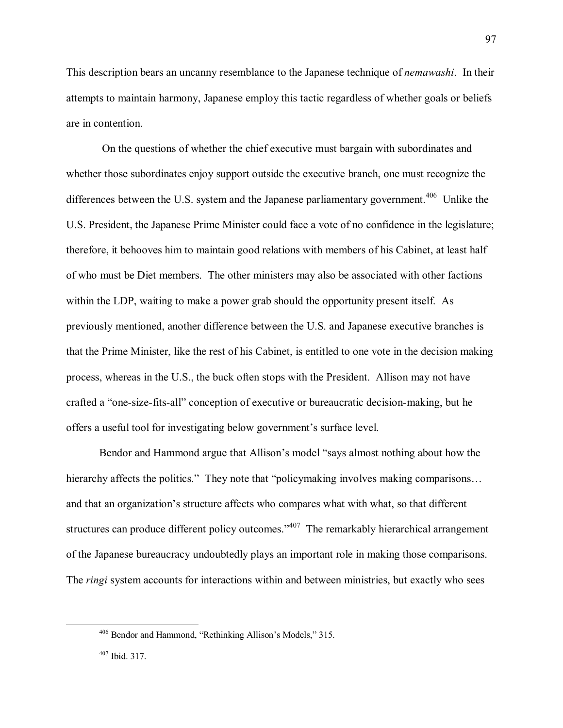This description bears an uncanny resemblance to the Japanese technique of *nemawashi*. In their attempts to maintain harmony, Japanese employ this tactic regardless of whether goals or beliefs are in contention.

On the questions of whether the chief executive must bargain with subordinates and whether those subordinates enjoy support outside the executive branch, one must recognize the differences between the U.S. system and the Japanese parliamentary government.[406] Unlike the U.S. President, the Japanese Prime Minister could face a vote of no confidence in the legislature; therefore, it behooves him to maintain good relations with members of his Cabinet, at least half of who must be Diet members. The other ministers may also be associated with other factions within the LDP, waiting to make a power grab should the opportunity present itself. As previously mentioned, another difference between the U.S. and Japanese executive branches is that the Prime Minister, like the rest of his Cabinet, is entitled to one vote in the decision making process, whereas in the U.S., the buck often stops with the President. Allison may not have crafted a "one-size-fits-all" conception of executive or bureaucratic decision-making, but he offers a useful tool for investigating below government's surface level.

Bendor and Hammond argue that Allison's model "says almost nothing about how the hierarchy affects the politics." They note that "policymaking involves making comparisons… and that an organization's structure affects who compares what with what, so that different structures can produce different policy outcomes."[407] The remarkably hierarchical arrangement of the Japanese bureaucracy undoubtedly plays an important role in making those comparisons. The *ringi* system accounts for interactions within and between ministries, but exactly who sees

---

[406] Bendor and Hammond, "Rethinking Allison's Models," 315.

[407] Ibid. 317.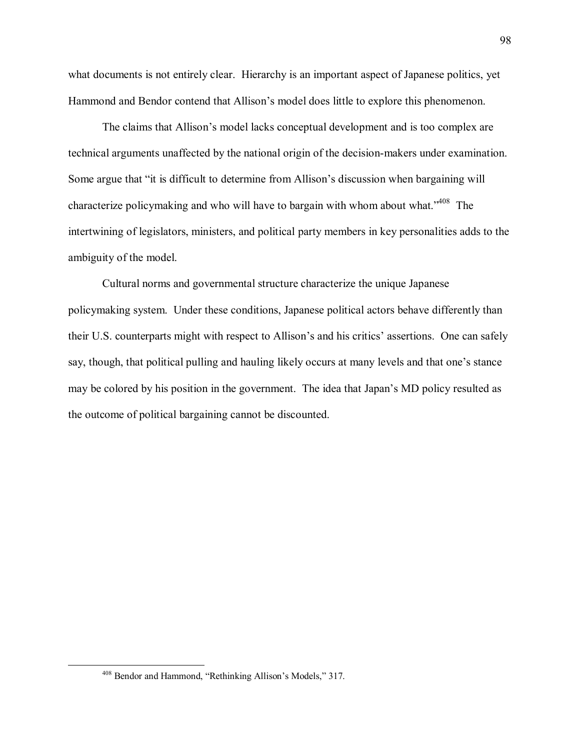what documents is not entirely clear. Hierarchy is an important aspect of Japanese politics, yet Hammond and Bendor contend that Allison's model does little to explore this phenomenon.

The claims that Allison's model lacks conceptual development and is too complex are technical arguments unaffected by the national origin of the decision-makers under examination. Some argue that "it is difficult to determine from Allison's discussion when bargaining will characterize policymaking and who will have to bargain with whom about what."[408] The intertwining of legislators, ministers, and political party members in key personalities adds to the ambiguity of the model.

Cultural norms and governmental structure characterize the unique Japanese policymaking system. Under these conditions, Japanese political actors behave differently than their U.S. counterparts might with respect to Allison's and his critics' assertions. One can safely say, though, that political pulling and hauling likely occurs at many levels and that one's stance may be colored by his position in the government. The idea that Japan's MD policy resulted as the outcome of political bargaining cannot be discounted.

---

[408] Bendor and Hammond, "Rethinking Allison's Models," 317.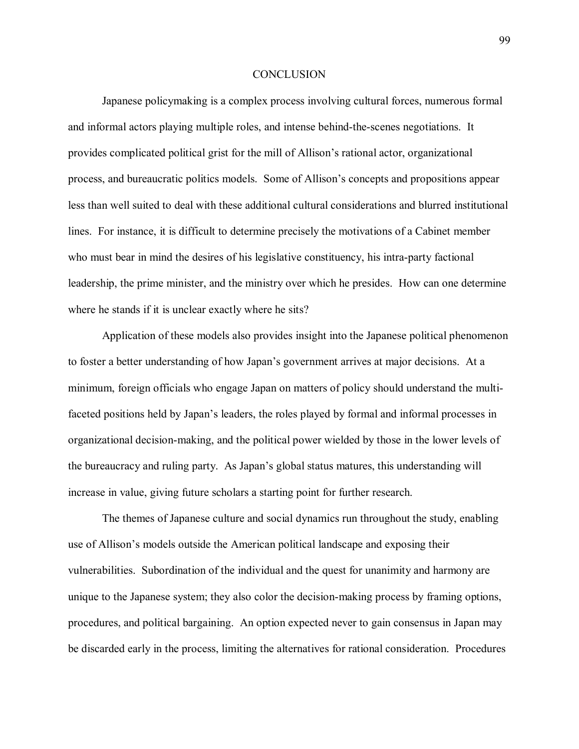# CONCLUSION

Japanese policymaking is a complex process involving cultural forces, numerous formal and informal actors playing multiple roles, and intense behind-the-scenes negotiations. It provides complicated political grist for the mill of Allison's rational actor, organizational process, and bureaucratic politics models. Some of Allison's concepts and propositions appear less than well suited to deal with these additional cultural considerations and blurred institutional lines. For instance, it is difficult to determine precisely the motivations of a Cabinet member who must bear in mind the desires of his legislative constituency, his intra-party factional leadership, the prime minister, and the ministry over which he presides. How can one determine where he stands if it is unclear exactly where he sits?

Application of these models also provides insight into the Japanese political phenomenon to foster a better understanding of how Japan's government arrives at major decisions. At a minimum, foreign officials who engage Japan on matters of policy should understand the multi-faceted positions held by Japan's leaders, the roles played by formal and informal processes in organizational decision-making, and the political power wielded by those in the lower levels of the bureaucracy and ruling party. As Japan's global status matures, this understanding will increase in value, giving future scholars a starting point for further research.

The themes of Japanese culture and social dynamics run throughout the study, enabling use of Allison's models outside the American political landscape and exposing their vulnerabilities. Subordination of the individual and the quest for unanimity and harmony are unique to the Japanese system; they also color the decision-making process by framing options, procedures, and political bargaining. An option expected never to gain consensus in Japan may be discarded early in the process, limiting the alternatives for rational consideration. Procedures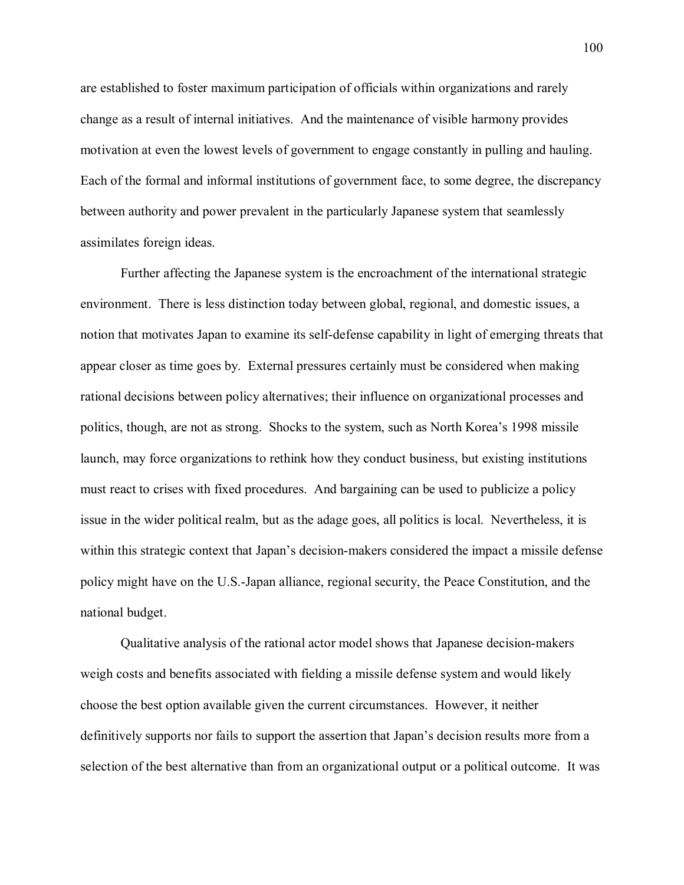are established to foster maximum participation of officials within organizations and rarely change as a result of internal initiatives. And the maintenance of visible harmony provides motivation at even the lowest levels of government to engage constantly in pulling and hauling. Each of the formal and informal institutions of government face, to some degree, the discrepancy between authority and power prevalent in the particularly Japanese system that seamlessly assimilates foreign ideas.

Further affecting the Japanese system is the encroachment of the international strategic environment. There is less distinction today between global, regional, and domestic issues, a notion that motivates Japan to examine its self-defense capability in light of emerging threats that appear closer as time goes by. External pressures certainly must be considered when making rational decisions between policy alternatives; their influence on organizational processes and politics, though, are not as strong. Shocks to the system, such as North Korea's 1998 missile launch, may force organizations to rethink how they conduct business, but existing institutions must react to crises with fixed procedures. And bargaining can be used to publicize a policy issue in the wider political realm, but as the adage goes, all politics is local. Nevertheless, it is within this strategic context that Japan's decision-makers considered the impact a missile defense policy might have on the U.S.-Japan alliance, regional security, the Peace Constitution, and the national budget.

Qualitative analysis of the rational actor model shows that Japanese decision-makers weigh costs and benefits associated with fielding a missile defense system and would likely choose the best option available given the current circumstances. However, it neither definitively supports nor fails to support the assertion that Japan's decision results more from a selection of the best alternative than from an organizational output or a political outcome. It was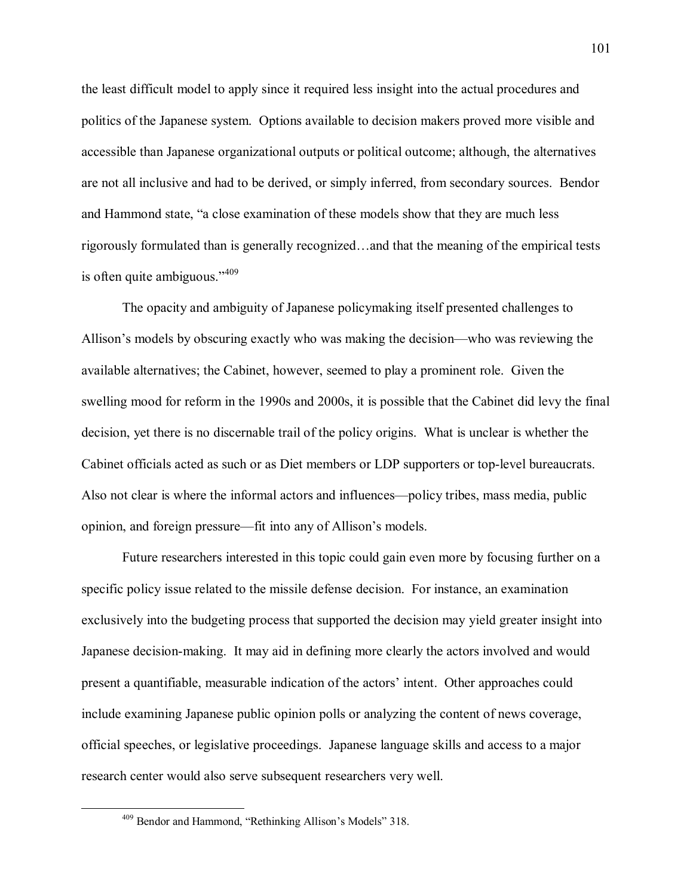the least difficult model to apply since it required less insight into the actual procedures and politics of the Japanese system. Options available to decision makers proved more visible and accessible than Japanese organizational outputs or political outcome; although, the alternatives are not all inclusive and had to be derived, or simply inferred, from secondary sources. Bendor and Hammond state, "a close examination of these models show that they are much less rigorously formulated than is generally recognized…and that the meaning of the empirical tests is often quite ambiguous."[409]

The opacity and ambiguity of Japanese policymaking itself presented challenges to Allison's models by obscuring exactly who was making the decision—who was reviewing the available alternatives; the Cabinet, however, seemed to play a prominent role. Given the swelling mood for reform in the 1990s and 2000s, it is possible that the Cabinet did levy the final decision, yet there is no discernable trail of the policy origins. What is unclear is whether the Cabinet officials acted as such or as Diet members or LDP supporters or top-level bureaucrats. Also not clear is where the informal actors and influences—policy tribes, mass media, public opinion, and foreign pressure—fit into any of Allison's models.

Future researchers interested in this topic could gain even more by focusing further on a specific policy issue related to the missile defense decision. For instance, an examination exclusively into the budgeting process that supported the decision may yield greater insight into Japanese decision-making. It may aid in defining more clearly the actors involved and would present a quantifiable, measurable indication of the actors' intent. Other approaches could include examining Japanese public opinion polls or analyzing the content of news coverage, official speeches, or legislative proceedings. Japanese language skills and access to a major research center would also serve subsequent researchers very well.

---

[409] Bendor and Hammond, "Rethinking Allison's Models" 318.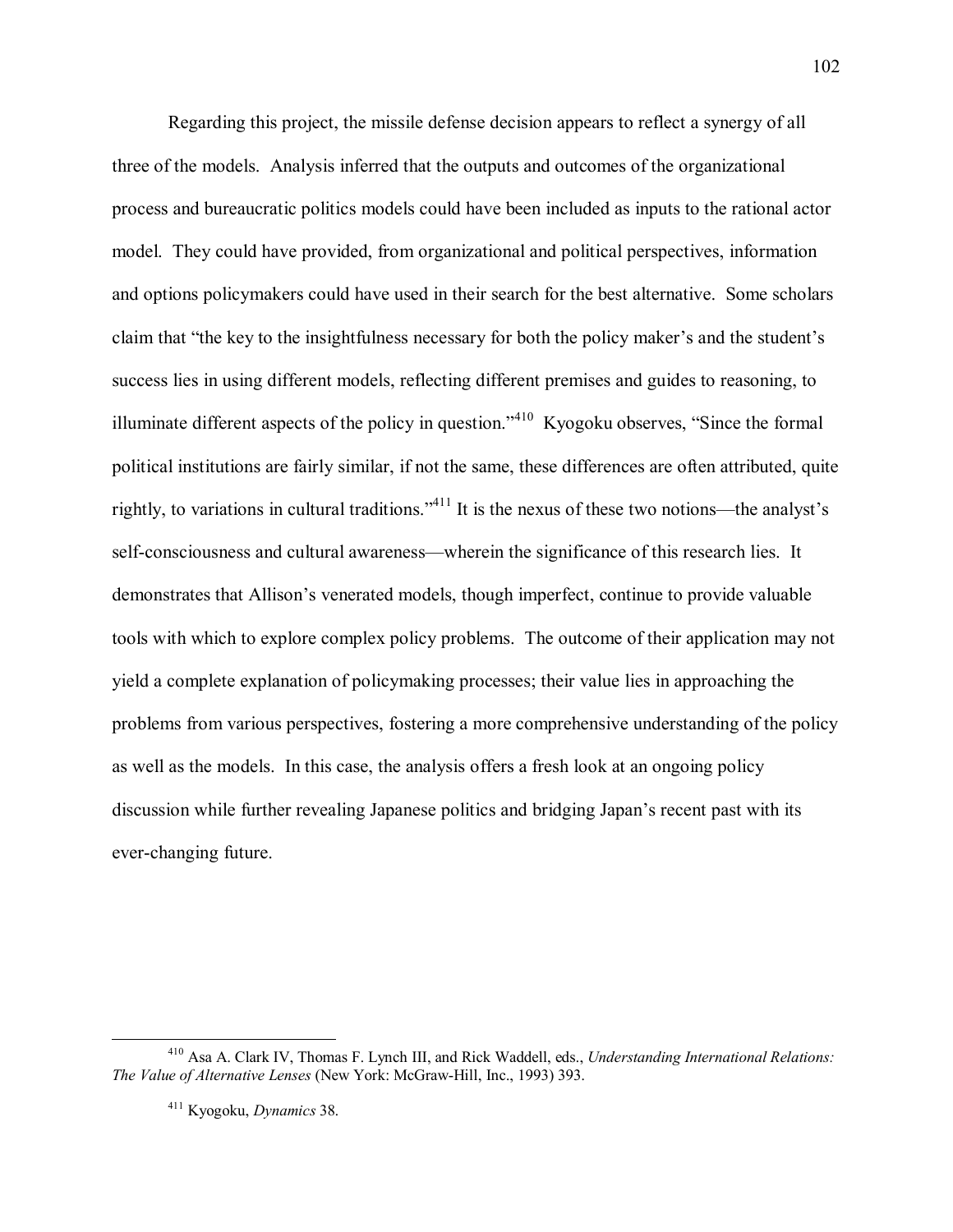Regarding this project, the missile defense decision appears to reflect a synergy of all three of the models. Analysis inferred that the outputs and outcomes of the organizational process and bureaucratic politics models could have been included as inputs to the rational actor model. They could have provided, from organizational and political perspectives, information and options policymakers could have used in their search for the best alternative. Some scholars claim that "the key to the insightfulness necessary for both the policy maker's and the student's success lies in using different models, reflecting different premises and guides to reasoning, to illuminate different aspects of the policy in question."[410] Kyogoku observes, "Since the formal political institutions are fairly similar, if not the same, these differences are often attributed, quite rightly, to variations in cultural traditions."[411] It is the nexus of these two notions—the analyst's self-consciousness and cultural awareness—wherein the significance of this research lies. It demonstrates that Allison's venerated models, though imperfect, continue to provide valuable tools with which to explore complex policy problems. The outcome of their application may not yield a complete explanation of policymaking processes; their value lies in approaching the problems from various perspectives, fostering a more comprehensive understanding of the policy as well as the models. In this case, the analysis offers a fresh look at an ongoing policy discussion while further revealing Japanese politics and bridging Japan's recent past with its ever-changing future.

---

[410] Asa A. Clark IV, Thomas F. Lynch III, and Rick Waddell, eds., *Understanding International Relations: The Value of Alternative Lenses* (New York: McGraw-Hill, Inc., 1993) 393.

[411] Kyogoku, *Dynamics* 38.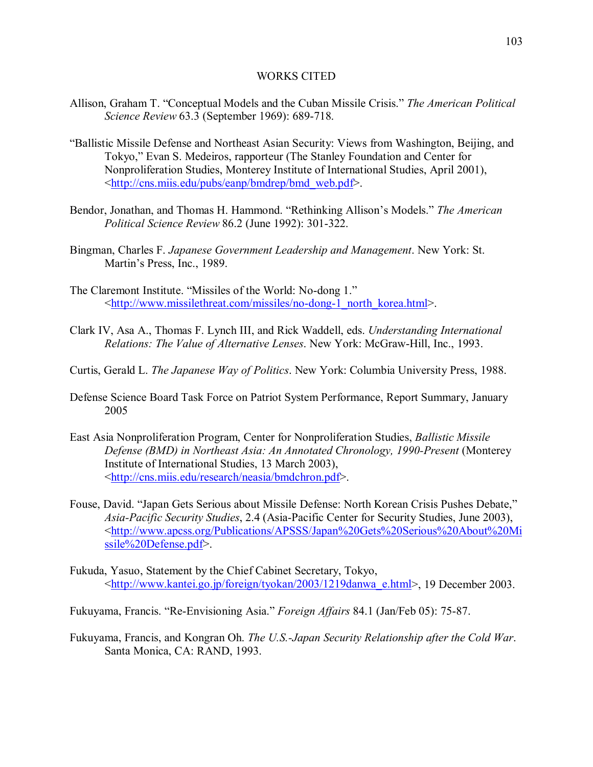# WORKS CITED

Allison, Graham T. "Conceptual Models and the Cuban Missile Crisis." *The American Political Science Review* 63.3 (September 1969): 689-718.

"Ballistic Missile Defense and Northeast Asian Security: Views from Washington, Beijing, and Tokyo," Evan S. Medeiros, rapporteur (The Stanley Foundation and Center for Nonproliferation Studies, Monterey Institute of International Studies, April 2001), <http://cns.miis.edu/pubs/eanp/bmdrep/bmd_web.pdf>.

Bendor, Jonathan, and Thomas H. Hammond. "Rethinking Allison's Models." *The American Political Science Review* 86.2 (June 1992): 301-322.

Bingman, Charles F. *Japanese Government Leadership and Management*. New York: St. Martin's Press, Inc., 1989.

The Claremont Institute. "Missiles of the World: No-dong 1." <http://www.missilethreat.com/missiles/no-dong-1_north_korea.html>.

Clark IV, Asa A., Thomas F. Lynch III, and Rick Waddell, eds. *Understanding International Relations: The Value of Alternative Lenses*. New York: McGraw-Hill, Inc., 1993.

Curtis, Gerald L. *The Japanese Way of Politics*. New York: Columbia University Press, 1988.

Defense Science Board Task Force on Patriot System Performance, Report Summary, January 2005

East Asia Nonproliferation Program, Center for Nonproliferation Studies, *Ballistic Missile Defense (BMD) in Northeast Asia: An Annotated Chronology, 1990-Present* (Monterey Institute of International Studies, 13 March 2003), <http://cns.miis.edu/research/neasia/bmdchron.pdf>.

Fouse, David. "Japan Gets Serious about Missile Defense: North Korean Crisis Pushes Debate," *Asia-Pacific Security Studies*, 2.4 (Asia-Pacific Center for Security Studies, June 2003), <http://www.apcss.org/Publications/APSSS/Japan%20Gets%20Serious%20About%20Missile%20Defense.pdf>.

Fukuda, Yasuo, Statement by the Chief Cabinet Secretary, Tokyo, <http://www.kantei.go.jp/foreign/tyokan/2003/1219danwa_e.html>, 19 December 2003.

Fukuyama, Francis. "Re-Envisioning Asia." *Foreign Affairs* 84.1 (Jan/Feb 05): 75-87.

Fukuyama, Francis, and Kongran Oh. *The U.S.-Japan Security Relationship after the Cold War*. Santa Monica, CA: RAND, 1993.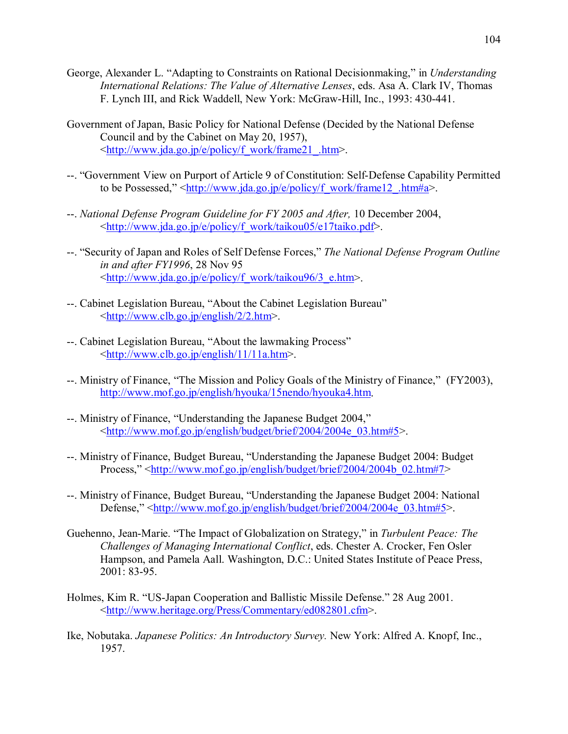George, Alexander L. "Adapting to Constraints on Rational Decisionmaking," in *Understanding International Relations: The Value of Alternative Lenses*, eds. Asa A. Clark IV, Thomas F. Lynch III, and Rick Waddell, New York: McGraw-Hill, Inc., 1993: 430-441.

Government of Japan, Basic Policy for National Defense (Decided by the National Defense Council and by the Cabinet on May 20, 1957), <http://www.jda.go.jp/e/policy/f_work/frame21_.htm>.

--. "Government View on Purport of Article 9 of Constitution: Self-Defense Capability Permitted to be Possessed," <http://www.jda.go.jp/e/policy/f_work/frame12_.htm#a>.

--. *National Defense Program Guideline for FY 2005 and After,* 10 December 2004, <http://www.jda.go.jp/e/policy/f_work/taikou05/e17taiko.pdf>.

--. "Security of Japan and Roles of Self Defense Forces," *The National Defense Program Outline in and after FY1996*, 28 Nov 95 <http://www.jda.go.jp/e/policy/f_work/taikou96/3_e.htm>.

--. Cabinet Legislation Bureau, "About the Cabinet Legislation Bureau" <http://www.clb.go.jp/english/2/2.htm>.

--. Cabinet Legislation Bureau, "About the lawmaking Process" <http://www.clb.go.jp/english/11/11a.htm>.

--. Ministry of Finance, "The Mission and Policy Goals of the Ministry of Finance," (FY2003), http://www.mof.go.jp/english/hyouka/15nendo/hyouka4.htm.

--. Ministry of Finance, "Understanding the Japanese Budget 2004," <http://www.mof.go.jp/english/budget/brief/2004/2004e_03.htm#5>.

--. Ministry of Finance, Budget Bureau, "Understanding the Japanese Budget 2004: Budget Process," <http://www.mof.go.jp/english/budget/brief/2004/2004b_02.htm#7>

--. Ministry of Finance, Budget Bureau, "Understanding the Japanese Budget 2004: National Defense," <http://www.mof.go.jp/english/budget/brief/2004/2004e_03.htm#5>.

Guehenno, Jean-Marie. "The Impact of Globalization on Strategy," in *Turbulent Peace: The Challenges of Managing International Conflict*, eds. Chester A. Crocker, Fen Osler Hampson, and Pamela Aall. Washington, D.C.: United States Institute of Peace Press, 2001: 83-95.

Holmes, Kim R. "US-Japan Cooperation and Ballistic Missile Defense." 28 Aug 2001. <http://www.heritage.org/Press/Commentary/ed082801.cfm>.

Ike, Nobutaka. *Japanese Politics: An Introductory Survey.* New York: Alfred A. Knopf, Inc., 1957.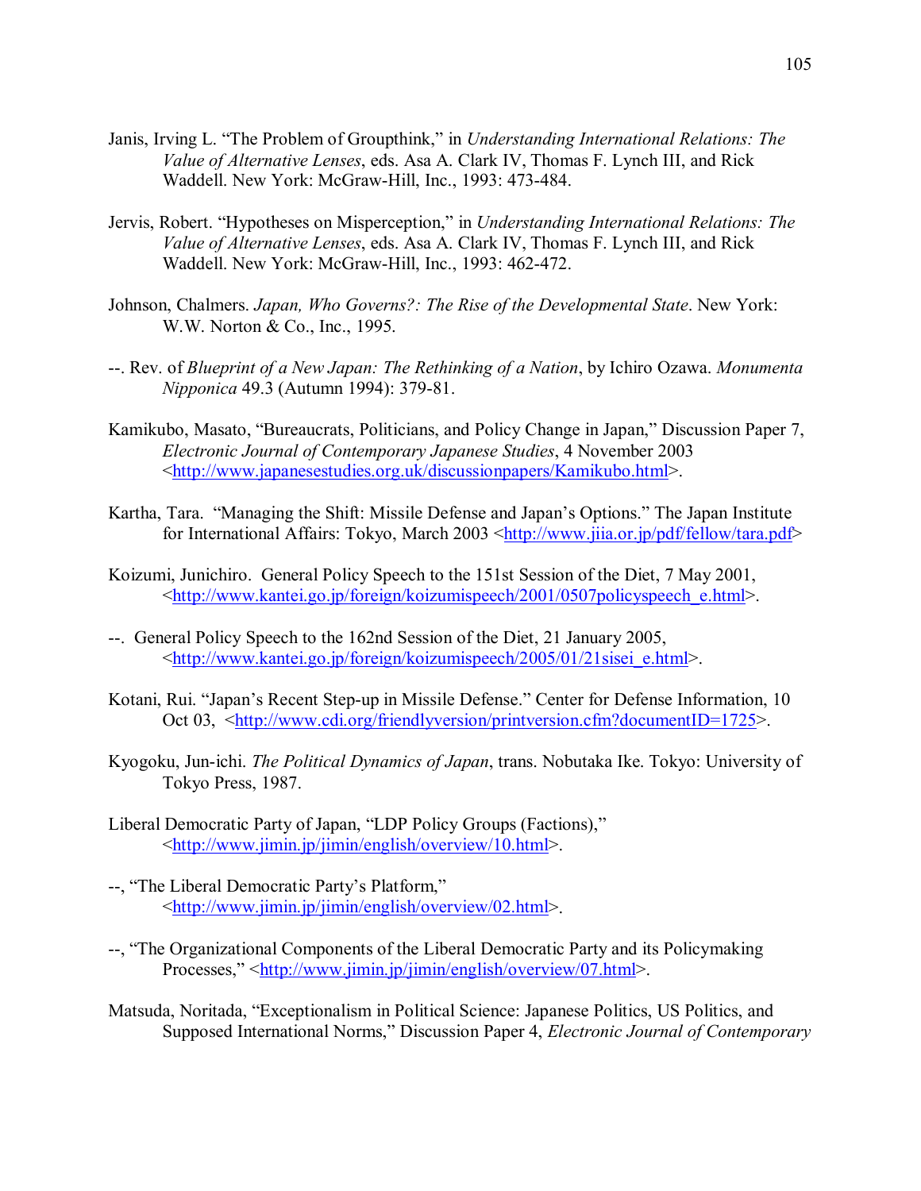Janis, Irving L. "The Problem of Groupthink," in *Understanding International Relations: The Value of Alternative Lenses*, eds. Asa A. Clark IV, Thomas F. Lynch III, and Rick Waddell. New York: McGraw-Hill, Inc., 1993: 473-484.

Jervis, Robert. "Hypotheses on Misperception," in *Understanding International Relations: The Value of Alternative Lenses*, eds. Asa A. Clark IV, Thomas F. Lynch III, and Rick Waddell. New York: McGraw-Hill, Inc., 1993: 462-472.

Johnson, Chalmers. *Japan, Who Governs?: The Rise of the Developmental State*. New York: W.W. Norton & Co., Inc., 1995.

--. Rev. of *Blueprint of a New Japan: The Rethinking of a Nation*, by Ichiro Ozawa. *Monumenta Nipponica* 49.3 (Autumn 1994): 379-81.

Kamikubo, Masato, "Bureaucrats, Politicians, and Policy Change in Japan," Discussion Paper 7, *Electronic Journal of Contemporary Japanese Studies*, 4 November 2003 <http://www.japanesestudies.org.uk/discussionpapers/Kamikubo.html>.

Kartha, Tara. "Managing the Shift: Missile Defense and Japan's Options." The Japan Institute for International Affairs: Tokyo, March 2003 <http://www.jiia.or.jp/pdf/fellow/tara.pdf>

Koizumi, Junichiro. General Policy Speech to the 151st Session of the Diet, 7 May 2001, <http://www.kantei.go.jp/foreign/koizumispeech/2001/0507policyspeech_e.html>.

--. General Policy Speech to the 162nd Session of the Diet, 21 January 2005, <http://www.kantei.go.jp/foreign/koizumispeech/2005/01/21sisei_e.html>.

Kotani, Rui. "Japan's Recent Step-up in Missile Defense." Center for Defense Information, 10 Oct 03, <http://www.cdi.org/friendlyversion/printversion.cfm?documentID=1725>.

Kyogoku, Jun-ichi. *The Political Dynamics of Japan*, trans. Nobutaka Ike. Tokyo: University of Tokyo Press, 1987.

Liberal Democratic Party of Japan, "LDP Policy Groups (Factions)," <http://www.jimin.jp/jimin/english/overview/10.html>.

--, "The Liberal Democratic Party's Platform," <http://www.jimin.jp/jimin/english/overview/02.html>.

--, "The Organizational Components of the Liberal Democratic Party and its Policymaking Processes," <http://www.jimin.jp/jimin/english/overview/07.html>.

Matsuda, Noritada, "Exceptionalism in Political Science: Japanese Politics, US Politics, and Supposed International Norms," Discussion Paper 4, *Electronic Journal of Contemporary*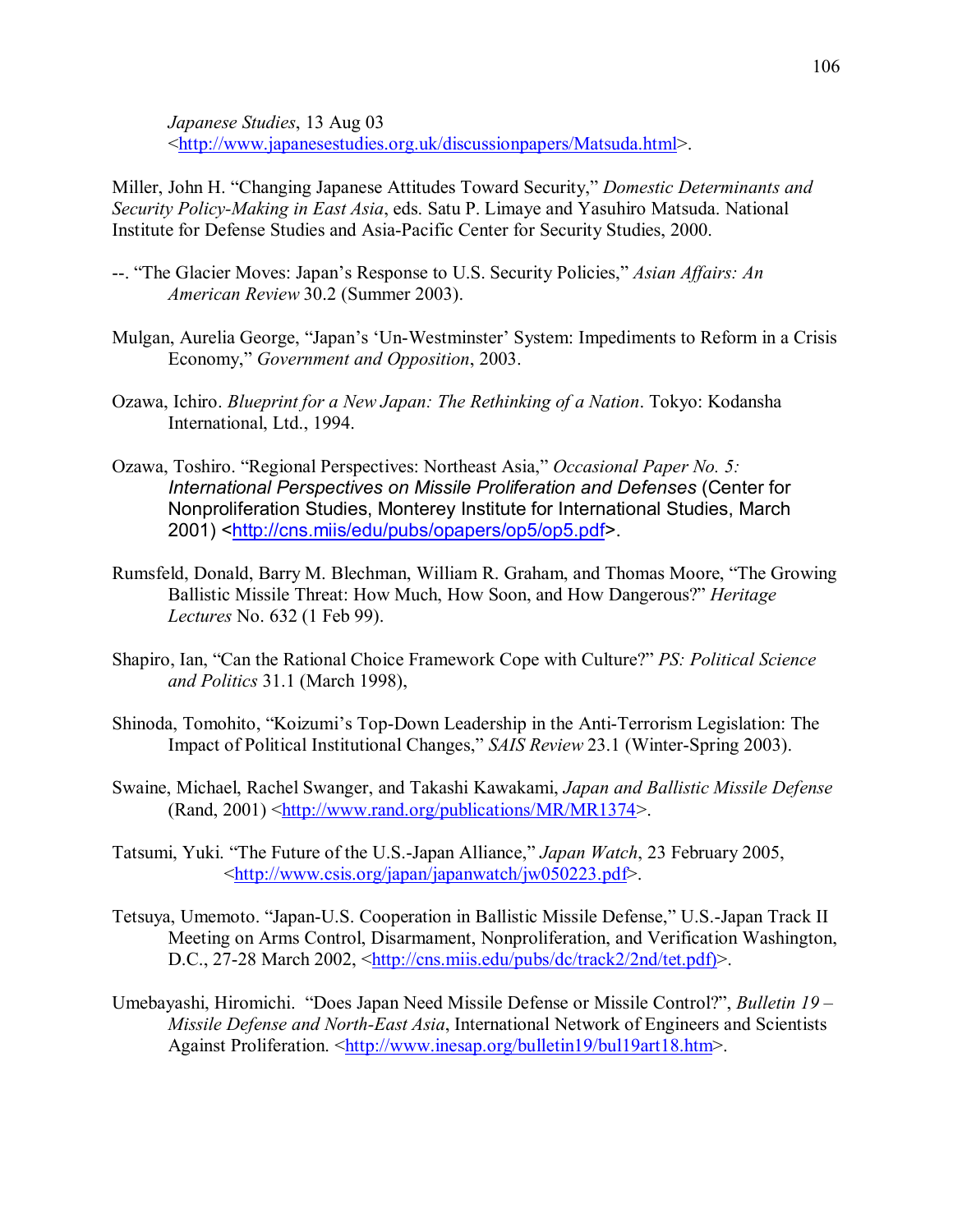*Japanese Studies*, 13 Aug 03 <http://www.japanesestudies.org.uk/discussionpapers/Matsuda.html>.

Miller, John H. "Changing Japanese Attitudes Toward Security," *Domestic Determinants and Security Policy-Making in East Asia*, eds. Satu P. Limaye and Yasuhiro Matsuda. National Institute for Defense Studies and Asia-Pacific Center for Security Studies, 2000.

--. "The Glacier Moves: Japan's Response to U.S. Security Policies," *Asian Affairs: An American Review* 30.2 (Summer 2003).

Mulgan, Aurelia George, "Japan's 'Un-Westminster' System: Impediments to Reform in a Crisis Economy," *Government and Opposition*, 2003.

Ozawa, Ichiro. *Blueprint for a New Japan: The Rethinking of a Nation*. Tokyo: Kodansha International, Ltd., 1994.

Ozawa, Toshiro. "Regional Perspectives: Northeast Asia," *Occasional Paper No. 5: International Perspectives on Missile Proliferation and Defenses* (Center for Nonproliferation Studies, Monterey Institute for International Studies, March 2001) <http://cns.miis/edu/pubs/opapers/op5/op5.pdf>.

Rumsfeld, Donald, Barry M. Blechman, William R. Graham, and Thomas Moore, "The Growing Ballistic Missile Threat: How Much, How Soon, and How Dangerous?" *Heritage Lectures* No. 632 (1 Feb 99).

Shapiro, Ian, "Can the Rational Choice Framework Cope with Culture?" *PS: Political Science and Politics* 31.1 (March 1998),

Shinoda, Tomohito, "Koizumi's Top-Down Leadership in the Anti-Terrorism Legislation: The Impact of Political Institutional Changes," *SAIS Review* 23.1 (Winter-Spring 2003).

Swaine, Michael, Rachel Swanger, and Takashi Kawakami, *Japan and Ballistic Missile Defense* (Rand, 2001) <http://www.rand.org/publications/MR/MR1374>.

Tatsumi, Yuki. "The Future of the U.S.-Japan Alliance," *Japan Watch*, 23 February 2005, <http://www.csis.org/japan/japanwatch/jw050223.pdf>.

Tetsuya, Umemoto. "Japan-U.S. Cooperation in Ballistic Missile Defense," U.S.-Japan Track II Meeting on Arms Control, Disarmament, Nonproliferation, and Verification Washington, D.C., 27-28 March 2002, <http://cns.miis.edu/pubs/dc/track2/2nd/tet.pdf)>.

Umebayashi, Hiromichi. "Does Japan Need Missile Defense or Missile Control?", *Bulletin 19 – Missile Defense and North-East Asia*, International Network of Engineers and Scientists Against Proliferation. <http://www.inesap.org/bulletin19/bul19art18.htm>.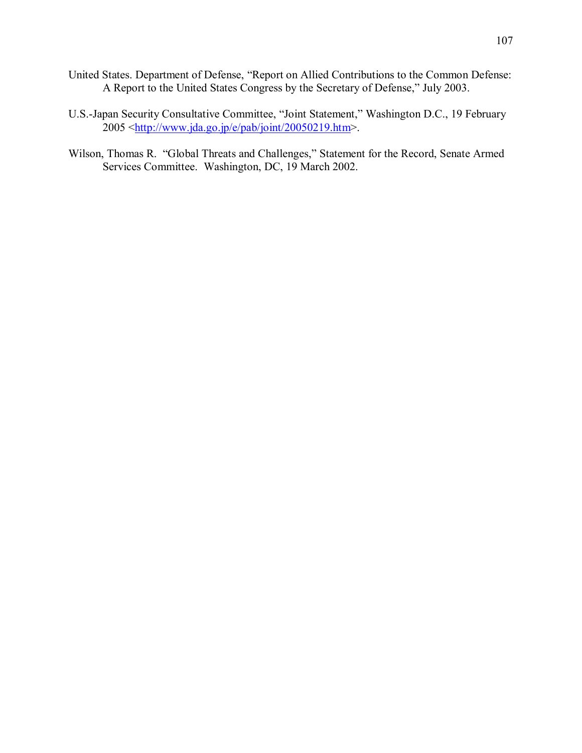United States. Department of Defense, "Report on Allied Contributions to the Common Defense: A Report to the United States Congress by the Secretary of Defense," July 2003.

U.S.-Japan Security Consultative Committee, "Joint Statement," Washington D.C., 19 February 2005 <http://www.jda.go.jp/e/pab/joint/20050219.htm>.

Wilson, Thomas R. "Global Threats and Challenges," Statement for the Record, Senate Armed Services Committee. Washington, DC, 19 March 2002.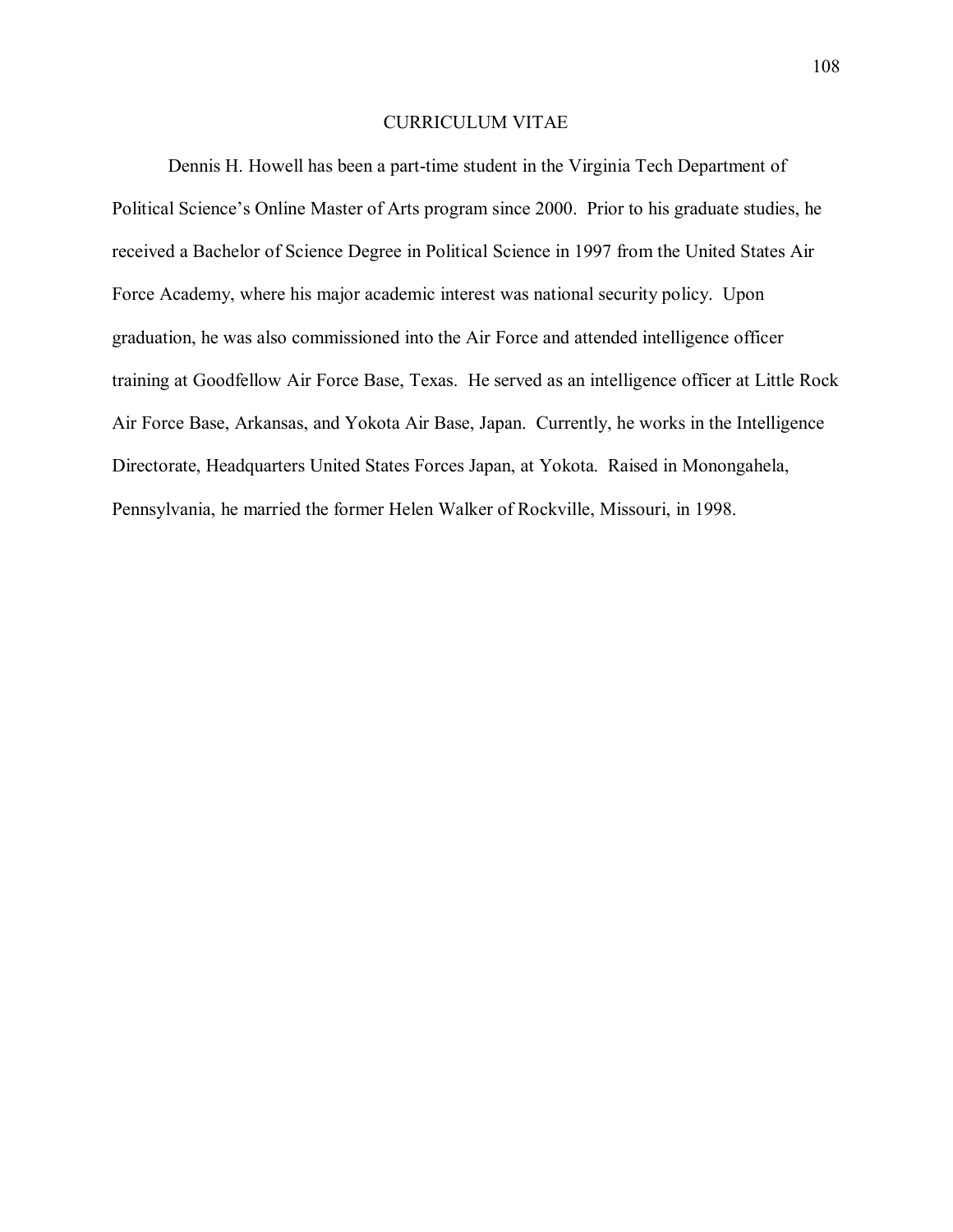# CURRICULUM VITAE

Dennis H. Howell has been a part-time student in the Virginia Tech Department of Political Science's Online Master of Arts program since 2000. Prior to his graduate studies, he received a Bachelor of Science Degree in Political Science in 1997 from the United States Air Force Academy, where his major academic interest was national security policy. Upon graduation, he was also commissioned into the Air Force and attended intelligence officer training at Goodfellow Air Force Base, Texas. He served as an intelligence officer at Little Rock Air Force Base, Arkansas, and Yokota Air Base, Japan. Currently, he works in the Intelligence Directorate, Headquarters United States Forces Japan, at Yokota. Raised in Monongahela, Pennsylvania, he married the former Helen Walker of Rockville, Missouri, in 1998.